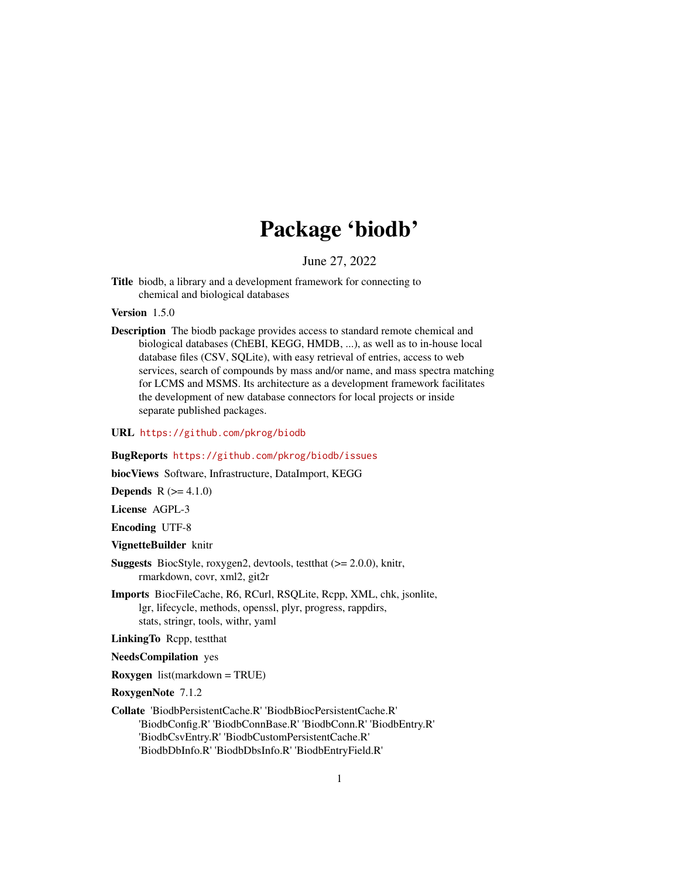# Package 'biodb'

June 27, 2022

**Title** biodb, a library and a development framework for connecting to chemical and biological databases

**Version** 1.5.0

**Description** The biodb package provides access to standard remote chemical and biological databases (ChEBI, KEGG, HMDB, ...), as well as to in-house local database files (CSV, SQLite), with easy retrieval of entries, access to web services, search of compounds by mass and/or name, and mass spectra matching for LCMS and MSMS. Its architecture as a development framework facilitates the development of new database connectors for local projects or inside separate published packages.

**URL** https://github.com/pkrog/biodb

**BugReports** https://github.com/pkrog/biodb/issues

**biocViews** Software, Infrastructure, DataImport, KEGG

**Depends** R (>= 4.1.0)

**License** AGPL-3

**Encoding** UTF-8

**VignetteBuilder** knitr

**Suggests** BiocStyle, roxygen2, devtools, testthat (>= 2.0.0), knitr, rmarkdown, covr, xml2, git2r

**Imports** BiocFileCache, R6, RCurl, RSQLite, Rcpp, XML, chk, jsonlite, lgr, lifecycle, methods, openssl, plyr, progress, rappdirs, stats, stringr, tools, withr, yaml

**LinkingTo** Rcpp, testthat

**NeedsCompilation** yes

**Roxygen** list(markdown = TRUE)

**RoxygenNote** 7.1.2

**Collate** 'BiodbPersistentCache.R' 'BiodbBiocPersistentCache.R' 'BiodbConfig.R' 'BiodbConnBase.R' 'BiodbConn.R' 'BiodbEntry.R' 'BiodbCsvEntry.R' 'BiodbCustomPersistentCache.R' 'BiodbDbInfo.R' 'BiodbDbsInfo.R' 'BiodbEntryField.R'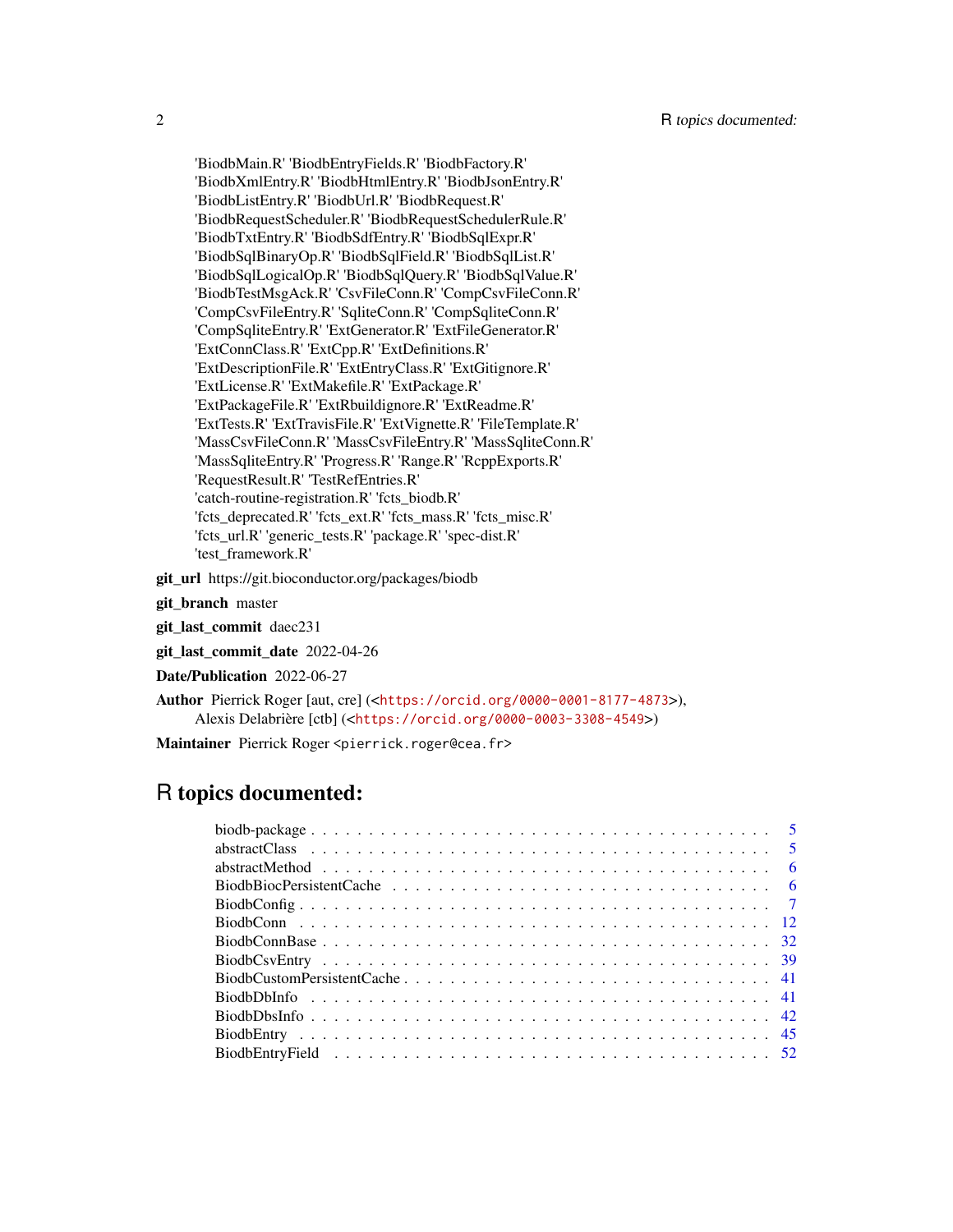'BiodbMain.R' 'BiodbEntryFields.R' 'BiodbFactory.R'
'BiodbXmlEntry.R' 'BiodbHtmlEntry.R' 'BiodbJsonEntry.R'
'BiodbListEntry.R' 'BiodbUrl.R' 'BiodbRequest.R'
'BiodbRequestScheduler.R' 'BiodbRequestSchedulerRule.R'
'BiodbTxtEntry.R' 'BiodbSdfEntry.R' 'BiodbSqlExpr.R'
'BiodbSqlBinaryOp.R' 'BiodbSqlField.R' 'BiodbSqlList.R'
'BiodbSqlLogicalOp.R' 'BiodbSqlQuery.R' 'BiodbSqlValue.R'
'BiodbTestMsgAck.R' 'CsvFileConn.R' 'CompCsvFileConn.R'
'CompCsvFileEntry.R' 'SqliteConn.R' 'CompSqliteConn.R'
'CompSqliteEntry.R' 'ExtGenerator.R' 'ExtFileGenerator.R'
'ExtConnClass.R' 'ExtCpp.R' 'ExtDefinitions.R'
'ExtDescriptionFile.R' 'ExtEntryClass.R' 'ExtGitignore.R'
'ExtLicense.R' 'ExtMakefile.R' 'ExtPackage.R'
'ExtPackageFile.R' 'ExtRbuildignore.R' 'ExtReadme.R'
'ExtTests.R' 'ExtTravisFile.R' 'ExtVignette.R' 'FileTemplate.R'
'MassCsvFileConn.R' 'MassCsvFileEntry.R' 'MassSqliteConn.R'
'MassSqliteEntry.R' 'Progress.R' 'Range.R' 'RcppExports.R'
'RequestResult.R' 'TestRefEntries.R'
'catch-routine-registration.R' 'fcts_biodb.R'
'fcts_deprecated.R' 'fcts_ext.R' 'fcts_mass.R' 'fcts_misc.R'
'fcts_url.R' 'generic_tests.R' 'package.R' 'spec-dist.R'
'test_framework.R'

**git_url** https://git.bioconductor.org/packages/biodb

**git_branch** master

**git_last_commit** daec231

**git_last_commit_date** 2022-04-26

**Date/Publication** 2022-06-27

**Author** Pierrick Roger [aut, cre] (<https://orcid.org/0000-0001-8177-4873>),
Alexis Delabrière [ctb] (<https://orcid.org/0000-0003-3308-4549>)

**Maintainer** Pierrick Roger <pierrick.roger@cea.fr>

# R topics documented:

| | |
|---|---|
| biodb-package | 5 |
| abstractClass | 5 |
| abstractMethod | 6 |
| BiodbBiocPersistentCache | 6 |
| BiodbConfig | 7 |
| BiodbConn | 12 |
| BiodbConnBase | 32 |
| BiodbCsvEntry | 39 |
| BiodbCustomPersistentCache | 41 |
| BiodbDbInfo | 41 |
| BiodbDbsInfo | 42 |
| BiodbEntry | 45 |
| BiodbEntryField | 52 |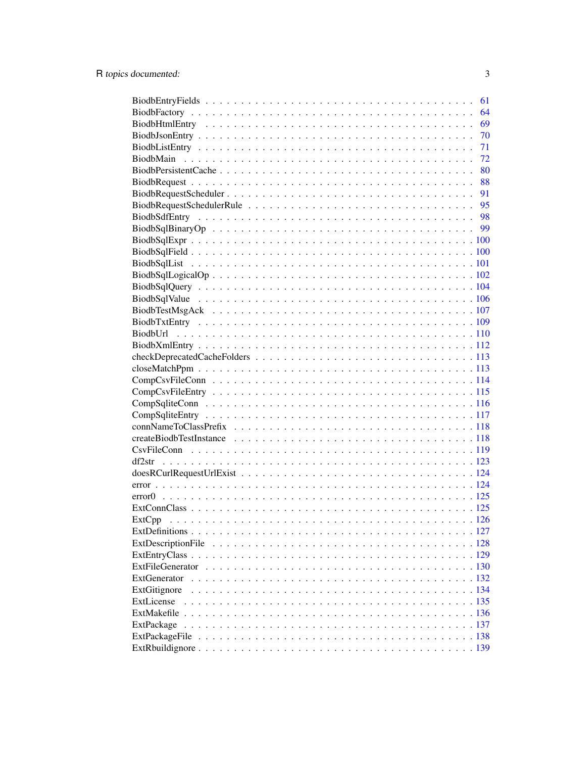BiodbEntryFields . . . . . . . . . . . . . . . . . . . . . . . . . . . . . . . . . . . 61
BiodbFactory . . . . . . . . . . . . . . . . . . . . . . . . . . . . . . . . . . . . . 64
BiodbHtmlEntry . . . . . . . . . . . . . . . . . . . . . . . . . . . . . . . . . . . . 69
BiodbJsonEntry . . . . . . . . . . . . . . . . . . . . . . . . . . . . . . . . . . . . 70
BiodbListEntry . . . . . . . . . . . . . . . . . . . . . . . . . . . . . . . . . . . . 71
BiodbMain . . . . . . . . . . . . . . . . . . . . . . . . . . . . . . . . . . . . . . 72
BiodbPersistentCache . . . . . . . . . . . . . . . . . . . . . . . . . . . . . . . . . 80
BiodbRequest . . . . . . . . . . . . . . . . . . . . . . . . . . . . . . . . . . . . . 88
BiodbRequestScheduler . . . . . . . . . . . . . . . . . . . . . . . . . . . . . . . . 91
BiodbRequestSchedulerRule . . . . . . . . . . . . . . . . . . . . . . . . . . . . . . 95
BiodbSdfEntry . . . . . . . . . . . . . . . . . . . . . . . . . . . . . . . . . . . . 98
BiodbSqlBinaryOp . . . . . . . . . . . . . . . . . . . . . . . . . . . . . . . . . . 99
BiodbSqlExpr . . . . . . . . . . . . . . . . . . . . . . . . . . . . . . . . . . . . 100
BiodbSqlField . . . . . . . . . . . . . . . . . . . . . . . . . . . . . . . . . . . . 100
BiodbSqlList . . . . . . . . . . . . . . . . . . . . . . . . . . . . . . . . . . . . 101
BiodbSqlLogicalOp . . . . . . . . . . . . . . . . . . . . . . . . . . . . . . . . . 102
BiodbSqlQuery . . . . . . . . . . . . . . . . . . . . . . . . . . . . . . . . . . . 104
BiodbSqlValue . . . . . . . . . . . . . . . . . . . . . . . . . . . . . . . . . . . 106
BiodbTestMsgAck . . . . . . . . . . . . . . . . . . . . . . . . . . . . . . . . . . 107
BiodbTxtEntry . . . . . . . . . . . . . . . . . . . . . . . . . . . . . . . . . . . 109
BiodbUrl . . . . . . . . . . . . . . . . . . . . . . . . . . . . . . . . . . . . . . 110
BiodbXmlEntry . . . . . . . . . . . . . . . . . . . . . . . . . . . . . . . . . . . 112
checkDeprecatedCacheFolders . . . . . . . . . . . . . . . . . . . . . . . . . . . . 113
closeMatchPpm . . . . . . . . . . . . . . . . . . . . . . . . . . . . . . . . . . . 113
CompCsvFileConn . . . . . . . . . . . . . . . . . . . . . . . . . . . . . . . . . . 114
CompCsvFileEntry . . . . . . . . . . . . . . . . . . . . . . . . . . . . . . . . . . 115
CompSqliteConn . . . . . . . . . . . . . . . . . . . . . . . . . . . . . . . . . . . 116
CompSqliteEntry . . . . . . . . . . . . . . . . . . . . . . . . . . . . . . . . . . . 117
connNameToClassPrefix . . . . . . . . . . . . . . . . . . . . . . . . . . . . . . . 118
createBiodbTestInstance . . . . . . . . . . . . . . . . . . . . . . . . . . . . . . . 118
CsvFileConn . . . . . . . . . . . . . . . . . . . . . . . . . . . . . . . . . . . . . 119
df2str . . . . . . . . . . . . . . . . . . . . . . . . . . . . . . . . . . . . . . . . 123
doesRCurlRequestUrlExist . . . . . . . . . . . . . . . . . . . . . . . . . . . . . . 124
error . . . . . . . . . . . . . . . . . . . . . . . . . . . . . . . . . . . . . . . . 124
error0 . . . . . . . . . . . . . . . . . . . . . . . . . . . . . . . . . . . . . . . . 125
ExtConnClass . . . . . . . . . . . . . . . . . . . . . . . . . . . . . . . . . . . . 125
ExtCpp . . . . . . . . . . . . . . . . . . . . . . . . . . . . . . . . . . . . . . . 126
ExtDefinitions . . . . . . . . . . . . . . . . . . . . . . . . . . . . . . . . . . . 127
ExtDescriptionFile . . . . . . . . . . . . . . . . . . . . . . . . . . . . . . . . . 128
ExtEntryClass . . . . . . . . . . . . . . . . . . . . . . . . . . . . . . . . . . . . 129
ExtFileGenerator . . . . . . . . . . . . . . . . . . . . . . . . . . . . . . . . . . 130
ExtGenerator . . . . . . . . . . . . . . . . . . . . . . . . . . . . . . . . . . . . 132
ExtGitignore . . . . . . . . . . . . . . . . . . . . . . . . . . . . . . . . . . . . 134
ExtLicense . . . . . . . . . . . . . . . . . . . . . . . . . . . . . . . . . . . . . 135
ExtMakefile . . . . . . . . . . . . . . . . . . . . . . . . . . . . . . . . . . . . . 136
ExtPackage . . . . . . . . . . . . . . . . . . . . . . . . . . . . . . . . . . . . . 137
ExtPackageFile . . . . . . . . . . . . . . . . . . . . . . . . . . . . . . . . . . . 138
ExtRbuildignore . . . . . . . . . . . . . . . . . . . . . . . . . . . . . . . . . . . 139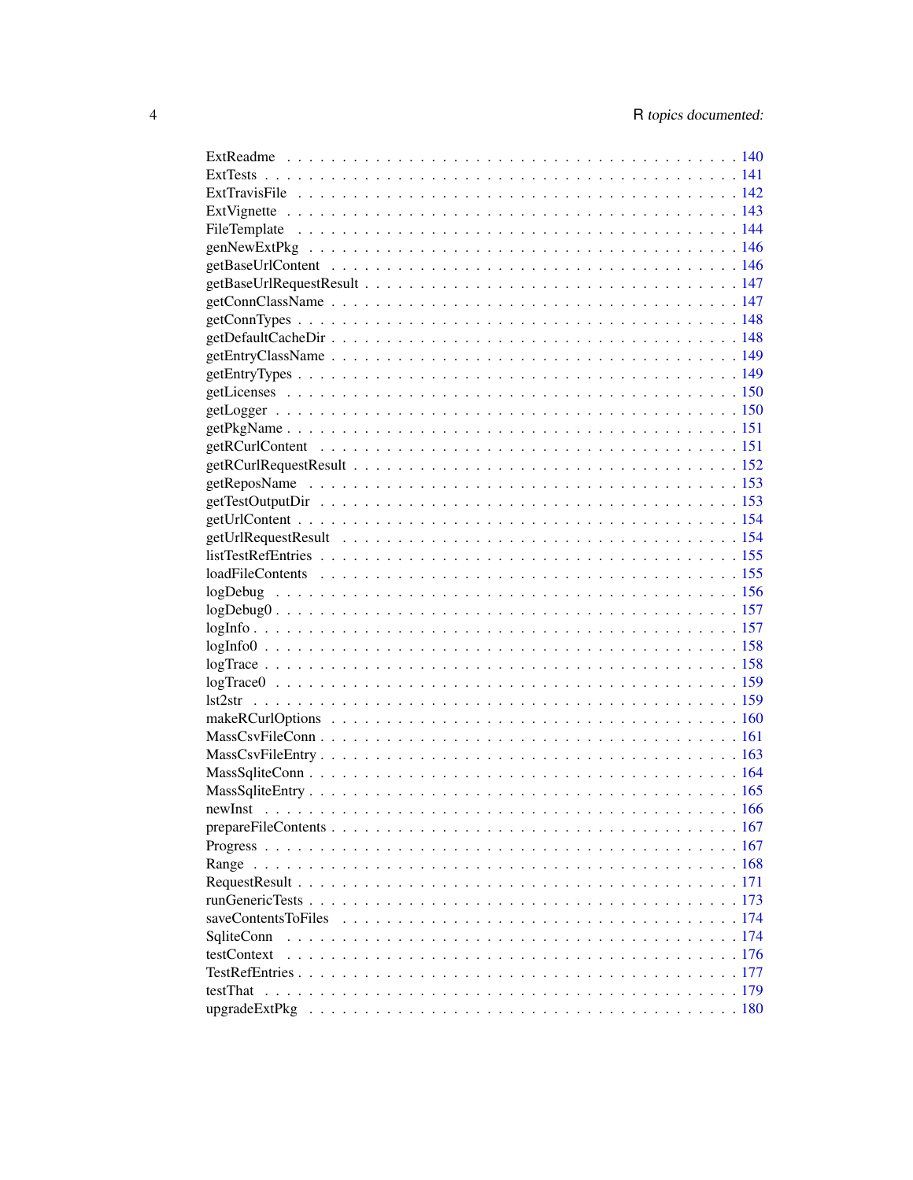ExtReadme . . . . . . . . . . . . . . . . . . . . . . . . . . . . . . . . . . . . . . . . 140
ExtTests . . . . . . . . . . . . . . . . . . . . . . . . . . . . . . . . . . . . . . . . . 141
ExtTravisFile . . . . . . . . . . . . . . . . . . . . . . . . . . . . . . . . . . . . . . 142
ExtVignette . . . . . . . . . . . . . . . . . . . . . . . . . . . . . . . . . . . . . . . 143
FileTemplate . . . . . . . . . . . . . . . . . . . . . . . . . . . . . . . . . . . . . . 144
genNewExtPkg . . . . . . . . . . . . . . . . . . . . . . . . . . . . . . . . . . . . . 146
getBaseUrlContent . . . . . . . . . . . . . . . . . . . . . . . . . . . . . . . . . . . 146
getBaseUrlRequestResult . . . . . . . . . . . . . . . . . . . . . . . . . . . . . . . . 147
getConnClassName . . . . . . . . . . . . . . . . . . . . . . . . . . . . . . . . . . . 147
getConnTypes . . . . . . . . . . . . . . . . . . . . . . . . . . . . . . . . . . . . . 148
getDefaultCacheDir . . . . . . . . . . . . . . . . . . . . . . . . . . . . . . . . . . . 148
getEntryClassName . . . . . . . . . . . . . . . . . . . . . . . . . . . . . . . . . . . 149
getEntryTypes . . . . . . . . . . . . . . . . . . . . . . . . . . . . . . . . . . . . . 149
getLicenses . . . . . . . . . . . . . . . . . . . . . . . . . . . . . . . . . . . . . . 150
getLogger . . . . . . . . . . . . . . . . . . . . . . . . . . . . . . . . . . . . . . . 150
getPkgName . . . . . . . . . . . . . . . . . . . . . . . . . . . . . . . . . . . . . . 151
getRCurlContent . . . . . . . . . . . . . . . . . . . . . . . . . . . . . . . . . . . . 151
getRCurlRequestResult . . . . . . . . . . . . . . . . . . . . . . . . . . . . . . . . . 152
getReposName . . . . . . . . . . . . . . . . . . . . . . . . . . . . . . . . . . . . . 153
getTestOutputDir . . . . . . . . . . . . . . . . . . . . . . . . . . . . . . . . . . . . 153
getUrlContent . . . . . . . . . . . . . . . . . . . . . . . . . . . . . . . . . . . . . 154
getUrlRequestResult . . . . . . . . . . . . . . . . . . . . . . . . . . . . . . . . . . 154
listTestRefEntries . . . . . . . . . . . . . . . . . . . . . . . . . . . . . . . . . . . 155
loadFileContents . . . . . . . . . . . . . . . . . . . . . . . . . . . . . . . . . . . . 155
logDebug . . . . . . . . . . . . . . . . . . . . . . . . . . . . . . . . . . . . . . . . 156
logDebug0 . . . . . . . . . . . . . . . . . . . . . . . . . . . . . . . . . . . . . . . 157
logInfo . . . . . . . . . . . . . . . . . . . . . . . . . . . . . . . . . . . . . . . . . 157
logInfo0 . . . . . . . . . . . . . . . . . . . . . . . . . . . . . . . . . . . . . . . . 158
logTrace . . . . . . . . . . . . . . . . . . . . . . . . . . . . . . . . . . . . . . . . 158
logTrace0 . . . . . . . . . . . . . . . . . . . . . . . . . . . . . . . . . . . . . . . 159
lst2str . . . . . . . . . . . . . . . . . . . . . . . . . . . . . . . . . . . . . . . . . 159
makeRCurlOptions . . . . . . . . . . . . . . . . . . . . . . . . . . . . . . . . . . . 160
MassCsvFileConn . . . . . . . . . . . . . . . . . . . . . . . . . . . . . . . . . . . . 161
MassCsvFileEntry . . . . . . . . . . . . . . . . . . . . . . . . . . . . . . . . . . . . 163
MassSqliteConn . . . . . . . . . . . . . . . . . . . . . . . . . . . . . . . . . . . . . 164
MassSqliteEntry . . . . . . . . . . . . . . . . . . . . . . . . . . . . . . . . . . . . . 165
newInst . . . . . . . . . . . . . . . . . . . . . . . . . . . . . . . . . . . . . . . . . 166
prepareFileContents . . . . . . . . . . . . . . . . . . . . . . . . . . . . . . . . . . . 167
Progress . . . . . . . . . . . . . . . . . . . . . . . . . . . . . . . . . . . . . . . . 167
Range . . . . . . . . . . . . . . . . . . . . . . . . . . . . . . . . . . . . . . . . . . 168
RequestResult . . . . . . . . . . . . . . . . . . . . . . . . . . . . . . . . . . . . . . 171
runGenericTests . . . . . . . . . . . . . . . . . . . . . . . . . . . . . . . . . . . . . 173
saveContentsToFiles . . . . . . . . . . . . . . . . . . . . . . . . . . . . . . . . . . . 174
SqliteConn . . . . . . . . . . . . . . . . . . . . . . . . . . . . . . . . . . . . . . . 174
testContext . . . . . . . . . . . . . . . . . . . . . . . . . . . . . . . . . . . . . . . 176
TestRefEntries . . . . . . . . . . . . . . . . . . . . . . . . . . . . . . . . . . . . . . 177
testThat . . . . . . . . . . . . . . . . . . . . . . . . . . . . . . . . . . . . . . . . . 179
upgradeExtPkg . . . . . . . . . . . . . . . . . . . . . . . . . . . . . . . . . . . . . 180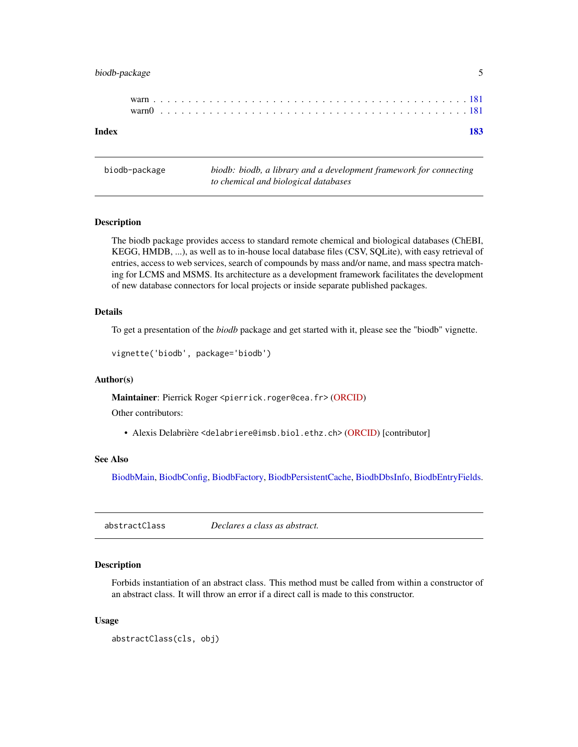warn . . . . . . . . . . . . . . . . . . . . . . . . . . . . . . . . . . . . . . . . . . 181
warn0 . . . . . . . . . . . . . . . . . . . . . . . . . . . . . . . . . . . . . . . . . 181

**Index** **183**

---

| biodb-package | *biodb: biodb, a library and a development framework for connecting to chemical and biological databases* |
|---|---|

### Description

The biodb package provides access to standard remote chemical and biological databases (ChEBI, KEGG, HMDB, ...), as well as to in-house local database files (CSV, SQLite), with easy retrieval of entries, access to web services, search of compounds by mass and/or name, and mass spectra matching for LCMS and MSMS. Its architecture as a development framework facilitates the development of new database connectors for local projects or inside separate published packages.

### Details

To get a presentation of the *biodb* package and get started with it, please see the "biodb" vignette.

```
vignette('biodb', package='biodb')
```

### Author(s)

**Maintainer**: Pierrick Roger <pierrick.roger@cea.fr> (ORCID)

Other contributors:

- Alexis Delabrière <delabriere@imsb.biol.ethz.ch> (ORCID) [contributor]

### See Also

BiodbMain, BiodbConfig, BiodbFactory, BiodbPersistentCache, BiodbDbsInfo, BiodbEntryFields.

---

| abstractClass | *Declares a class as abstract.* |
|---|---|

### Description

Forbids instantiation of an abstract class. This method must be called from within a constructor of an abstract class. It will throw an error if a direct call is made to this constructor.

### Usage

```
abstractClass(cls, obj)
```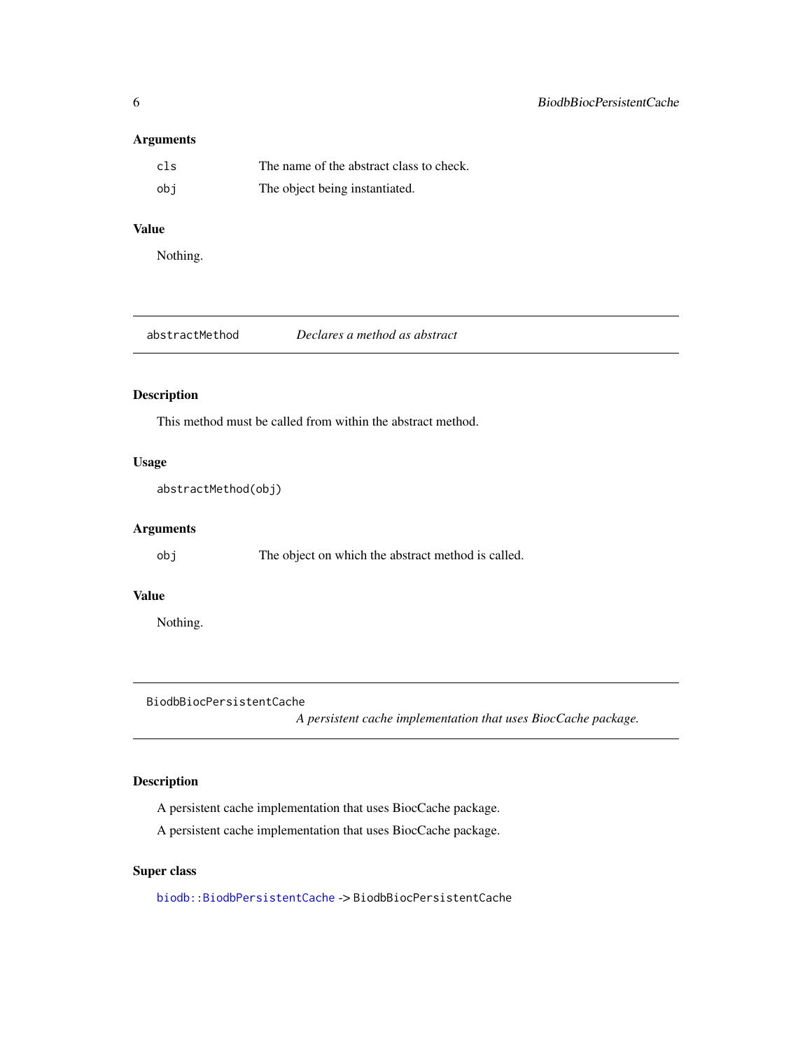### Arguments

| | |
|---|---|
| `cls` | The name of the abstract class to check. |
| `obj` | The object being instantiated. |

### Value

Nothing.

---

## abstractMethod — *Declares a method as abstract*

### Description

This method must be called from within the abstract method.

### Usage

```
abstractMethod(obj)
```

### Arguments

| | |
|---|---|
| `obj` | The object on which the abstract method is called. |

### Value

Nothing.

---

## BiodbBiocPersistentCache — *A persistent cache implementation that uses BiocCache package.*

### Description

A persistent cache implementation that uses BiocCache package.

A persistent cache implementation that uses BiocCache package.

### Super class

`biodb::BiodbPersistentCache` -> `BiodbBiocPersistentCache`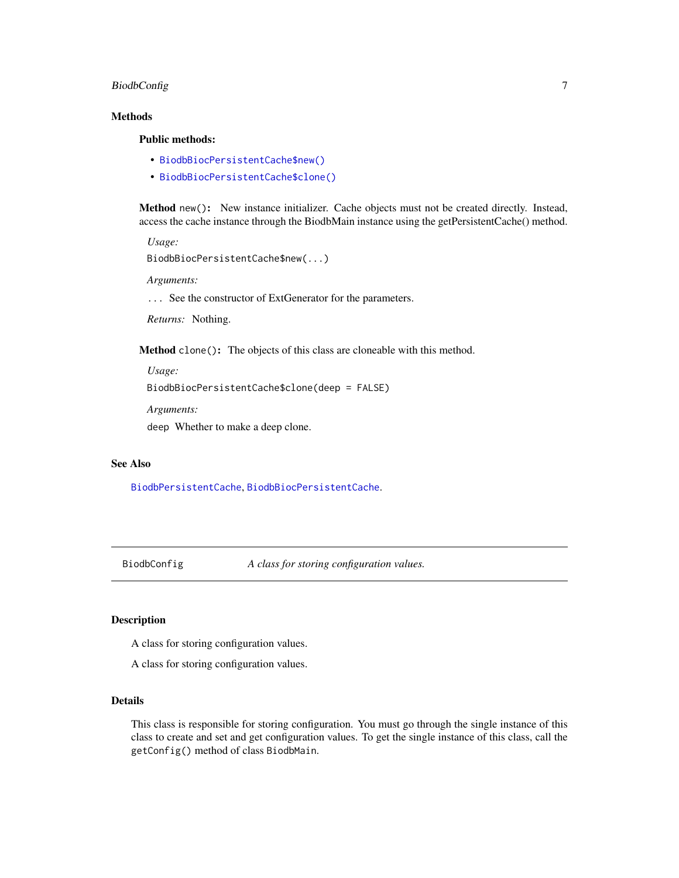### Methods

#### Public methods:

- `BiodbBiocPersistentCache$new()`
- `BiodbBiocPersistentCache$clone()`

**Method** `new()`**:** New instance initializer. Cache objects must not be created directly. Instead, access the cache instance through the BiodbMain instance using the getPersistentCache() method.

*Usage:*

```
BiodbBiocPersistentCache$new(...)
```

*Arguments:*

`...` See the constructor of ExtGenerator for the parameters.

*Returns:* Nothing.

**Method** `clone()`**:** The objects of this class are cloneable with this method.

*Usage:*

```
BiodbBiocPersistentCache$clone(deep = FALSE)
```

*Arguments:*

`deep` Whether to make a deep clone.

### See Also

`BiodbPersistentCache`, `BiodbBiocPersistentCache`.

---

## BiodbConfig — *A class for storing configuration values.*

---

### Description

A class for storing configuration values.

A class for storing configuration values.

### Details

This class is responsible for storing configuration. You must go through the single instance of this class to create and set and get configuration values. To get the single instance of this class, call the `getConfig()` method of class `BiodbMain`.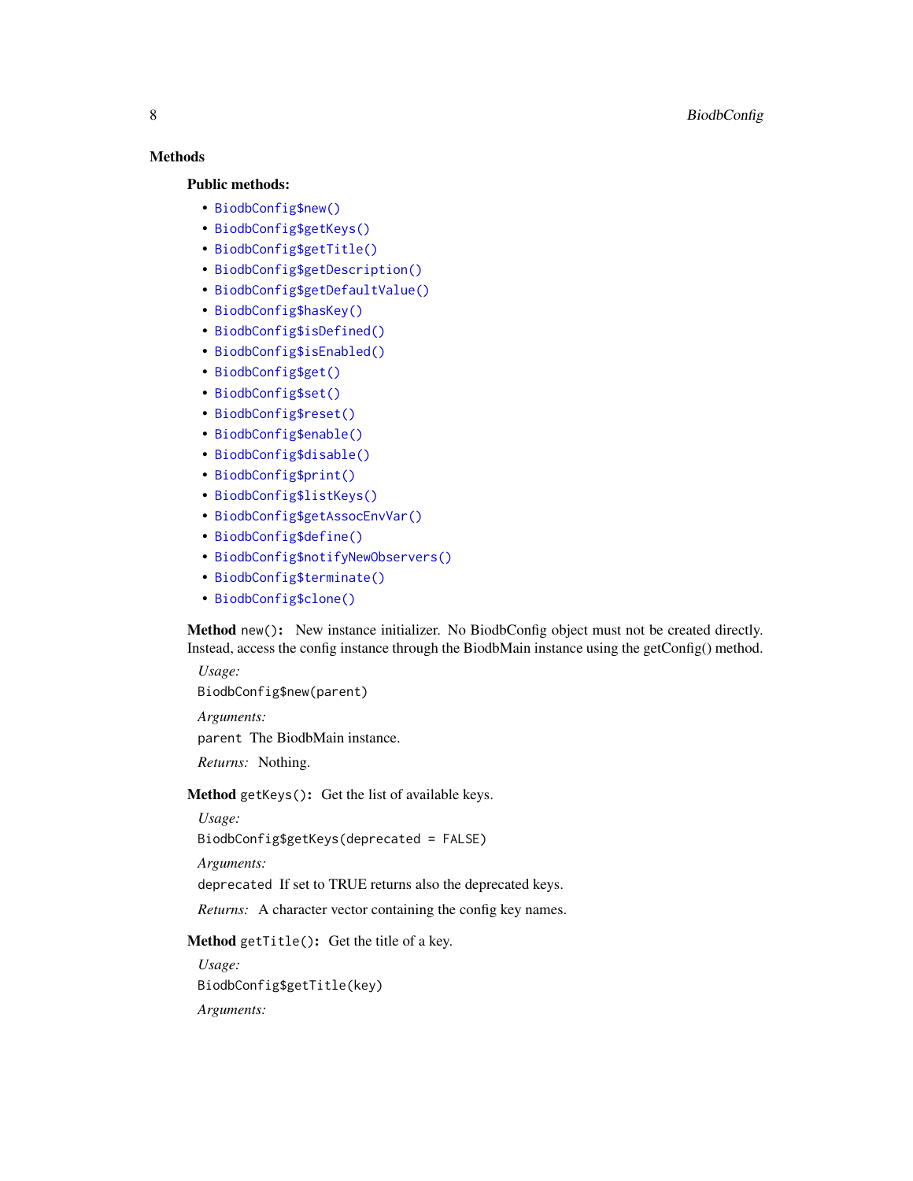## Methods

### Public methods:

- `BiodbConfig$new()`
- `BiodbConfig$getKeys()`
- `BiodbConfig$getTitle()`
- `BiodbConfig$getDescription()`
- `BiodbConfig$getDefaultValue()`
- `BiodbConfig$hasKey()`
- `BiodbConfig$isDefined()`
- `BiodbConfig$isEnabled()`
- `BiodbConfig$get()`
- `BiodbConfig$set()`
- `BiodbConfig$reset()`
- `BiodbConfig$enable()`
- `BiodbConfig$disable()`
- `BiodbConfig$print()`
- `BiodbConfig$listKeys()`
- `BiodbConfig$getAssocEnvVar()`
- `BiodbConfig$define()`
- `BiodbConfig$notifyNewObservers()`
- `BiodbConfig$terminate()`
- `BiodbConfig$clone()`

**Method** `new()`**:** New instance initializer. No BiodbConfig object must not be created directly. Instead, access the config instance through the BiodbMain instance using the getConfig() method.

*Usage:*

```
BiodbConfig$new(parent)
```

*Arguments:*

`parent` The BiodbMain instance.

*Returns:* Nothing.

**Method** `getKeys()`**:** Get the list of available keys.

*Usage:*

```
BiodbConfig$getKeys(deprecated = FALSE)
```

*Arguments:*

`deprecated` If set to TRUE returns also the deprecated keys.

*Returns:* A character vector containing the config key names.

**Method** `getTitle()`**:** Get the title of a key.

*Usage:*

```
BiodbConfig$getTitle(key)
```

*Arguments:*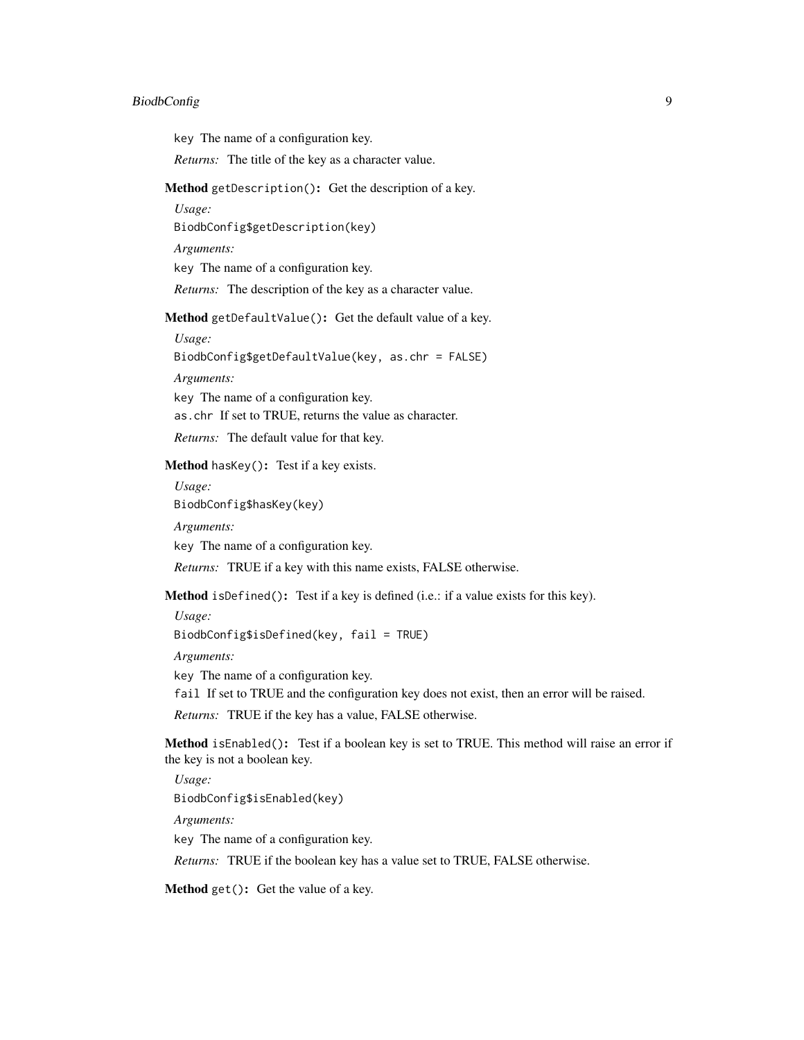key The name of a configuration key.

*Returns:* The title of the key as a character value.

**Method** `getDescription()`**:** Get the description of a key.

*Usage:*

```
BiodbConfig$getDescription(key)
```

*Arguments:*

`key` The name of a configuration key.

*Returns:* The description of the key as a character value.

**Method** `getDefaultValue()`**:** Get the default value of a key.

*Usage:*

```
BiodbConfig$getDefaultValue(key, as.chr = FALSE)
```

*Arguments:*

`key` The name of a configuration key.

`as.chr` If set to TRUE, returns the value as character.

*Returns:* The default value for that key.

**Method** `hasKey()`**:** Test if a key exists.

*Usage:*

```
BiodbConfig$hasKey(key)
```

*Arguments:*

`key` The name of a configuration key.

*Returns:* TRUE if a key with this name exists, FALSE otherwise.

**Method** `isDefined()`**:** Test if a key is defined (i.e.: if a value exists for this key).

*Usage:*

```
BiodbConfig$isDefined(key, fail = TRUE)
```

*Arguments:*

`key` The name of a configuration key.

`fail` If set to TRUE and the configuration key does not exist, then an error will be raised.

*Returns:* TRUE if the key has a value, FALSE otherwise.

**Method** `isEnabled()`**:** Test if a boolean key is set to TRUE. This method will raise an error if the key is not a boolean key.

*Usage:*

```
BiodbConfig$isEnabled(key)
```

*Arguments:*

`key` The name of a configuration key.

*Returns:* TRUE if the boolean key has a value set to TRUE, FALSE otherwise.

**Method** `get()`**:** Get the value of a key.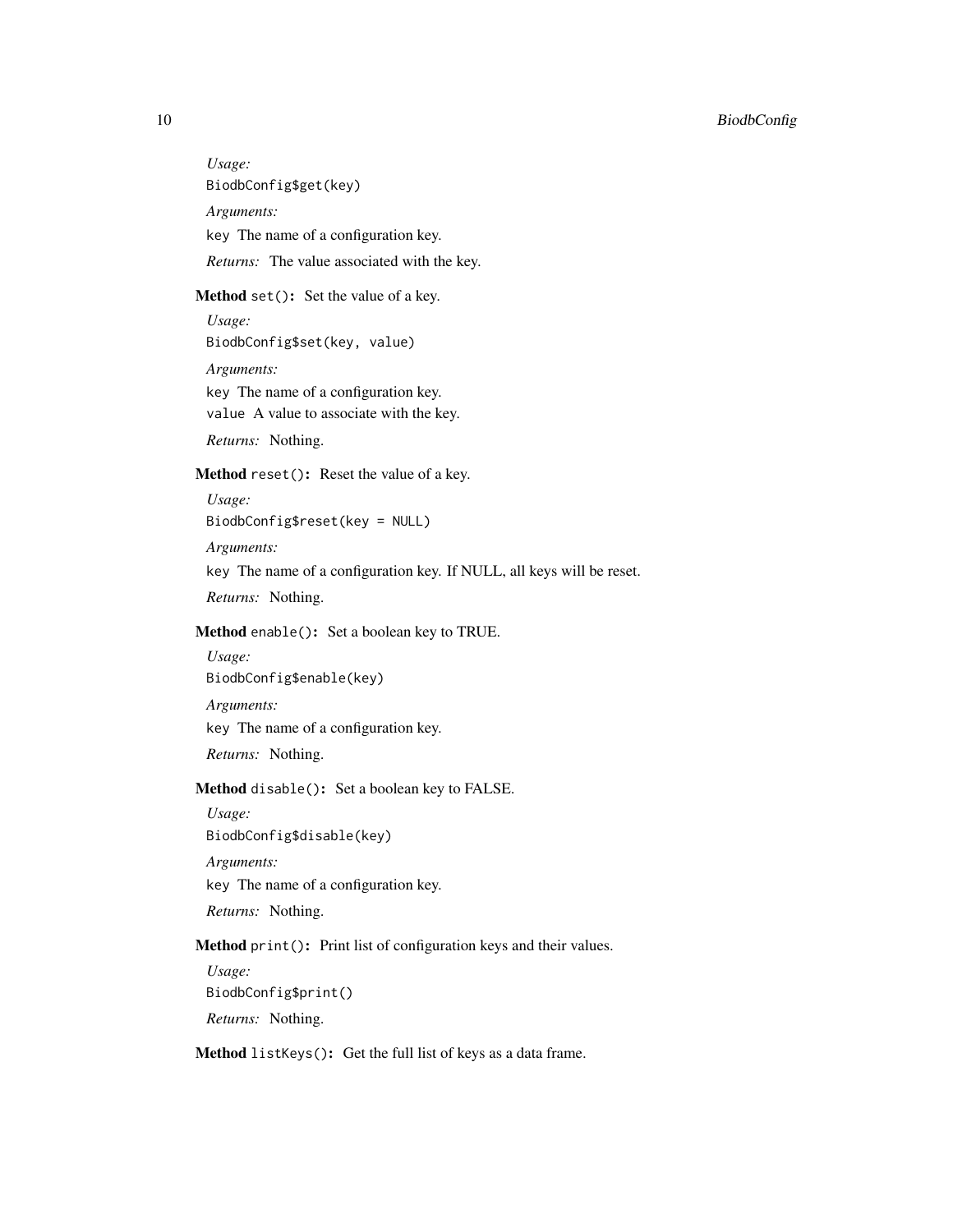*Usage:*

```
BiodbConfig$get(key)
```

*Arguments:*

`key` The name of a configuration key.

*Returns:* The value associated with the key.

**Method** `set()`**:** Set the value of a key.

*Usage:*

```
BiodbConfig$set(key, value)
```

*Arguments:*

`key` The name of a configuration key.

`value` A value to associate with the key.

*Returns:* Nothing.

**Method** `reset()`**:** Reset the value of a key.

*Usage:*

```
BiodbConfig$reset(key = NULL)
```

*Arguments:*

`key` The name of a configuration key. If NULL, all keys will be reset.

*Returns:* Nothing.

**Method** `enable()`**:** Set a boolean key to TRUE.

*Usage:*

```
BiodbConfig$enable(key)
```

*Arguments:*

`key` The name of a configuration key.

*Returns:* Nothing.

**Method** `disable()`**:** Set a boolean key to FALSE.

*Usage:*

```
BiodbConfig$disable(key)
```

*Arguments:*

`key` The name of a configuration key.

*Returns:* Nothing.

**Method** `print()`**:** Print list of configuration keys and their values.

*Usage:*

```
BiodbConfig$print()
```

*Returns:* Nothing.

**Method** `listKeys()`**:** Get the full list of keys as a data frame.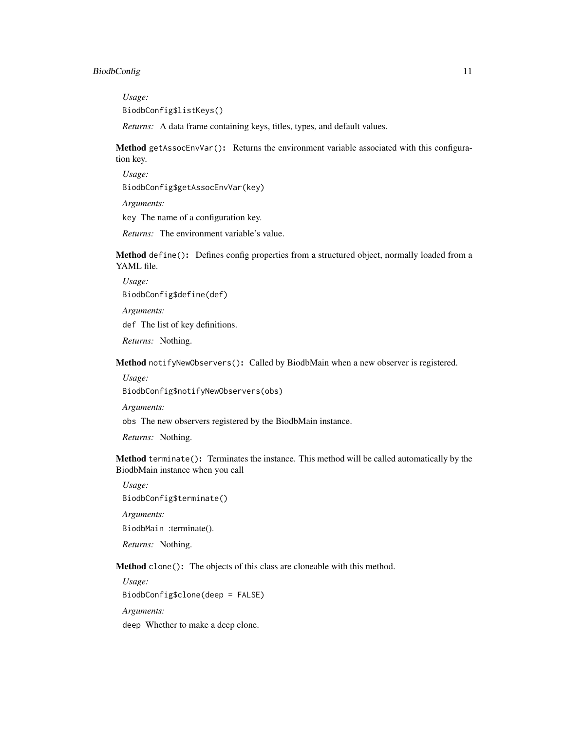*Usage:*

```
BiodbConfig$listKeys()
```

*Returns:* A data frame containing keys, titles, types, and default values.

**Method** `getAssocEnvVar()`**:** Returns the environment variable associated with this configuration key.

*Usage:*

```
BiodbConfig$getAssocEnvVar(key)
```

*Arguments:*

`key` The name of a configuration key.

*Returns:* The environment variable's value.

**Method** `define()`**:** Defines config properties from a structured object, normally loaded from a YAML file.

*Usage:*

```
BiodbConfig$define(def)
```

*Arguments:*

`def` The list of key definitions.

*Returns:* Nothing.

**Method** `notifyNewObservers()`**:** Called by BiodbMain when a new observer is registered.

*Usage:*

```
BiodbConfig$notifyNewObservers(obs)
```

*Arguments:*

`obs` The new observers registered by the BiodbMain instance.

*Returns:* Nothing.

**Method** `terminate()`**:** Terminates the instance. This method will be called automatically by the BiodbMain instance when you call

*Usage:*

```
BiodbConfig$terminate()
```

*Arguments:*

`BiodbMain` :terminate().

*Returns:* Nothing.

**Method** `clone()`**:** The objects of this class are cloneable with this method.

*Usage:*

```
BiodbConfig$clone(deep = FALSE)
```

*Arguments:*

`deep` Whether to make a deep clone.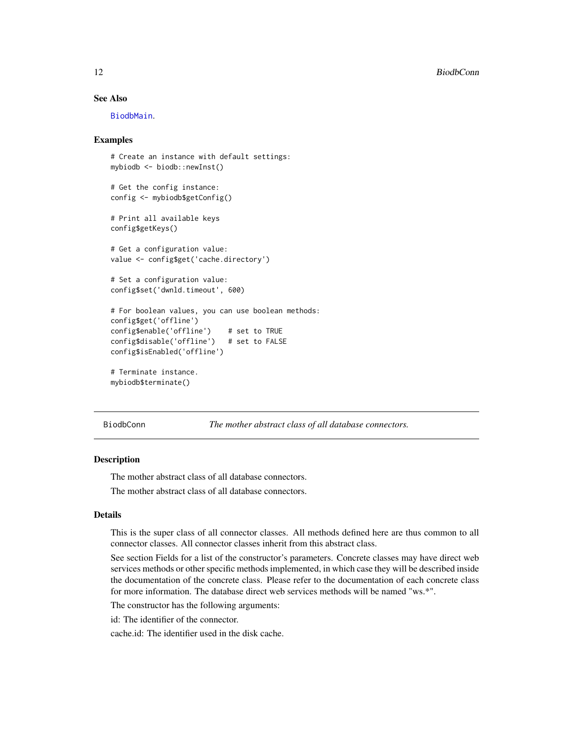### See Also

BiodbMain.

### Examples

```
# Create an instance with default settings:
mybiodb <- biodb::newInst()

# Get the config instance:
config <- mybiodb$getConfig()

# Print all available keys
config$getKeys()

# Get a configuration value:
value <- config$get('cache.directory')

# Set a configuration value:
config$set('dwnld.timeout', 600)

# For boolean values, you can use boolean methods:
config$get('offline')
config$enable('offline')    # set to TRUE
config$disable('offline')   # set to FALSE
config$isEnabled('offline')

# Terminate instance.
mybiodb$terminate()
```

---

## BiodbConn — *The mother abstract class of all database connectors.*

### Description

The mother abstract class of all database connectors.

The mother abstract class of all database connectors.

### Details

This is the super class of all connector classes. All methods defined here are thus common to all connector classes. All connector classes inherit from this abstract class.

See section Fields for a list of the constructor's parameters. Concrete classes may have direct web services methods or other specific methods implemented, in which case they will be described inside the documentation of the concrete class. Please refer to the documentation of each concrete class for more information. The database direct web services methods will be named "ws.*".

The constructor has the following arguments:

id: The identifier of the connector.

cache.id: The identifier used in the disk cache.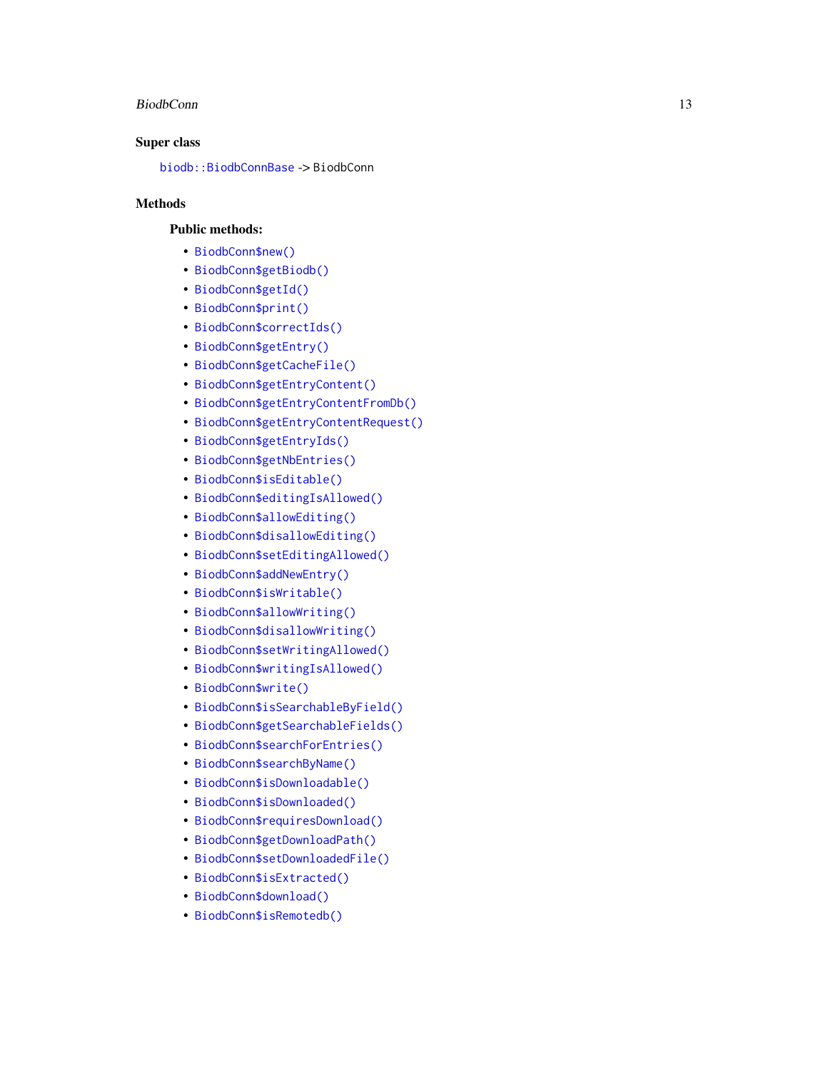### Super class

`biodb::BiodbConnBase` -> BiodbConn

### Methods

#### Public methods:

- `BiodbConn$new()`
- `BiodbConn$getBiodb()`
- `BiodbConn$getId()`
- `BiodbConn$print()`
- `BiodbConn$correctIds()`
- `BiodbConn$getEntry()`
- `BiodbConn$getCacheFile()`
- `BiodbConn$getEntryContent()`
- `BiodbConn$getEntryContentFromDb()`
- `BiodbConn$getEntryContentRequest()`
- `BiodbConn$getEntryIds()`
- `BiodbConn$getNbEntries()`
- `BiodbConn$isEditable()`
- `BiodbConn$editingIsAllowed()`
- `BiodbConn$allowEditing()`
- `BiodbConn$disallowEditing()`
- `BiodbConn$setEditingAllowed()`
- `BiodbConn$addNewEntry()`
- `BiodbConn$isWritable()`
- `BiodbConn$allowWriting()`
- `BiodbConn$disallowWriting()`
- `BiodbConn$setWritingAllowed()`
- `BiodbConn$writingIsAllowed()`
- `BiodbConn$write()`
- `BiodbConn$isSearchableByField()`
- `BiodbConn$getSearchableFields()`
- `BiodbConn$searchForEntries()`
- `BiodbConn$searchByName()`
- `BiodbConn$isDownloadable()`
- `BiodbConn$isDownloaded()`
- `BiodbConn$requiresDownload()`
- `BiodbConn$getDownloadPath()`
- `BiodbConn$setDownloadedFile()`
- `BiodbConn$isExtracted()`
- `BiodbConn$download()`
- `BiodbConn$isRemotedb()`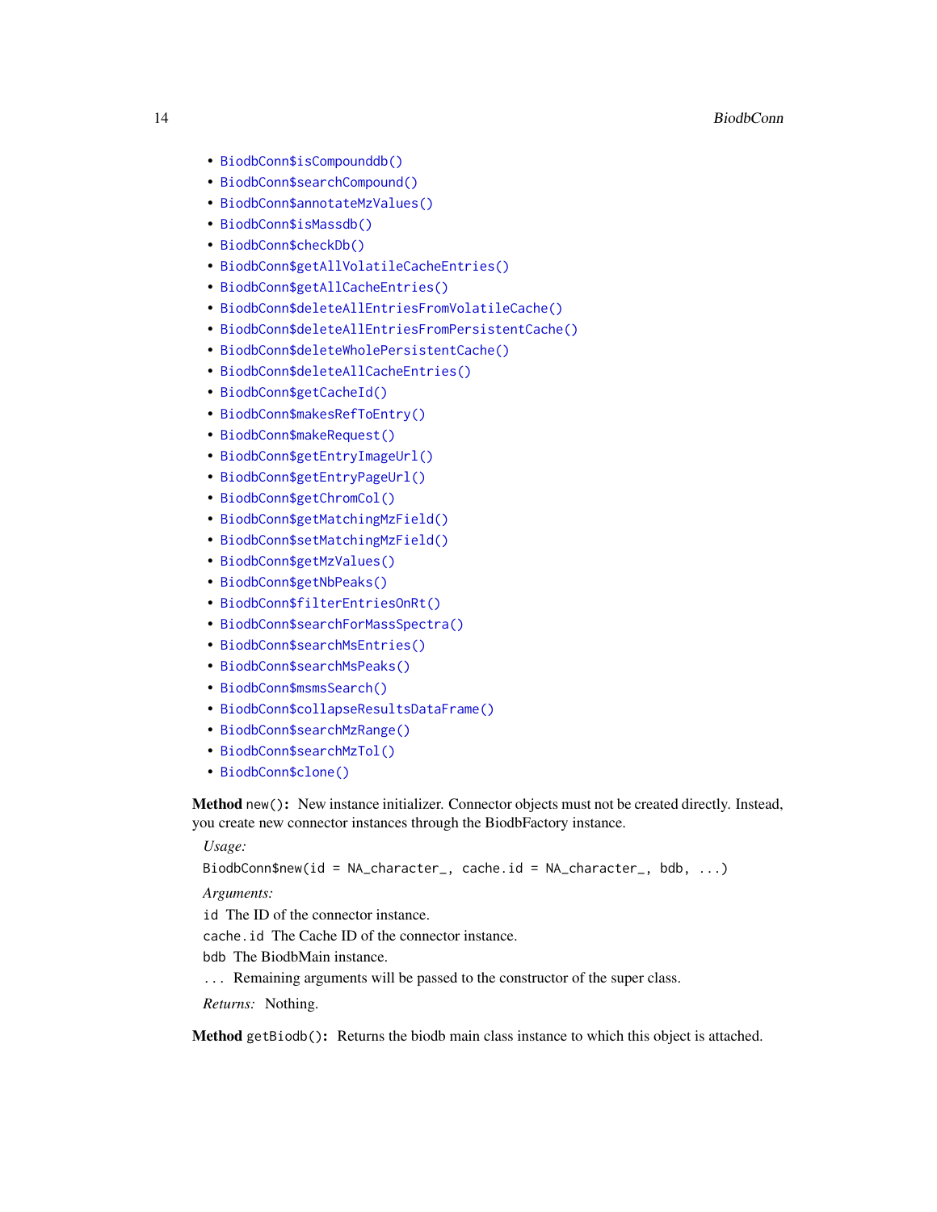- `BiodbConn$isCompounddb()`
- `BiodbConn$searchCompound()`
- `BiodbConn$annotateMzValues()`
- `BiodbConn$isMassdb()`
- `BiodbConn$checkDb()`
- `BiodbConn$getAllVolatileCacheEntries()`
- `BiodbConn$getAllCacheEntries()`
- `BiodbConn$deleteAllEntriesFromVolatileCache()`
- `BiodbConn$deleteAllEntriesFromPersistentCache()`
- `BiodbConn$deleteWholePersistentCache()`
- `BiodbConn$deleteAllCacheEntries()`
- `BiodbConn$getCacheId()`
- `BiodbConn$makesRefToEntry()`
- `BiodbConn$makeRequest()`
- `BiodbConn$getEntryImageUrl()`
- `BiodbConn$getEntryPageUrl()`
- `BiodbConn$getChromCol()`
- `BiodbConn$getMatchingMzField()`
- `BiodbConn$setMatchingMzField()`
- `BiodbConn$getMzValues()`
- `BiodbConn$getNbPeaks()`
- `BiodbConn$filterEntriesOnRt()`
- `BiodbConn$searchForMassSpectra()`
- `BiodbConn$searchMsEntries()`
- `BiodbConn$searchMsPeaks()`
- `BiodbConn$msmsSearch()`
- `BiodbConn$collapseResultsDataFrame()`
- `BiodbConn$searchMzRange()`
- `BiodbConn$searchMzTol()`
- `BiodbConn$clone()`

**Method** `new()`**:** New instance initializer. Connector objects must not be created directly. Instead, you create new connector instances through the BiodbFactory instance.

*Usage:*

```
BiodbConn$new(id = NA_character_, cache.id = NA_character_, bdb, ...)
```

*Arguments:*

`id` The ID of the connector instance.

`cache.id` The Cache ID of the connector instance.

`bdb` The BiodbMain instance.

`...` Remaining arguments will be passed to the constructor of the super class.

*Returns:* Nothing.

**Method** `getBiodb()`**:** Returns the biodb main class instance to which this object is attached.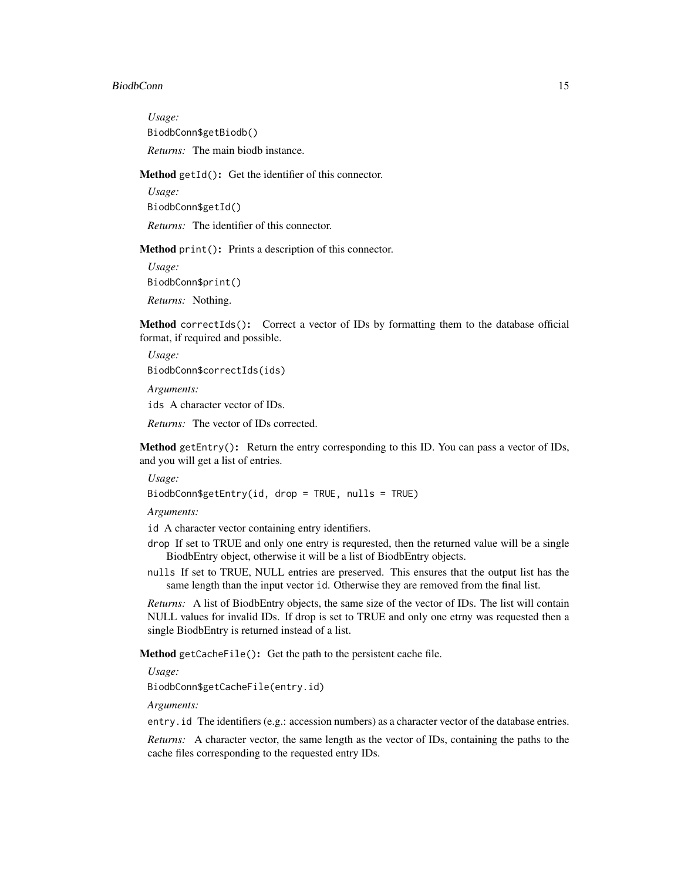*Usage:*

```
BiodbConn$getBiodb()
```

*Returns:* The main biodb instance.

**Method** `getId()`**:** Get the identifier of this connector.

*Usage:*

```
BiodbConn$getId()
```

*Returns:* The identifier of this connector.

**Method** `print()`**:** Prints a description of this connector.

*Usage:*

```
BiodbConn$print()
```

*Returns:* Nothing.

**Method** `correctIds()`**:** Correct a vector of IDs by formatting them to the database official format, if required and possible.

*Usage:*

```
BiodbConn$correctIds(ids)
```

*Arguments:*

`ids` A character vector of IDs.

*Returns:* The vector of IDs corrected.

**Method** `getEntry()`**:** Return the entry corresponding to this ID. You can pass a vector of IDs, and you will get a list of entries.

*Usage:*

```
BiodbConn$getEntry(id, drop = TRUE, nulls = TRUE)
```

*Arguments:*

`id` A character vector containing entry identifiers.

`drop` If set to TRUE and only one entry is requrested, then the returned value will be a single BiodbEntry object, otherwise it will be a list of BiodbEntry objects.

`nulls` If set to TRUE, NULL entries are preserved. This ensures that the output list has the same length than the input vector `id`. Otherwise they are removed from the final list.

*Returns:* A list of BiodbEntry objects, the same size of the vector of IDs. The list will contain NULL values for invalid IDs. If drop is set to TRUE and only one etrny was requested then a single BiodbEntry is returned instead of a list.

**Method** `getCacheFile()`**:** Get the path to the persistent cache file.

*Usage:*

```
BiodbConn$getCacheFile(entry.id)
```

*Arguments:*

`entry.id` The identifiers (e.g.: accession numbers) as a character vector of the database entries.

*Returns:* A character vector, the same length as the vector of IDs, containing the paths to the cache files corresponding to the requested entry IDs.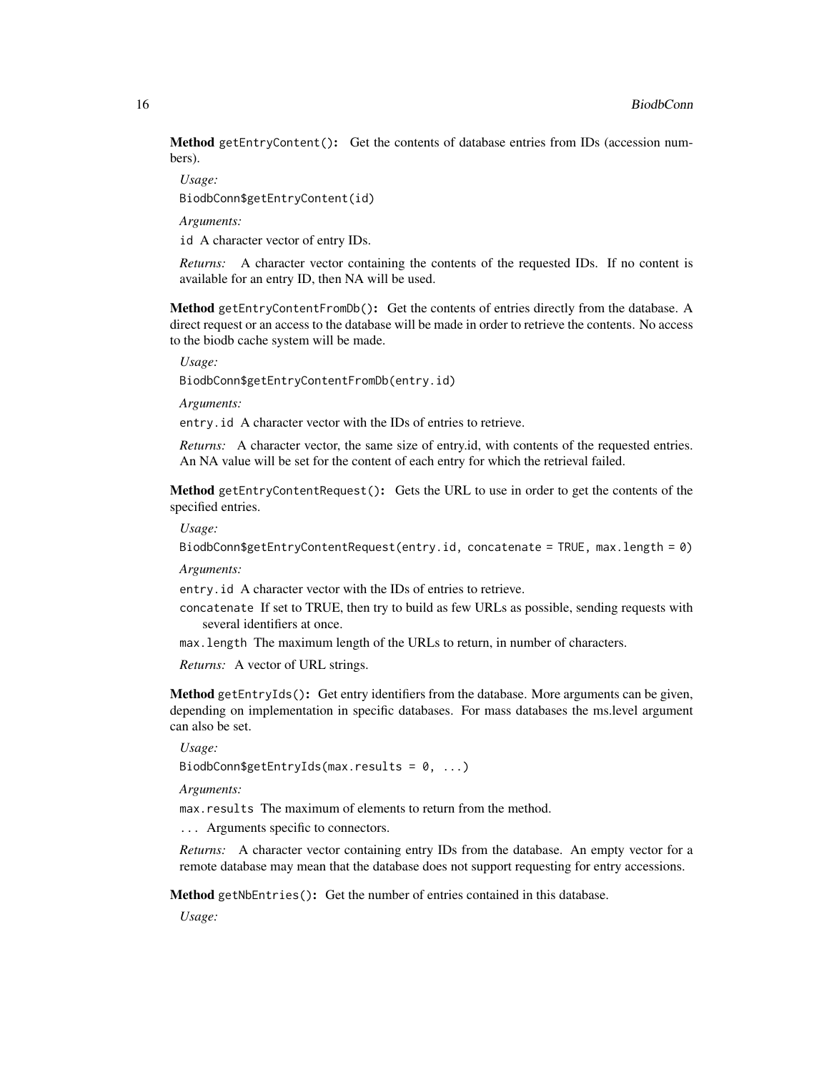**Method** `getEntryContent()`**:** Get the contents of database entries from IDs (accession numbers).

*Usage:*

```
BiodbConn$getEntryContent(id)
```

*Arguments:*

`id` A character vector of entry IDs.

*Returns:* A character vector containing the contents of the requested IDs. If no content is available for an entry ID, then NA will be used.

**Method** `getEntryContentFromDb()`**:** Get the contents of entries directly from the database. A direct request or an access to the database will be made in order to retrieve the contents. No access to the biodb cache system will be made.

*Usage:*

```
BiodbConn$getEntryContentFromDb(entry.id)
```

*Arguments:*

`entry.id` A character vector with the IDs of entries to retrieve.

*Returns:* A character vector, the same size of entry.id, with contents of the requested entries. An NA value will be set for the content of each entry for which the retrieval failed.

**Method** `getEntryContentRequest()`**:** Gets the URL to use in order to get the contents of the specified entries.

*Usage:*

```
BiodbConn$getEntryContentRequest(entry.id, concatenate = TRUE, max.length = 0)
```

*Arguments:*

`entry.id` A character vector with the IDs of entries to retrieve.

`concatenate` If set to TRUE, then try to build as few URLs as possible, sending requests with several identifiers at once.

`max.length` The maximum length of the URLs to return, in number of characters.

*Returns:* A vector of URL strings.

**Method** `getEntryIds()`**:** Get entry identifiers from the database. More arguments can be given, depending on implementation in specific databases. For mass databases the ms.level argument can also be set.

*Usage:*

```
BiodbConn$getEntryIds(max.results = 0, ...)
```

*Arguments:*

`max.results` The maximum of elements to return from the method.

`...` Arguments specific to connectors.

*Returns:* A character vector containing entry IDs from the database. An empty vector for a remote database may mean that the database does not support requesting for entry accessions.

**Method** `getNbEntries()`**:** Get the number of entries contained in this database.

*Usage:*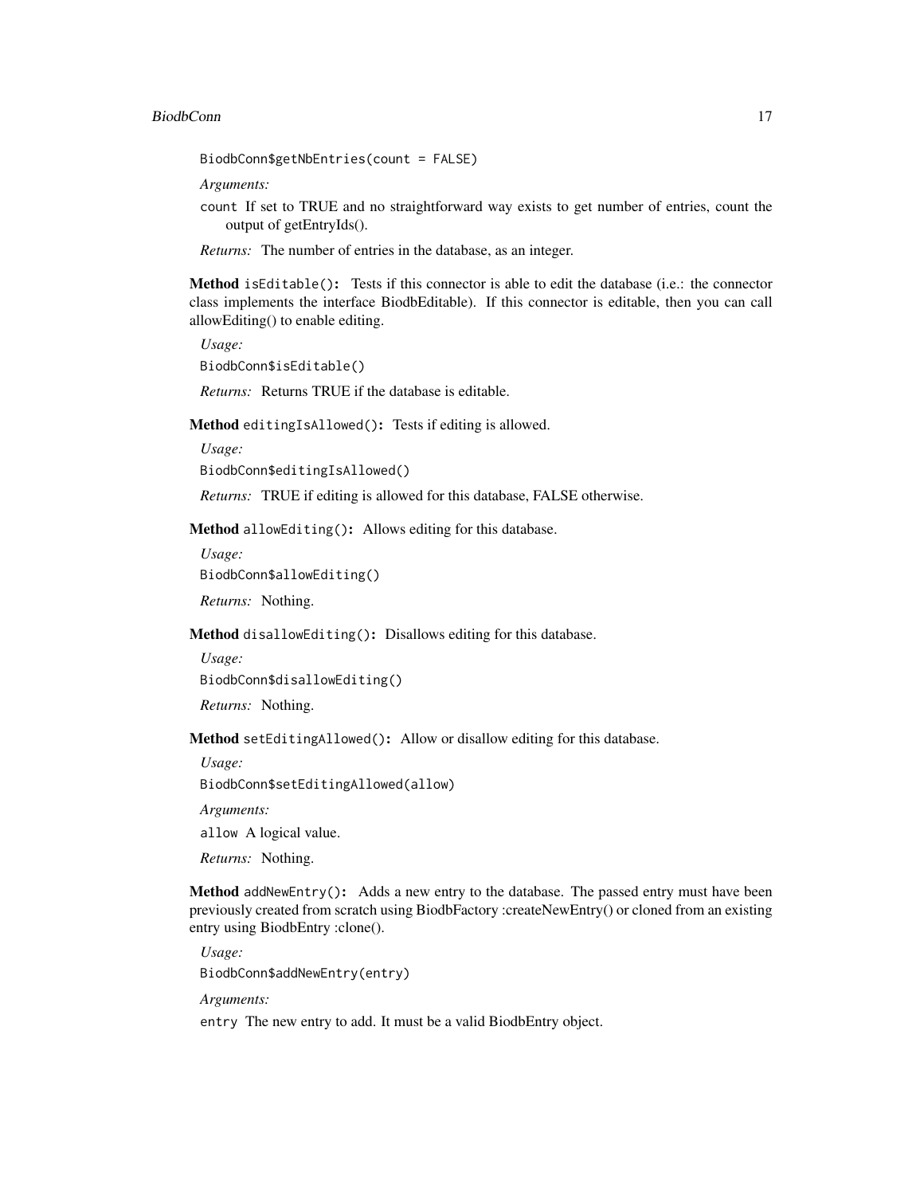```
BiodbConn$getNbEntries(count = FALSE)
```

*Arguments:*

`count` If set to TRUE and no straightforward way exists to get number of entries, count the output of getEntryIds().

*Returns:* The number of entries in the database, as an integer.

**Method** `isEditable()`**:** Tests if this connector is able to edit the database (i.e.: the connector class implements the interface BiodbEditable). If this connector is editable, then you can call allowEditing() to enable editing.

*Usage:*

```
BiodbConn$isEditable()
```

*Returns:* Returns TRUE if the database is editable.

**Method** `editingIsAllowed()`**:** Tests if editing is allowed.

*Usage:*

```
BiodbConn$editingIsAllowed()
```

*Returns:* TRUE if editing is allowed for this database, FALSE otherwise.

**Method** `allowEditing()`**:** Allows editing for this database.

*Usage:*

```
BiodbConn$allowEditing()
```

*Returns:* Nothing.

**Method** `disallowEditing()`**:** Disallows editing for this database.

*Usage:*

```
BiodbConn$disallowEditing()
```

*Returns:* Nothing.

**Method** `setEditingAllowed()`**:** Allow or disallow editing for this database.

*Usage:*

```
BiodbConn$setEditingAllowed(allow)
```

*Arguments:*

`allow` A logical value.

*Returns:* Nothing.

**Method** `addNewEntry()`**:** Adds a new entry to the database. The passed entry must have been previously created from scratch using BiodbFactory :createNewEntry() or cloned from an existing entry using BiodbEntry :clone().

*Usage:*

```
BiodbConn$addNewEntry(entry)
```

*Arguments:*

`entry` The new entry to add. It must be a valid BiodbEntry object.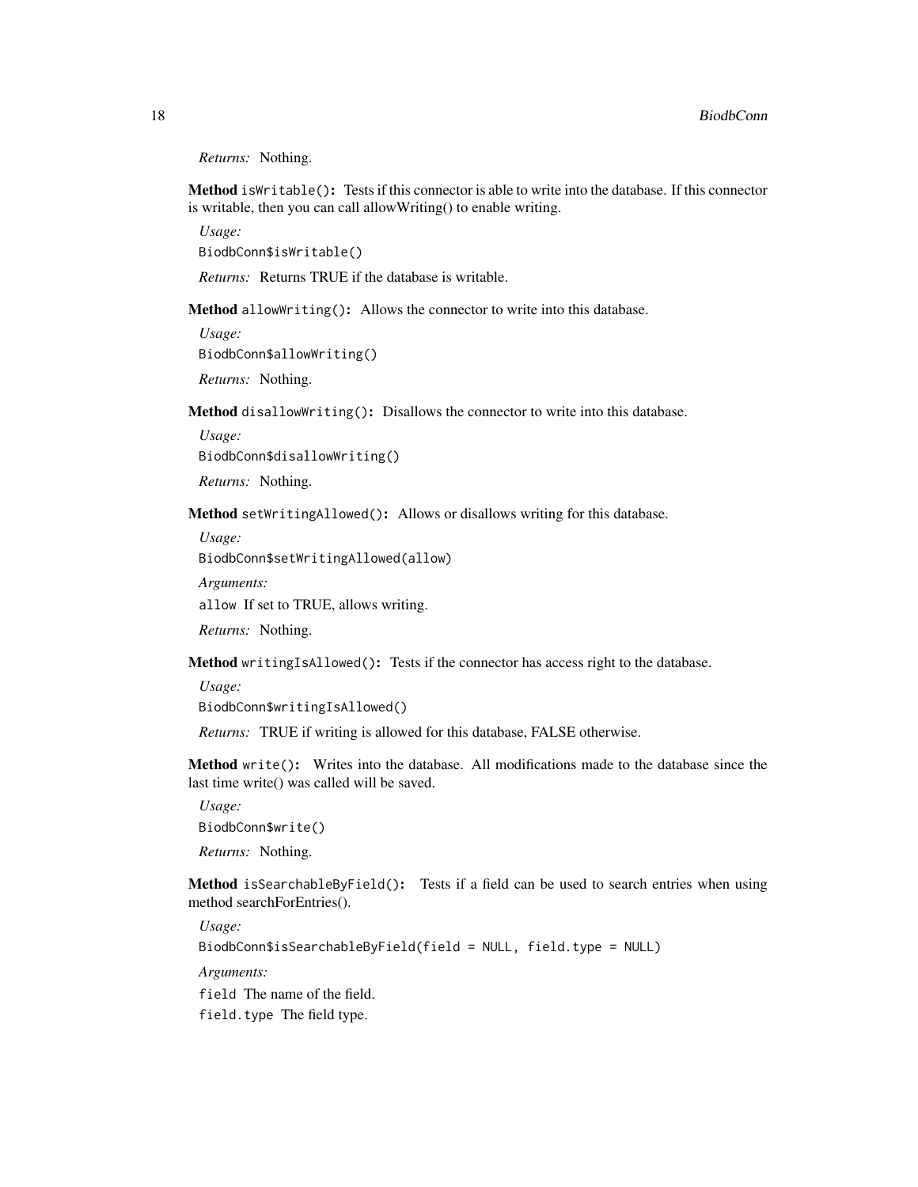*Returns:* Nothing.

**Method** `isWritable()`**:** Tests if this connector is able to write into the database. If this connector is writable, then you can call allowWriting() to enable writing.

*Usage:*

```
BiodbConn$isWritable()
```

*Returns:* Returns TRUE if the database is writable.

**Method** `allowWriting()`**:** Allows the connector to write into this database.

*Usage:*

```
BiodbConn$allowWriting()
```

*Returns:* Nothing.

**Method** `disallowWriting()`**:** Disallows the connector to write into this database.

*Usage:*

```
BiodbConn$disallowWriting()
```

*Returns:* Nothing.

**Method** `setWritingAllowed()`**:** Allows or disallows writing for this database.

*Usage:*

```
BiodbConn$setWritingAllowed(allow)
```

*Arguments:*

`allow` If set to TRUE, allows writing.

*Returns:* Nothing.

**Method** `writingIsAllowed()`**:** Tests if the connector has access right to the database.

*Usage:*

```
BiodbConn$writingIsAllowed()
```

*Returns:* TRUE if writing is allowed for this database, FALSE otherwise.

**Method** `write()`**:** Writes into the database. All modifications made to the database since the last time write() was called will be saved.

*Usage:*

```
BiodbConn$write()
```

*Returns:* Nothing.

**Method** `isSearchableByField()`**:** Tests if a field can be used to search entries when using method searchForEntries().

*Usage:*

```
BiodbConn$isSearchableByField(field = NULL, field.type = NULL)
```

*Arguments:*

`field` The name of the field.

`field.type` The field type.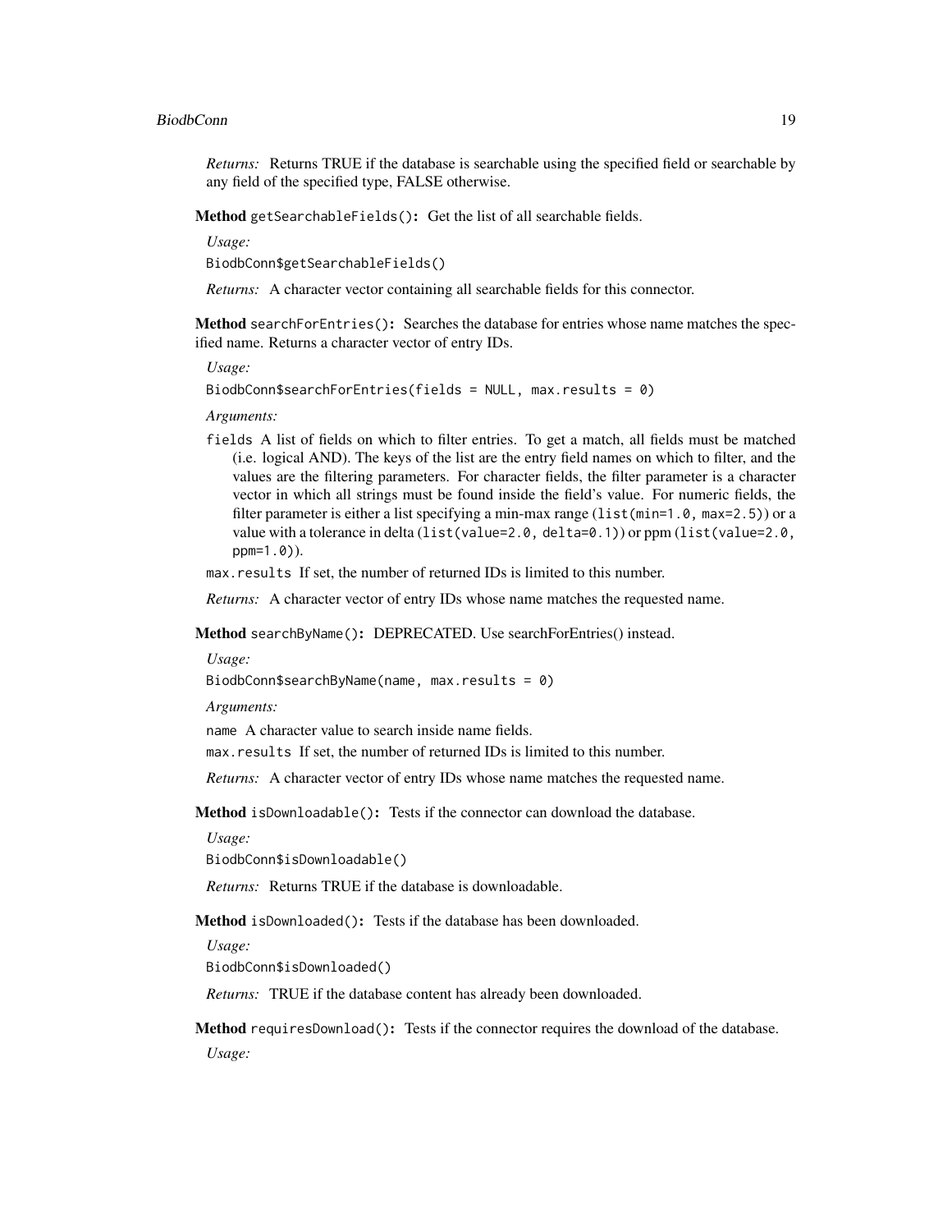*Returns:* Returns TRUE if the database is searchable using the specified field or searchable by any field of the specified type, FALSE otherwise.

**Method** `getSearchableFields()`**:** Get the list of all searchable fields.

*Usage:*

```
BiodbConn$getSearchableFields()
```

*Returns:* A character vector containing all searchable fields for this connector.

**Method** `searchForEntries()`**:** Searches the database for entries whose name matches the specified name. Returns a character vector of entry IDs.

*Usage:*

```
BiodbConn$searchForEntries(fields = NULL, max.results = 0)
```

*Arguments:*

`fields` A list of fields on which to filter entries. To get a match, all fields must be matched (i.e. logical AND). The keys of the list are the entry field names on which to filter, and the values are the filtering parameters. For character fields, the filter parameter is a character vector in which all strings must be found inside the field's value. For numeric fields, the filter parameter is either a list specifying a min-max range (`list(min=1.0, max=2.5)`) or a value with a tolerance in delta (`list(value=2.0, delta=0.1)`) or ppm (`list(value=2.0, ppm=1.0)`).

`max.results` If set, the number of returned IDs is limited to this number.

*Returns:* A character vector of entry IDs whose name matches the requested name.

**Method** `searchByName()`**:** DEPRECATED. Use searchForEntries() instead.

*Usage:*

```
BiodbConn$searchByName(name, max.results = 0)
```

*Arguments:*

`name` A character value to search inside name fields.

`max.results` If set, the number of returned IDs is limited to this number.

*Returns:* A character vector of entry IDs whose name matches the requested name.

**Method** `isDownloadable()`**:** Tests if the connector can download the database.

*Usage:*

```
BiodbConn$isDownloadable()
```

*Returns:* Returns TRUE if the database is downloadable.

**Method** `isDownloaded()`**:** Tests if the database has been downloaded.

*Usage:*

```
BiodbConn$isDownloaded()
```

*Returns:* TRUE if the database content has already been downloaded.

**Method** `requiresDownload()`**:** Tests if the connector requires the download of the database.

*Usage:*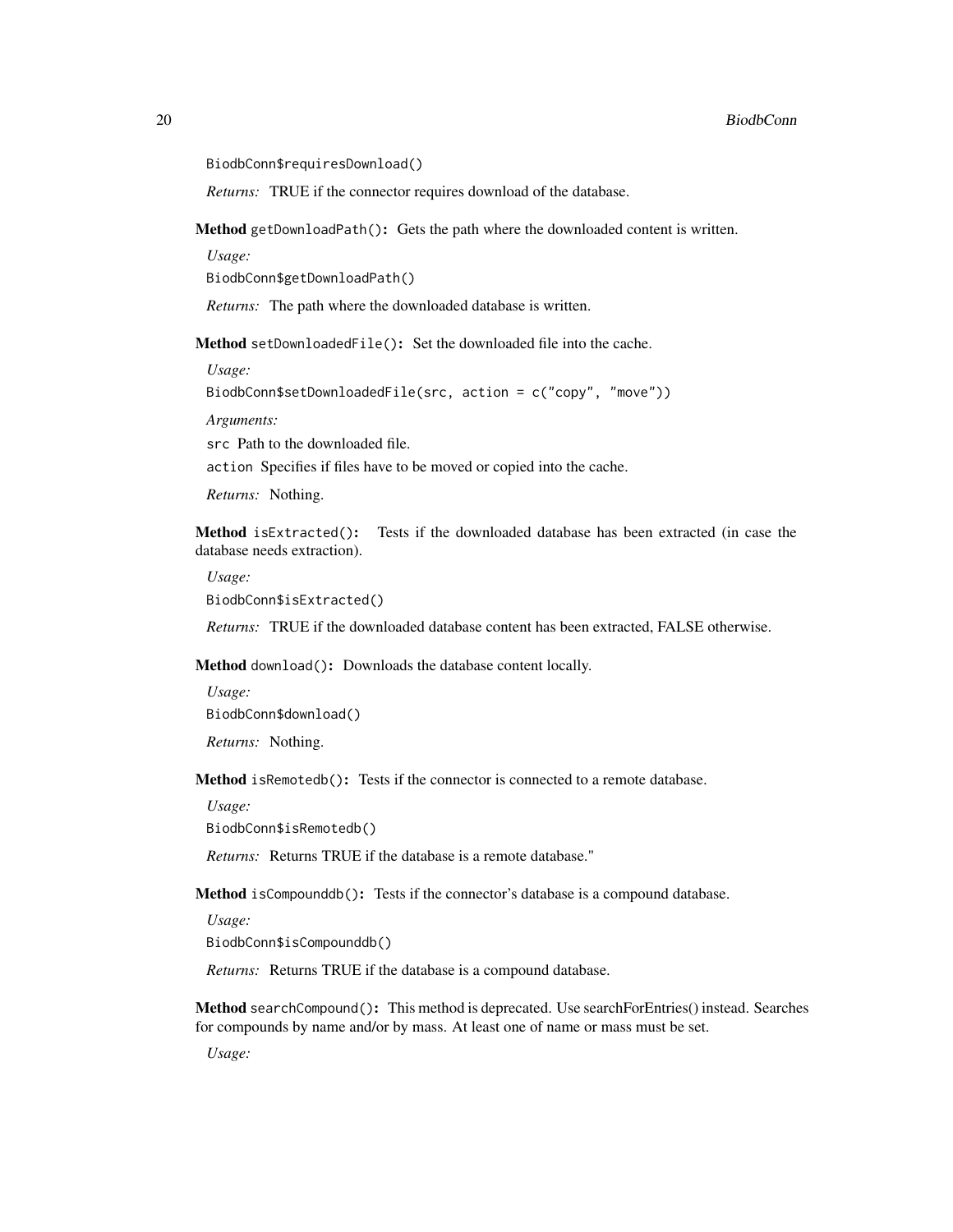```
BiodbConn$requiresDownload()
```

*Returns:* TRUE if the connector requires download of the database.

**Method** `getDownloadPath()`**:** Gets the path where the downloaded content is written.

*Usage:*

```
BiodbConn$getDownloadPath()
```

*Returns:* The path where the downloaded database is written.

**Method** `setDownloadedFile()`**:** Set the downloaded file into the cache.

*Usage:*

```
BiodbConn$setDownloadedFile(src, action = c("copy", "move"))
```

*Arguments:*

`src` Path to the downloaded file.

`action` Specifies if files have to be moved or copied into the cache.

*Returns:* Nothing.

**Method** `isExtracted()`**:** Tests if the downloaded database has been extracted (in case the database needs extraction).

*Usage:*

```
BiodbConn$isExtracted()
```

*Returns:* TRUE if the downloaded database content has been extracted, FALSE otherwise.

**Method** `download()`**:** Downloads the database content locally.

*Usage:*

```
BiodbConn$download()
```

*Returns:* Nothing.

**Method** `isRemotedb()`**:** Tests if the connector is connected to a remote database.

*Usage:*

```
BiodbConn$isRemotedb()
```

*Returns:* Returns TRUE if the database is a remote database."

**Method** `isCompounddb()`**:** Tests if the connector's database is a compound database.

*Usage:*

```
BiodbConn$isCompounddb()
```

*Returns:* Returns TRUE if the database is a compound database.

**Method** `searchCompound()`**:** This method is deprecated. Use searchForEntries() instead. Searches for compounds by name and/or by mass. At least one of name or mass must be set.

*Usage:*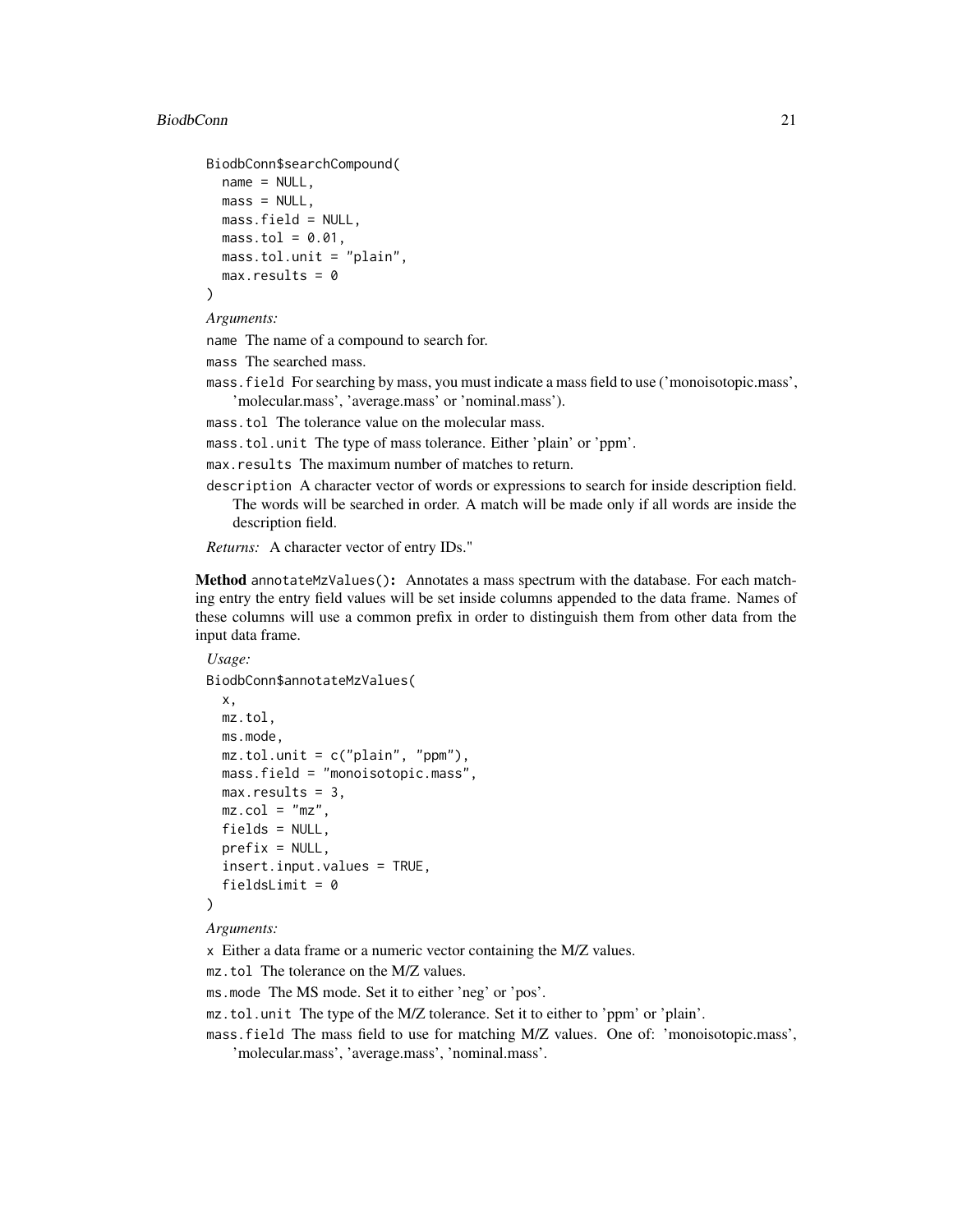```
BiodbConn$searchCompound(
  name = NULL,
  mass = NULL,
  mass.field = NULL,
  mass.tol = 0.01,
  mass.tol.unit = "plain",
  max.results = 0
)
```

*Arguments:*

`name` The name of a compound to search for.

`mass` The searched mass.

`mass.field` For searching by mass, you must indicate a mass field to use ('monoisotopic.mass', 'molecular.mass', 'average.mass' or 'nominal.mass').

`mass.tol` The tolerance value on the molecular mass.

`mass.tol.unit` The type of mass tolerance. Either 'plain' or 'ppm'.

`max.results` The maximum number of matches to return.

`description` A character vector of words or expressions to search for inside description field. The words will be searched in order. A match will be made only if all words are inside the description field.

*Returns:* A character vector of entry IDs."

**Method** `annotateMzValues()`**:** Annotates a mass spectrum with the database. For each matching entry the entry field values will be set inside columns appended to the data frame. Names of these columns will use a common prefix in order to distinguish them from other data from the input data frame.

*Usage:*

```
BiodbConn$annotateMzValues(
  x,
  mz.tol,
  ms.mode,
  mz.tol.unit = c("plain", "ppm"),
  mass.field = "monoisotopic.mass",
  max.results = 3,
  mz.col = "mz",
  fields = NULL,
  prefix = NULL,
  insert.input.values = TRUE,
  fieldsLimit = 0
)
```

*Arguments:*

`x` Either a data frame or a numeric vector containing the M/Z values.

`mz.tol` The tolerance on the M/Z values.

`ms.mode` The MS mode. Set it to either 'neg' or 'pos'.

`mz.tol.unit` The type of the M/Z tolerance. Set it to either to 'ppm' or 'plain'.

`mass.field` The mass field to use for matching M/Z values. One of: 'monoisotopic.mass', 'molecular.mass', 'average.mass', 'nominal.mass'.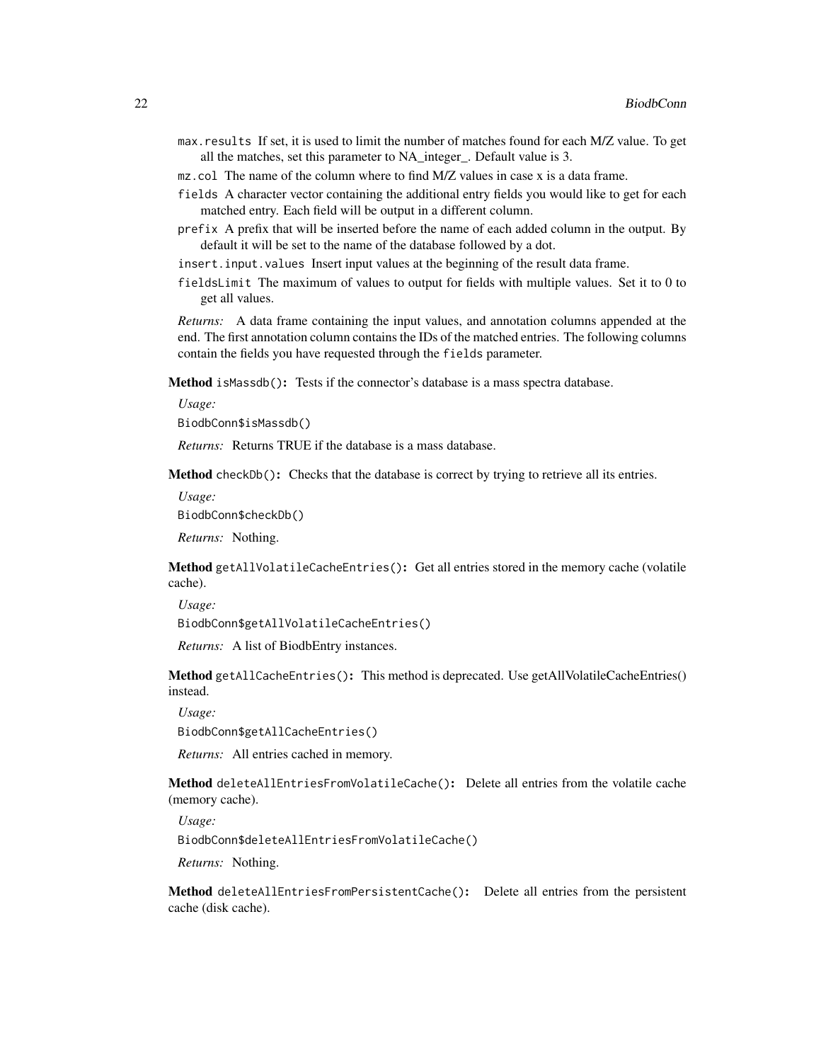max.results If set, it is used to limit the number of matches found for each M/Z value. To get all the matches, set this parameter to NA_integer_. Default value is 3.

mz.col The name of the column where to find M/Z values in case x is a data frame.

fields A character vector containing the additional entry fields you would like to get for each matched entry. Each field will be output in a different column.

prefix A prefix that will be inserted before the name of each added column in the output. By default it will be set to the name of the database followed by a dot.

insert.input.values Insert input values at the beginning of the result data frame.

fieldsLimit The maximum of values to output for fields with multiple values. Set it to 0 to get all values.

*Returns:* A data frame containing the input values, and annotation columns appended at the end. The first annotation column contains the IDs of the matched entries. The following columns contain the fields you have requested through the fields parameter.

**Method** isMassdb()**:** Tests if the connector's database is a mass spectra database.

*Usage:*

```
BiodbConn$isMassdb()
```

*Returns:* Returns TRUE if the database is a mass database.

**Method** checkDb()**:** Checks that the database is correct by trying to retrieve all its entries.

*Usage:*

```
BiodbConn$checkDb()
```

*Returns:* Nothing.

**Method** getAllVolatileCacheEntries()**:** Get all entries stored in the memory cache (volatile cache).

*Usage:*

```
BiodbConn$getAllVolatileCacheEntries()
```

*Returns:* A list of BiodbEntry instances.

**Method** getAllCacheEntries()**:** This method is deprecated. Use getAllVolatileCacheEntries() instead.

*Usage:*

```
BiodbConn$getAllCacheEntries()
```

*Returns:* All entries cached in memory.

**Method** deleteAllEntriesFromVolatileCache()**:** Delete all entries from the volatile cache (memory cache).

*Usage:*

```
BiodbConn$deleteAllEntriesFromVolatileCache()
```

*Returns:* Nothing.

**Method** deleteAllEntriesFromPersistentCache()**:** Delete all entries from the persistent cache (disk cache).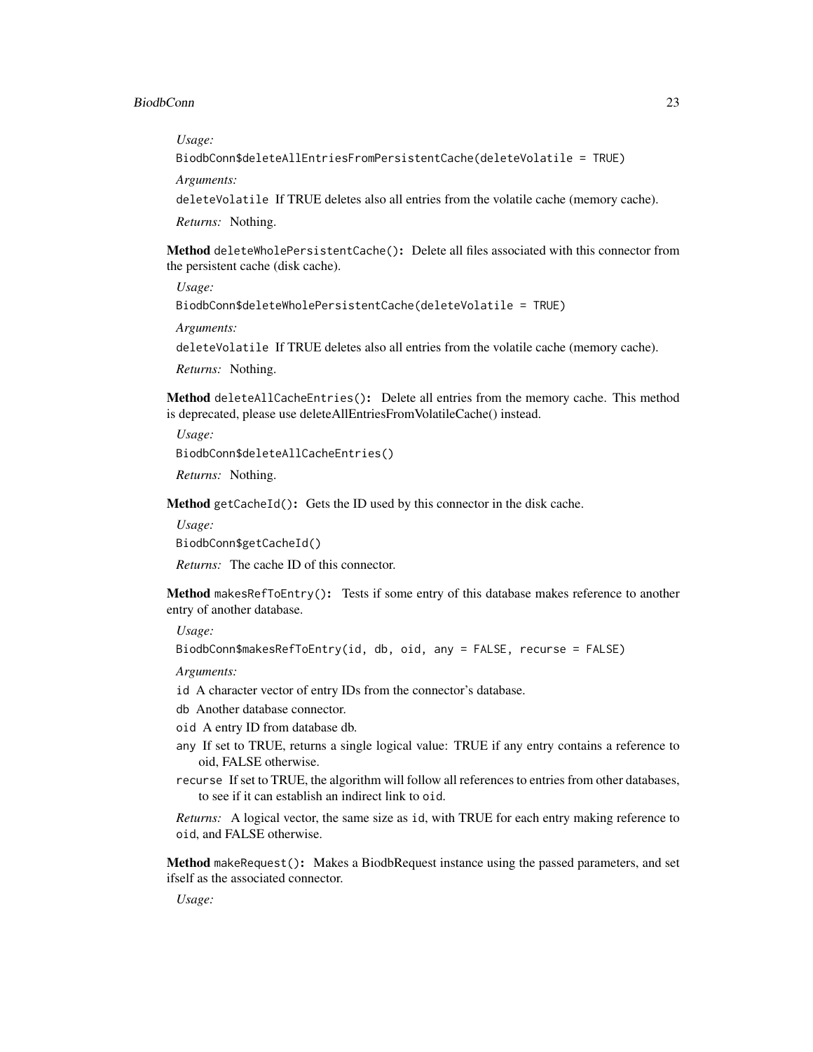*Usage:*

```
BiodbConn$deleteAllEntriesFromPersistentCache(deleteVolatile = TRUE)
```

*Arguments:*

`deleteVolatile` If TRUE deletes also all entries from the volatile cache (memory cache).

*Returns:* Nothing.

**Method** `deleteWholePersistentCache()`**:** Delete all files associated with this connector from the persistent cache (disk cache).

*Usage:*

```
BiodbConn$deleteWholePersistentCache(deleteVolatile = TRUE)
```

*Arguments:*

`deleteVolatile` If TRUE deletes also all entries from the volatile cache (memory cache).

*Returns:* Nothing.

**Method** `deleteAllCacheEntries()`**:** Delete all entries from the memory cache. This method is deprecated, please use deleteAllEntriesFromVolatileCache() instead.

*Usage:*

```
BiodbConn$deleteAllCacheEntries()
```

*Returns:* Nothing.

**Method** `getCacheId()`**:** Gets the ID used by this connector in the disk cache.

*Usage:*

```
BiodbConn$getCacheId()
```

*Returns:* The cache ID of this connector.

**Method** `makesRefToEntry()`**:** Tests if some entry of this database makes reference to another entry of another database.

*Usage:*

```
BiodbConn$makesRefToEntry(id, db, oid, any = FALSE, recurse = FALSE)
```

*Arguments:*

`id` A character vector of entry IDs from the connector's database.

`db` Another database connector.

`oid` A entry ID from database db.

`any` If set to TRUE, returns a single logical value: TRUE if any entry contains a reference to oid, FALSE otherwise.

`recurse` If set to TRUE, the algorithm will follow all references to entries from other databases, to see if it can establish an indirect link to `oid`.

*Returns:* A logical vector, the same size as `id`, with TRUE for each entry making reference to `oid`, and FALSE otherwise.

**Method** `makeRequest()`**:** Makes a BiodbRequest instance using the passed parameters, and set ifself as the associated connector.

*Usage:*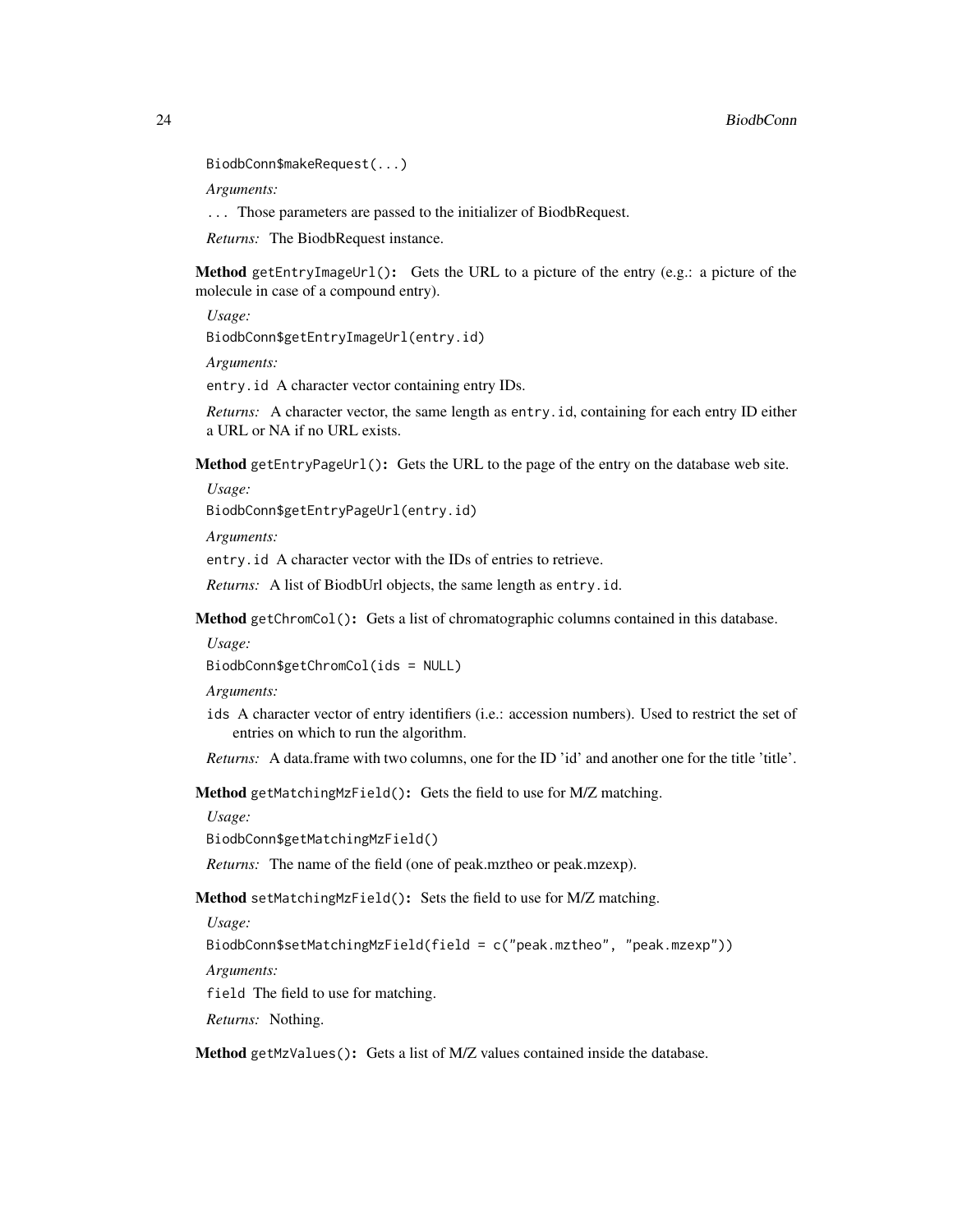```
BiodbConn$makeRequest(...)
```

*Arguments:*

`...` Those parameters are passed to the initializer of BiodbRequest.

*Returns:* The BiodbRequest instance.

**Method** `getEntryImageUrl()`**:** Gets the URL to a picture of the entry (e.g.: a picture of the molecule in case of a compound entry).

*Usage:*

```
BiodbConn$getEntryImageUrl(entry.id)
```

*Arguments:*

`entry.id` A character vector containing entry IDs.

*Returns:* A character vector, the same length as `entry.id`, containing for each entry ID either a URL or NA if no URL exists.

**Method** `getEntryPageUrl()`**:** Gets the URL to the page of the entry on the database web site.

*Usage:*

```
BiodbConn$getEntryPageUrl(entry.id)
```

*Arguments:*

`entry.id` A character vector with the IDs of entries to retrieve.

*Returns:* A list of BiodbUrl objects, the same length as `entry.id`.

**Method** `getChromCol()`**:** Gets a list of chromatographic columns contained in this database.

*Usage:*

```
BiodbConn$getChromCol(ids = NULL)
```

*Arguments:*

`ids` A character vector of entry identifiers (i.e.: accession numbers). Used to restrict the set of entries on which to run the algorithm.

*Returns:* A data.frame with two columns, one for the ID 'id' and another one for the title 'title'.

**Method** `getMatchingMzField()`**:** Gets the field to use for M/Z matching.

*Usage:*

```
BiodbConn$getMatchingMzField()
```

*Returns:* The name of the field (one of peak.mztheo or peak.mzexp).

**Method** `setMatchingMzField()`**:** Sets the field to use for M/Z matching.

*Usage:*

```
BiodbConn$setMatchingMzField(field = c("peak.mztheo", "peak.mzexp"))
```

*Arguments:*

`field` The field to use for matching.

*Returns:* Nothing.

**Method** `getMzValues()`**:** Gets a list of M/Z values contained inside the database.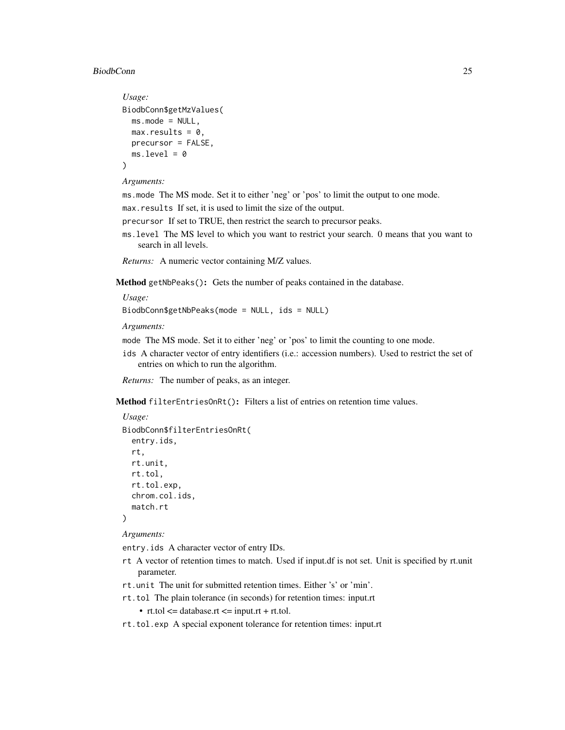*Usage:*

```
BiodbConn$getMzValues(
  ms.mode = NULL,
  max.results = 0,
  precursor = FALSE,
  ms.level = 0
)
```

*Arguments:*

`ms.mode` The MS mode. Set it to either 'neg' or 'pos' to limit the output to one mode.

`max.results` If set, it is used to limit the size of the output.

`precursor` If set to TRUE, then restrict the search to precursor peaks.

`ms.level` The MS level to which you want to restrict your search. 0 means that you want to search in all levels.

*Returns:* A numeric vector containing M/Z values.

**Method** `getNbPeaks()`**:** Gets the number of peaks contained in the database.

*Usage:*

```
BiodbConn$getNbPeaks(mode = NULL, ids = NULL)
```

*Arguments:*

`mode` The MS mode. Set it to either 'neg' or 'pos' to limit the counting to one mode.

`ids` A character vector of entry identifiers (i.e.: accession numbers). Used to restrict the set of entries on which to run the algorithm.

*Returns:* The number of peaks, as an integer.

**Method** `filterEntriesOnRt()`**:** Filters a list of entries on retention time values.

*Usage:*

```
BiodbConn$filterEntriesOnRt(
  entry.ids,
  rt,
  rt.unit,
  rt.tol,
  rt.tol.exp,
  chrom.col.ids,
  match.rt
)
```

*Arguments:*

`entry.ids` A character vector of entry IDs.

`rt` A vector of retention times to match. Used if input.df is not set. Unit is specified by rt.unit parameter.

`rt.unit` The unit for submitted retention times. Either 's' or 'min'.

`rt.tol` The plain tolerance (in seconds) for retention times: input.rt

- rt.tol <= database.rt <= input.rt + rt.tol.

`rt.tol.exp` A special exponent tolerance for retention times: input.rt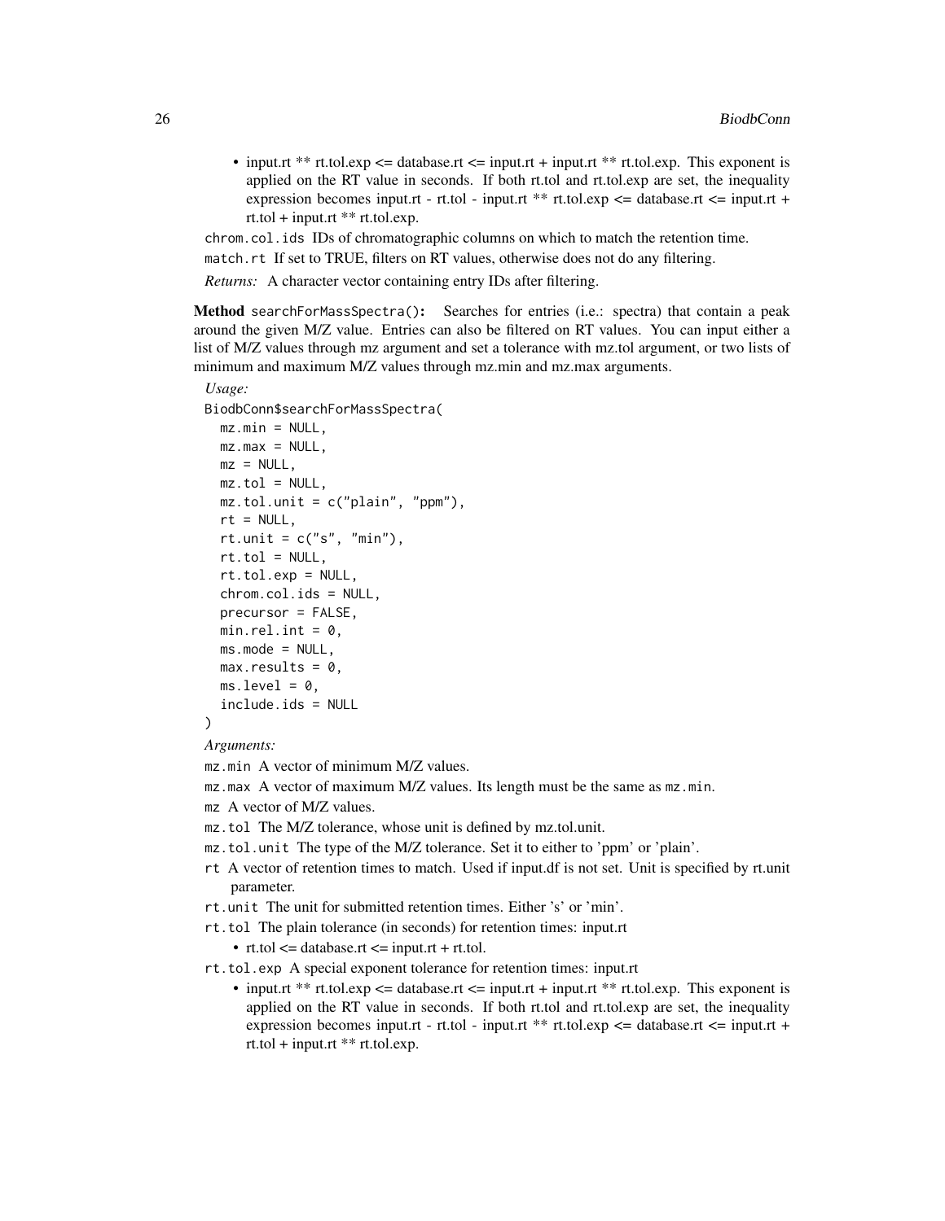- input.rt ** rt.tol.exp <= database.rt <= input.rt + input.rt ** rt.tol.exp. This exponent is applied on the RT value in seconds. If both rt.tol and rt.tol.exp are set, the inequality expression becomes input.rt - rt.tol - input.rt ** rt.tol.exp <= database.rt <= input.rt + rt.tol + input.rt ** rt.tol.exp.

`chrom.col.ids` IDs of chromatographic columns on which to match the retention time.

`match.rt` If set to TRUE, filters on RT values, otherwise does not do any filtering.

*Returns:* A character vector containing entry IDs after filtering.

**Method** `searchForMassSpectra()`**:** Searches for entries (i.e.: spectra) that contain a peak around the given M/Z value. Entries can also be filtered on RT values. You can input either a list of M/Z values through mz argument and set a tolerance with mz.tol argument, or two lists of minimum and maximum M/Z values through mz.min and mz.max arguments.

*Usage:*

```
BiodbConn$searchForMassSpectra(
  mz.min = NULL,
  mz.max = NULL,
  mz = NULL,
  mz.tol = NULL,
  mz.tol.unit = c("plain", "ppm"),
  rt = NULL,
  rt.unit = c("s", "min"),
  rt.tol = NULL,
  rt.tol.exp = NULL,
  chrom.col.ids = NULL,
  precursor = FALSE,
  min.rel.int = 0,
  ms.mode = NULL,
  max.results = 0,
  ms.level = 0,
  include.ids = NULL
)
```

*Arguments:*

`mz.min` A vector of minimum M/Z values.

`mz.max` A vector of maximum M/Z values. Its length must be the same as `mz.min`.

`mz` A vector of M/Z values.

`mz.tol` The M/Z tolerance, whose unit is defined by mz.tol.unit.

`mz.tol.unit` The type of the M/Z tolerance. Set it to either to 'ppm' or 'plain'.

`rt` A vector of retention times to match. Used if input.df is not set. Unit is specified by rt.unit parameter.

`rt.unit` The unit for submitted retention times. Either 's' or 'min'.

`rt.tol` The plain tolerance (in seconds) for retention times: input.rt

- rt.tol <= database.rt <= input.rt + rt.tol.

`rt.tol.exp` A special exponent tolerance for retention times: input.rt

- input.rt ** rt.tol.exp <= database.rt <= input.rt + input.rt ** rt.tol.exp. This exponent is applied on the RT value in seconds. If both rt.tol and rt.tol.exp are set, the inequality expression becomes input.rt - rt.tol - input.rt ** rt.tol.exp <= database.rt <= input.rt + rt.tol + input.rt ** rt.tol.exp.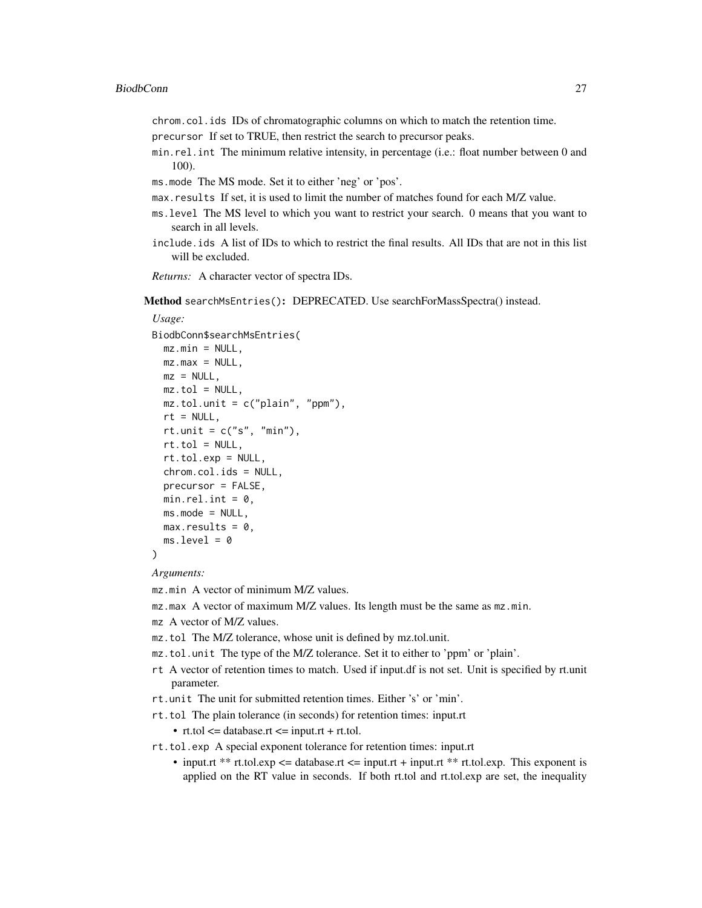`chrom.col.ids` IDs of chromatographic columns on which to match the retention time.

`precursor` If set to TRUE, then restrict the search to precursor peaks.

`min.rel.int` The minimum relative intensity, in percentage (i.e.: float number between 0 and 100).

`ms.mode` The MS mode. Set it to either 'neg' or 'pos'.

`max.results` If set, it is used to limit the number of matches found for each M/Z value.

`ms.level` The MS level to which you want to restrict your search. 0 means that you want to search in all levels.

`include.ids` A list of IDs to which to restrict the final results. All IDs that are not in this list will be excluded.

*Returns:* A character vector of spectra IDs.

**Method** `searchMsEntries()`**:** DEPRECATED. Use searchForMassSpectra() instead.

*Usage:*

```
BiodbConn$searchMsEntries(
  mz.min = NULL,
  mz.max = NULL,
  mz = NULL,
  mz.tol = NULL,
  mz.tol.unit = c("plain", "ppm"),
  rt = NULL,
  rt.unit = c("s", "min"),
  rt.tol = NULL,
  rt.tol.exp = NULL,
  chrom.col.ids = NULL,
  precursor = FALSE,
  min.rel.int = 0,
  ms.mode = NULL,
  max.results = 0,
  ms.level = 0
)
```

*Arguments:*

`mz.min` A vector of minimum M/Z values.

`mz.max` A vector of maximum M/Z values. Its length must be the same as `mz.min`.

`mz` A vector of M/Z values.

`mz.tol` The M/Z tolerance, whose unit is defined by mz.tol.unit.

`mz.tol.unit` The type of the M/Z tolerance. Set it to either to 'ppm' or 'plain'.

`rt` A vector of retention times to match. Used if input.df is not set. Unit is specified by rt.unit parameter.

`rt.unit` The unit for submitted retention times. Either 's' or 'min'.

`rt.tol` The plain tolerance (in seconds) for retention times: input.rt

- rt.tol <= database.rt <= input.rt + rt.tol.

`rt.tol.exp` A special exponent tolerance for retention times: input.rt

- input.rt ** rt.tol.exp <= database.rt <= input.rt + input.rt ** rt.tol.exp. This exponent is applied on the RT value in seconds. If both rt.tol and rt.tol.exp are set, the inequality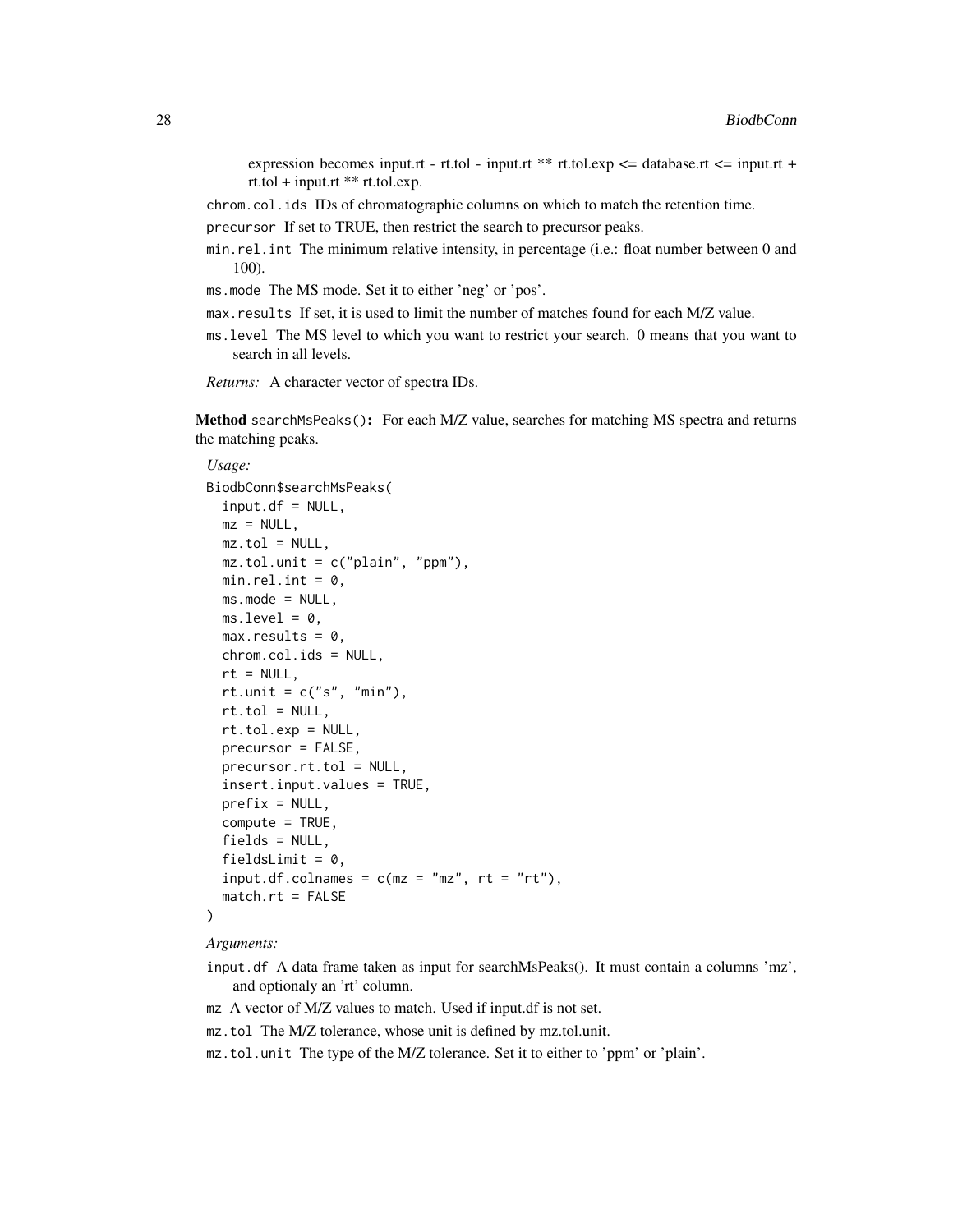expression becomes input.rt - rt.tol - input.rt ** rt.tol.exp <= database.rt <= input.rt + rt.tol + input.rt ** rt.tol.exp.

`chrom.col.ids` IDs of chromatographic columns on which to match the retention time.

`precursor` If set to TRUE, then restrict the search to precursor peaks.

`min.rel.int` The minimum relative intensity, in percentage (i.e.: float number between 0 and 100).

`ms.mode` The MS mode. Set it to either 'neg' or 'pos'.

`max.results` If set, it is used to limit the number of matches found for each M/Z value.

`ms.level` The MS level to which you want to restrict your search. 0 means that you want to search in all levels.

*Returns:* A character vector of spectra IDs.

**Method** `searchMsPeaks()`**:** For each M/Z value, searches for matching MS spectra and returns the matching peaks.

*Usage:*

```
BiodbConn$searchMsPeaks(
  input.df = NULL,
  mz = NULL,
  mz.tol = NULL,
  mz.tol.unit = c("plain", "ppm"),
  min.rel.int = 0,
  ms.mode = NULL,
  ms.level = 0,
  max.results = 0,
  chrom.col.ids = NULL,
  rt = NULL,
  rt.unit = c("s", "min"),
  rt.tol = NULL,
  rt.tol.exp = NULL,
  precursor = FALSE,
  precursor.rt.tol = NULL,
  insert.input.values = TRUE,
  prefix = NULL,
  compute = TRUE,
  fields = NULL,
  fieldsLimit = 0,
  input.df.colnames = c(mz = "mz", rt = "rt"),
  match.rt = FALSE
)
```

*Arguments:*

`input.df` A data frame taken as input for searchMsPeaks(). It must contain a columns 'mz', and optionaly an 'rt' column.

`mz` A vector of M/Z values to match. Used if input.df is not set.

`mz.tol` The M/Z tolerance, whose unit is defined by mz.tol.unit.

`mz.tol.unit` The type of the M/Z tolerance. Set it to either to 'ppm' or 'plain'.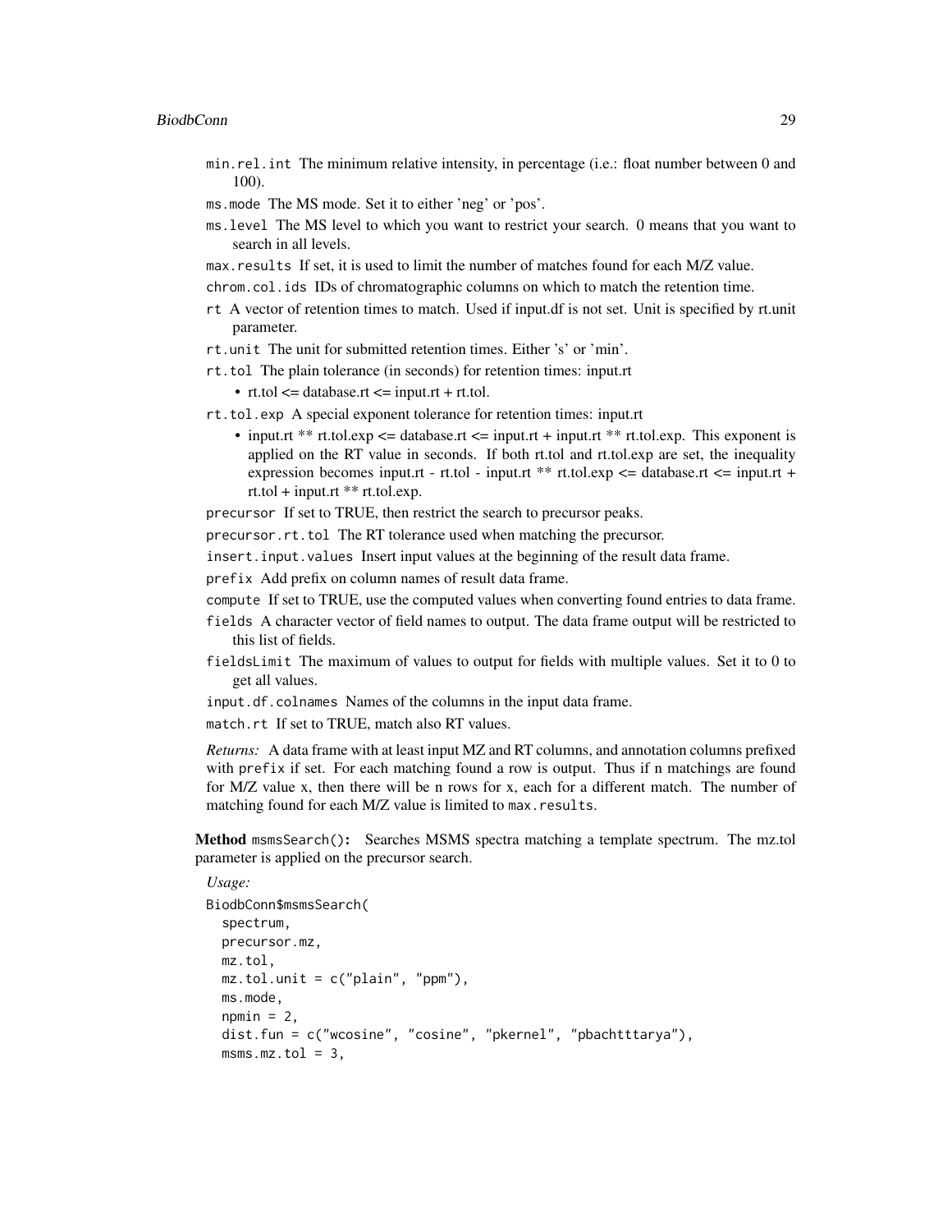`min.rel.int` The minimum relative intensity, in percentage (i.e.: float number between 0 and 100).

`ms.mode` The MS mode. Set it to either 'neg' or 'pos'.

`ms.level` The MS level to which you want to restrict your search. 0 means that you want to search in all levels.

`max.results` If set, it is used to limit the number of matches found for each M/Z value.

`chrom.col.ids` IDs of chromatographic columns on which to match the retention time.

`rt` A vector of retention times to match. Used if input.df is not set. Unit is specified by rt.unit parameter.

`rt.unit` The unit for submitted retention times. Either 's' or 'min'.

`rt.tol` The plain tolerance (in seconds) for retention times: input.rt

- rt.tol <= database.rt <= input.rt + rt.tol.

`rt.tol.exp` A special exponent tolerance for retention times: input.rt

- input.rt ** rt.tol.exp <= database.rt <= input.rt + input.rt ** rt.tol.exp. This exponent is applied on the RT value in seconds. If both rt.tol and rt.tol.exp are set, the inequality expression becomes input.rt - rt.tol - input.rt ** rt.tol.exp <= database.rt <= input.rt + rt.tol + input.rt ** rt.tol.exp.

`precursor` If set to TRUE, then restrict the search to precursor peaks.

`precursor.rt.tol` The RT tolerance used when matching the precursor.

`insert.input.values` Insert input values at the beginning of the result data frame.

`prefix` Add prefix on column names of result data frame.

`compute` If set to TRUE, use the computed values when converting found entries to data frame.

`fields` A character vector of field names to output. The data frame output will be restricted to this list of fields.

`fieldsLimit` The maximum of values to output for fields with multiple values. Set it to 0 to get all values.

`input.df.colnames` Names of the columns in the input data frame.

`match.rt` If set to TRUE, match also RT values.

*Returns:* A data frame with at least input MZ and RT columns, and annotation columns prefixed with `prefix` if set. For each matching found a row is output. Thus if n matchings are found for M/Z value x, then there will be n rows for x, each for a different match. The number of matching found for each M/Z value is limited to `max.results`.

**Method** `msmsSearch()`**:** Searches MSMS spectra matching a template spectrum. The mz.tol parameter is applied on the precursor search.

*Usage:*

```
BiodbConn$msmsSearch(
  spectrum,
  precursor.mz,
  mz.tol,
  mz.tol.unit = c("plain", "ppm"),
  ms.mode,
  npmin = 2,
  dist.fun = c("wcosine", "cosine", "pkernel", "pbachtttarya"),
  msms.mz.tol = 3,
```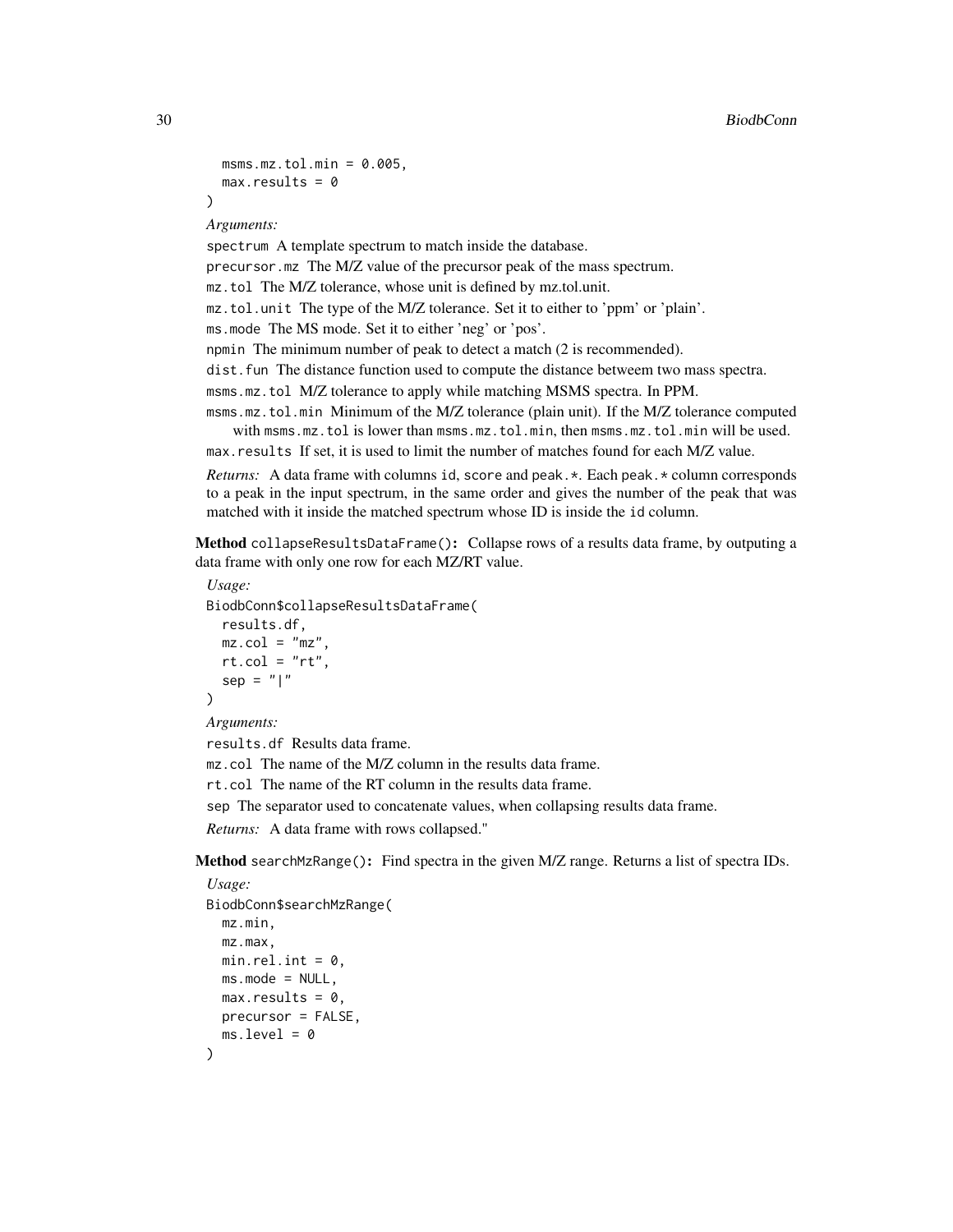```
  msms.mz.tol.min = 0.005,
  max.results = 0
)
```

*Arguments:*

`spectrum` A template spectrum to match inside the database.

`precursor.mz` The M/Z value of the precursor peak of the mass spectrum.

`mz.tol` The M/Z tolerance, whose unit is defined by mz.tol.unit.

`mz.tol.unit` The type of the M/Z tolerance. Set it to either to 'ppm' or 'plain'.

`ms.mode` The MS mode. Set it to either 'neg' or 'pos'.

`npmin` The minimum number of peak to detect a match (2 is recommended).

`dist.fun` The distance function used to compute the distance betweem two mass spectra.

`msms.mz.tol` M/Z tolerance to apply while matching MSMS spectra. In PPM.

`msms.mz.tol.min` Minimum of the M/Z tolerance (plain unit). If the M/Z tolerance computed with `msms.mz.tol` is lower than `msms.mz.tol.min`, then `msms.mz.tol.min` will be used.

`max.results` If set, it is used to limit the number of matches found for each M/Z value.

*Returns:* A data frame with columns `id`, `score` and `peak.*`. Each `peak.*` column corresponds to a peak in the input spectrum, in the same order and gives the number of the peak that was matched with it inside the matched spectrum whose ID is inside the `id` column.

**Method** `collapseResultsDataFrame()`**:** Collapse rows of a results data frame, by outputing a data frame with only one row for each MZ/RT value.

*Usage:*

```
BiodbConn$collapseResultsDataFrame(
  results.df,
  mz.col = "mz",
  rt.col = "rt",
  sep = "|"
)
```

*Arguments:*

`results.df` Results data frame.

`mz.col` The name of the M/Z column in the results data frame.

`rt.col` The name of the RT column in the results data frame.

`sep` The separator used to concatenate values, when collapsing results data frame.

*Returns:* A data frame with rows collapsed."

**Method** `searchMzRange()`**:** Find spectra in the given M/Z range. Returns a list of spectra IDs.

*Usage:*

```
BiodbConn$searchMzRange(
  mz.min,
  mz.max,
  min.rel.int = 0,
  ms.mode = NULL,
  max.results = 0,
  precursor = FALSE,
  ms.level = 0
)
```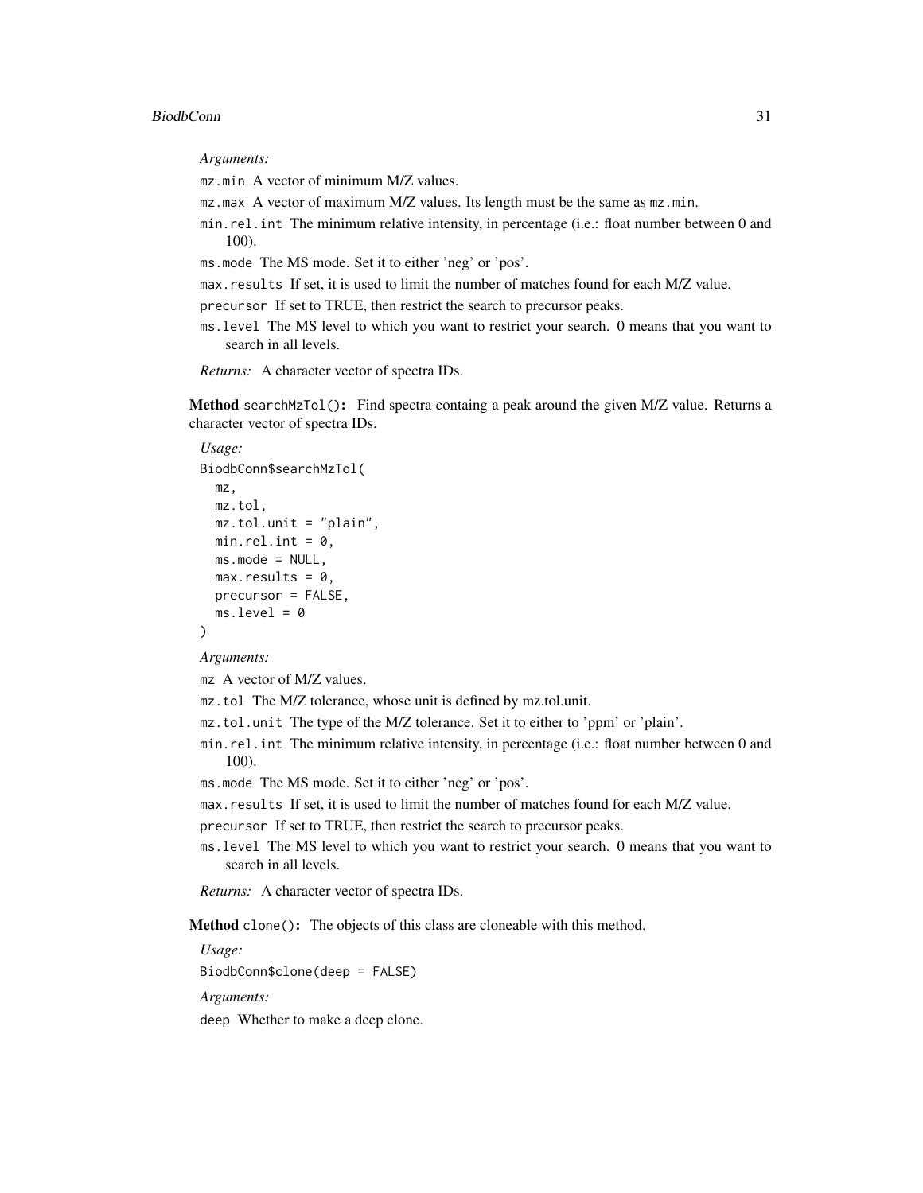*Arguments:*

`mz.min` A vector of minimum M/Z values.

`mz.max` A vector of maximum M/Z values. Its length must be the same as `mz.min`.

`min.rel.int` The minimum relative intensity, in percentage (i.e.: float number between 0 and 100).

`ms.mode` The MS mode. Set it to either 'neg' or 'pos'.

`max.results` If set, it is used to limit the number of matches found for each M/Z value.

`precursor` If set to TRUE, then restrict the search to precursor peaks.

`ms.level` The MS level to which you want to restrict your search. 0 means that you want to search in all levels.

*Returns:* A character vector of spectra IDs.

**Method** `searchMzTol()`**:** Find spectra containg a peak around the given M/Z value. Returns a character vector of spectra IDs.

*Usage:*

```
BiodbConn$searchMzTol(
  mz,
  mz.tol,
  mz.tol.unit = "plain",
  min.rel.int = 0,
  ms.mode = NULL,
  max.results = 0,
  precursor = FALSE,
  ms.level = 0
)
```

*Arguments:*

`mz` A vector of M/Z values.

`mz.tol` The M/Z tolerance, whose unit is defined by mz.tol.unit.

`mz.tol.unit` The type of the M/Z tolerance. Set it to either to 'ppm' or 'plain'.

`min.rel.int` The minimum relative intensity, in percentage (i.e.: float number between 0 and 100).

`ms.mode` The MS mode. Set it to either 'neg' or 'pos'.

`max.results` If set, it is used to limit the number of matches found for each M/Z value.

`precursor` If set to TRUE, then restrict the search to precursor peaks.

`ms.level` The MS level to which you want to restrict your search. 0 means that you want to search in all levels.

*Returns:* A character vector of spectra IDs.

**Method** `clone()`**:** The objects of this class are cloneable with this method.

*Usage:*

```
BiodbConn$clone(deep = FALSE)
```

*Arguments:*

`deep` Whether to make a deep clone.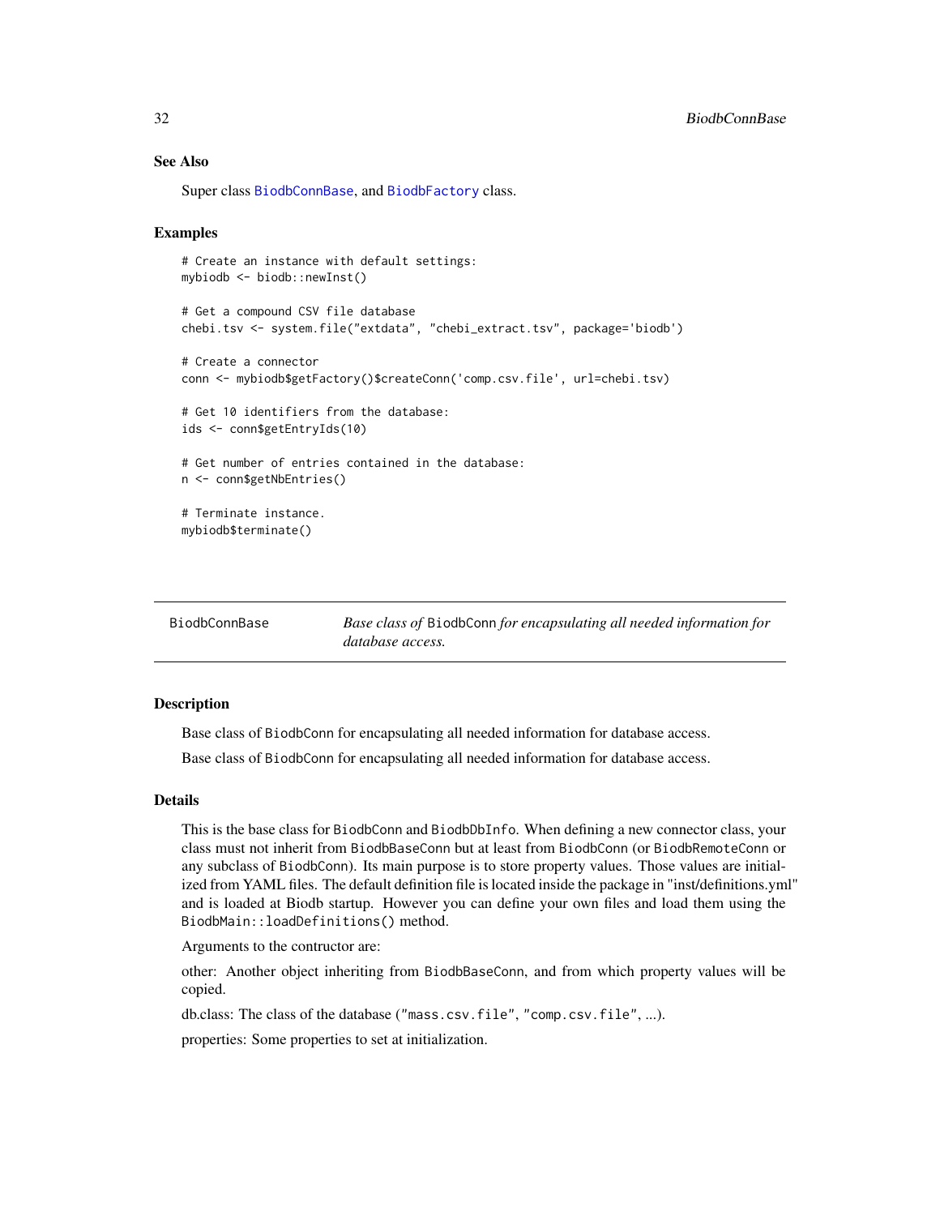## See Also

Super class BiodbConnBase, and BiodbFactory class.

## Examples

```
# Create an instance with default settings:
mybiodb <- biodb::newInst()

# Get a compound CSV file database
chebi.tsv <- system.file("extdata", "chebi_extract.tsv", package='biodb')

# Create a connector
conn <- mybiodb$getFactory()$createConn('comp.csv.file', url=chebi.tsv)

# Get 10 identifiers from the database:
ids <- conn$getEntryIds(10)

# Get number of entries contained in the database:
n <- conn$getNbEntries()

# Terminate instance.
mybiodb$terminate()
```

---

# BiodbConnBase — *Base class of* `BiodbConn` *for encapsulating all needed information for database access.*

---

## Description

Base class of `BiodbConn` for encapsulating all needed information for database access.

Base class of `BiodbConn` for encapsulating all needed information for database access.

## Details

This is the base class for `BiodbConn` and `BiodbDbInfo`. When defining a new connector class, your class must not inherit from `BiodbBaseConn` but at least from `BiodbConn` (or `BiodbRemoteConn` or any subclass of `BiodbConn`). Its main purpose is to store property values. Those values are initialized from YAML files. The default definition file is located inside the package in "inst/definitions.yml" and is loaded at Biodb startup. However you can define your own files and load them using the `BiodbMain::loadDefinitions()` method.

Arguments to the contructor are:

other: Another object inheriting from `BiodbBaseConn`, and from which property values will be copied.

db.class: The class of the database (`"mass.csv.file"`, `"comp.csv.file"`, ...).

properties: Some properties to set at initialization.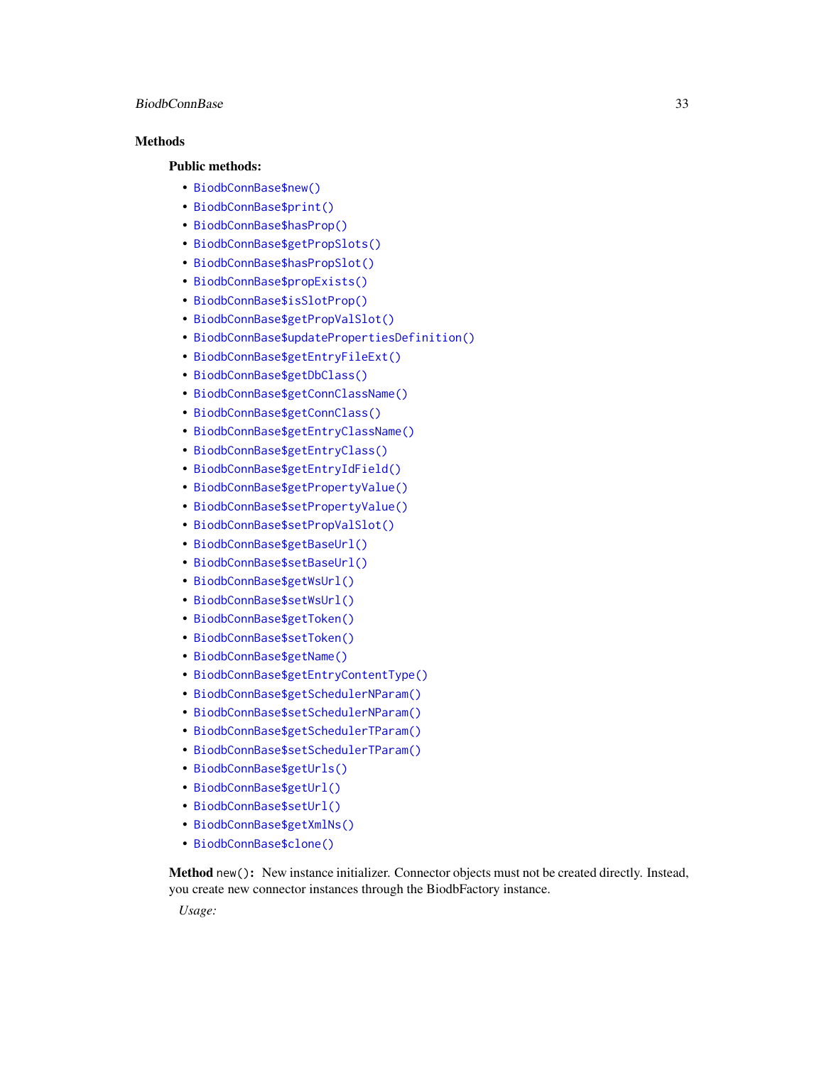## Methods

### Public methods:

- `BiodbConnBase$new()`
- `BiodbConnBase$print()`
- `BiodbConnBase$hasProp()`
- `BiodbConnBase$getPropSlots()`
- `BiodbConnBase$hasPropSlot()`
- `BiodbConnBase$propExists()`
- `BiodbConnBase$isSlotProp()`
- `BiodbConnBase$getPropValSlot()`
- `BiodbConnBase$updatePropertiesDefinition()`
- `BiodbConnBase$getEntryFileExt()`
- `BiodbConnBase$getDbClass()`
- `BiodbConnBase$getConnClassName()`
- `BiodbConnBase$getConnClass()`
- `BiodbConnBase$getEntryClassName()`
- `BiodbConnBase$getEntryClass()`
- `BiodbConnBase$getEntryIdField()`
- `BiodbConnBase$getPropertyValue()`
- `BiodbConnBase$setPropertyValue()`
- `BiodbConnBase$setPropValSlot()`
- `BiodbConnBase$getBaseUrl()`
- `BiodbConnBase$setBaseUrl()`
- `BiodbConnBase$getWsUrl()`
- `BiodbConnBase$setWsUrl()`
- `BiodbConnBase$getToken()`
- `BiodbConnBase$setToken()`
- `BiodbConnBase$getName()`
- `BiodbConnBase$getEntryContentType()`
- `BiodbConnBase$getSchedulerNParam()`
- `BiodbConnBase$setSchedulerNParam()`
- `BiodbConnBase$getSchedulerTParam()`
- `BiodbConnBase$setSchedulerTParam()`
- `BiodbConnBase$getUrls()`
- `BiodbConnBase$getUrl()`
- `BiodbConnBase$setUrl()`
- `BiodbConnBase$getXmlNs()`
- `BiodbConnBase$clone()`

**Method** `new()`**:** New instance initializer. Connector objects must not be created directly. Instead, you create new connector instances through the BiodbFactory instance.

*Usage:*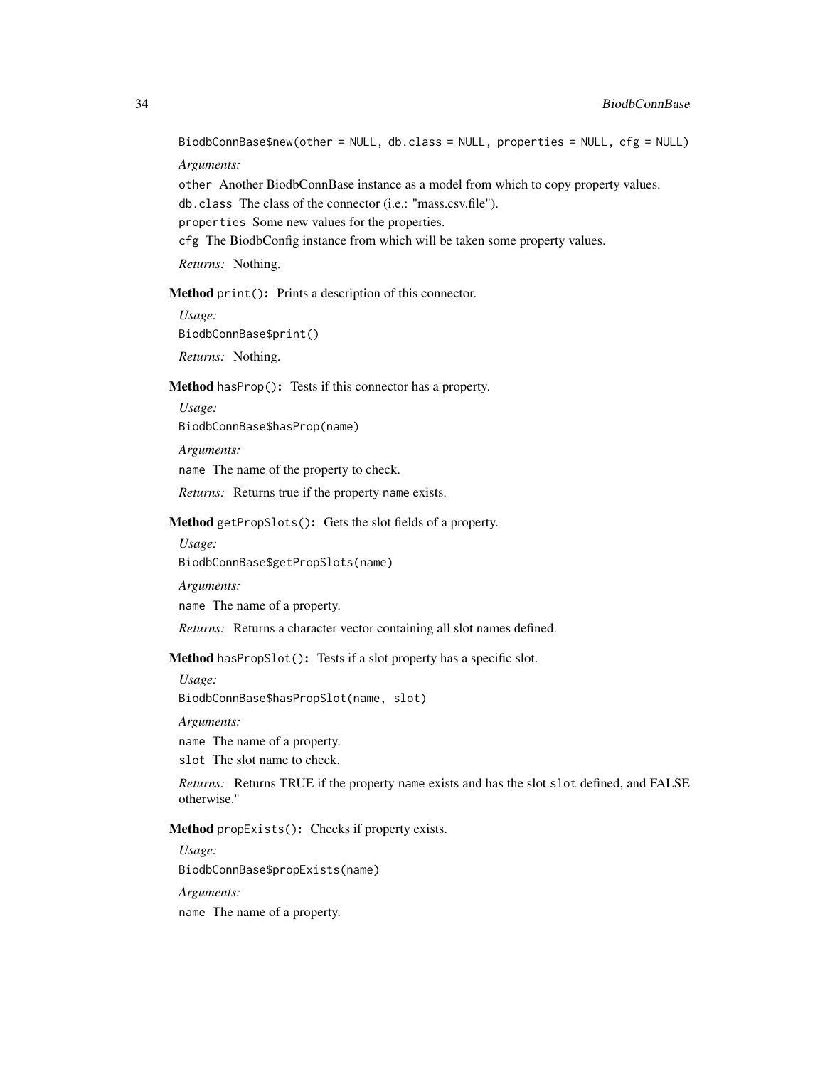```
BiodbConnBase$new(other = NULL, db.class = NULL, properties = NULL, cfg = NULL)
```

*Arguments:*

`other` Another BiodbConnBase instance as a model from which to copy property values.

`db.class` The class of the connector (i.e.: "mass.csv.file").

`properties` Some new values for the properties.

`cfg` The BiodbConfig instance from which will be taken some property values.

*Returns:* Nothing.

**Method** `print()`**:** Prints a description of this connector.

*Usage:*

```
BiodbConnBase$print()
```

*Returns:* Nothing.

**Method** `hasProp()`**:** Tests if this connector has a property.

*Usage:*

```
BiodbConnBase$hasProp(name)
```

*Arguments:*

`name` The name of the property to check.

*Returns:* Returns true if the property `name` exists.

**Method** `getPropSlots()`**:** Gets the slot fields of a property.

*Usage:*

```
BiodbConnBase$getPropSlots(name)
```

*Arguments:*

`name` The name of a property.

*Returns:* Returns a character vector containing all slot names defined.

**Method** `hasPropSlot()`**:** Tests if a slot property has a specific slot.

*Usage:*

```
BiodbConnBase$hasPropSlot(name, slot)
```

*Arguments:*

`name` The name of a property.

`slot` The slot name to check.

*Returns:* Returns TRUE if the property `name` exists and has the slot `slot` defined, and FALSE otherwise."

**Method** `propExists()`**:** Checks if property exists.

*Usage:*

```
BiodbConnBase$propExists(name)
```

*Arguments:*

`name` The name of a property.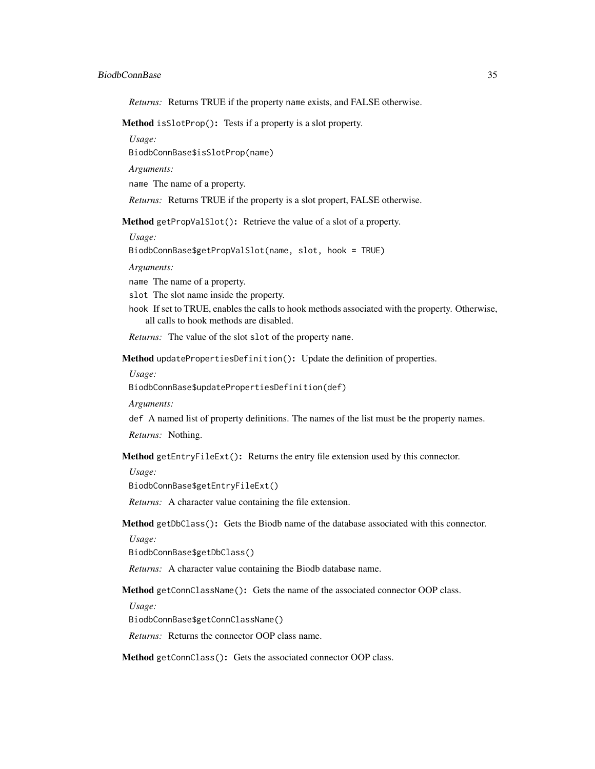*Returns:* Returns TRUE if the property name exists, and FALSE otherwise.

**Method** `isSlotProp()`**:** Tests if a property is a slot property.

*Usage:*

```
BiodbConnBase$isSlotProp(name)
```

*Arguments:*

`name` The name of a property.

*Returns:* Returns TRUE if the property is a slot propert, FALSE otherwise.

**Method** `getPropValSlot()`**:** Retrieve the value of a slot of a property.

*Usage:*

```
BiodbConnBase$getPropValSlot(name, slot, hook = TRUE)
```

*Arguments:*

`name` The name of a property.

`slot` The slot name inside the property.

`hook` If set to TRUE, enables the calls to hook methods associated with the property. Otherwise, all calls to hook methods are disabled.

*Returns:* The value of the slot `slot` of the property `name`.

**Method** `updatePropertiesDefinition()`**:** Update the definition of properties.

*Usage:*

```
BiodbConnBase$updatePropertiesDefinition(def)
```

*Arguments:*

`def` A named list of property definitions. The names of the list must be the property names.

*Returns:* Nothing.

**Method** `getEntryFileExt()`**:** Returns the entry file extension used by this connector.

*Usage:*

```
BiodbConnBase$getEntryFileExt()
```

*Returns:* A character value containing the file extension.

**Method** `getDbClass()`**:** Gets the Biodb name of the database associated with this connector.

*Usage:*

```
BiodbConnBase$getDbClass()
```

*Returns:* A character value containing the Biodb database name.

**Method** `getConnClassName()`**:** Gets the name of the associated connector OOP class.

*Usage:*

```
BiodbConnBase$getConnClassName()
```

*Returns:* Returns the connector OOP class name.

**Method** `getConnClass()`**:** Gets the associated connector OOP class.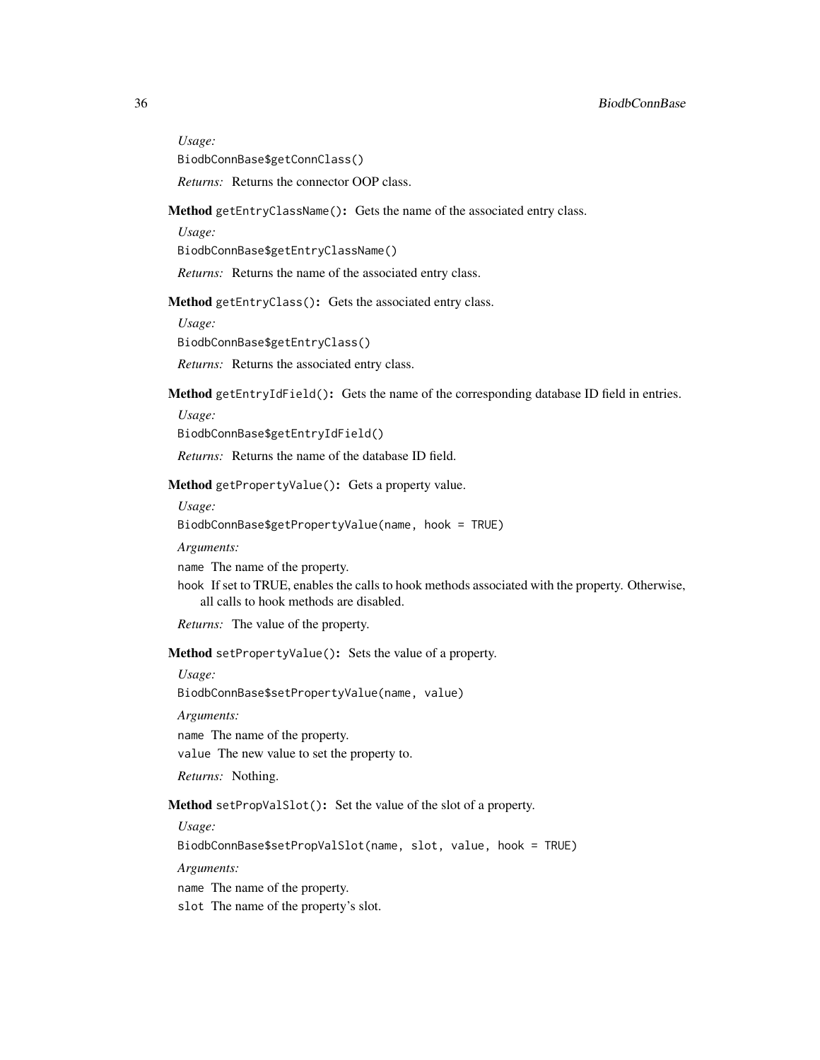*Usage:*

```
BiodbConnBase$getConnClass()
```

*Returns:* Returns the connector OOP class.

**Method** `getEntryClassName()`**:** Gets the name of the associated entry class.

*Usage:*

```
BiodbConnBase$getEntryClassName()
```

*Returns:* Returns the name of the associated entry class.

**Method** `getEntryClass()`**:** Gets the associated entry class.

*Usage:*

```
BiodbConnBase$getEntryClass()
```

*Returns:* Returns the associated entry class.

**Method** `getEntryIdField()`**:** Gets the name of the corresponding database ID field in entries.

*Usage:*

```
BiodbConnBase$getEntryIdField()
```

*Returns:* Returns the name of the database ID field.

**Method** `getPropertyValue()`**:** Gets a property value.

*Usage:*

```
BiodbConnBase$getPropertyValue(name, hook = TRUE)
```

*Arguments:*

`name` The name of the property.

`hook` If set to TRUE, enables the calls to hook methods associated with the property. Otherwise, all calls to hook methods are disabled.

*Returns:* The value of the property.

**Method** `setPropertyValue()`**:** Sets the value of a property.

*Usage:*

```
BiodbConnBase$setPropertyValue(name, value)
```

*Arguments:*

`name` The name of the property.

`value` The new value to set the property to.

*Returns:* Nothing.

**Method** `setPropValSlot()`**:** Set the value of the slot of a property.

*Usage:*

```
BiodbConnBase$setPropValSlot(name, slot, value, hook = TRUE)
```

*Arguments:*

`name` The name of the property.

`slot` The name of the property's slot.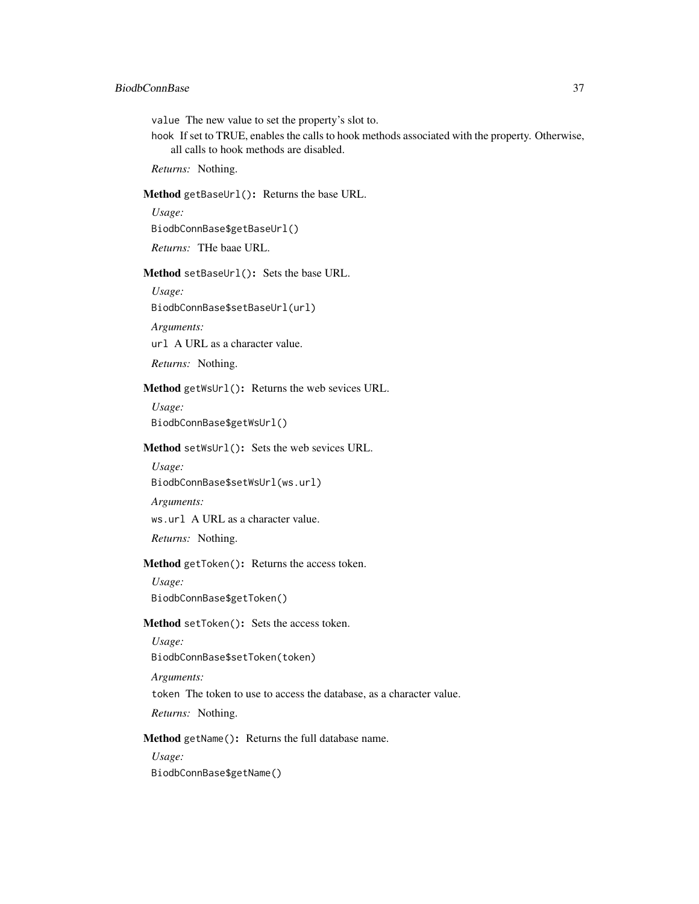`value` The new value to set the property's slot to.

`hook` If set to TRUE, enables the calls to hook methods associated with the property. Otherwise, all calls to hook methods are disabled.

*Returns:* Nothing.

**Method** `getBaseUrl()`**:** Returns the base URL.

*Usage:*

```
BiodbConnBase$getBaseUrl()
```

*Returns:* THe baae URL.

**Method** `setBaseUrl()`**:** Sets the base URL.

*Usage:*

```
BiodbConnBase$setBaseUrl(url)
```

*Arguments:*

`url` A URL as a character value.

*Returns:* Nothing.

**Method** `getWsUrl()`**:** Returns the web sevices URL.

*Usage:*

```
BiodbConnBase$getWsUrl()
```

**Method** `setWsUrl()`**:** Sets the web sevices URL.

*Usage:*

```
BiodbConnBase$setWsUrl(ws.url)
```

*Arguments:*

`ws.url` A URL as a character value.

*Returns:* Nothing.

**Method** `getToken()`**:** Returns the access token.

*Usage:*

```
BiodbConnBase$getToken()
```

**Method** `setToken()`**:** Sets the access token.

*Usage:*

```
BiodbConnBase$setToken(token)
```

*Arguments:*

`token` The token to use to access the database, as a character value.

*Returns:* Nothing.

**Method** `getName()`**:** Returns the full database name.

*Usage:*

```
BiodbConnBase$getName()
```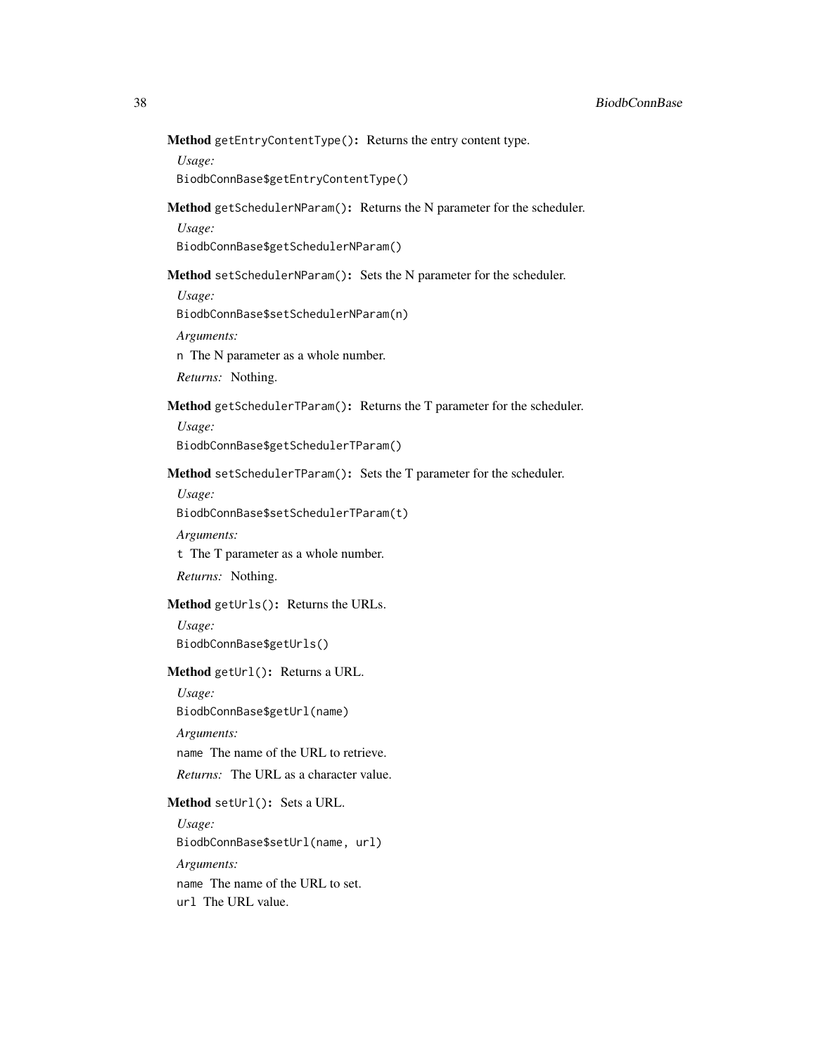**Method** `getEntryContentType()`**:** Returns the entry content type.

*Usage:*

```
BiodbConnBase$getEntryContentType()
```

**Method** `getSchedulerNParam()`**:** Returns the N parameter for the scheduler.

*Usage:*

```
BiodbConnBase$getSchedulerNParam()
```

**Method** `setSchedulerNParam()`**:** Sets the N parameter for the scheduler.

*Usage:*

```
BiodbConnBase$setSchedulerNParam(n)
```

*Arguments:*

`n` The N parameter as a whole number.

*Returns:* Nothing.

**Method** `getSchedulerTParam()`**:** Returns the T parameter for the scheduler.

*Usage:*

```
BiodbConnBase$getSchedulerTParam()
```

**Method** `setSchedulerTParam()`**:** Sets the T parameter for the scheduler.

*Usage:*

```
BiodbConnBase$setSchedulerTParam(t)
```

*Arguments:*

`t` The T parameter as a whole number.

*Returns:* Nothing.

**Method** `getUrls()`**:** Returns the URLs.

*Usage:*

```
BiodbConnBase$getUrls()
```

**Method** `getUrl()`**:** Returns a URL.

*Usage:*

```
BiodbConnBase$getUrl(name)
```

*Arguments:*

`name` The name of the URL to retrieve.

*Returns:* The URL as a character value.

**Method** `setUrl()`**:** Sets a URL.

*Usage:*

```
BiodbConnBase$setUrl(name, url)
```

*Arguments:*

`name` The name of the URL to set.

`url` The URL value.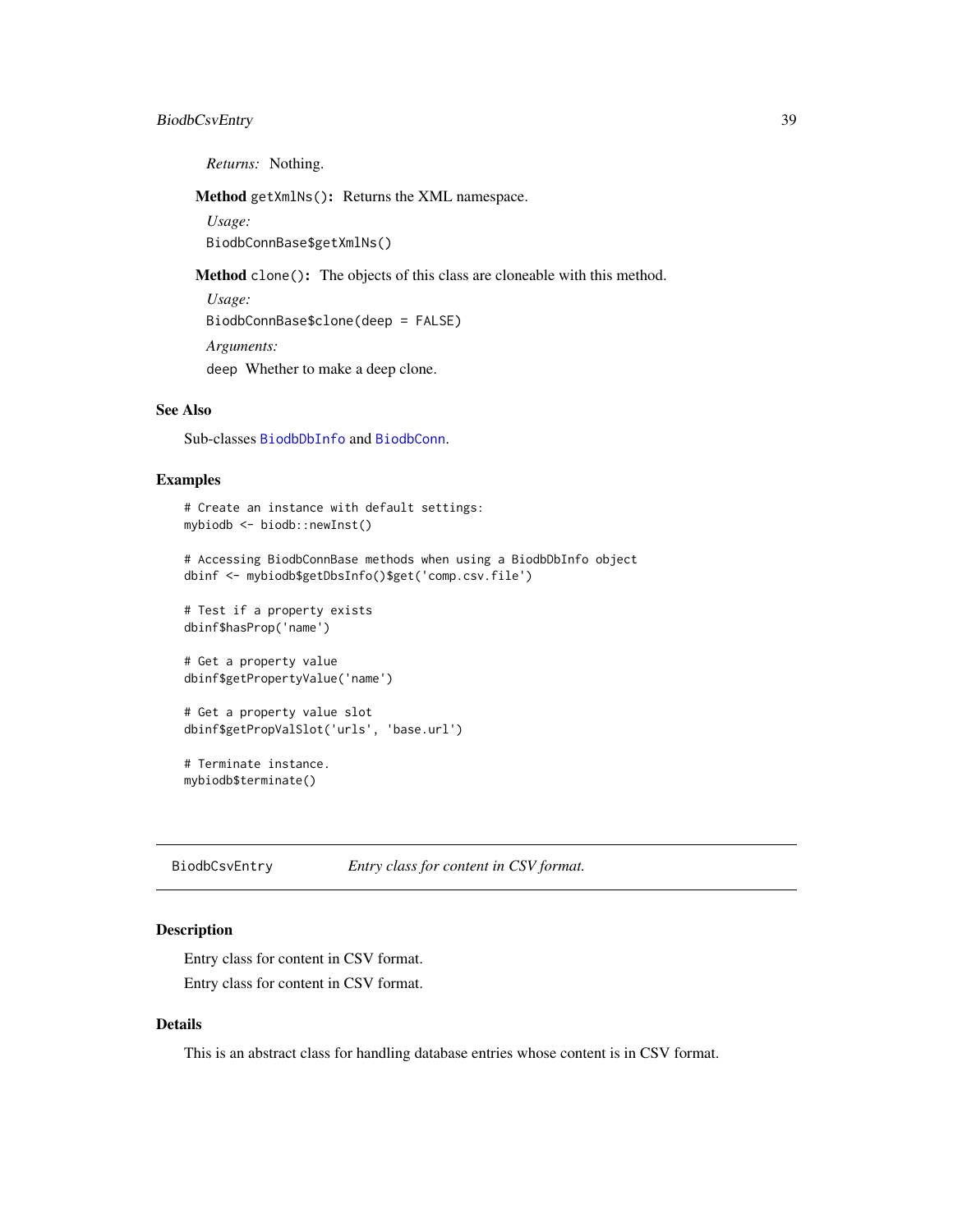*Returns:* Nothing.

**Method** `getXmlNs()`**:** Returns the XML namespace.

*Usage:*

```
BiodbConnBase$getXmlNs()
```

**Method** `clone()`**:** The objects of this class are cloneable with this method.

*Usage:*

```
BiodbConnBase$clone(deep = FALSE)
```

*Arguments:*

`deep` Whether to make a deep clone.

## See Also

Sub-classes `BiodbDbInfo` and `BiodbConn`.

## Examples

```
# Create an instance with default settings:
mybiodb <- biodb::newInst()

# Accessing BiodbConnBase methods when using a BiodbDbInfo object
dbinf <- mybiodb$getDbsInfo()$get('comp.csv.file')

# Test if a property exists
dbinf$hasProp('name')

# Get a property value
dbinf$getPropertyValue('name')

# Get a property value slot
dbinf$getPropValSlot('urls', 'base.url')

# Terminate instance.
mybiodb$terminate()
```

---

`BiodbCsvEntry` *Entry class for content in CSV format.*

---

## Description

Entry class for content in CSV format.

Entry class for content in CSV format.

## Details

This is an abstract class for handling database entries whose content is in CSV format.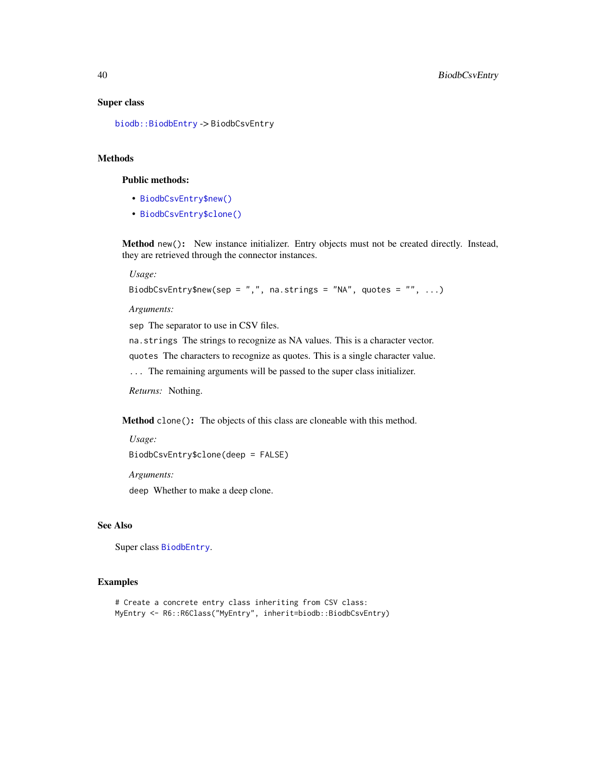## Super class

biodb::BiodbEntry -> BiodbCsvEntry

## Methods

### Public methods:

- BiodbCsvEntry$new()
- BiodbCsvEntry$clone()

**Method** `new()`**:** New instance initializer. Entry objects must not be created directly. Instead, they are retrieved through the connector instances.

*Usage:*

```
BiodbCsvEntry$new(sep = ",", na.strings = "NA", quotes = "", ...)
```

*Arguments:*

`sep` The separator to use in CSV files.

`na.strings` The strings to recognize as NA values. This is a character vector.

`quotes` The characters to recognize as quotes. This is a single character value.

`...` The remaining arguments will be passed to the super class initializer.

*Returns:* Nothing.

**Method** `clone()`**:** The objects of this class are cloneable with this method.

*Usage:*

```
BiodbCsvEntry$clone(deep = FALSE)
```

*Arguments:*

`deep` Whether to make a deep clone.

## See Also

Super class BiodbEntry.

## Examples

```
# Create a concrete entry class inheriting from CSV class:
MyEntry <- R6::R6Class("MyEntry", inherit=biodb::BiodbCsvEntry)
```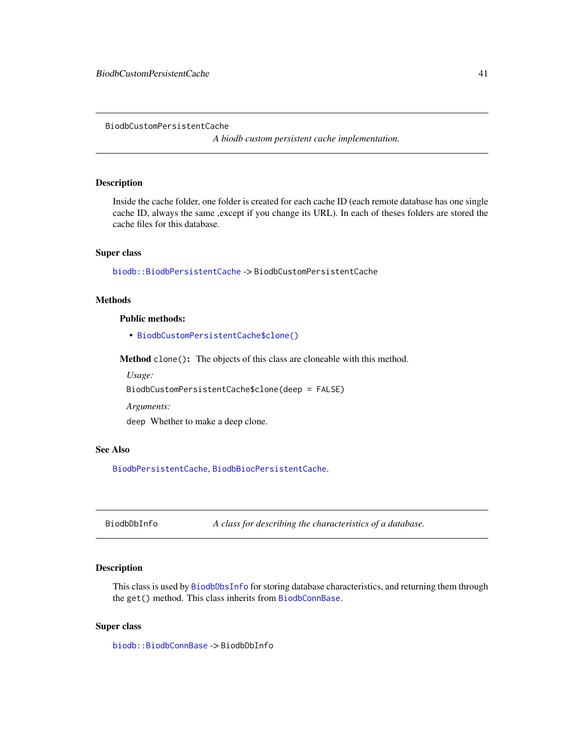## BiodbCustomPersistentCache

*A biodb custom persistent cache implementation.*

### Description

Inside the cache folder, one folder is created for each cache ID (each remote database has one single cache ID, always the same ,except if you change its URL). In each of theses folders are stored the cache files for this database.

### Super class

`biodb::BiodbPersistentCache` -> `BiodbCustomPersistentCache`

### Methods

**Public methods:**

- `BiodbCustomPersistentCache$clone()`

**Method** `clone()`**:** The objects of this class are cloneable with this method.

*Usage:*

```
BiodbCustomPersistentCache$clone(deep = FALSE)
```

*Arguments:*

`deep` Whether to make a deep clone.

### See Also

`BiodbPersistentCache`, `BiodbBiocPersistentCache`.

---

## BiodbDbInfo

*A class for describing the characteristics of a database.*

### Description

This class is used by `BiodbDbsInfo` for storing database characteristics, and returning them through the `get()` method. This class inherits from `BiodbConnBase`.

### Super class

`biodb::BiodbConnBase` -> `BiodbDbInfo`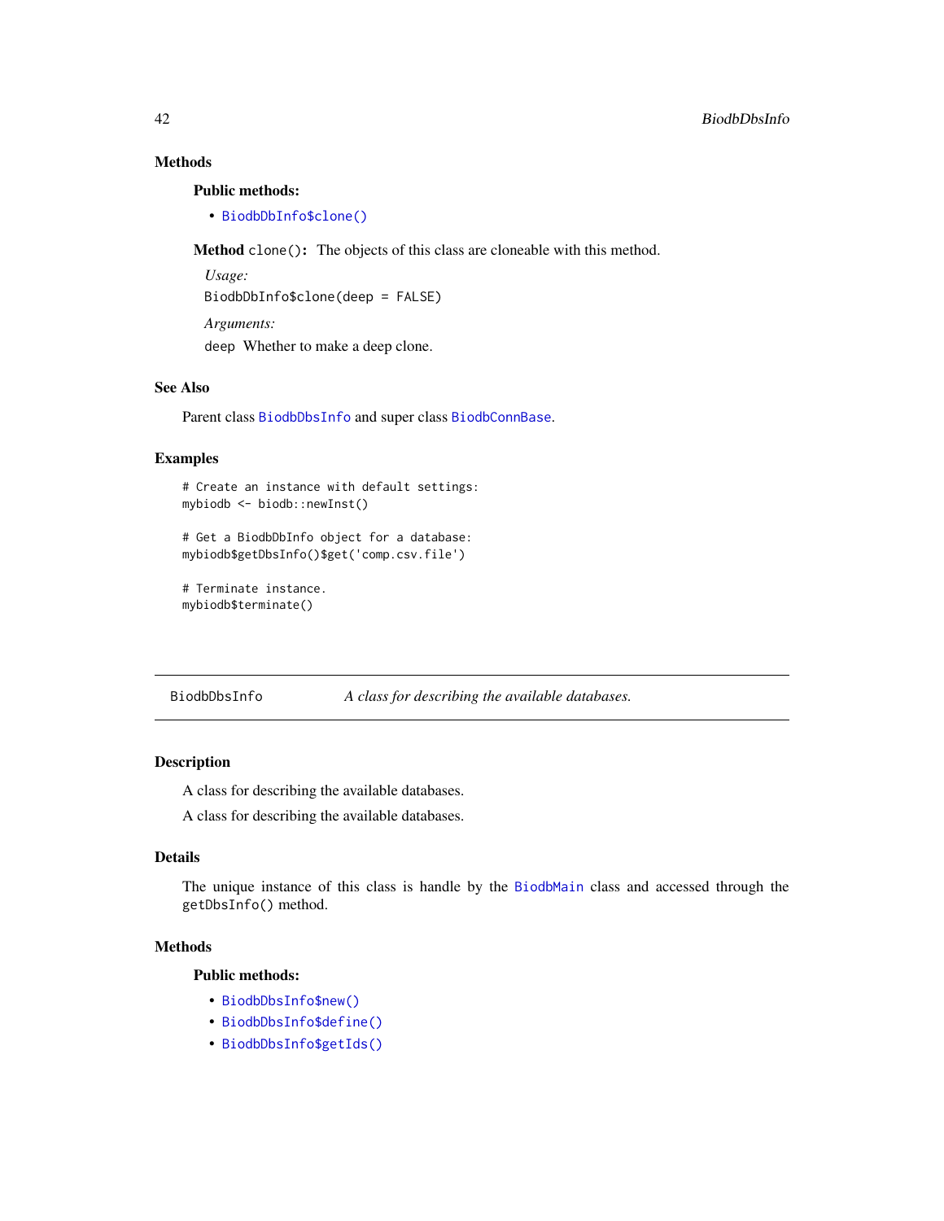## Methods

### Public methods:

- BiodbDbInfo$clone()

**Method** `clone()`**:** The objects of this class are cloneable with this method.

*Usage:*

```
BiodbDbInfo$clone(deep = FALSE)
```

*Arguments:*

`deep` Whether to make a deep clone.

## See Also

Parent class BiodbDbsInfo and super class BiodbConnBase.

## Examples

```
# Create an instance with default settings:
mybiodb <- biodb::newInst()

# Get a BiodbDbInfo object for a database:
mybiodb$getDbsInfo()$get('comp.csv.file')

# Terminate instance.
mybiodb$terminate()
```

---

# BiodbDbsInfo *A class for describing the available databases.*

---

## Description

A class for describing the available databases.

A class for describing the available databases.

## Details

The unique instance of this class is handle by the BiodbMain class and accessed through the `getDbsInfo()` method.

## Methods

### Public methods:

- BiodbDbsInfo$new()
- BiodbDbsInfo$define()
- BiodbDbsInfo$getIds()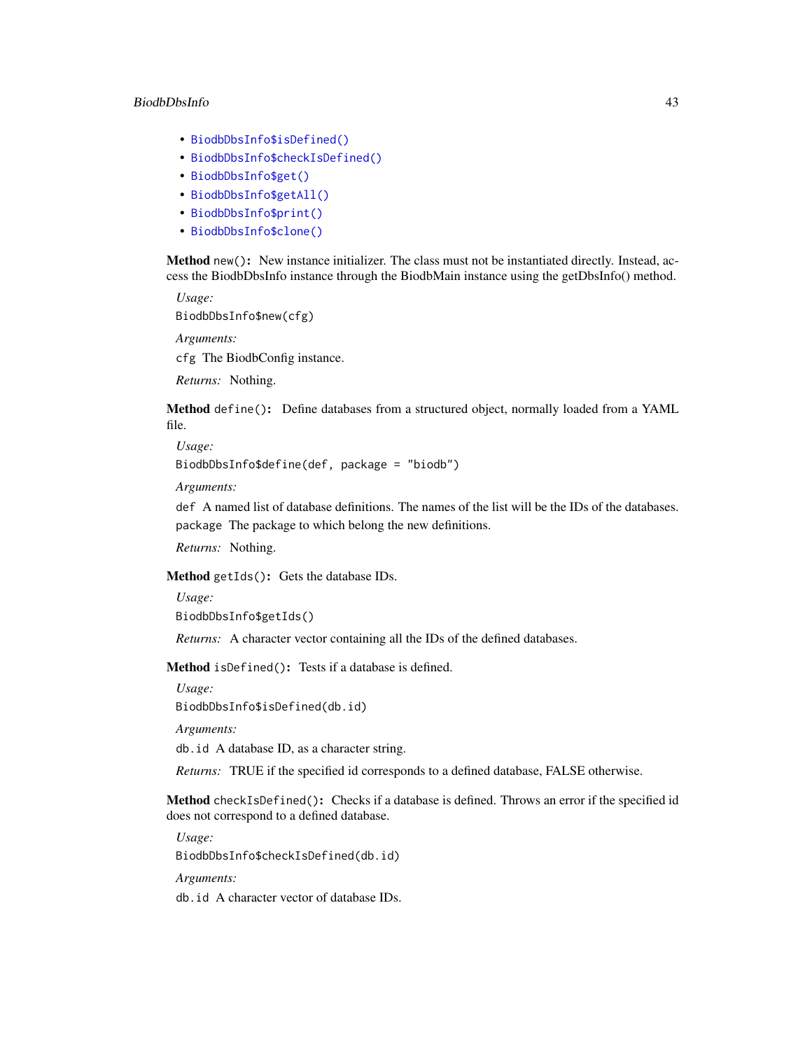- BiodbDbsInfo$isDefined()
- BiodbDbsInfo$checkIsDefined()
- BiodbDbsInfo$get()
- BiodbDbsInfo$getAll()
- BiodbDbsInfo$print()
- BiodbDbsInfo$clone()

**Method** `new()`**:** New instance initializer. The class must not be instantiated directly. Instead, access the BiodbDbsInfo instance through the BiodbMain instance using the getDbsInfo() method.

*Usage:*

```
BiodbDbsInfo$new(cfg)
```

*Arguments:*

`cfg` The BiodbConfig instance.

*Returns:* Nothing.

**Method** `define()`**:** Define databases from a structured object, normally loaded from a YAML file.

*Usage:*

```
BiodbDbsInfo$define(def, package = "biodb")
```

*Arguments:*

`def` A named list of database definitions. The names of the list will be the IDs of the databases.

`package` The package to which belong the new definitions.

*Returns:* Nothing.

**Method** `getIds()`**:** Gets the database IDs.

*Usage:*

```
BiodbDbsInfo$getIds()
```

*Returns:* A character vector containing all the IDs of the defined databases.

**Method** `isDefined()`**:** Tests if a database is defined.

*Usage:*

```
BiodbDbsInfo$isDefined(db.id)
```

*Arguments:*

`db.id` A database ID, as a character string.

*Returns:* TRUE if the specified id corresponds to a defined database, FALSE otherwise.

**Method** `checkIsDefined()`**:** Checks if a database is defined. Throws an error if the specified id does not correspond to a defined database.

*Usage:*

```
BiodbDbsInfo$checkIsDefined(db.id)
```

*Arguments:*

`db.id` A character vector of database IDs.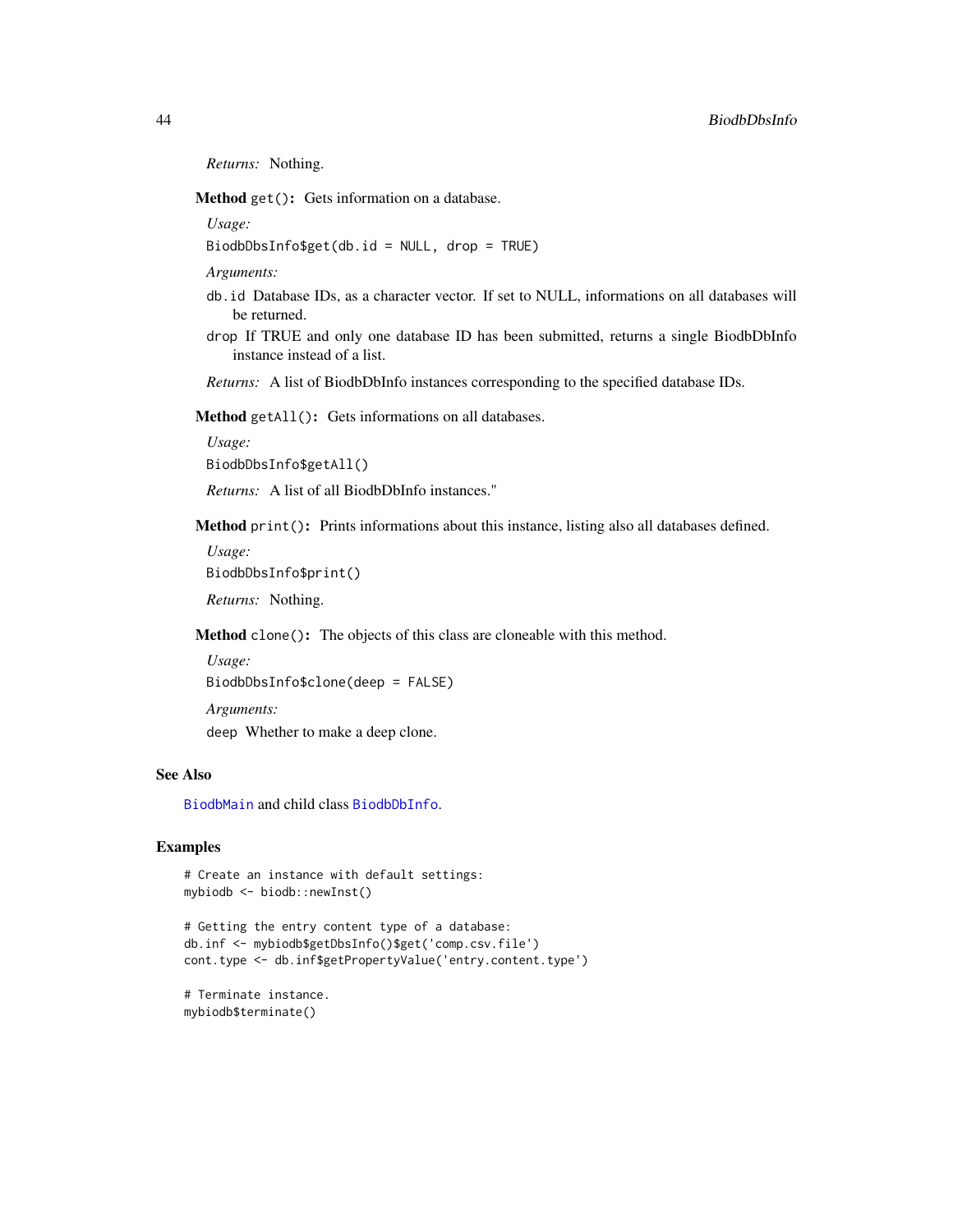*Returns:* Nothing.

**Method** `get()`**:** Gets information on a database.

*Usage:*

```
BiodbDbsInfo$get(db.id = NULL, drop = TRUE)
```

*Arguments:*

`db.id` Database IDs, as a character vector. If set to NULL, informations on all databases will be returned.

`drop` If TRUE and only one database ID has been submitted, returns a single BiodbDbInfo instance instead of a list.

*Returns:* A list of BiodbDbInfo instances corresponding to the specified database IDs.

**Method** `getAll()`**:** Gets informations on all databases.

*Usage:*

```
BiodbDbsInfo$getAll()
```

*Returns:* A list of all BiodbDbInfo instances."

**Method** `print()`**:** Prints informations about this instance, listing also all databases defined.

*Usage:*

```
BiodbDbsInfo$print()
```

*Returns:* Nothing.

**Method** `clone()`**:** The objects of this class are cloneable with this method.

*Usage:*

```
BiodbDbsInfo$clone(deep = FALSE)
```

*Arguments:*

`deep` Whether to make a deep clone.

## See Also

`BiodbMain` and child class `BiodbDbInfo`.

## Examples

```
# Create an instance with default settings:
mybiodb <- biodb::newInst()

# Getting the entry content type of a database:
db.inf <- mybiodb$getDbsInfo()$get('comp.csv.file')
cont.type <- db.inf$getPropertyValue('entry.content.type')

# Terminate instance.
mybiodb$terminate()
```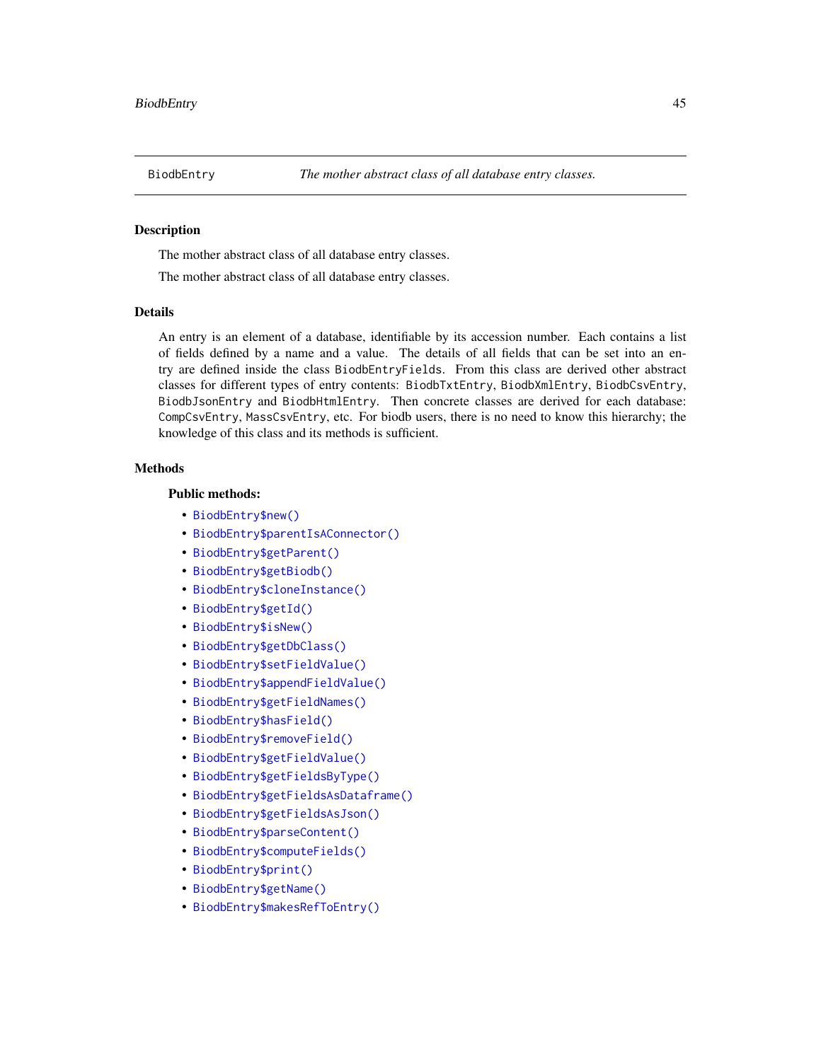# BiodbEntry — *The mother abstract class of all database entry classes.*

## Description

The mother abstract class of all database entry classes.

The mother abstract class of all database entry classes.

## Details

An entry is an element of a database, identifiable by its accession number. Each contains a list of fields defined by a name and a value. The details of all fields that can be set into an entry are defined inside the class `BiodbEntryFields`. From this class are derived other abstract classes for different types of entry contents: `BiodbTxtEntry`, `BiodbXmlEntry`, `BiodbCsvEntry`, `BiodbJsonEntry` and `BiodbHtmlEntry`. Then concrete classes are derived for each database: `CompCsvEntry`, `MassCsvEntry`, etc. For biodb users, there is no need to know this hierarchy; the knowledge of this class and its methods is sufficient.

## Methods

### Public methods:

- `BiodbEntry$new()`
- `BiodbEntry$parentIsAConnector()`
- `BiodbEntry$getParent()`
- `BiodbEntry$getBiodb()`
- `BiodbEntry$cloneInstance()`
- `BiodbEntry$getId()`
- `BiodbEntry$isNew()`
- `BiodbEntry$getDbClass()`
- `BiodbEntry$setFieldValue()`
- `BiodbEntry$appendFieldValue()`
- `BiodbEntry$getFieldNames()`
- `BiodbEntry$hasField()`
- `BiodbEntry$removeField()`
- `BiodbEntry$getFieldValue()`
- `BiodbEntry$getFieldsByType()`
- `BiodbEntry$getFieldsAsDataframe()`
- `BiodbEntry$getFieldsAsJson()`
- `BiodbEntry$parseContent()`
- `BiodbEntry$computeFields()`
- `BiodbEntry$print()`
- `BiodbEntry$getName()`
- `BiodbEntry$makesRefToEntry()`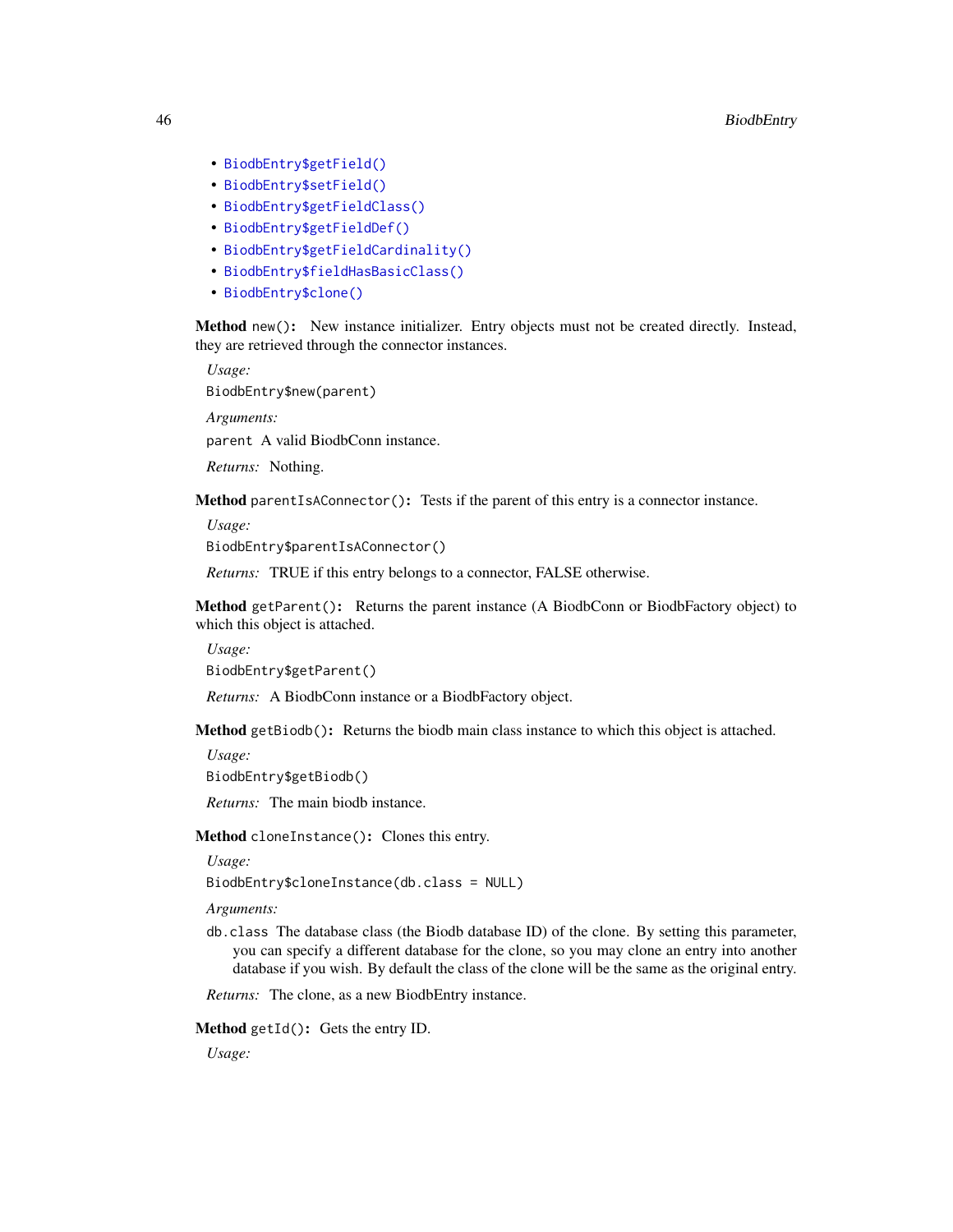- `BiodbEntry$getField()`
- `BiodbEntry$setField()`
- `BiodbEntry$getFieldClass()`
- `BiodbEntry$getFieldDef()`
- `BiodbEntry$getFieldCardinality()`
- `BiodbEntry$fieldHasBasicClass()`
- `BiodbEntry$clone()`

**Method** `new()`**:** New instance initializer. Entry objects must not be created directly. Instead, they are retrieved through the connector instances.

*Usage:*

```
BiodbEntry$new(parent)
```

*Arguments:*

`parent` A valid BiodbConn instance.

*Returns:* Nothing.

**Method** `parentIsAConnector()`**:** Tests if the parent of this entry is a connector instance.

*Usage:*

```
BiodbEntry$parentIsAConnector()
```

*Returns:* TRUE if this entry belongs to a connector, FALSE otherwise.

**Method** `getParent()`**:** Returns the parent instance (A BiodbConn or BiodbFactory object) to which this object is attached.

*Usage:*

```
BiodbEntry$getParent()
```

*Returns:* A BiodbConn instance or a BiodbFactory object.

**Method** `getBiodb()`**:** Returns the biodb main class instance to which this object is attached.

*Usage:*

```
BiodbEntry$getBiodb()
```

*Returns:* The main biodb instance.

**Method** `cloneInstance()`**:** Clones this entry.

*Usage:*

```
BiodbEntry$cloneInstance(db.class = NULL)
```

*Arguments:*

`db.class` The database class (the Biodb database ID) of the clone. By setting this parameter, you can specify a different database for the clone, so you may clone an entry into another database if you wish. By default the class of the clone will be the same as the original entry.

*Returns:* The clone, as a new BiodbEntry instance.

**Method** `getId()`**:** Gets the entry ID.

*Usage:*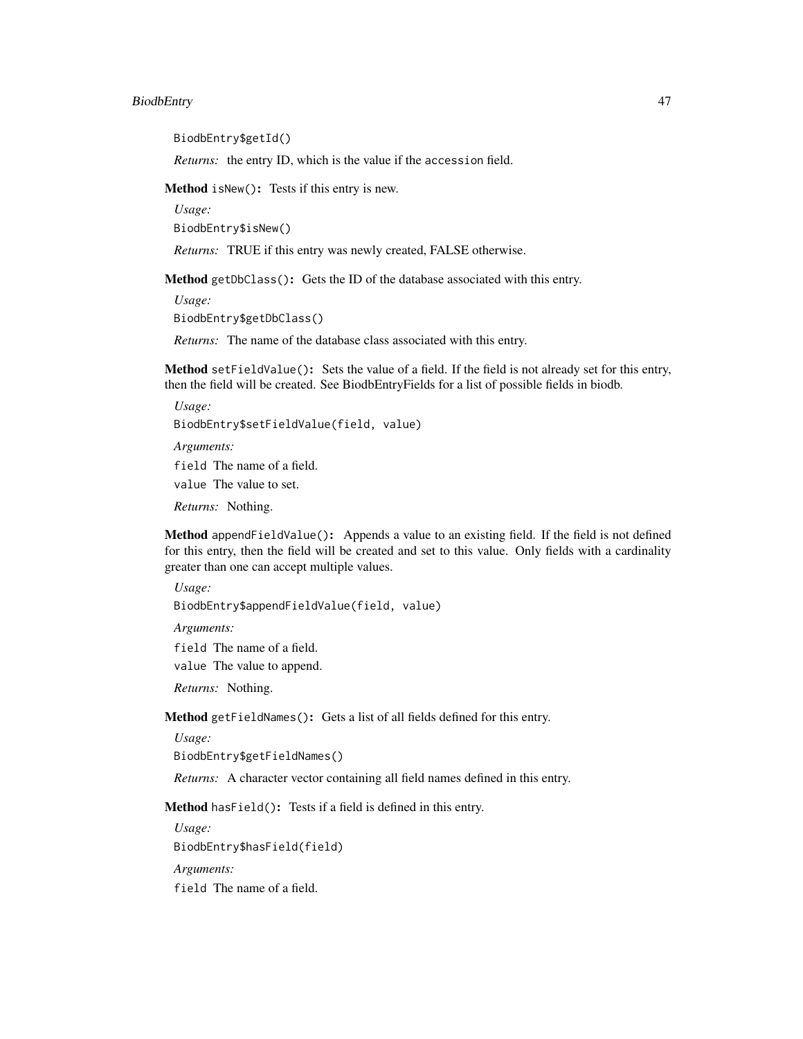```
BiodbEntry$getId()
```

*Returns:* the entry ID, which is the value if the `accession` field.

**Method** `isNew()`**:** Tests if this entry is new.

*Usage:*

```
BiodbEntry$isNew()
```

*Returns:* TRUE if this entry was newly created, FALSE otherwise.

**Method** `getDbClass()`**:** Gets the ID of the database associated with this entry.

*Usage:*

```
BiodbEntry$getDbClass()
```

*Returns:* The name of the database class associated with this entry.

**Method** `setFieldValue()`**:** Sets the value of a field. If the field is not already set for this entry, then the field will be created. See BiodbEntryFields for a list of possible fields in biodb.

*Usage:*

```
BiodbEntry$setFieldValue(field, value)
```

*Arguments:*

`field` The name of a field.

`value` The value to set.

*Returns:* Nothing.

**Method** `appendFieldValue()`**:** Appends a value to an existing field. If the field is not defined for this entry, then the field will be created and set to this value. Only fields with a cardinality greater than one can accept multiple values.

*Usage:*

```
BiodbEntry$appendFieldValue(field, value)
```

*Arguments:*

`field` The name of a field.

`value` The value to append.

*Returns:* Nothing.

**Method** `getFieldNames()`**:** Gets a list of all fields defined for this entry.

*Usage:*

```
BiodbEntry$getFieldNames()
```

*Returns:* A character vector containing all field names defined in this entry.

**Method** `hasField()`**:** Tests if a field is defined in this entry.

*Usage:*

```
BiodbEntry$hasField(field)
```

*Arguments:*

`field` The name of a field.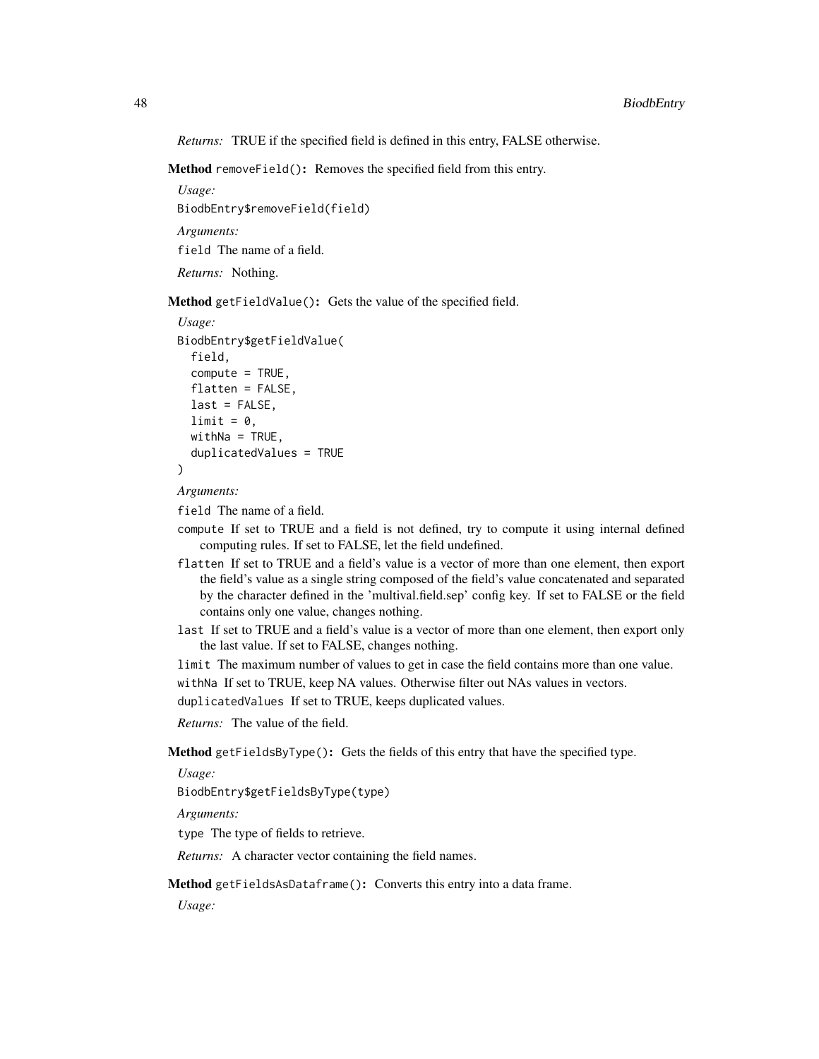*Returns:* TRUE if the specified field is defined in this entry, FALSE otherwise.

**Method** `removeField()`**:** Removes the specified field from this entry.

*Usage:*

```
BiodbEntry$removeField(field)
```

*Arguments:*

`field` The name of a field.

*Returns:* Nothing.

**Method** `getFieldValue()`**:** Gets the value of the specified field.

*Usage:*

```
BiodbEntry$getFieldValue(
  field,
  compute = TRUE,
  flatten = FALSE,
  last = FALSE,
  limit = 0,
  withNa = TRUE,
  duplicatedValues = TRUE
)
```

*Arguments:*

`field` The name of a field.

`compute` If set to TRUE and a field is not defined, try to compute it using internal defined computing rules. If set to FALSE, let the field undefined.

`flatten` If set to TRUE and a field's value is a vector of more than one element, then export the field's value as a single string composed of the field's value concatenated and separated by the character defined in the 'multival.field.sep' config key. If set to FALSE or the field contains only one value, changes nothing.

`last` If set to TRUE and a field's value is a vector of more than one element, then export only the last value. If set to FALSE, changes nothing.

`limit` The maximum number of values to get in case the field contains more than one value.

`withNa` If set to TRUE, keep NA values. Otherwise filter out NAs values in vectors.

`duplicatedValues` If set to TRUE, keeps duplicated values.

*Returns:* The value of the field.

**Method** `getFieldsByType()`**:** Gets the fields of this entry that have the specified type.

*Usage:*

```
BiodbEntry$getFieldsByType(type)
```

*Arguments:*

`type` The type of fields to retrieve.

*Returns:* A character vector containing the field names.

**Method** `getFieldsAsDataframe()`**:** Converts this entry into a data frame.

*Usage:*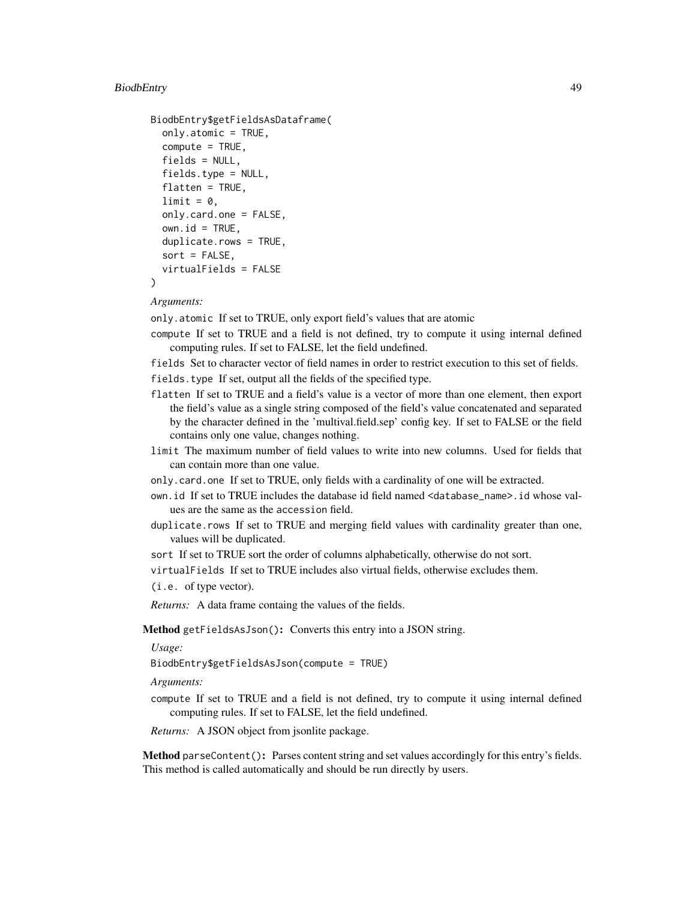```
BiodbEntry$getFieldsAsDataframe(
  only.atomic = TRUE,
  compute = TRUE,
  fields = NULL,
  fields.type = NULL,
  flatten = TRUE,
  limit = 0,
  only.card.one = FALSE,
  own.id = TRUE,
  duplicate.rows = TRUE,
  sort = FALSE,
  virtualFields = FALSE
)
```

*Arguments:*

- `only.atomic` If set to TRUE, only export field's values that are atomic
- `compute` If set to TRUE and a field is not defined, try to compute it using internal defined computing rules. If set to FALSE, let the field undefined.
- `fields` Set to character vector of field names in order to restrict execution to this set of fields.
- `fields.type` If set, output all the fields of the specified type.
- `flatten` If set to TRUE and a field's value is a vector of more than one element, then export the field's value as a single string composed of the field's value concatenated and separated by the character defined in the 'multival.field.sep' config key. If set to FALSE or the field contains only one value, changes nothing.
- `limit` The maximum number of field values to write into new columns. Used for fields that can contain more than one value.
- `only.card.one` If set to TRUE, only fields with a cardinality of one will be extracted.
- `own.id` If set to TRUE includes the database id field named `<database_name>.id` whose values are the same as the `accession` field.
- `duplicate.rows` If set to TRUE and merging field values with cardinality greater than one, values will be duplicated.
- `sort` If set to TRUE sort the order of columns alphabetically, otherwise do not sort.
- `virtualFields` If set to TRUE includes also virtual fields, otherwise excludes them.
- `(i.e.` of type vector).

*Returns:* A data frame containg the values of the fields.

**Method** `getFieldsAsJson()`**:** Converts this entry into a JSON string.

*Usage:*

```
BiodbEntry$getFieldsAsJson(compute = TRUE)
```

*Arguments:*

- `compute` If set to TRUE and a field is not defined, try to compute it using internal defined computing rules. If set to FALSE, let the field undefined.

*Returns:* A JSON object from jsonlite package.

**Method** `parseContent()`**:** Parses content string and set values accordingly for this entry's fields. This method is called automatically and should be run directly by users.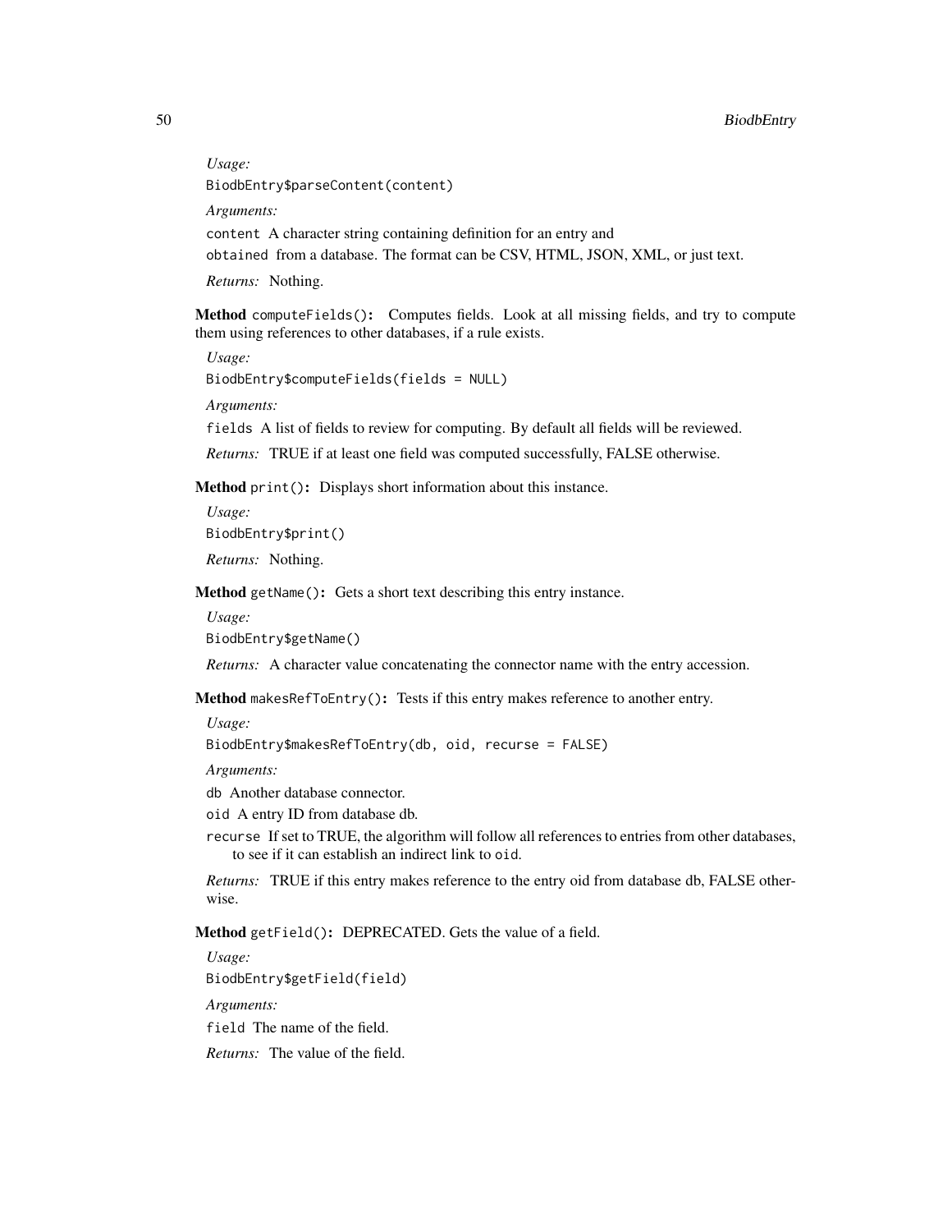*Usage:*

```
BiodbEntry$parseContent(content)
```

*Arguments:*

`content` A character string containing definition for an entry and

`obtained` from a database. The format can be CSV, HTML, JSON, XML, or just text.

*Returns:* Nothing.

**Method** `computeFields()`**:** Computes fields. Look at all missing fields, and try to compute them using references to other databases, if a rule exists.

*Usage:*

```
BiodbEntry$computeFields(fields = NULL)
```

*Arguments:*

`fields` A list of fields to review for computing. By default all fields will be reviewed.

*Returns:* TRUE if at least one field was computed successfully, FALSE otherwise.

**Method** `print()`**:** Displays short information about this instance.

*Usage:*

```
BiodbEntry$print()
```

*Returns:* Nothing.

**Method** `getName()`**:** Gets a short text describing this entry instance.

*Usage:*

```
BiodbEntry$getName()
```

*Returns:* A character value concatenating the connector name with the entry accession.

**Method** `makesRefToEntry()`**:** Tests if this entry makes reference to another entry.

*Usage:*

```
BiodbEntry$makesRefToEntry(db, oid, recurse = FALSE)
```

*Arguments:*

`db` Another database connector.

`oid` A entry ID from database db.

`recurse` If set to TRUE, the algorithm will follow all references to entries from other databases, to see if it can establish an indirect link to `oid`.

*Returns:* TRUE if this entry makes reference to the entry oid from database db, FALSE otherwise.

**Method** `getField()`**:** DEPRECATED. Gets the value of a field.

*Usage:*

```
BiodbEntry$getField(field)
```

*Arguments:*

`field` The name of the field.

*Returns:* The value of the field.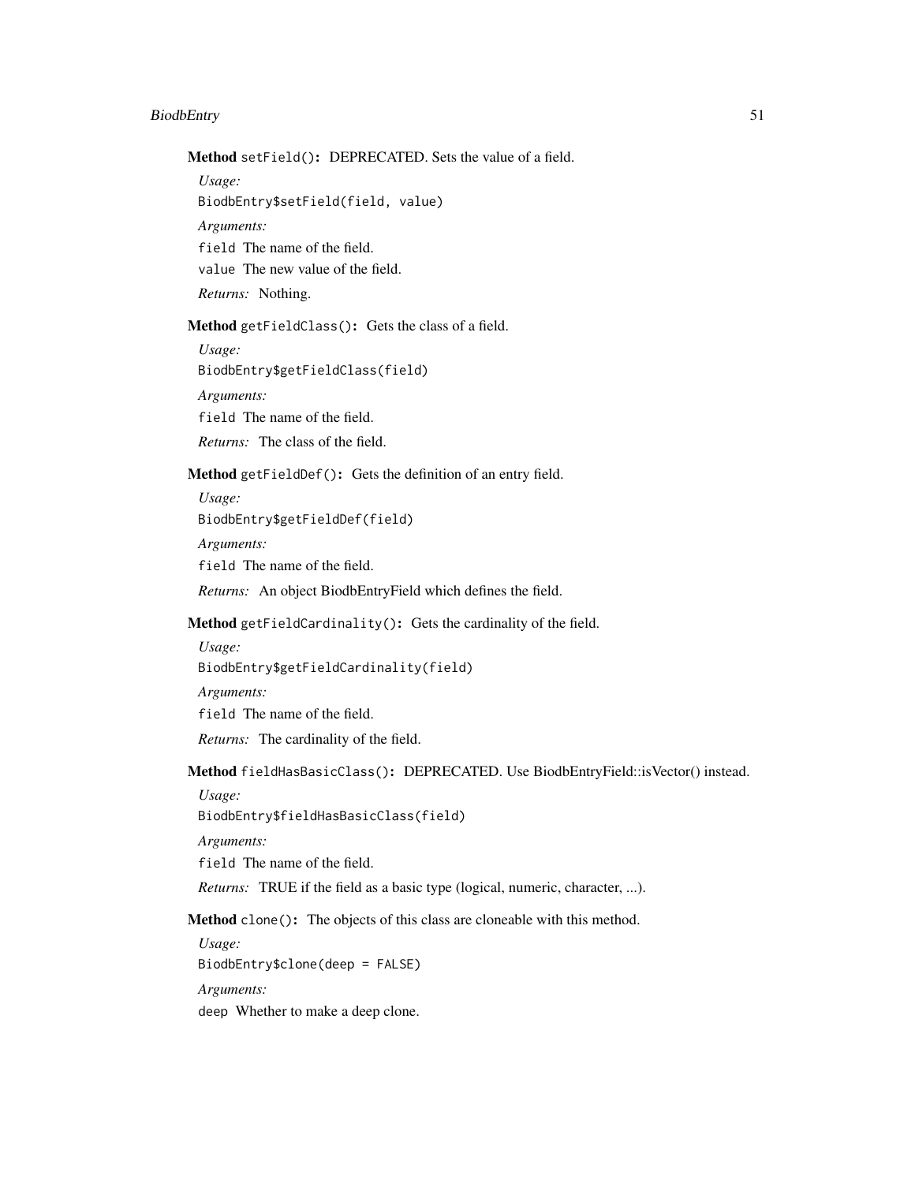**Method** `setField()`**:** DEPRECATED. Sets the value of a field.

*Usage:*

```
BiodbEntry$setField(field, value)
```

*Arguments:*

`field` The name of the field.

`value` The new value of the field.

*Returns:* Nothing.

**Method** `getFieldClass()`**:** Gets the class of a field.

*Usage:*

```
BiodbEntry$getFieldClass(field)
```

*Arguments:*

`field` The name of the field.

*Returns:* The class of the field.

**Method** `getFieldDef()`**:** Gets the definition of an entry field.

*Usage:*

```
BiodbEntry$getFieldDef(field)
```

*Arguments:*

`field` The name of the field.

*Returns:* An object BiodbEntryField which defines the field.

**Method** `getFieldCardinality()`**:** Gets the cardinality of the field.

*Usage:*

```
BiodbEntry$getFieldCardinality(field)
```

*Arguments:*

`field` The name of the field.

*Returns:* The cardinality of the field.

**Method** `fieldHasBasicClass()`**:** DEPRECATED. Use BiodbEntryField::isVector() instead.

*Usage:*

```
BiodbEntry$fieldHasBasicClass(field)
```

*Arguments:*

`field` The name of the field.

*Returns:* TRUE if the field as a basic type (logical, numeric, character, ...).

**Method** `clone()`**:** The objects of this class are cloneable with this method.

*Usage:*

```
BiodbEntry$clone(deep = FALSE)
```

*Arguments:*

`deep` Whether to make a deep clone.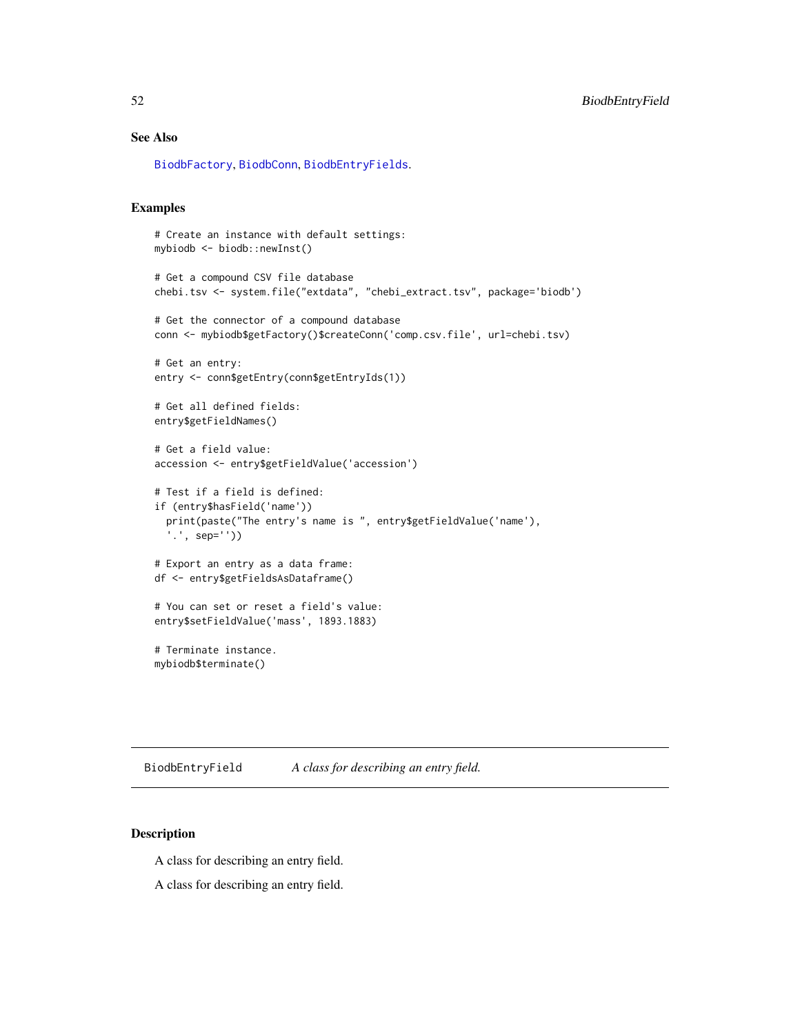## See Also

BiodbFactory, BiodbConn, BiodbEntryFields.

## Examples

```
# Create an instance with default settings:
mybiodb <- biodb::newInst()

# Get a compound CSV file database
chebi.tsv <- system.file("extdata", "chebi_extract.tsv", package='biodb')

# Get the connector of a compound database
conn <- mybiodb$getFactory()$createConn('comp.csv.file', url=chebi.tsv)

# Get an entry:
entry <- conn$getEntry(conn$getEntryIds(1))

# Get all defined fields:
entry$getFieldNames()

# Get a field value:
accession <- entry$getFieldValue('accession')

# Test if a field is defined:
if (entry$hasField('name'))
  print(paste("The entry's name is ", entry$getFieldValue('name'),
  '.', sep=''))

# Export an entry as a data frame:
df <- entry$getFieldsAsDataframe()

# You can set or reset a field's value:
entry$setFieldValue('mass', 1893.1883)

# Terminate instance.
mybiodb$terminate()
```

---

# BiodbEntryField — *A class for describing an entry field.*

## Description

A class for describing an entry field.

A class for describing an entry field.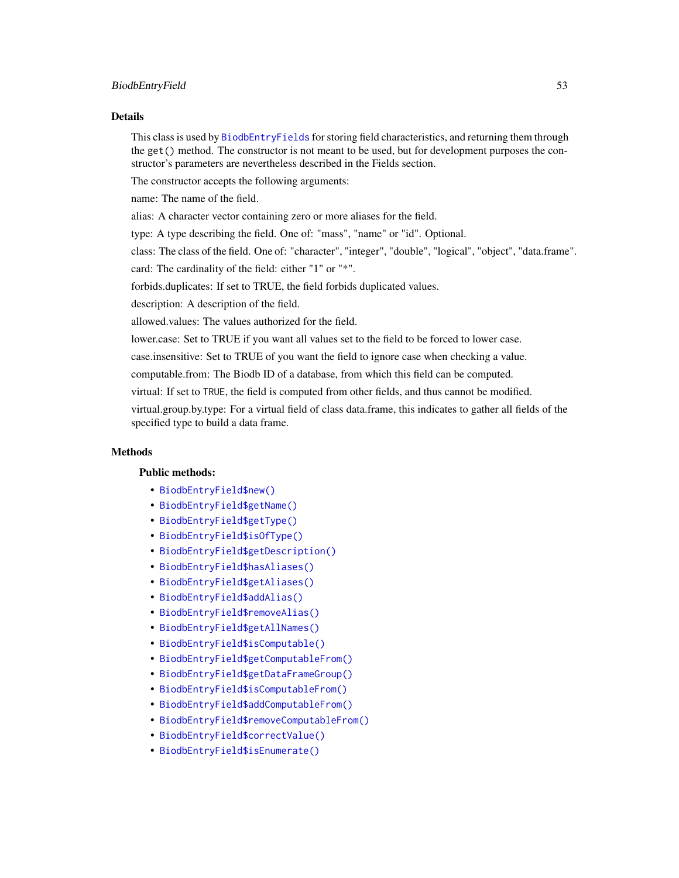## Details

This class is used by `BiodbEntryFields` for storing field characteristics, and returning them through the `get()` method. The constructor is not meant to be used, but for development purposes the constructor's parameters are nevertheless described in the Fields section.

The constructor accepts the following arguments:

name: The name of the field.

alias: A character vector containing zero or more aliases for the field.

type: A type describing the field. One of: "mass", "name" or "id". Optional.

class: The class of the field. One of: "character", "integer", "double", "logical", "object", "data.frame".

card: The cardinality of the field: either "1" or "*".

forbids.duplicates: If set to TRUE, the field forbids duplicated values.

description: A description of the field.

allowed.values: The values authorized for the field.

lower.case: Set to TRUE if you want all values set to the field to be forced to lower case.

case.insensitive: Set to TRUE of you want the field to ignore case when checking a value.

computable.from: The Biodb ID of a database, from which this field can be computed.

virtual: If set to `TRUE`, the field is computed from other fields, and thus cannot be modified.

virtual.group.by.type: For a virtual field of class data.frame, this indicates to gather all fields of the specified type to build a data frame.

## Methods

### Public methods:

- `BiodbEntryField$new()`
- `BiodbEntryField$getName()`
- `BiodbEntryField$getType()`
- `BiodbEntryField$isOfType()`
- `BiodbEntryField$getDescription()`
- `BiodbEntryField$hasAliases()`
- `BiodbEntryField$getAliases()`
- `BiodbEntryField$addAlias()`
- `BiodbEntryField$removeAlias()`
- `BiodbEntryField$getAllNames()`
- `BiodbEntryField$isComputable()`
- `BiodbEntryField$getComputableFrom()`
- `BiodbEntryField$getDataFrameGroup()`
- `BiodbEntryField$isComputableFrom()`
- `BiodbEntryField$addComputableFrom()`
- `BiodbEntryField$removeComputableFrom()`
- `BiodbEntryField$correctValue()`
- `BiodbEntryField$isEnumerate()`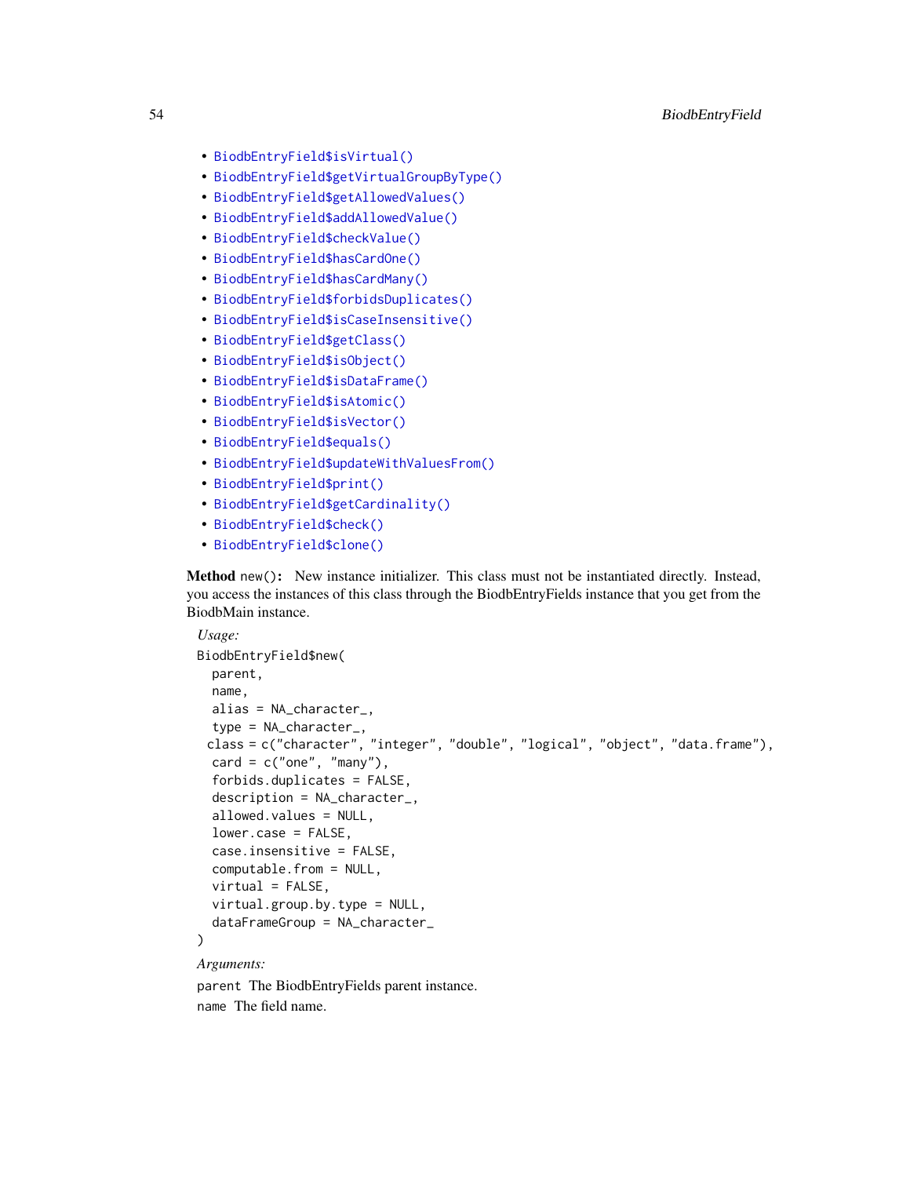- BiodbEntryField$isVirtual()
- BiodbEntryField$getVirtualGroupByType()
- BiodbEntryField$getAllowedValues()
- BiodbEntryField$addAllowedValue()
- BiodbEntryField$checkValue()
- BiodbEntryField$hasCardOne()
- BiodbEntryField$hasCardMany()
- BiodbEntryField$forbidsDuplicates()
- BiodbEntryField$isCaseInsensitive()
- BiodbEntryField$getClass()
- BiodbEntryField$isObject()
- BiodbEntryField$isDataFrame()
- BiodbEntryField$isAtomic()
- BiodbEntryField$isVector()
- BiodbEntryField$equals()
- BiodbEntryField$updateWithValuesFrom()
- BiodbEntryField$print()
- BiodbEntryField$getCardinality()
- BiodbEntryField$check()
- BiodbEntryField$clone()

**Method** `new()`**:** New instance initializer. This class must not be instantiated directly. Instead, you access the instances of this class through the BiodbEntryFields instance that you get from the BiodbMain instance.

*Usage:*

```
BiodbEntryField$new(
  parent,
  name,
  alias = NA_character_,
  type = NA_character_,
  class = c("character", "integer", "double", "logical", "object", "data.frame"),
  card = c("one", "many"),
  forbids.duplicates = FALSE,
  description = NA_character_,
  allowed.values = NULL,
  lower.case = FALSE,
  case.insensitive = FALSE,
  computable.from = NULL,
  virtual = FALSE,
  virtual.group.by.type = NULL,
  dataFrameGroup = NA_character_
)
```

*Arguments:*

`parent` The BiodbEntryFields parent instance.

`name` The field name.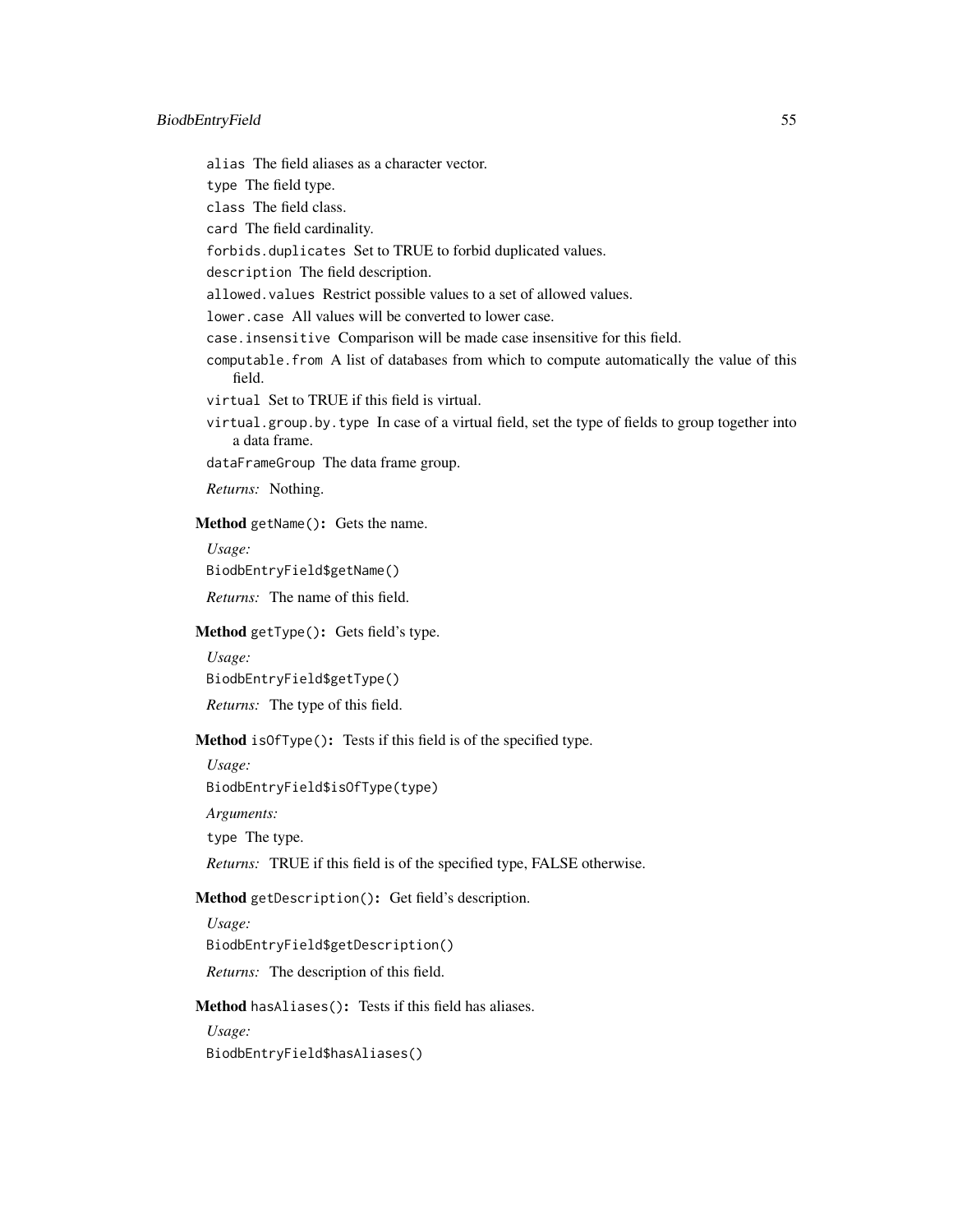`alias` The field aliases as a character vector.

`type` The field type.

`class` The field class.

`card` The field cardinality.

`forbids.duplicates` Set to TRUE to forbid duplicated values.

`description` The field description.

`allowed.values` Restrict possible values to a set of allowed values.

`lower.case` All values will be converted to lower case.

`case.insensitive` Comparison will be made case insensitive for this field.

`computable.from` A list of databases from which to compute automatically the value of this field.

`virtual` Set to TRUE if this field is virtual.

`virtual.group.by.type` In case of a virtual field, set the type of fields to group together into a data frame.

`dataFrameGroup` The data frame group.

*Returns:* Nothing.

**Method** `getName()`**:** Gets the name.

*Usage:*

```
BiodbEntryField$getName()
```

*Returns:* The name of this field.

**Method** `getType()`**:** Gets field's type.

*Usage:*

```
BiodbEntryField$getType()
```

*Returns:* The type of this field.

**Method** `isOfType()`**:** Tests if this field is of the specified type.

*Usage:*

```
BiodbEntryField$isOfType(type)
```

*Arguments:*

`type` The type.

*Returns:* TRUE if this field is of the specified type, FALSE otherwise.

**Method** `getDescription()`**:** Get field's description.

*Usage:*

```
BiodbEntryField$getDescription()
```

*Returns:* The description of this field.

**Method** `hasAliases()`**:** Tests if this field has aliases.

*Usage:*

```
BiodbEntryField$hasAliases()
```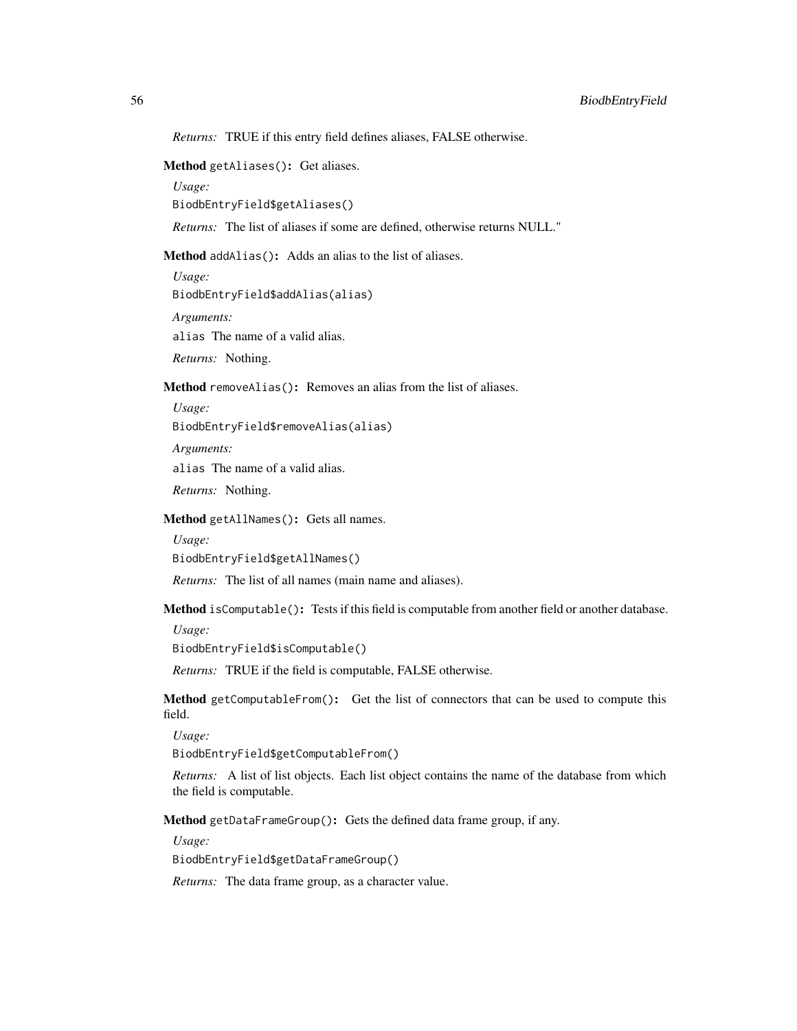*Returns:* TRUE if this entry field defines aliases, FALSE otherwise.

**Method** `getAliases()`**:** Get aliases.

*Usage:*

```
BiodbEntryField$getAliases()
```

*Returns:* The list of aliases if some are defined, otherwise returns NULL."

**Method** `addAlias()`**:** Adds an alias to the list of aliases.

*Usage:*

```
BiodbEntryField$addAlias(alias)
```

*Arguments:*

`alias` The name of a valid alias.

*Returns:* Nothing.

**Method** `removeAlias()`**:** Removes an alias from the list of aliases.

*Usage:*

```
BiodbEntryField$removeAlias(alias)
```

*Arguments:*

`alias` The name of a valid alias.

*Returns:* Nothing.

**Method** `getAllNames()`**:** Gets all names.

*Usage:*

```
BiodbEntryField$getAllNames()
```

*Returns:* The list of all names (main name and aliases).

**Method** `isComputable()`**:** Tests if this field is computable from another field or another database.

*Usage:*

```
BiodbEntryField$isComputable()
```

*Returns:* TRUE if the field is computable, FALSE otherwise.

**Method** `getComputableFrom()`**:** Get the list of connectors that can be used to compute this field.

*Usage:*

```
BiodbEntryField$getComputableFrom()
```

*Returns:* A list of list objects. Each list object contains the name of the database from which the field is computable.

**Method** `getDataFrameGroup()`**:** Gets the defined data frame group, if any.

*Usage:*

```
BiodbEntryField$getDataFrameGroup()
```

*Returns:* The data frame group, as a character value.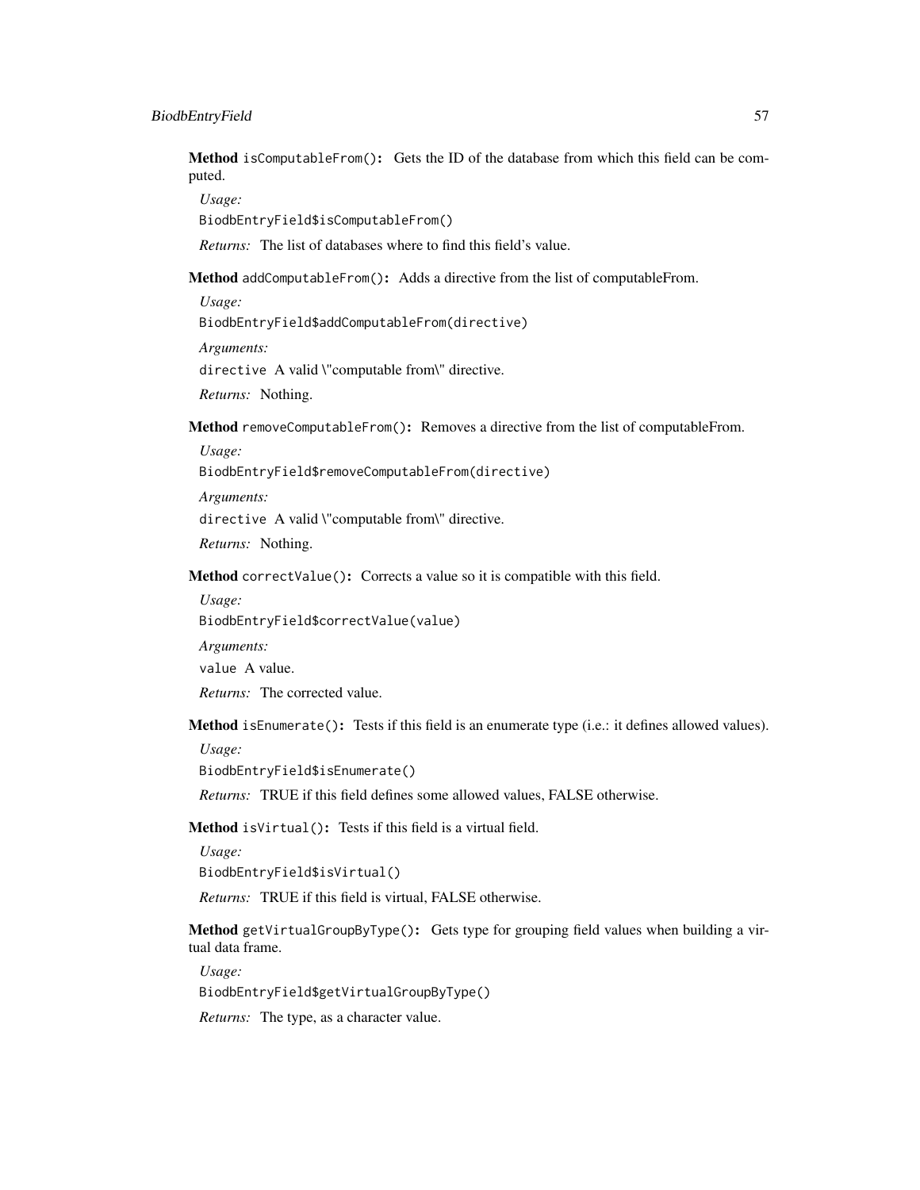**Method** `isComputableFrom()`**:** Gets the ID of the database from which this field can be computed.

*Usage:*

```
BiodbEntryField$isComputableFrom()
```

*Returns:* The list of databases where to find this field's value.

**Method** `addComputableFrom()`**:** Adds a directive from the list of computableFrom.

*Usage:*

```
BiodbEntryField$addComputableFrom(directive)
```

*Arguments:*

`directive` A valid \"computable from\" directive.

*Returns:* Nothing.

**Method** `removeComputableFrom()`**:** Removes a directive from the list of computableFrom.

*Usage:*

```
BiodbEntryField$removeComputableFrom(directive)
```

*Arguments:*

`directive` A valid \"computable from\" directive.

*Returns:* Nothing.

**Method** `correctValue()`**:** Corrects a value so it is compatible with this field.

*Usage:*

```
BiodbEntryField$correctValue(value)
```

*Arguments:*

`value` A value.

*Returns:* The corrected value.

**Method** `isEnumerate()`**:** Tests if this field is an enumerate type (i.e.: it defines allowed values).

*Usage:*

```
BiodbEntryField$isEnumerate()
```

*Returns:* TRUE if this field defines some allowed values, FALSE otherwise.

**Method** `isVirtual()`**:** Tests if this field is a virtual field.

*Usage:*

```
BiodbEntryField$isVirtual()
```

*Returns:* TRUE if this field is virtual, FALSE otherwise.

**Method** `getVirtualGroupByType()`**:** Gets type for grouping field values when building a virtual data frame.

*Usage:*

```
BiodbEntryField$getVirtualGroupByType()
```

*Returns:* The type, as a character value.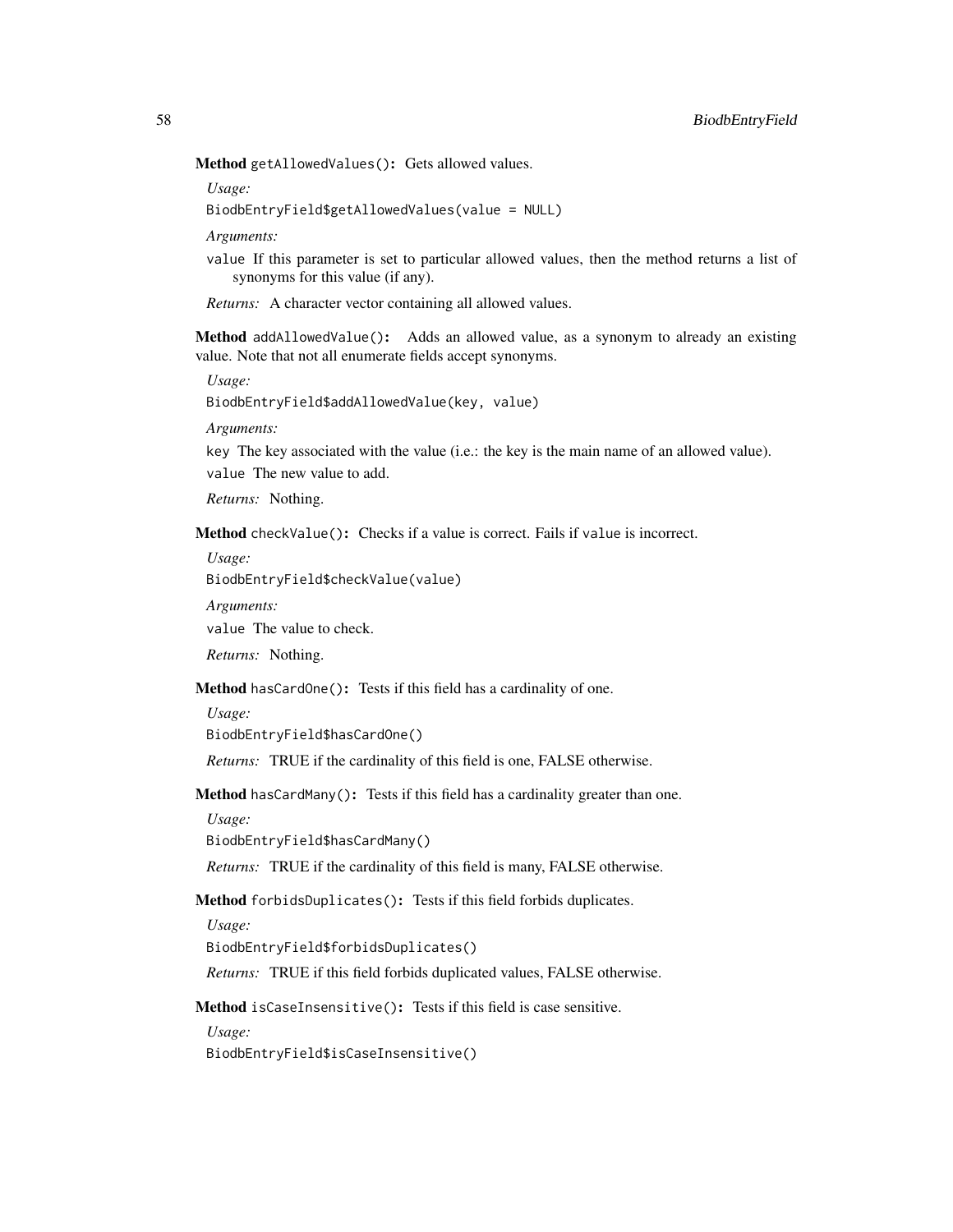**Method** `getAllowedValues()`**:** Gets allowed values.

*Usage:*

```
BiodbEntryField$getAllowedValues(value = NULL)
```

*Arguments:*

`value` If this parameter is set to particular allowed values, then the method returns a list of synonyms for this value (if any).

*Returns:* A character vector containing all allowed values.

**Method** `addAllowedValue()`**:** Adds an allowed value, as a synonym to already an existing value. Note that not all enumerate fields accept synonyms.

*Usage:*

```
BiodbEntryField$addAllowedValue(key, value)
```

*Arguments:*

`key` The key associated with the value (i.e.: the key is the main name of an allowed value).

`value` The new value to add.

*Returns:* Nothing.

**Method** `checkValue()`**:** Checks if a value is correct. Fails if `value` is incorrect.

*Usage:*

```
BiodbEntryField$checkValue(value)
```

*Arguments:*

`value` The value to check.

*Returns:* Nothing.

**Method** `hasCardOne()`**:** Tests if this field has a cardinality of one.

*Usage:*

```
BiodbEntryField$hasCardOne()
```

*Returns:* TRUE if the cardinality of this field is one, FALSE otherwise.

**Method** `hasCardMany()`**:** Tests if this field has a cardinality greater than one.

*Usage:*

```
BiodbEntryField$hasCardMany()
```

*Returns:* TRUE if the cardinality of this field is many, FALSE otherwise.

**Method** `forbidsDuplicates()`**:** Tests if this field forbids duplicates.

*Usage:*

```
BiodbEntryField$forbidsDuplicates()
```

*Returns:* TRUE if this field forbids duplicated values, FALSE otherwise.

**Method** `isCaseInsensitive()`**:** Tests if this field is case sensitive.

*Usage:*

```
BiodbEntryField$isCaseInsensitive()
```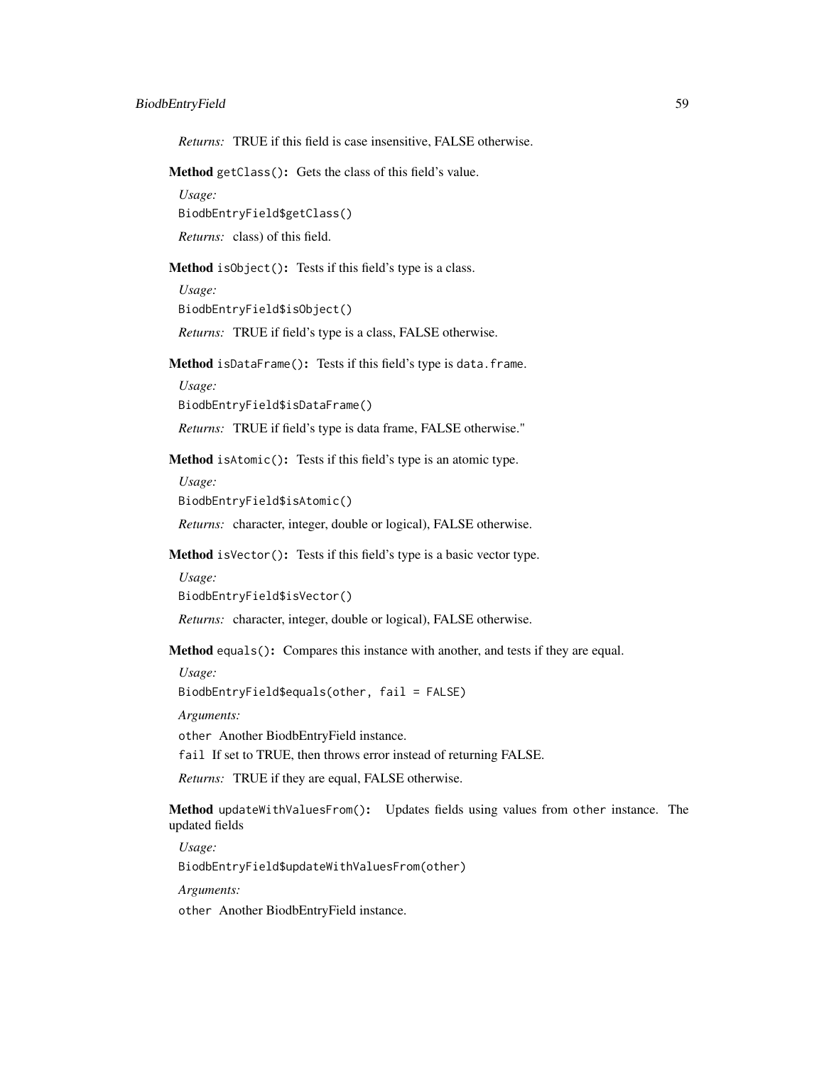*Returns:* TRUE if this field is case insensitive, FALSE otherwise.

**Method** `getClass()`**:** Gets the class of this field's value.

*Usage:*

```
BiodbEntryField$getClass()
```

*Returns:* class) of this field.

**Method** `isObject()`**:** Tests if this field's type is a class.

*Usage:*

```
BiodbEntryField$isObject()
```

*Returns:* TRUE if field's type is a class, FALSE otherwise.

**Method** `isDataFrame()`**:** Tests if this field's type is `data.frame`.

*Usage:*

```
BiodbEntryField$isDataFrame()
```

*Returns:* TRUE if field's type is data frame, FALSE otherwise."

**Method** `isAtomic()`**:** Tests if this field's type is an atomic type.

*Usage:*

```
BiodbEntryField$isAtomic()
```

*Returns:* character, integer, double or logical), FALSE otherwise.

**Method** `isVector()`**:** Tests if this field's type is a basic vector type.

*Usage:*

```
BiodbEntryField$isVector()
```

*Returns:* character, integer, double or logical), FALSE otherwise.

**Method** `equals()`**:** Compares this instance with another, and tests if they are equal.

*Usage:*

```
BiodbEntryField$equals(other, fail = FALSE)
```

*Arguments:*

`other` Another BiodbEntryField instance.

`fail` If set to TRUE, then throws error instead of returning FALSE.

*Returns:* TRUE if they are equal, FALSE otherwise.

**Method** `updateWithValuesFrom()`**:** Updates fields using values from `other` instance. The updated fields

*Usage:*

```
BiodbEntryField$updateWithValuesFrom(other)
```

*Arguments:*

`other` Another BiodbEntryField instance.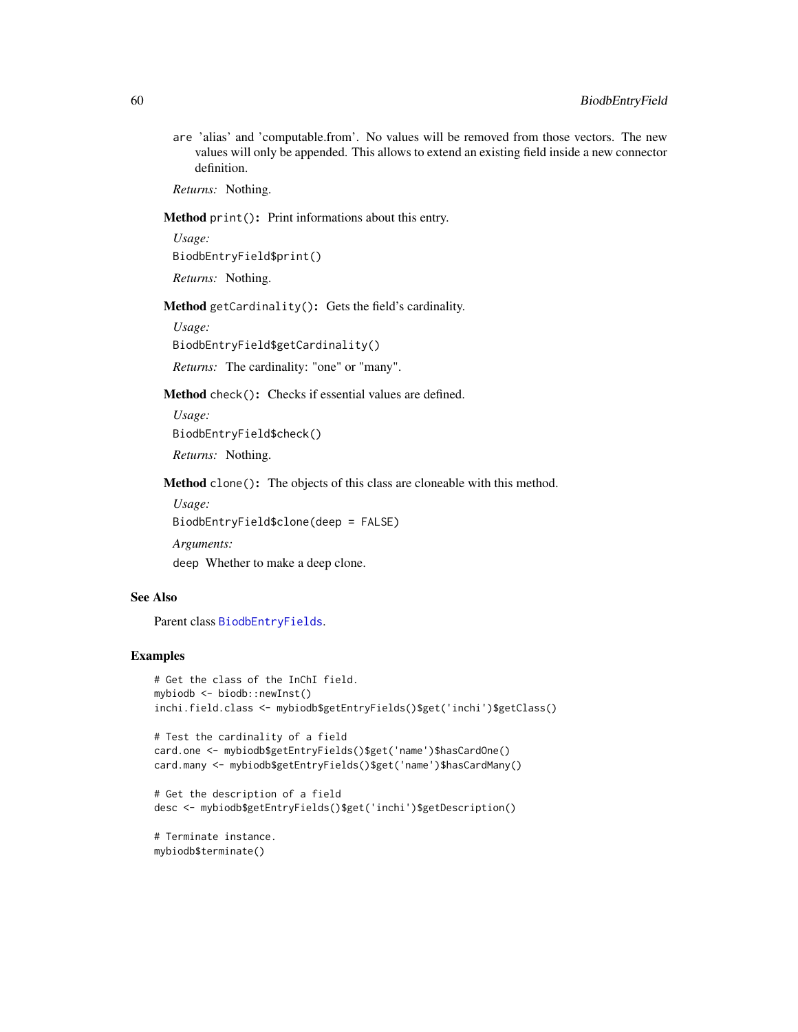are 'alias' and 'computable.from'. No values will be removed from those vectors. The new values will only be appended. This allows to extend an existing field inside a new connector definition.

*Returns:* Nothing.

**Method** `print()`**:** Print informations about this entry.

*Usage:*

```
BiodbEntryField$print()
```

*Returns:* Nothing.

**Method** `getCardinality()`**:** Gets the field's cardinality.

*Usage:*

```
BiodbEntryField$getCardinality()
```

*Returns:* The cardinality: "one" or "many".

**Method** `check()`**:** Checks if essential values are defined.

*Usage:*

```
BiodbEntryField$check()
```

*Returns:* Nothing.

**Method** `clone()`**:** The objects of this class are cloneable with this method.

*Usage:*

```
BiodbEntryField$clone(deep = FALSE)
```

*Arguments:*

`deep` Whether to make a deep clone.

## See Also

Parent class `BiodbEntryFields`.

## Examples

```
# Get the class of the InChI field.
mybiodb <- biodb::newInst()
inchi.field.class <- mybiodb$getEntryFields()$get('inchi')$getClass()

# Test the cardinality of a field
card.one <- mybiodb$getEntryFields()$get('name')$hasCardOne()
card.many <- mybiodb$getEntryFields()$get('name')$hasCardMany()

# Get the description of a field
desc <- mybiodb$getEntryFields()$get('inchi')$getDescription()

# Terminate instance.
mybiodb$terminate()
```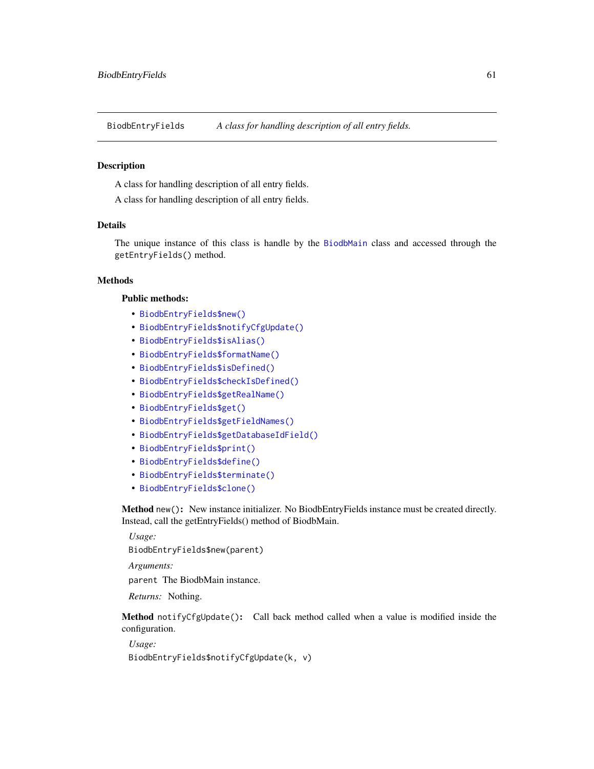## BiodbEntryFields — *A class for handling description of all entry fields.*

### Description

A class for handling description of all entry fields.

A class for handling description of all entry fields.

### Details

The unique instance of this class is handle by the `BiodbMain` class and accessed through the `getEntryFields()` method.

### Methods

**Public methods:**

- `BiodbEntryFields$new()`
- `BiodbEntryFields$notifyCfgUpdate()`
- `BiodbEntryFields$isAlias()`
- `BiodbEntryFields$formatName()`
- `BiodbEntryFields$isDefined()`
- `BiodbEntryFields$checkIsDefined()`
- `BiodbEntryFields$getRealName()`
- `BiodbEntryFields$get()`
- `BiodbEntryFields$getFieldNames()`
- `BiodbEntryFields$getDatabaseIdField()`
- `BiodbEntryFields$print()`
- `BiodbEntryFields$define()`
- `BiodbEntryFields$terminate()`
- `BiodbEntryFields$clone()`

**Method** `new()`**:** New instance initializer. No BiodbEntryFields instance must be created directly. Instead, call the getEntryFields() method of BiodbMain.

*Usage:*

```
BiodbEntryFields$new(parent)
```

*Arguments:*

`parent` The BiodbMain instance.

*Returns:* Nothing.

**Method** `notifyCfgUpdate()`**:** Call back method called when a value is modified inside the configuration.

*Usage:*

```
BiodbEntryFields$notifyCfgUpdate(k, v)
```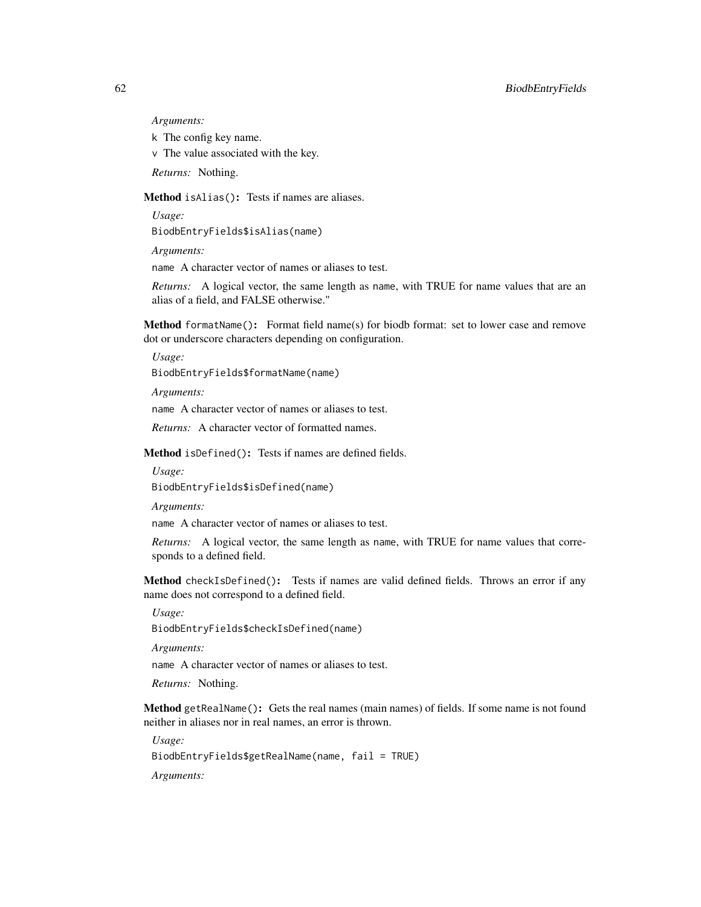*Arguments:*

k The config key name.

v The value associated with the key.

*Returns:* Nothing.

**Method** `isAlias()`**:** Tests if names are aliases.

*Usage:*

```
BiodbEntryFields$isAlias(name)
```

*Arguments:*

name A character vector of names or aliases to test.

*Returns:* A logical vector, the same length as name, with TRUE for name values that are an alias of a field, and FALSE otherwise."

**Method** `formatName()`**:** Format field name(s) for biodb format: set to lower case and remove dot or underscore characters depending on configuration.

*Usage:*

```
BiodbEntryFields$formatName(name)
```

*Arguments:*

name A character vector of names or aliases to test.

*Returns:* A character vector of formatted names.

**Method** `isDefined()`**:** Tests if names are defined fields.

*Usage:*

```
BiodbEntryFields$isDefined(name)
```

*Arguments:*

name A character vector of names or aliases to test.

*Returns:* A logical vector, the same length as name, with TRUE for name values that corresponds to a defined field.

**Method** `checkIsDefined()`**:** Tests if names are valid defined fields. Throws an error if any name does not correspond to a defined field.

*Usage:*

```
BiodbEntryFields$checkIsDefined(name)
```

*Arguments:*

name A character vector of names or aliases to test.

*Returns:* Nothing.

**Method** `getRealName()`**:** Gets the real names (main names) of fields. If some name is not found neither in aliases nor in real names, an error is thrown.

*Usage:*

```
BiodbEntryFields$getRealName(name, fail = TRUE)
```

*Arguments:*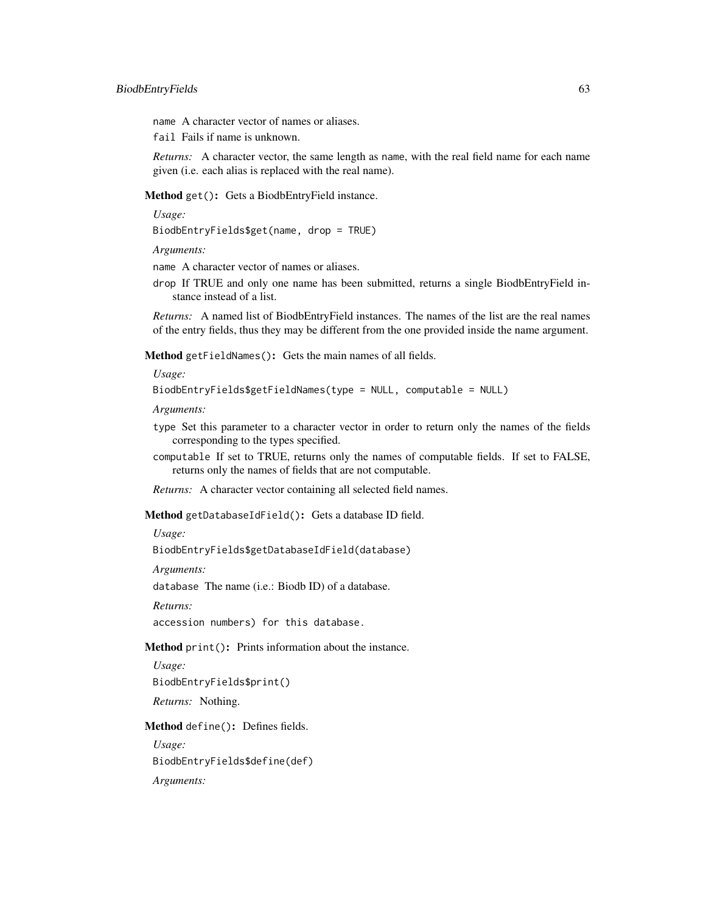name A character vector of names or aliases.

fail Fails if name is unknown.

*Returns:* A character vector, the same length as name, with the real field name for each name given (i.e. each alias is replaced with the real name).

**Method** `get()`**:** Gets a BiodbEntryField instance.

*Usage:*

```
BiodbEntryFields$get(name, drop = TRUE)
```

*Arguments:*

name A character vector of names or aliases.

drop If TRUE and only one name has been submitted, returns a single BiodbEntryField instance instead of a list.

*Returns:* A named list of BiodbEntryField instances. The names of the list are the real names of the entry fields, thus they may be different from the one provided inside the name argument.

**Method** `getFieldNames()`**:** Gets the main names of all fields.

*Usage:*

```
BiodbEntryFields$getFieldNames(type = NULL, computable = NULL)
```

*Arguments:*

type Set this parameter to a character vector in order to return only the names of the fields corresponding to the types specified.

computable If set to TRUE, returns only the names of computable fields. If set to FALSE, returns only the names of fields that are not computable.

*Returns:* A character vector containing all selected field names.

**Method** `getDatabaseIdField()`**:** Gets a database ID field.

*Usage:*

```
BiodbEntryFields$getDatabaseIdField(database)
```

*Arguments:*

database The name (i.e.: Biodb ID) of a database.

*Returns:*

```
accession numbers) for this database.
```

**Method** `print()`**:** Prints information about the instance.

*Usage:*

```
BiodbEntryFields$print()
```

*Returns:* Nothing.

**Method** `define()`**:** Defines fields.

*Usage:*

```
BiodbEntryFields$define(def)
```

*Arguments:*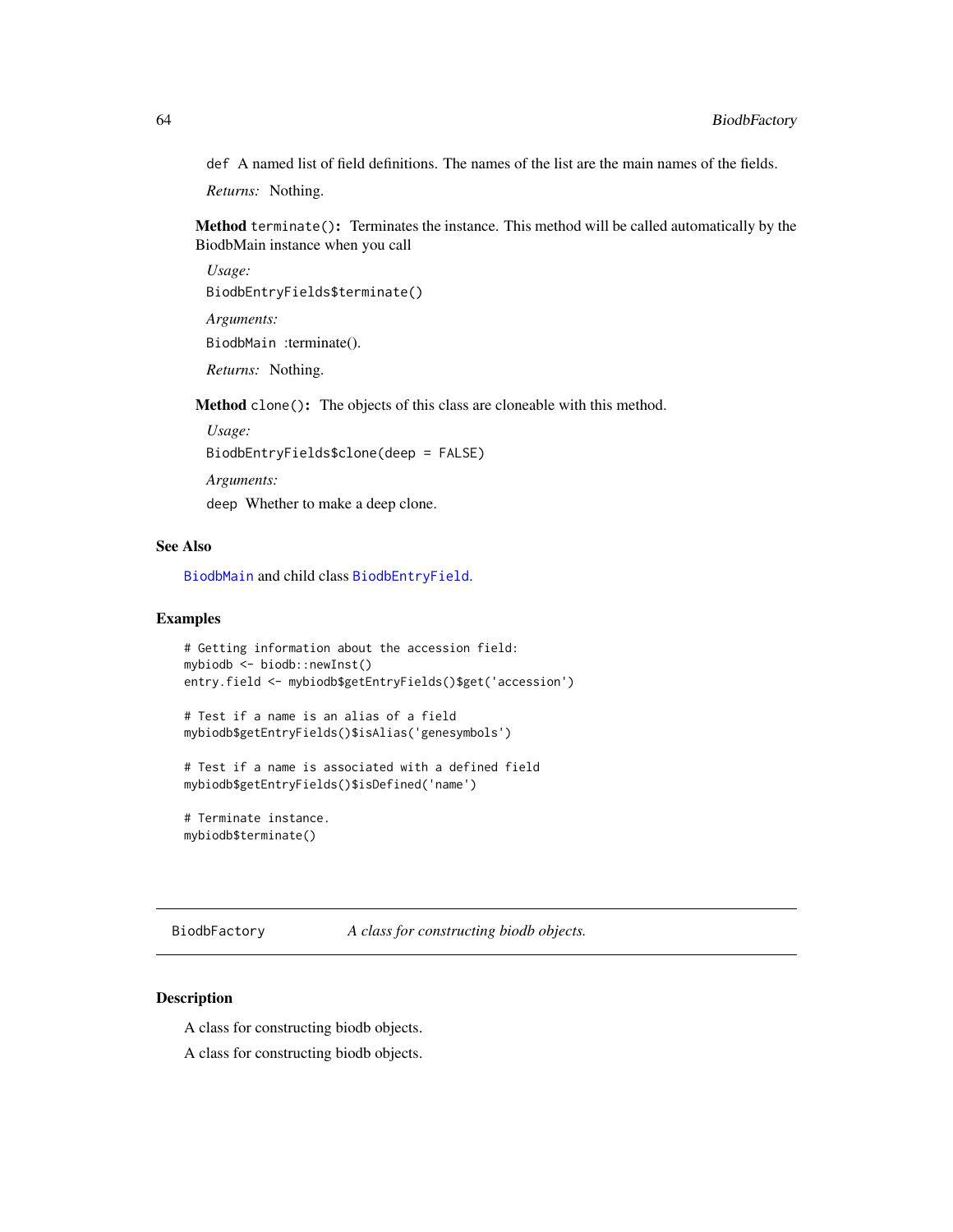def A named list of field definitions. The names of the list are the main names of the fields.

*Returns:* Nothing.

**Method** `terminate()`**:** Terminates the instance. This method will be called automatically by the BiodbMain instance when you call

*Usage:*

```
BiodbEntryFields$terminate()
```

*Arguments:*

`BiodbMain` :terminate().

*Returns:* Nothing.

**Method** `clone()`**:** The objects of this class are cloneable with this method.

*Usage:*

```
BiodbEntryFields$clone(deep = FALSE)
```

*Arguments:*

`deep` Whether to make a deep clone.

## See Also

`BiodbMain` and child class `BiodbEntryField`.

## Examples

```
# Getting information about the accession field:
mybiodb <- biodb::newInst()
entry.field <- mybiodb$getEntryFields()$get('accession')

# Test if a name is an alias of a field
mybiodb$getEntryFields()$isAlias('genesymbols')

# Test if a name is associated with a defined field
mybiodb$getEntryFields()$isDefined('name')

# Terminate instance.
mybiodb$terminate()
```

---

# BiodbFactory — *A class for constructing biodb objects.*

---

## Description

A class for constructing biodb objects.

A class for constructing biodb objects.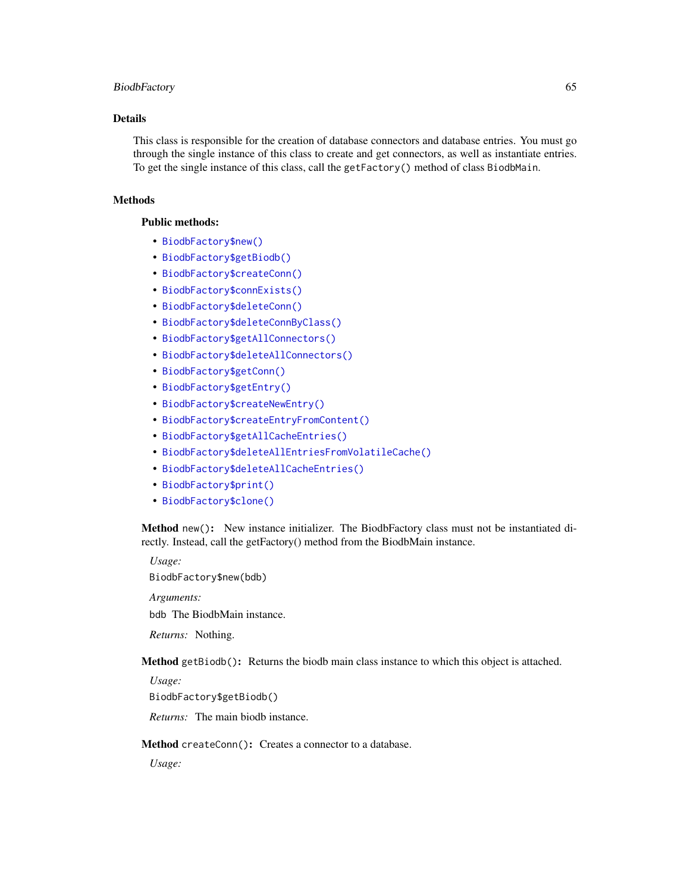## Details

This class is responsible for the creation of database connectors and database entries. You must go through the single instance of this class to create and get connectors, as well as instantiate entries. To get the single instance of this class, call the `getFactory()` method of class `BiodbMain`.

## Methods

### Public methods:

- `BiodbFactory$new()`
- `BiodbFactory$getBiodb()`
- `BiodbFactory$createConn()`
- `BiodbFactory$connExists()`
- `BiodbFactory$deleteConn()`
- `BiodbFactory$deleteConnByClass()`
- `BiodbFactory$getAllConnectors()`
- `BiodbFactory$deleteAllConnectors()`
- `BiodbFactory$getConn()`
- `BiodbFactory$getEntry()`
- `BiodbFactory$createNewEntry()`
- `BiodbFactory$createEntryFromContent()`
- `BiodbFactory$getAllCacheEntries()`
- `BiodbFactory$deleteAllEntriesFromVolatileCache()`
- `BiodbFactory$deleteAllCacheEntries()`
- `BiodbFactory$print()`
- `BiodbFactory$clone()`

**Method** `new()`**:** New instance initializer. The BiodbFactory class must not be instantiated directly. Instead, call the getFactory() method from the BiodbMain instance.

*Usage:*

```
BiodbFactory$new(bdb)
```

*Arguments:*

`bdb` The BiodbMain instance.

*Returns:* Nothing.

**Method** `getBiodb()`**:** Returns the biodb main class instance to which this object is attached.

*Usage:*

```
BiodbFactory$getBiodb()
```

*Returns:* The main biodb instance.

**Method** `createConn()`**:** Creates a connector to a database.

*Usage:*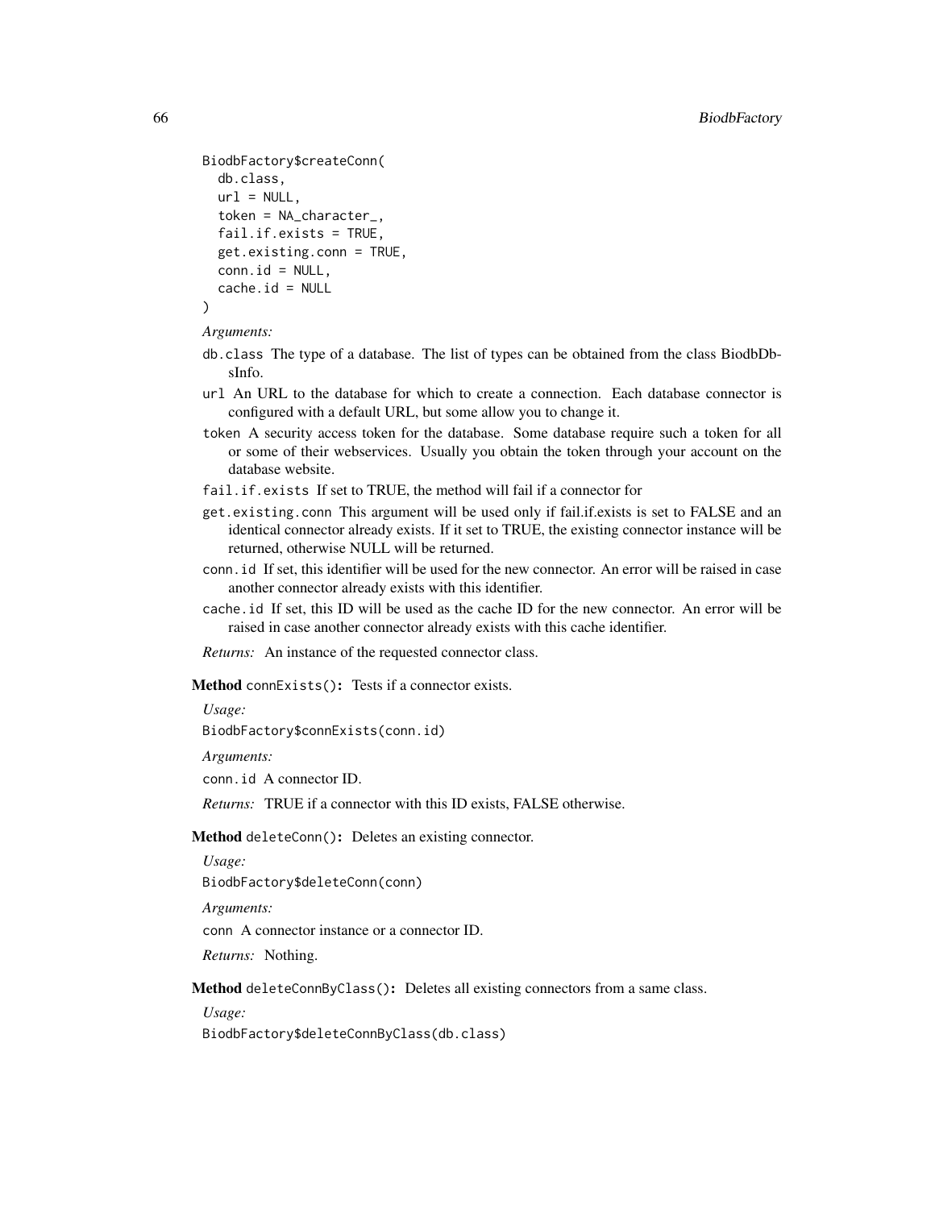```
BiodbFactory$createConn(
  db.class,
  url = NULL,
  token = NA_character_,
  fail.if.exists = TRUE,
  get.existing.conn = TRUE,
  conn.id = NULL,
  cache.id = NULL
)
```

*Arguments:*

- `db.class` The type of a database. The list of types can be obtained from the class BiodbDbsInfo.
- `url` An URL to the database for which to create a connection. Each database connector is configured with a default URL, but some allow you to change it.
- `token` A security access token for the database. Some database require such a token for all or some of their webservices. Usually you obtain the token through your account on the database website.
- `fail.if.exists` If set to TRUE, the method will fail if a connector for
- `get.existing.conn` This argument will be used only if fail.if.exists is set to FALSE and an identical connector already exists. If it set to TRUE, the existing connector instance will be returned, otherwise NULL will be returned.
- `conn.id` If set, this identifier will be used for the new connector. An error will be raised in case another connector already exists with this identifier.
- `cache.id` If set, this ID will be used as the cache ID for the new connector. An error will be raised in case another connector already exists with this cache identifier.

*Returns:* An instance of the requested connector class.

**Method** `connExists()`**:** Tests if a connector exists.

*Usage:*

```
BiodbFactory$connExists(conn.id)
```

*Arguments:*

- `conn.id` A connector ID.

*Returns:* TRUE if a connector with this ID exists, FALSE otherwise.

**Method** `deleteConn()`**:** Deletes an existing connector.

*Usage:*

```
BiodbFactory$deleteConn(conn)
```

*Arguments:*

- `conn` A connector instance or a connector ID.

*Returns:* Nothing.

**Method** `deleteConnByClass()`**:** Deletes all existing connectors from a same class.

*Usage:*

```
BiodbFactory$deleteConnByClass(db.class)
```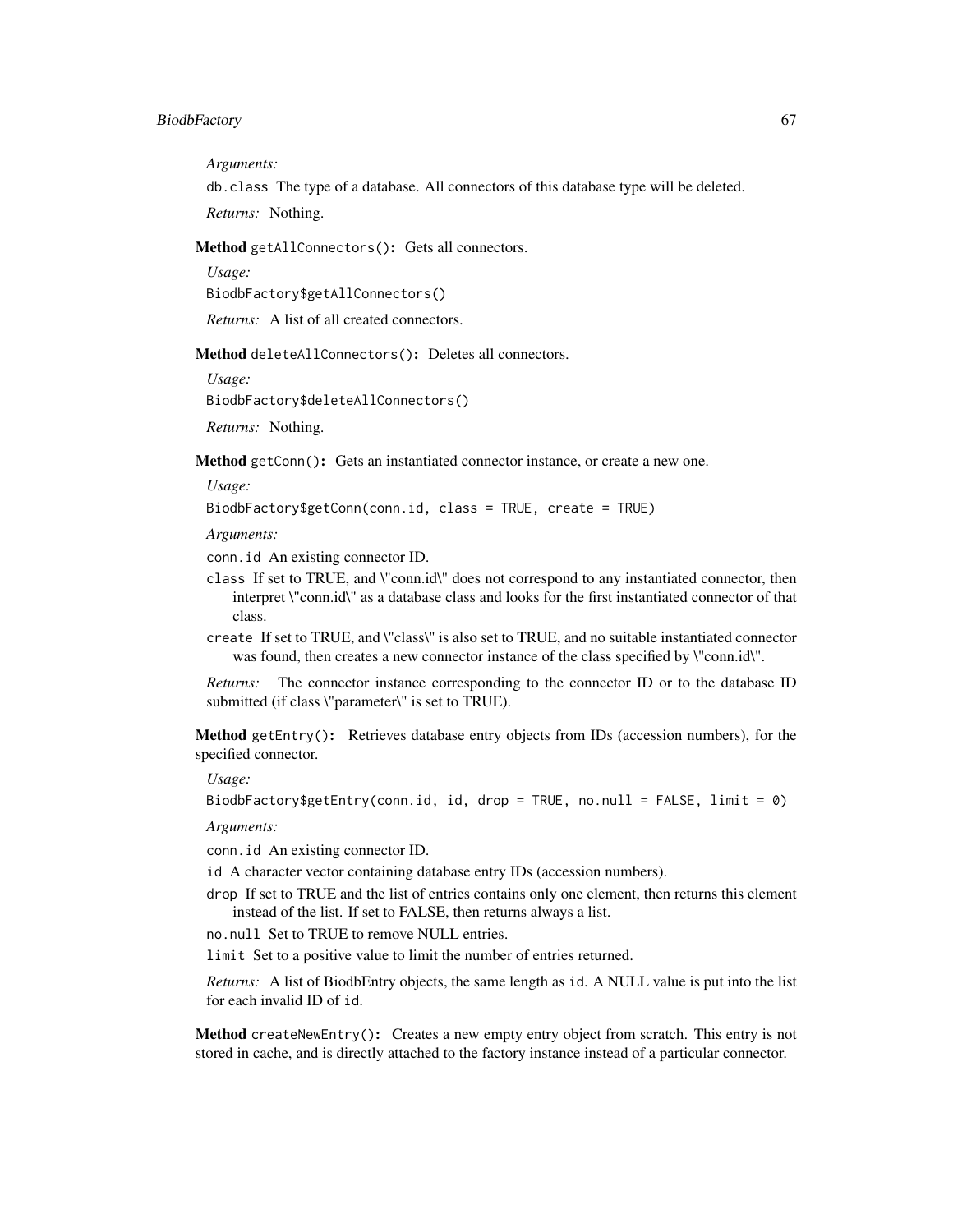*Arguments:*

`db.class` The type of a database. All connectors of this database type will be deleted.

*Returns:* Nothing.

**Method** `getAllConnectors()`**:** Gets all connectors.

*Usage:*

```
BiodbFactory$getAllConnectors()
```

*Returns:* A list of all created connectors.

**Method** `deleteAllConnectors()`**:** Deletes all connectors.

*Usage:*

```
BiodbFactory$deleteAllConnectors()
```

*Returns:* Nothing.

**Method** `getConn()`**:** Gets an instantiated connector instance, or create a new one.

*Usage:*

```
BiodbFactory$getConn(conn.id, class = TRUE, create = TRUE)
```

*Arguments:*

`conn.id` An existing connector ID.

`class` If set to TRUE, and \"conn.id\" does not correspond to any instantiated connector, then interpret \"conn.id\" as a database class and looks for the first instantiated connector of that class.

`create` If set to TRUE, and \"class\" is also set to TRUE, and no suitable instantiated connector was found, then creates a new connector instance of the class specified by \"conn.id\".

*Returns:* The connector instance corresponding to the connector ID or to the database ID submitted (if class \"parameter\" is set to TRUE).

**Method** `getEntry()`**:** Retrieves database entry objects from IDs (accession numbers), for the specified connector.

*Usage:*

```
BiodbFactory$getEntry(conn.id, id, drop = TRUE, no.null = FALSE, limit = 0)
```

*Arguments:*

`conn.id` An existing connector ID.

`id` A character vector containing database entry IDs (accession numbers).

`drop` If set to TRUE and the list of entries contains only one element, then returns this element instead of the list. If set to FALSE, then returns always a list.

`no.null` Set to TRUE to remove NULL entries.

`limit` Set to a positive value to limit the number of entries returned.

*Returns:* A list of BiodbEntry objects, the same length as `id`. A NULL value is put into the list for each invalid ID of `id`.

**Method** `createNewEntry()`**:** Creates a new empty entry object from scratch. This entry is not stored in cache, and is directly attached to the factory instance instead of a particular connector.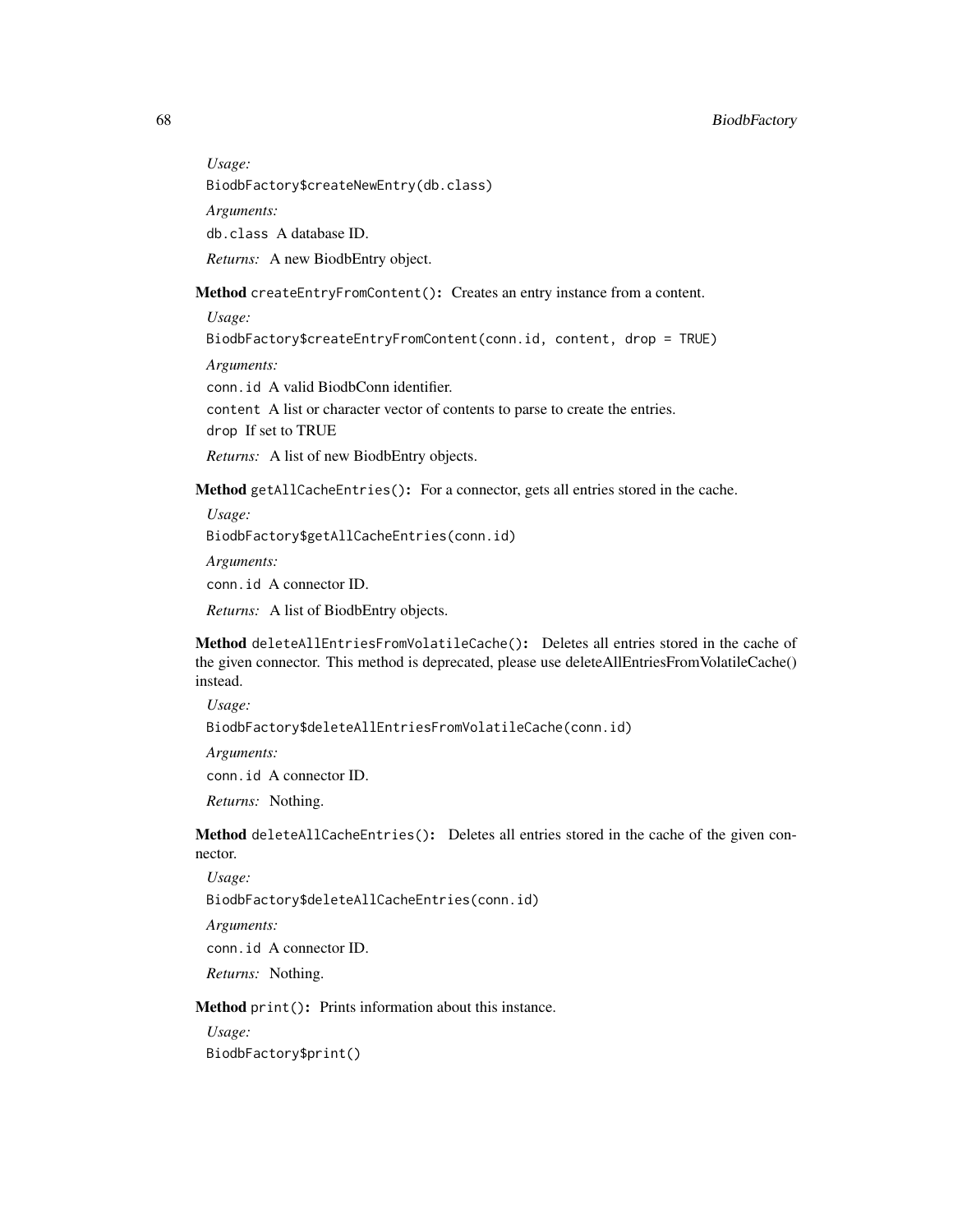*Usage:*

```
BiodbFactory$createNewEntry(db.class)
```

*Arguments:*

`db.class` A database ID.

*Returns:* A new BiodbEntry object.

**Method** `createEntryFromContent()`**:** Creates an entry instance from a content.

*Usage:*

```
BiodbFactory$createEntryFromContent(conn.id, content, drop = TRUE)
```

*Arguments:*

`conn.id` A valid BiodbConn identifier.

`content` A list or character vector of contents to parse to create the entries.

`drop` If set to TRUE

*Returns:* A list of new BiodbEntry objects.

**Method** `getAllCacheEntries()`**:** For a connector, gets all entries stored in the cache.

*Usage:*

```
BiodbFactory$getAllCacheEntries(conn.id)
```

*Arguments:*

`conn.id` A connector ID.

*Returns:* A list of BiodbEntry objects.

**Method** `deleteAllEntriesFromVolatileCache()`**:** Deletes all entries stored in the cache of the given connector. This method is deprecated, please use deleteAllEntriesFromVolatileCache() instead.

*Usage:*

```
BiodbFactory$deleteAllEntriesFromVolatileCache(conn.id)
```

*Arguments:*

`conn.id` A connector ID.

*Returns:* Nothing.

**Method** `deleteAllCacheEntries()`**:** Deletes all entries stored in the cache of the given connector.

*Usage:*

```
BiodbFactory$deleteAllCacheEntries(conn.id)
```

*Arguments:*

`conn.id` A connector ID.

*Returns:* Nothing.

**Method** `print()`**:** Prints information about this instance.

*Usage:*

```
BiodbFactory$print()
```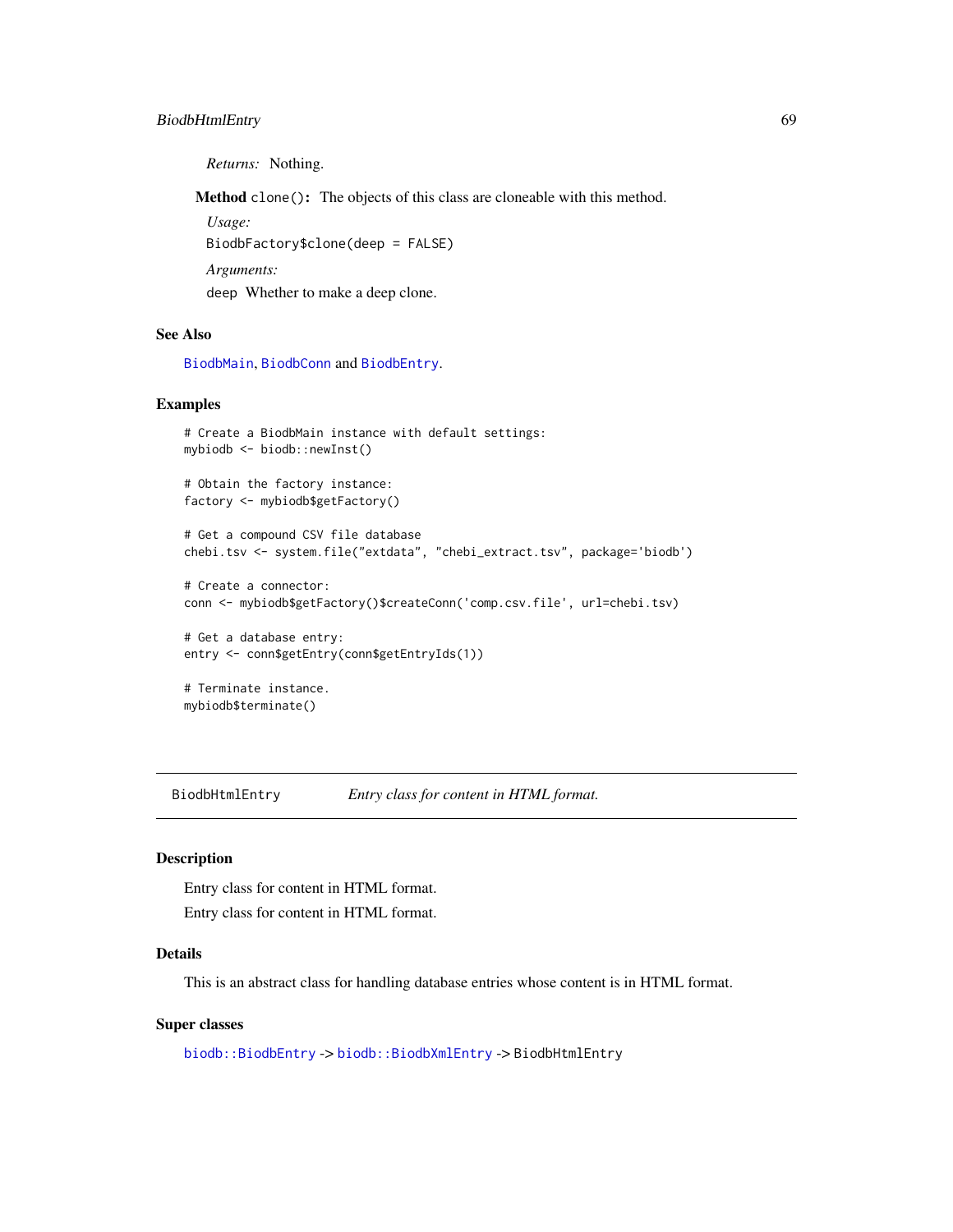*Returns:* Nothing.

**Method** `clone()`**:** The objects of this class are cloneable with this method.

*Usage:*

```
BiodbFactory$clone(deep = FALSE)
```

*Arguments:*

`deep` Whether to make a deep clone.

### See Also

`BiodbMain`, `BiodbConn` and `BiodbEntry`.

### Examples

```
# Create a BiodbMain instance with default settings:
mybiodb <- biodb::newInst()

# Obtain the factory instance:
factory <- mybiodb$getFactory()

# Get a compound CSV file database
chebi.tsv <- system.file("extdata", "chebi_extract.tsv", package='biodb')

# Create a connector:
conn <- mybiodb$getFactory()$createConn('comp.csv.file', url=chebi.tsv)

# Get a database entry:
entry <- conn$getEntry(conn$getEntryIds(1))

# Terminate instance.
mybiodb$terminate()
```

---

## BiodbHtmlEntry — *Entry class for content in HTML format.*

---

### Description

Entry class for content in HTML format.

Entry class for content in HTML format.

### Details

This is an abstract class for handling database entries whose content is in HTML format.

### Super classes

`biodb::BiodbEntry` -> `biodb::BiodbXmlEntry` -> `BiodbHtmlEntry`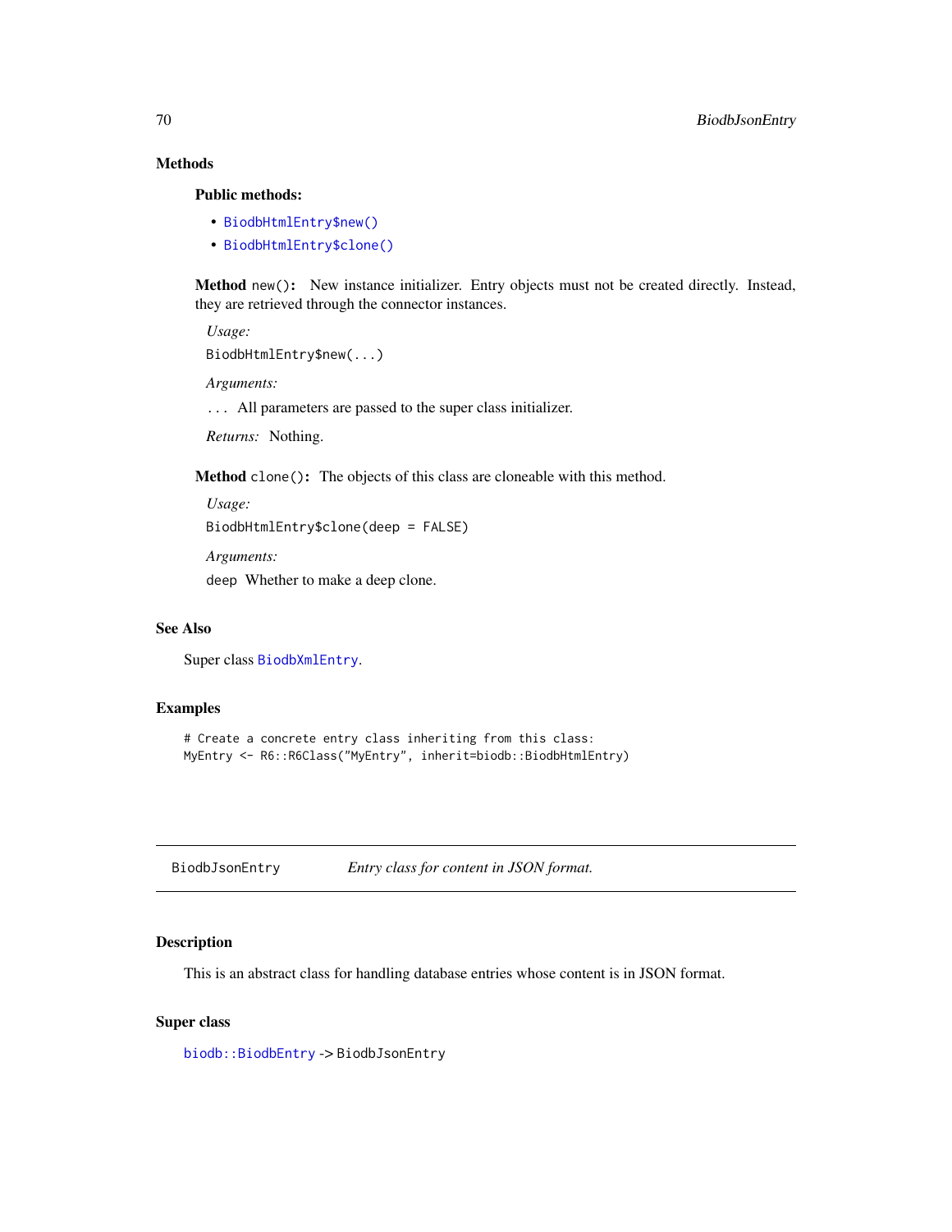## Methods

### Public methods:

- `BiodbHtmlEntry$new()`
- `BiodbHtmlEntry$clone()`

**Method** `new()`**:** New instance initializer. Entry objects must not be created directly. Instead, they are retrieved through the connector instances.

*Usage:*

```
BiodbHtmlEntry$new(...)
```

*Arguments:*

`...` All parameters are passed to the super class initializer.

*Returns:* Nothing.

**Method** `clone()`**:** The objects of this class are cloneable with this method.

*Usage:*

```
BiodbHtmlEntry$clone(deep = FALSE)
```

*Arguments:*

`deep` Whether to make a deep clone.

## See Also

Super class `BiodbXmlEntry`.

## Examples

```
# Create a concrete entry class inheriting from this class:
MyEntry <- R6::R6Class("MyEntry", inherit=biodb::BiodbHtmlEntry)
```

---

# BiodbJsonEntry — *Entry class for content in JSON format.*

---

## Description

This is an abstract class for handling database entries whose content is in JSON format.

## Super class

`biodb::BiodbEntry` -> `BiodbJsonEntry`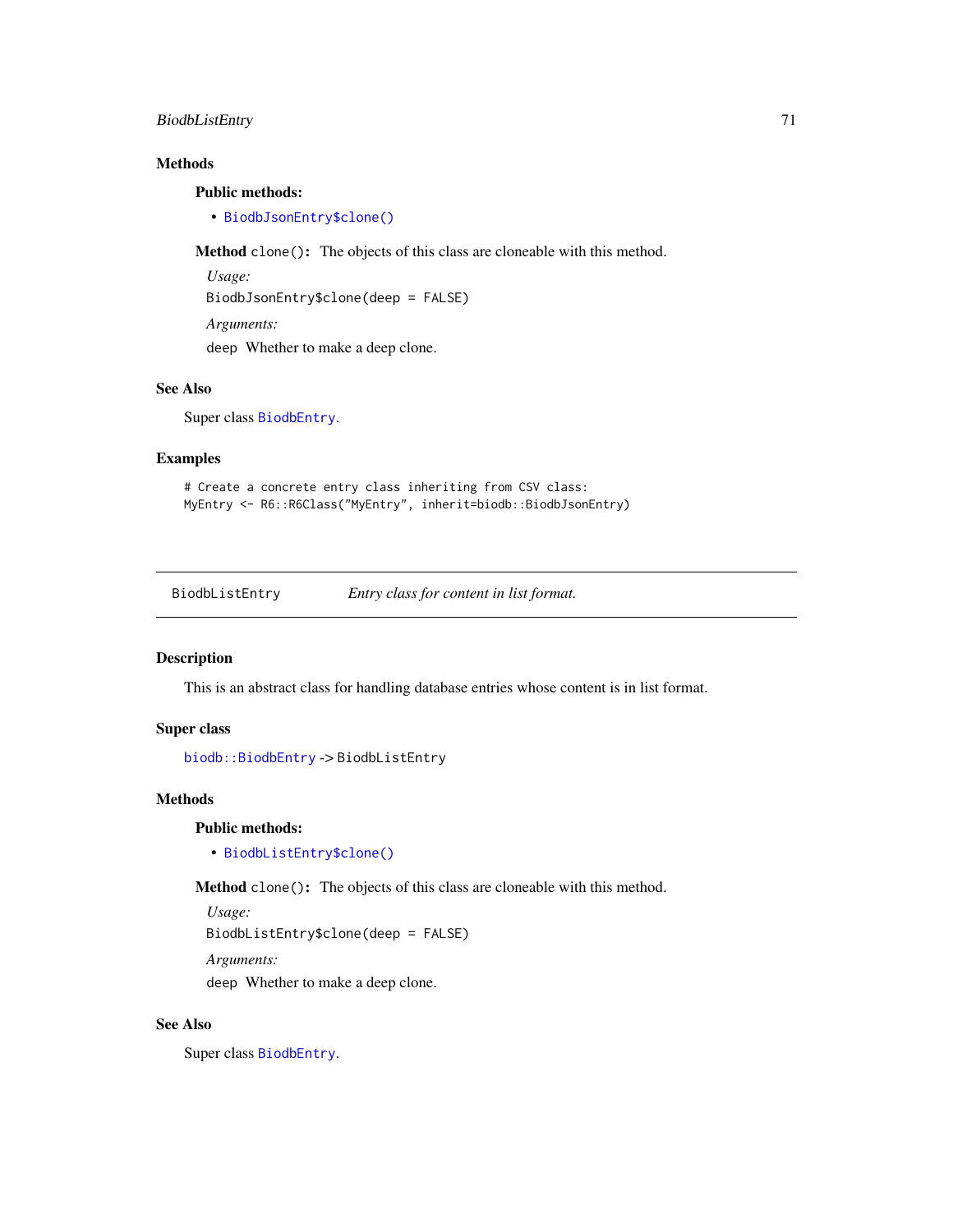### Methods

**Public methods:**

- BiodbJsonEntry$clone()

**Method** `clone()`: The objects of this class are cloneable with this method.

*Usage:*

```
BiodbJsonEntry$clone(deep = FALSE)
```

*Arguments:*

`deep` Whether to make a deep clone.

### See Also

Super class BiodbEntry.

### Examples

```
# Create a concrete entry class inheriting from CSV class:
MyEntry <- R6::R6Class("MyEntry", inherit=biodb::BiodbJsonEntry)
```

---

## BiodbListEntry *Entry class for content in list format.*

---

### Description

This is an abstract class for handling database entries whose content is in list format.

### Super class

biodb::BiodbEntry -> BiodbListEntry

### Methods

**Public methods:**

- BiodbListEntry$clone()

**Method** `clone()`: The objects of this class are cloneable with this method.

*Usage:*

```
BiodbListEntry$clone(deep = FALSE)
```

*Arguments:*

`deep` Whether to make a deep clone.

### See Also

Super class BiodbEntry.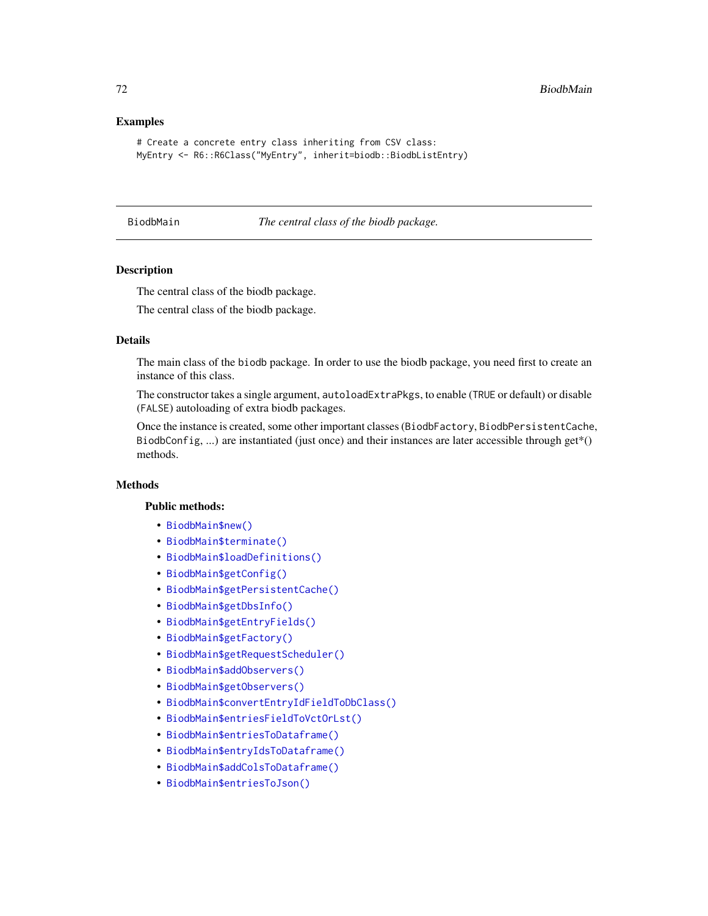## Examples

```
# Create a concrete entry class inheriting from CSV class:
MyEntry <- R6::R6Class("MyEntry", inherit=biodb::BiodbListEntry)
```

---

# BiodbMain    *The central class of the biodb package.*

---

## Description

The central class of the biodb package.

The central class of the biodb package.

## Details

The main class of the biodb package. In order to use the biodb package, you need first to create an instance of this class.

The constructor takes a single argument, autoloadExtraPkgs, to enable (TRUE or default) or disable (FALSE) autoloading of extra biodb packages.

Once the instance is created, some other important classes (BiodbFactory, BiodbPersistentCache, BiodbConfig, ...) are instantiated (just once) and their instances are later accessible through get*() methods.

## Methods

**Public methods:**

- BiodbMain$new()
- BiodbMain$terminate()
- BiodbMain$loadDefinitions()
- BiodbMain$getConfig()
- BiodbMain$getPersistentCache()
- BiodbMain$getDbsInfo()
- BiodbMain$getEntryFields()
- BiodbMain$getFactory()
- BiodbMain$getRequestScheduler()
- BiodbMain$addObservers()
- BiodbMain$getObservers()
- BiodbMain$convertEntryIdFieldToDbClass()
- BiodbMain$entriesFieldToVctOrLst()
- BiodbMain$entriesToDataframe()
- BiodbMain$entryIdsToDataframe()
- BiodbMain$addColsToDataframe()
- BiodbMain$entriesToJson()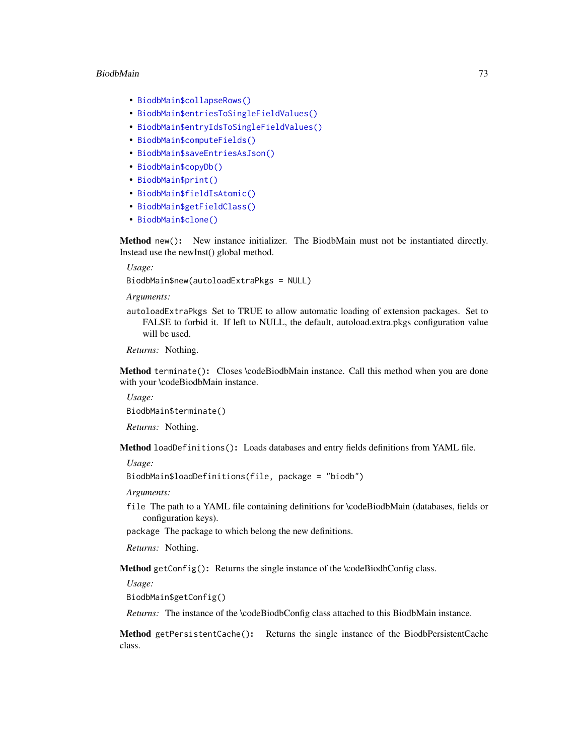- `BiodbMain$collapseRows()`
- `BiodbMain$entriesToSingleFieldValues()`
- `BiodbMain$entryIdsToSingleFieldValues()`
- `BiodbMain$computeFields()`
- `BiodbMain$saveEntriesAsJson()`
- `BiodbMain$copyDb()`
- `BiodbMain$print()`
- `BiodbMain$fieldIsAtomic()`
- `BiodbMain$getFieldClass()`
- `BiodbMain$clone()`

**Method** `new()`**:** New instance initializer. The BiodbMain must not be instantiated directly. Instead use the newInst() global method.

*Usage:*

```
BiodbMain$new(autoloadExtraPkgs = NULL)
```

*Arguments:*

`autoloadExtraPkgs` Set to TRUE to allow automatic loading of extension packages. Set to FALSE to forbid it. If left to NULL, the default, autoload.extra.pkgs configuration value will be used.

*Returns:* Nothing.

**Method** `terminate()`**:** Closes \codeBiodbMain instance. Call this method when you are done with your \codeBiodbMain instance.

*Usage:*

```
BiodbMain$terminate()
```

*Returns:* Nothing.

**Method** `loadDefinitions()`**:** Loads databases and entry fields definitions from YAML file.

*Usage:*

```
BiodbMain$loadDefinitions(file, package = "biodb")
```

*Arguments:*

`file` The path to a YAML file containing definitions for \codeBiodbMain (databases, fields or configuration keys).

`package` The package to which belong the new definitions.

*Returns:* Nothing.

**Method** `getConfig()`**:** Returns the single instance of the \codeBiodbConfig class.

*Usage:*

```
BiodbMain$getConfig()
```

*Returns:* The instance of the \codeBiodbConfig class attached to this BiodbMain instance.

**Method** `getPersistentCache()`**:** Returns the single instance of the BiodbPersistentCache class.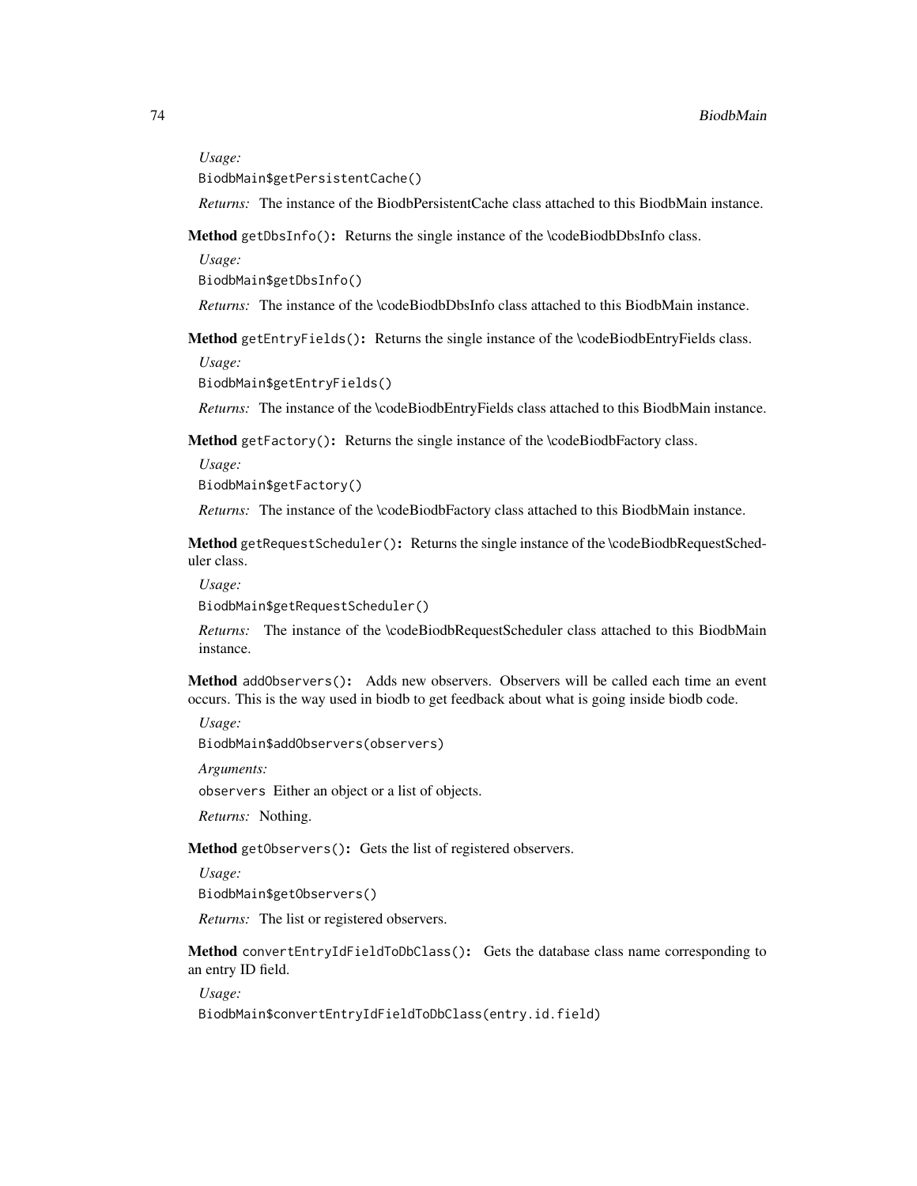*Usage:*

```
BiodbMain$getPersistentCache()
```

*Returns:* The instance of the BiodbPersistentCache class attached to this BiodbMain instance.

**Method** `getDbsInfo()`**:** Returns the single instance of the \codeBiodbDbsInfo class.

*Usage:*

```
BiodbMain$getDbsInfo()
```

*Returns:* The instance of the \codeBiodbDbsInfo class attached to this BiodbMain instance.

**Method** `getEntryFields()`**:** Returns the single instance of the \codeBiodbEntryFields class.

*Usage:*

```
BiodbMain$getEntryFields()
```

*Returns:* The instance of the \codeBiodbEntryFields class attached to this BiodbMain instance.

**Method** `getFactory()`**:** Returns the single instance of the \codeBiodbFactory class.

*Usage:*

```
BiodbMain$getFactory()
```

*Returns:* The instance of the \codeBiodbFactory class attached to this BiodbMain instance.

**Method** `getRequestScheduler()`**:** Returns the single instance of the \codeBiodbRequestScheduler class.

*Usage:*

```
BiodbMain$getRequestScheduler()
```

*Returns:* The instance of the \codeBiodbRequestScheduler class attached to this BiodbMain instance.

**Method** `addObservers()`**:** Adds new observers. Observers will be called each time an event occurs. This is the way used in biodb to get feedback about what is going inside biodb code.

*Usage:*

```
BiodbMain$addObservers(observers)
```

*Arguments:*

`observers` Either an object or a list of objects.

*Returns:* Nothing.

**Method** `getObservers()`**:** Gets the list of registered observers.

*Usage:*

```
BiodbMain$getObservers()
```

*Returns:* The list or registered observers.

**Method** `convertEntryIdFieldToDbClass()`**:** Gets the database class name corresponding to an entry ID field.

*Usage:*

```
BiodbMain$convertEntryIdFieldToDbClass(entry.id.field)
```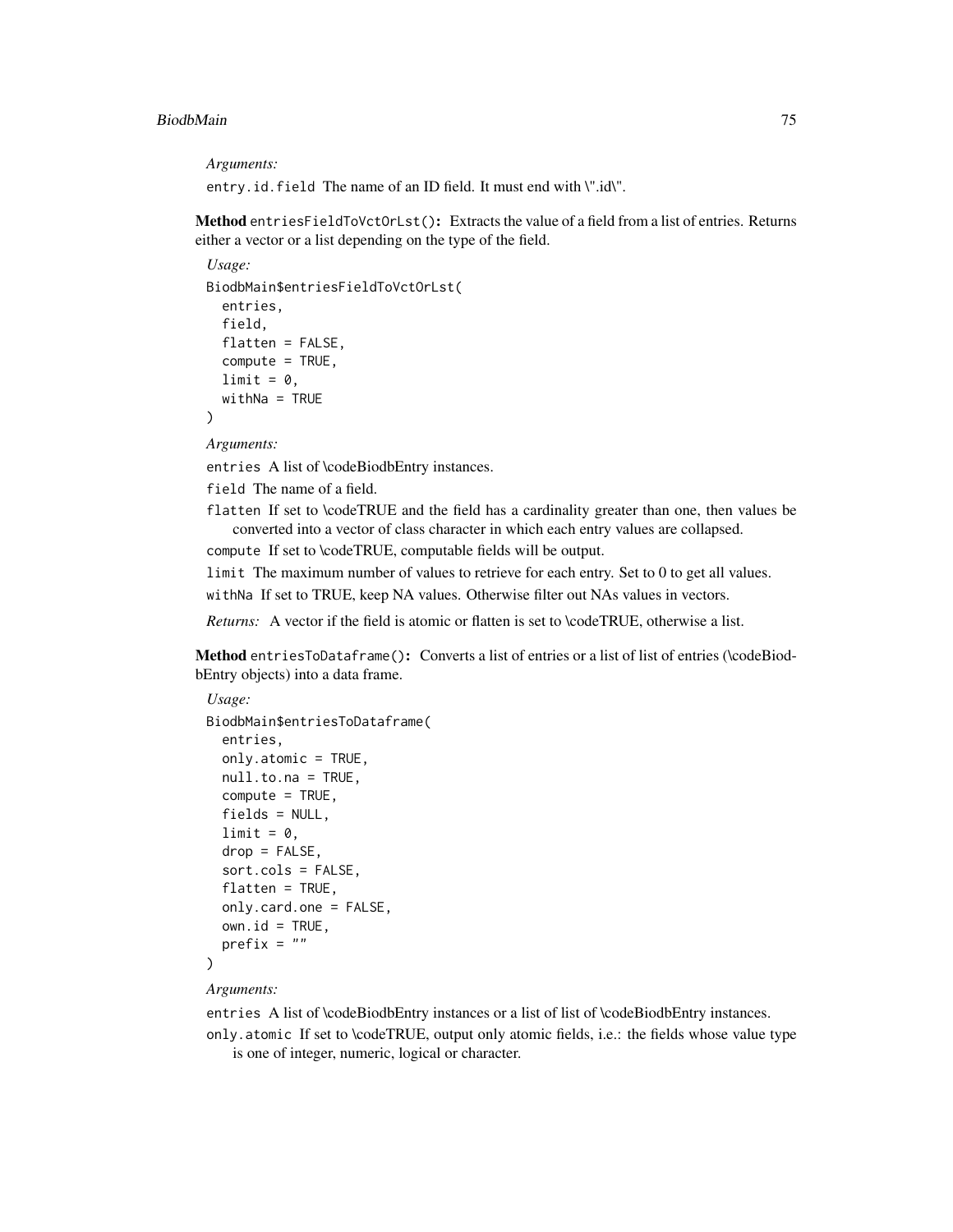*Arguments:*

`entry.id.field` The name of an ID field. It must end with \".id\".

**Method** `entriesFieldToVctOrLst()`**:** Extracts the value of a field from a list of entries. Returns either a vector or a list depending on the type of the field.

*Usage:*

```
BiodbMain$entriesFieldToVctOrLst(
  entries,
  field,
  flatten = FALSE,
  compute = TRUE,
  limit = 0,
  withNa = TRUE
)
```

*Arguments:*

`entries` A list of \codeBiodbEntry instances.

`field` The name of a field.

`flatten` If set to \codeTRUE and the field has a cardinality greater than one, then values be converted into a vector of class character in which each entry values are collapsed.

`compute` If set to \codeTRUE, computable fields will be output.

`limit` The maximum number of values to retrieve for each entry. Set to 0 to get all values.

`withNa` If set to TRUE, keep NA values. Otherwise filter out NAs values in vectors.

*Returns:* A vector if the field is atomic or flatten is set to \codeTRUE, otherwise a list.

**Method** `entriesToDataframe()`**:** Converts a list of entries or a list of list of entries (\codeBiodbEntry objects) into a data frame.

*Usage:*

```
BiodbMain$entriesToDataframe(
  entries,
  only.atomic = TRUE,
  null.to.na = TRUE,
  compute = TRUE,
  fields = NULL,
  limit = 0,
  drop = FALSE,
  sort.cols = FALSE,
  flatten = TRUE,
  only.card.one = FALSE,
  own.id = TRUE,
  prefix = ""
)
```

*Arguments:*

`entries` A list of \codeBiodbEntry instances or a list of list of \codeBiodbEntry instances.

`only.atomic` If set to \codeTRUE, output only atomic fields, i.e.: the fields whose value type is one of integer, numeric, logical or character.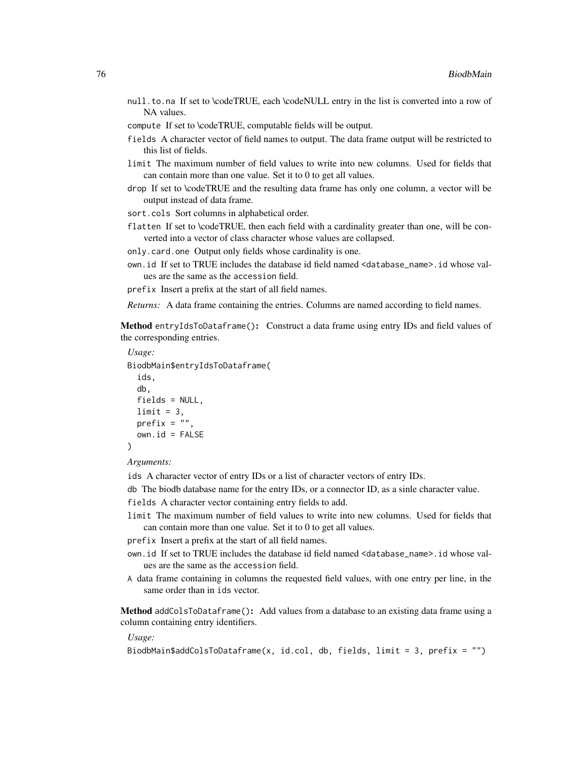null.to.na If set to \codeTRUE, each \codeNULL entry in the list is converted into a row of NA values.

compute If set to \codeTRUE, computable fields will be output.

fields A character vector of field names to output. The data frame output will be restricted to this list of fields.

limit The maximum number of field values to write into new columns. Used for fields that can contain more than one value. Set it to 0 to get all values.

drop If set to \codeTRUE and the resulting data frame has only one column, a vector will be output instead of data frame.

sort.cols Sort columns in alphabetical order.

flatten If set to \codeTRUE, then each field with a cardinality greater than one, will be converted into a vector of class character whose values are collapsed.

only.card.one Output only fields whose cardinality is one.

own.id If set to TRUE includes the database id field named <database_name>.id whose values are the same as the accession field.

prefix Insert a prefix at the start of all field names.

*Returns:* A data frame containing the entries. Columns are named according to field names.

**Method** entryIdsToDataframe()**:** Construct a data frame using entry IDs and field values of the corresponding entries.

*Usage:*

```
BiodbMain$entryIdsToDataframe(
  ids,
  db,
  fields = NULL,
  limit = 3,
  prefix = "",
  own.id = FALSE
)
```

*Arguments:*

ids A character vector of entry IDs or a list of character vectors of entry IDs.

db The biodb database name for the entry IDs, or a connector ID, as a sinle character value.

fields A character vector containing entry fields to add.

limit The maximum number of field values to write into new columns. Used for fields that can contain more than one value. Set it to 0 to get all values.

prefix Insert a prefix at the start of all field names.

own.id If set to TRUE includes the database id field named <database_name>.id whose values are the same as the accession field.

A data frame containing in columns the requested field values, with one entry per line, in the same order than in ids vector.

**Method** addColsToDataframe()**:** Add values from a database to an existing data frame using a column containing entry identifiers.

*Usage:*

```
BiodbMain$addColsToDataframe(x, id.col, db, fields, limit = 3, prefix = "")
```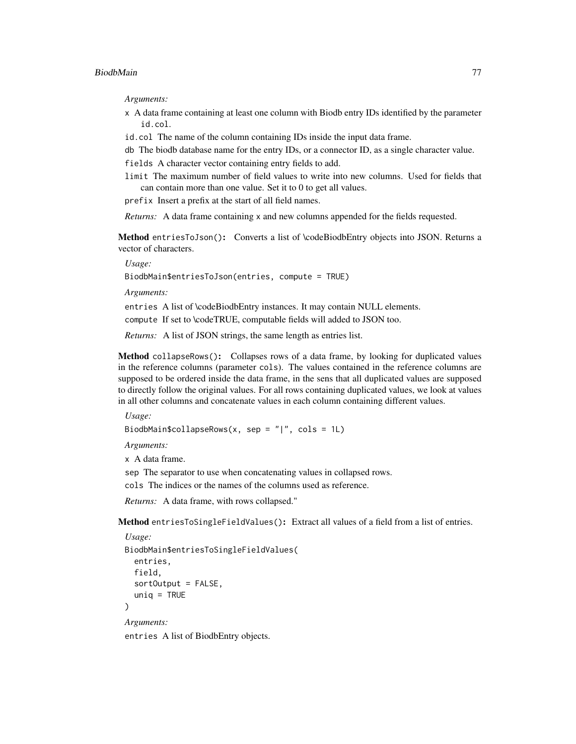*Arguments:*

`x` A data frame containing at least one column with Biodb entry IDs identified by the parameter `id.col`.

`id.col` The name of the column containing IDs inside the input data frame.

`db` The biodb database name for the entry IDs, or a connector ID, as a single character value.

`fields` A character vector containing entry fields to add.

`limit` The maximum number of field values to write into new columns. Used for fields that can contain more than one value. Set it to 0 to get all values.

`prefix` Insert a prefix at the start of all field names.

*Returns:* A data frame containing `x` and new columns appended for the fields requested.

**Method** `entriesToJson()`**:** Converts a list of \codeBiodbEntry objects into JSON. Returns a vector of characters.

*Usage:*

```
BiodbMain$entriesToJson(entries, compute = TRUE)
```

*Arguments:*

`entries` A list of \codeBiodbEntry instances. It may contain NULL elements.

`compute` If set to \codeTRUE, computable fields will added to JSON too.

*Returns:* A list of JSON strings, the same length as entries list.

**Method** `collapseRows()`**:** Collapses rows of a data frame, by looking for duplicated values in the reference columns (parameter `cols`). The values contained in the reference columns are supposed to be ordered inside the data frame, in the sens that all duplicated values are supposed to directly follow the original values. For all rows containing duplicated values, we look at values in all other columns and concatenate values in each column containing different values.

*Usage:*

```
BiodbMain$collapseRows(x, sep = "|", cols = 1L)
```

*Arguments:*

`x` A data frame.

`sep` The separator to use when concatenating values in collapsed rows.

`cols` The indices or the names of the columns used as reference.

*Returns:* A data frame, with rows collapsed."

**Method** `entriesToSingleFieldValues()`**:** Extract all values of a field from a list of entries.

*Usage:*

```
BiodbMain$entriesToSingleFieldValues(
  entries,
  field,
  sortOutput = FALSE,
  uniq = TRUE
)
```

*Arguments:*

`entries` A list of BiodbEntry objects.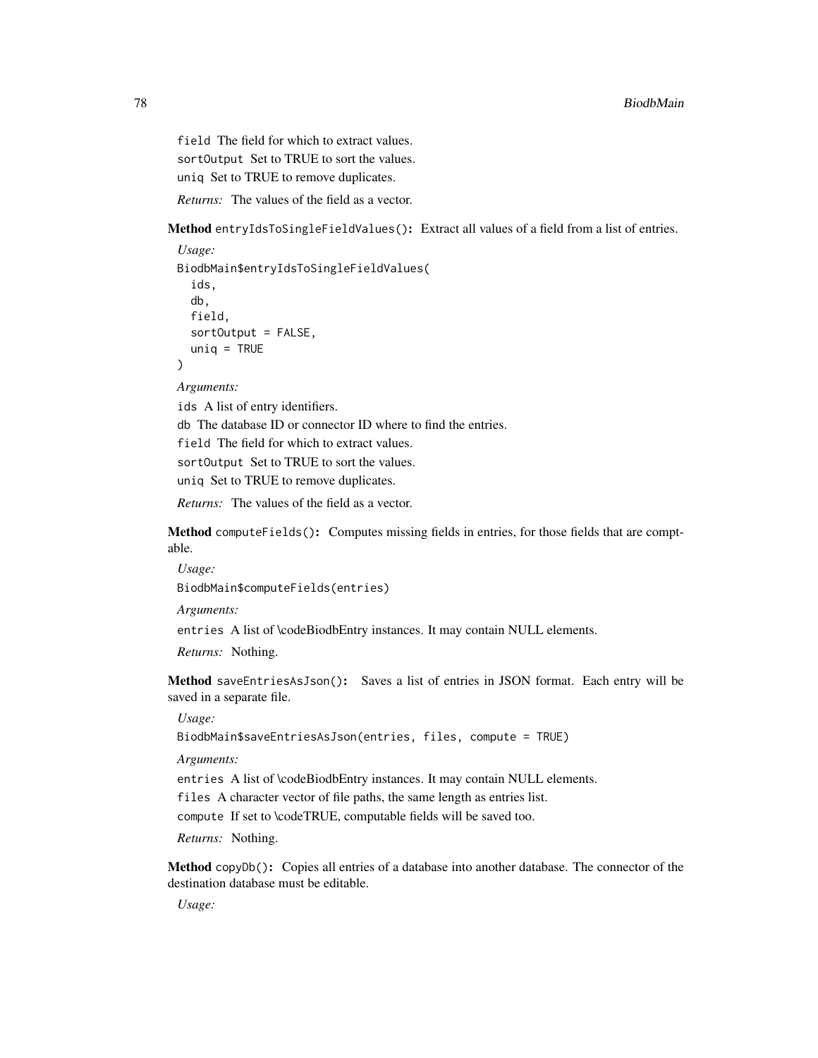field The field for which to extract values.

sortOutput Set to TRUE to sort the values.

uniq Set to TRUE to remove duplicates.

*Returns:* The values of the field as a vector.

**Method** `entryIdsToSingleFieldValues()`**:** Extract all values of a field from a list of entries.

*Usage:*

```
BiodbMain$entryIdsToSingleFieldValues(
  ids,
  db,
  field,
  sortOutput = FALSE,
  uniq = TRUE
)
```

*Arguments:*

ids A list of entry identifiers.

db The database ID or connector ID where to find the entries.

field The field for which to extract values.

sortOutput Set to TRUE to sort the values.

uniq Set to TRUE to remove duplicates.

*Returns:* The values of the field as a vector.

**Method** `computeFields()`**:** Computes missing fields in entries, for those fields that are comptable.

*Usage:*

```
BiodbMain$computeFields(entries)
```

*Arguments:*

entries A list of \codeBiodbEntry instances. It may contain NULL elements.

*Returns:* Nothing.

**Method** `saveEntriesAsJson()`**:** Saves a list of entries in JSON format. Each entry will be saved in a separate file.

*Usage:*

```
BiodbMain$saveEntriesAsJson(entries, files, compute = TRUE)
```

*Arguments:*

entries A list of \codeBiodbEntry instances. It may contain NULL elements.

files A character vector of file paths, the same length as entries list.

compute If set to \codeTRUE, computable fields will be saved too.

*Returns:* Nothing.

**Method** `copyDb()`**:** Copies all entries of a database into another database. The connector of the destination database must be editable.

*Usage:*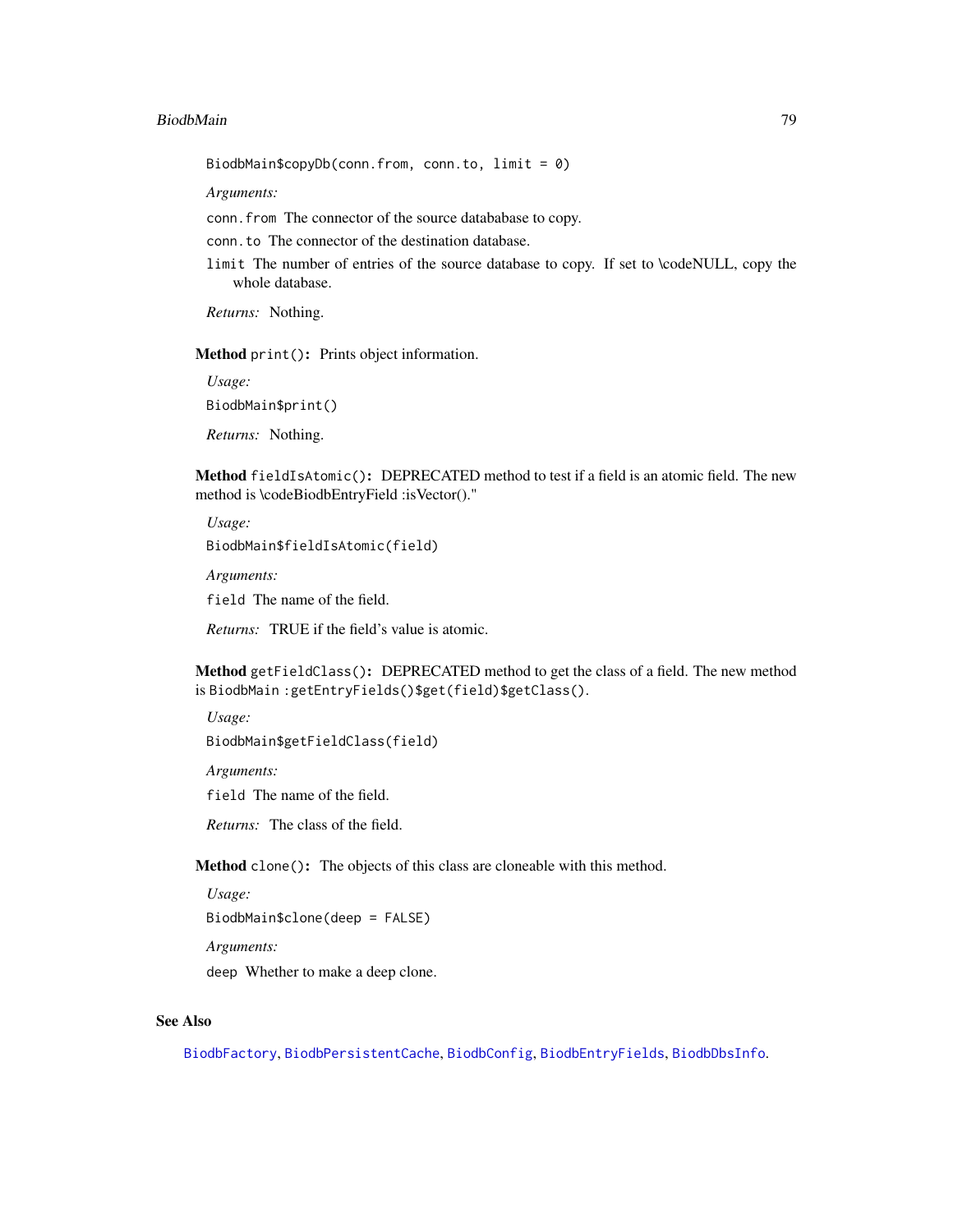```
BiodbMain$copyDb(conn.from, conn.to, limit = 0)
```

*Arguments:*

`conn.from` The connector of the source databasase to copy.

`conn.to` The connector of the destination database.

`limit` The number of entries of the source database to copy. If set to \codeNULL, copy the whole database.

*Returns:* Nothing.

**Method** `print()`**:** Prints object information.

*Usage:*

```
BiodbMain$print()
```

*Returns:* Nothing.

**Method** `fieldIsAtomic()`**:** DEPRECATED method to test if a field is an atomic field. The new method is \codeBiodbEntryField :isVector()."

*Usage:*

```
BiodbMain$fieldIsAtomic(field)
```

*Arguments:*

`field` The name of the field.

*Returns:* TRUE if the field's value is atomic.

**Method** `getFieldClass()`**:** DEPRECATED method to get the class of a field. The new method is `BiodbMain :getEntryFields()$get(field)$getClass()`.

*Usage:*

```
BiodbMain$getFieldClass(field)
```

*Arguments:*

`field` The name of the field.

*Returns:* The class of the field.

**Method** `clone()`**:** The objects of this class are cloneable with this method.

*Usage:*

```
BiodbMain$clone(deep = FALSE)
```

*Arguments:*

`deep` Whether to make a deep clone.

## See Also

`BiodbFactory`, `BiodbPersistentCache`, `BiodbConfig`, `BiodbEntryFields`, `BiodbDbsInfo`.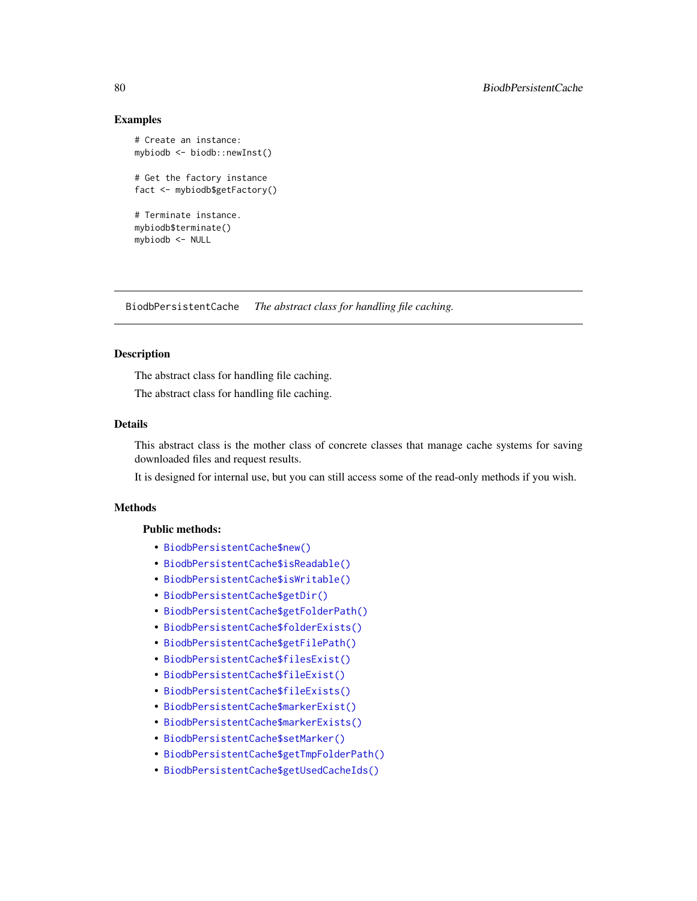## Examples

```
# Create an instance:
mybiodb <- biodb::newInst()

# Get the factory instance
fact <- mybiodb$getFactory()

# Terminate instance.
mybiodb$terminate()
mybiodb <- NULL
```

---

# BiodbPersistentCache — *The abstract class for handling file caching.*

---

## Description

The abstract class for handling file caching.

The abstract class for handling file caching.

## Details

This abstract class is the mother class of concrete classes that manage cache systems for saving downloaded files and request results.

It is designed for internal use, but you can still access some of the read-only methods if you wish.

## Methods

### Public methods:

- `BiodbPersistentCache$new()`
- `BiodbPersistentCache$isReadable()`
- `BiodbPersistentCache$isWritable()`
- `BiodbPersistentCache$getDir()`
- `BiodbPersistentCache$getFolderPath()`
- `BiodbPersistentCache$folderExists()`
- `BiodbPersistentCache$getFilePath()`
- `BiodbPersistentCache$filesExist()`
- `BiodbPersistentCache$fileExist()`
- `BiodbPersistentCache$fileExists()`
- `BiodbPersistentCache$markerExist()`
- `BiodbPersistentCache$markerExists()`
- `BiodbPersistentCache$setMarker()`
- `BiodbPersistentCache$getTmpFolderPath()`
- `BiodbPersistentCache$getUsedCacheIds()`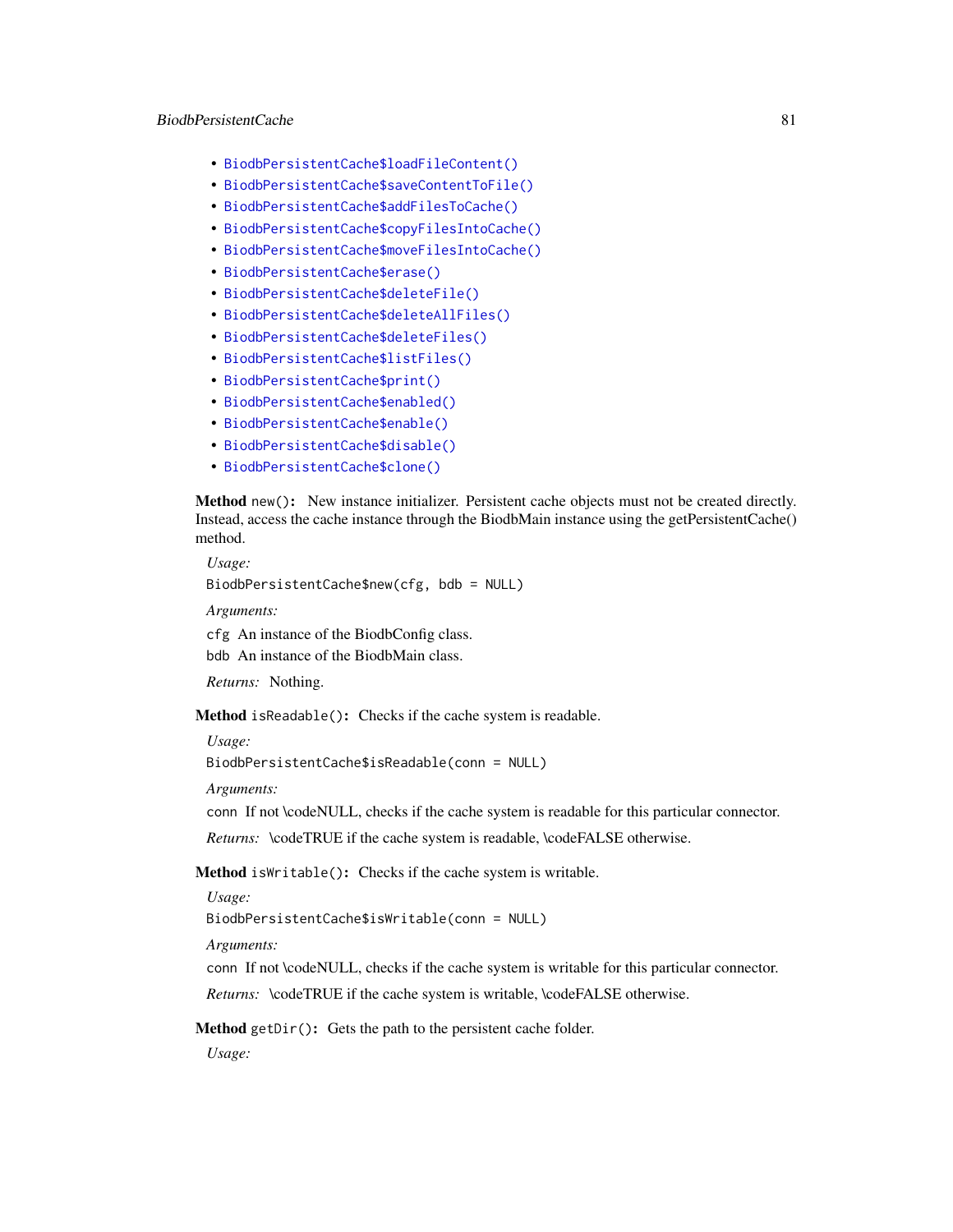- BiodbPersistentCache$loadFileContent()
- BiodbPersistentCache$saveContentToFile()
- BiodbPersistentCache$addFilesToCache()
- BiodbPersistentCache$copyFilesIntoCache()
- BiodbPersistentCache$moveFilesIntoCache()
- BiodbPersistentCache$erase()
- BiodbPersistentCache$deleteFile()
- BiodbPersistentCache$deleteAllFiles()
- BiodbPersistentCache$deleteFiles()
- BiodbPersistentCache$listFiles()
- BiodbPersistentCache$print()
- BiodbPersistentCache$enabled()
- BiodbPersistentCache$enable()
- BiodbPersistentCache$disable()
- BiodbPersistentCache$clone()

**Method** `new()`**:** New instance initializer. Persistent cache objects must not be created directly. Instead, access the cache instance through the BiodbMain instance using the getPersistentCache() method.

*Usage:*

```
BiodbPersistentCache$new(cfg, bdb = NULL)
```

*Arguments:*

`cfg` An instance of the BiodbConfig class.

`bdb` An instance of the BiodbMain class.

*Returns:* Nothing.

**Method** `isReadable()`**:** Checks if the cache system is readable.

*Usage:*

```
BiodbPersistentCache$isReadable(conn = NULL)
```

*Arguments:*

`conn` If not \codeNULL, checks if the cache system is readable for this particular connector.

*Returns:* \codeTRUE if the cache system is readable, \codeFALSE otherwise.

**Method** `isWritable()`**:** Checks if the cache system is writable.

*Usage:*

```
BiodbPersistentCache$isWritable(conn = NULL)
```

*Arguments:*

`conn` If not \codeNULL, checks if the cache system is writable for this particular connector.

*Returns:* \codeTRUE if the cache system is writable, \codeFALSE otherwise.

**Method** `getDir()`**:** Gets the path to the persistent cache folder.

*Usage:*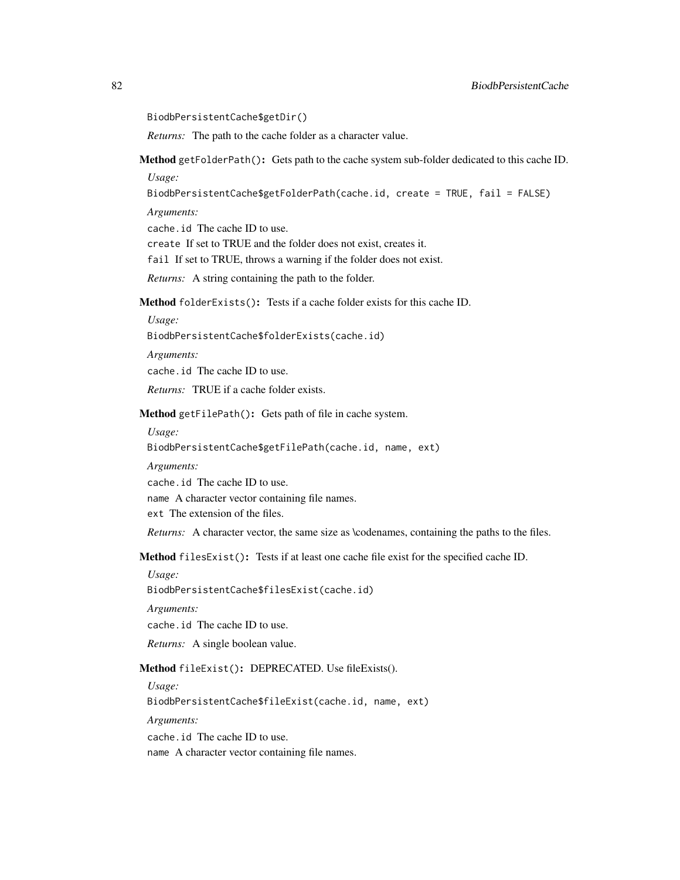```
BiodbPersistentCache$getDir()
```

*Returns:* The path to the cache folder as a character value.

**Method** `getFolderPath()`**:** Gets path to the cache system sub-folder dedicated to this cache ID.

*Usage:*

```
BiodbPersistentCache$getFolderPath(cache.id, create = TRUE, fail = FALSE)
```

*Arguments:*

`cache.id` The cache ID to use.

`create` If set to TRUE and the folder does not exist, creates it.

`fail` If set to TRUE, throws a warning if the folder does not exist.

*Returns:* A string containing the path to the folder.

**Method** `folderExists()`**:** Tests if a cache folder exists for this cache ID.

*Usage:*

```
BiodbPersistentCache$folderExists(cache.id)
```

*Arguments:*

`cache.id` The cache ID to use.

*Returns:* TRUE if a cache folder exists.

**Method** `getFilePath()`**:** Gets path of file in cache system.

*Usage:*

```
BiodbPersistentCache$getFilePath(cache.id, name, ext)
```

*Arguments:*

`cache.id` The cache ID to use.

`name` A character vector containing file names.

`ext` The extension of the files.

*Returns:* A character vector, the same size as \codenames, containing the paths to the files.

**Method** `filesExist()`**:** Tests if at least one cache file exist for the specified cache ID.

*Usage:*

```
BiodbPersistentCache$filesExist(cache.id)
```

*Arguments:*

`cache.id` The cache ID to use.

*Returns:* A single boolean value.

**Method** `fileExist()`**:** DEPRECATED. Use fileExists().

*Usage:*

```
BiodbPersistentCache$fileExist(cache.id, name, ext)
```

*Arguments:*

`cache.id` The cache ID to use.

`name` A character vector containing file names.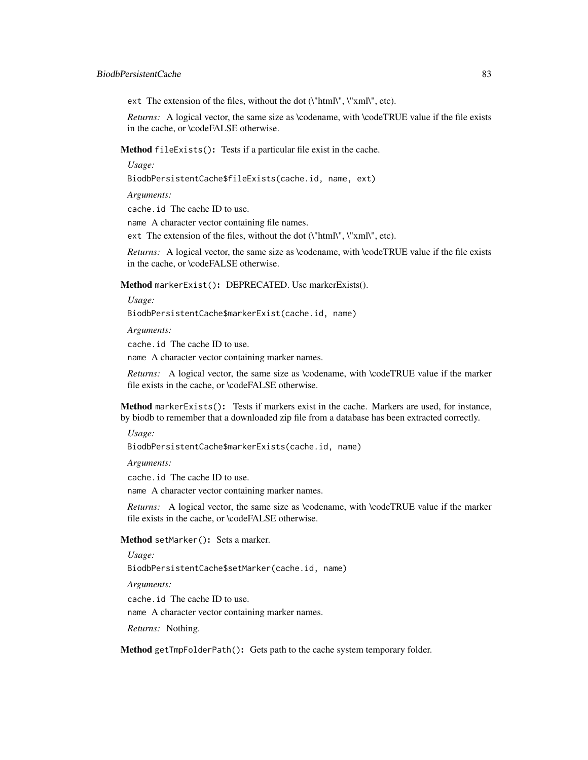ext The extension of the files, without the dot (\"html\", \"xml\", etc).

*Returns:* A logical vector, the same size as \codename, with \codeTRUE value if the file exists in the cache, or \codeFALSE otherwise.

**Method** `fileExists()`**:** Tests if a particular file exist in the cache.

*Usage:*

```
BiodbPersistentCache$fileExists(cache.id, name, ext)
```

*Arguments:*

`cache.id` The cache ID to use.

`name` A character vector containing file names.

`ext` The extension of the files, without the dot (\"html\", \"xml\", etc).

*Returns:* A logical vector, the same size as \codename, with \codeTRUE value if the file exists in the cache, or \codeFALSE otherwise.

**Method** `markerExist()`**:** DEPRECATED. Use markerExists().

*Usage:*

```
BiodbPersistentCache$markerExist(cache.id, name)
```

*Arguments:*

`cache.id` The cache ID to use.

`name` A character vector containing marker names.

*Returns:* A logical vector, the same size as \codename, with \codeTRUE value if the marker file exists in the cache, or \codeFALSE otherwise.

**Method** `markerExists()`**:** Tests if markers exist in the cache. Markers are used, for instance, by biodb to remember that a downloaded zip file from a database has been extracted correctly.

*Usage:*

```
BiodbPersistentCache$markerExists(cache.id, name)
```

*Arguments:*

`cache.id` The cache ID to use.

`name` A character vector containing marker names.

*Returns:* A logical vector, the same size as \codename, with \codeTRUE value if the marker file exists in the cache, or \codeFALSE otherwise.

**Method** `setMarker()`**:** Sets a marker.

*Usage:*

```
BiodbPersistentCache$setMarker(cache.id, name)
```

*Arguments:*

`cache.id` The cache ID to use.

`name` A character vector containing marker names.

*Returns:* Nothing.

**Method** `getTmpFolderPath()`**:** Gets path to the cache system temporary folder.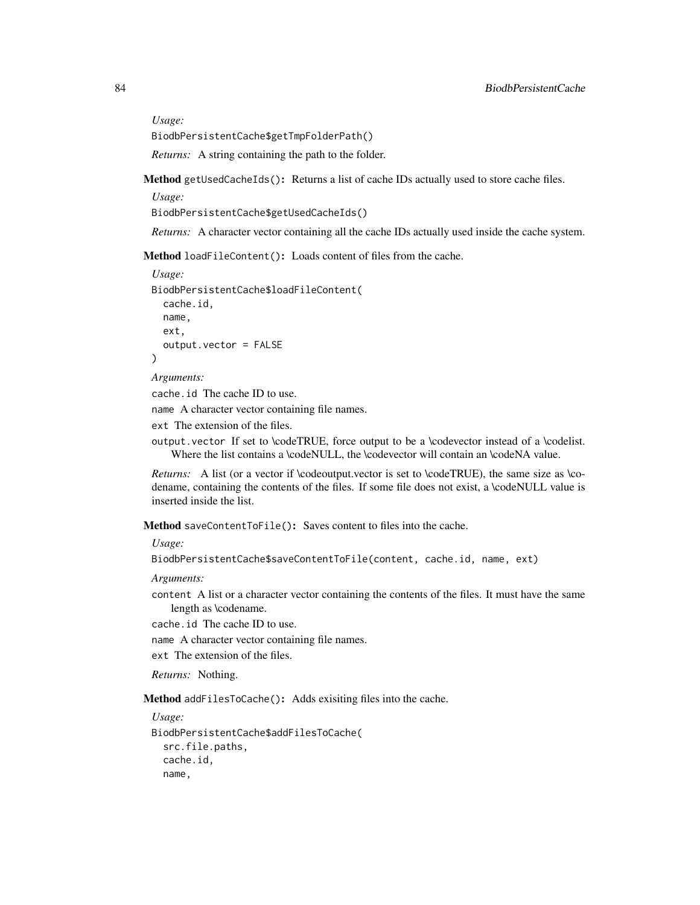*Usage:*

```
BiodbPersistentCache$getTmpFolderPath()
```

*Returns:* A string containing the path to the folder.

**Method** `getUsedCacheIds()`**:** Returns a list of cache IDs actually used to store cache files.

*Usage:*

```
BiodbPersistentCache$getUsedCacheIds()
```

*Returns:* A character vector containing all the cache IDs actually used inside the cache system.

**Method** `loadFileContent()`**:** Loads content of files from the cache.

*Usage:*

```
BiodbPersistentCache$loadFileContent(
  cache.id,
  name,
  ext,
  output.vector = FALSE
)
```

*Arguments:*

`cache.id` The cache ID to use.

`name` A character vector containing file names.

`ext` The extension of the files.

`output.vector` If set to \codeTRUE, force output to be a \codevector instead of a \codelist. Where the list contains a \codeNULL, the \codevector will contain an \codeNA value.

*Returns:* A list (or a vector if \codeoutput.vector is set to \codeTRUE), the same size as \codename, containing the contents of the files. If some file does not exist, a \codeNULL value is inserted inside the list.

**Method** `saveContentToFile()`**:** Saves content to files into the cache.

*Usage:*

```
BiodbPersistentCache$saveContentToFile(content, cache.id, name, ext)
```

*Arguments:*

`content` A list or a character vector containing the contents of the files. It must have the same length as \codename.

`cache.id` The cache ID to use.

`name` A character vector containing file names.

`ext` The extension of the files.

*Returns:* Nothing.

**Method** `addFilesToCache()`**:** Adds exisiting files into the cache.

*Usage:*

```
BiodbPersistentCache$addFilesToCache(
  src.file.paths,
  cache.id,
  name,
```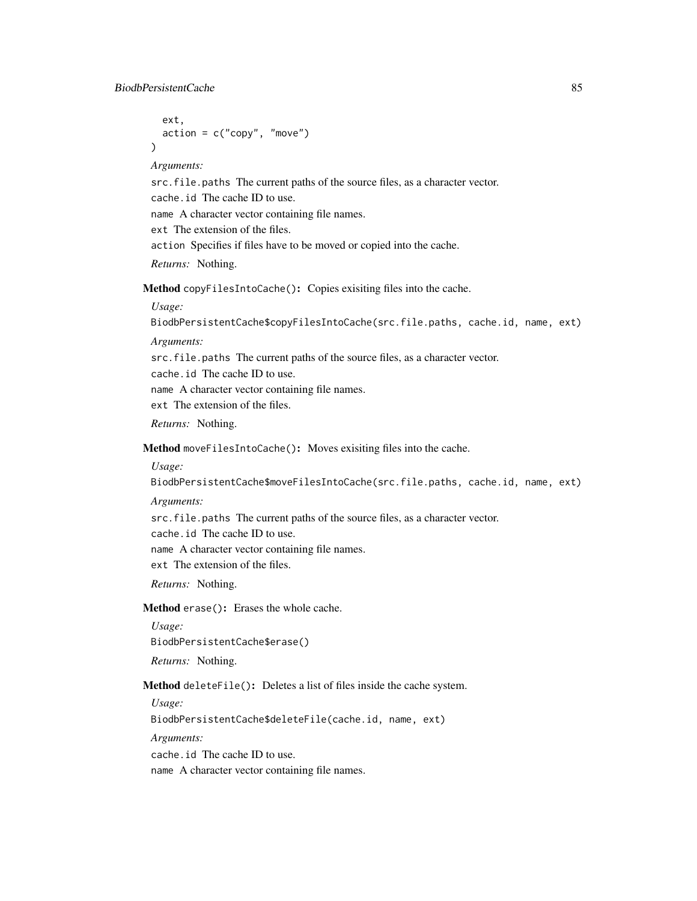```
  ext,
  action = c("copy", "move")
)
```

*Arguments:*

`src.file.paths` The current paths of the source files, as a character vector.

`cache.id` The cache ID to use.

`name` A character vector containing file names.

`ext` The extension of the files.

`action` Specifies if files have to be moved or copied into the cache.

*Returns:* Nothing.

**Method** `copyFilesIntoCache()`**:** Copies exisiting files into the cache.

*Usage:*

```
BiodbPersistentCache$copyFilesIntoCache(src.file.paths, cache.id, name, ext)
```

*Arguments:*

`src.file.paths` The current paths of the source files, as a character vector.

`cache.id` The cache ID to use.

`name` A character vector containing file names.

`ext` The extension of the files.

*Returns:* Nothing.

**Method** `moveFilesIntoCache()`**:** Moves exisiting files into the cache.

*Usage:*

```
BiodbPersistentCache$moveFilesIntoCache(src.file.paths, cache.id, name, ext)
```

*Arguments:*

`src.file.paths` The current paths of the source files, as a character vector.

`cache.id` The cache ID to use.

`name` A character vector containing file names.

`ext` The extension of the files.

*Returns:* Nothing.

**Method** `erase()`**:** Erases the whole cache.

*Usage:*

```
BiodbPersistentCache$erase()
```

*Returns:* Nothing.

**Method** `deleteFile()`**:** Deletes a list of files inside the cache system.

*Usage:*

```
BiodbPersistentCache$deleteFile(cache.id, name, ext)
```

*Arguments:*

`cache.id` The cache ID to use.

`name` A character vector containing file names.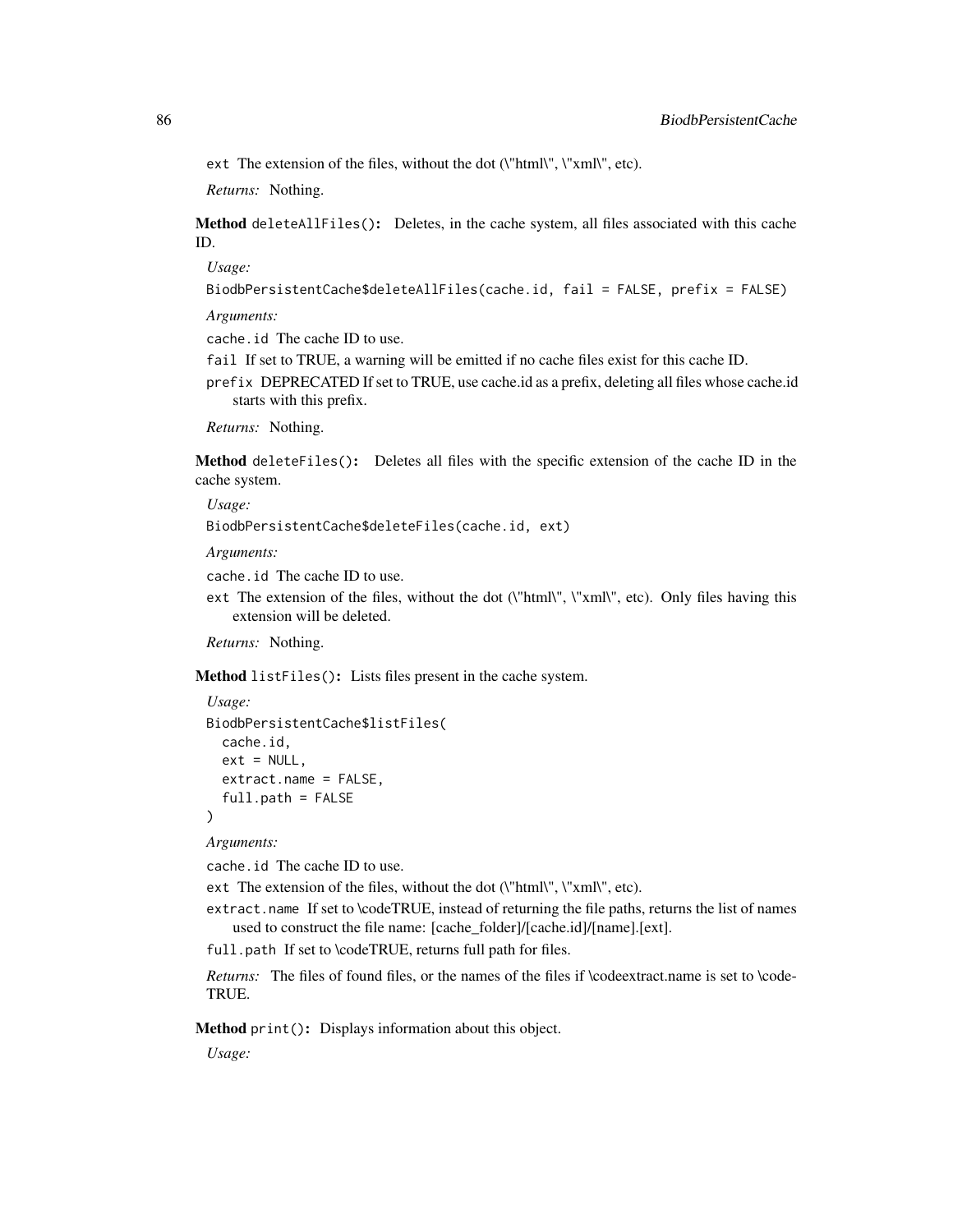ext The extension of the files, without the dot (\"html\", \"xml\", etc).

*Returns:* Nothing.

**Method** `deleteAllFiles()`**:** Deletes, in the cache system, all files associated with this cache ID.

*Usage:*

```
BiodbPersistentCache$deleteAllFiles(cache.id, fail = FALSE, prefix = FALSE)
```

*Arguments:*

`cache.id` The cache ID to use.

`fail` If set to TRUE, a warning will be emitted if no cache files exist for this cache ID.

`prefix` DEPRECATED If set to TRUE, use cache.id as a prefix, deleting all files whose cache.id starts with this prefix.

*Returns:* Nothing.

**Method** `deleteFiles()`**:** Deletes all files with the specific extension of the cache ID in the cache system.

*Usage:*

```
BiodbPersistentCache$deleteFiles(cache.id, ext)
```

*Arguments:*

`cache.id` The cache ID to use.

`ext` The extension of the files, without the dot (\"html\", \"xml\", etc). Only files having this extension will be deleted.

*Returns:* Nothing.

**Method** `listFiles()`**:** Lists files present in the cache system.

*Usage:*

```
BiodbPersistentCache$listFiles(
  cache.id,
  ext = NULL,
  extract.name = FALSE,
  full.path = FALSE
)
```

*Arguments:*

`cache.id` The cache ID to use.

`ext` The extension of the files, without the dot (\"html\", \"xml\", etc).

`extract.name` If set to \codeTRUE, instead of returning the file paths, returns the list of names used to construct the file name: [cache_folder]/[cache.id]/[name].[ext].

`full.path` If set to \codeTRUE, returns full path for files.

*Returns:* The files of found files, or the names of the files if \codeextract.name is set to \codeTRUE.

**Method** `print()`**:** Displays information about this object.

*Usage:*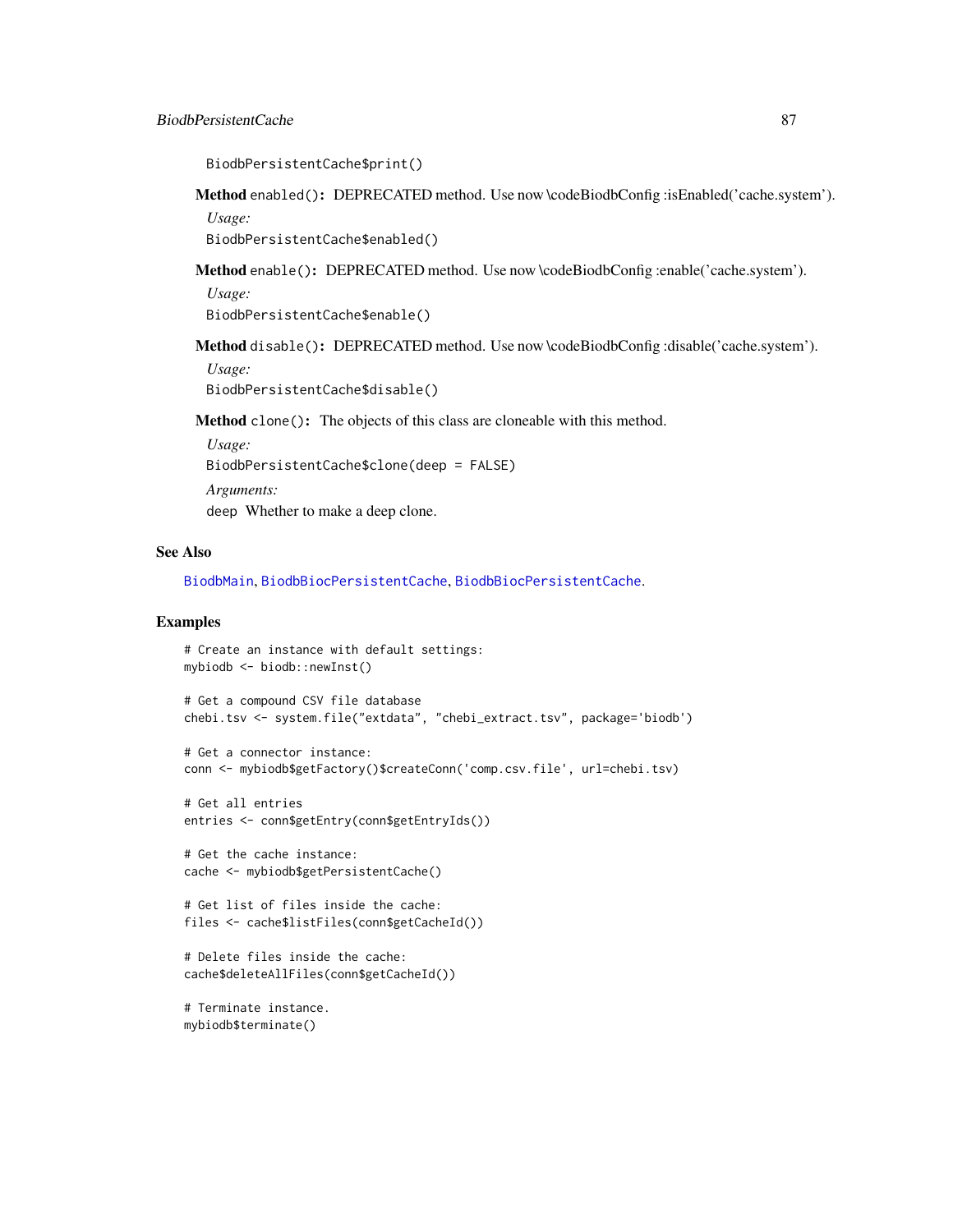```
BiodbPersistentCache$print()
```

**Method** `enabled()`: DEPRECATED method. Use now \codeBiodbConfig :isEnabled('cache.system').

*Usage:*

```
BiodbPersistentCache$enabled()
```

**Method** `enable()`: DEPRECATED method. Use now \codeBiodbConfig :enable('cache.system').

*Usage:*

```
BiodbPersistentCache$enable()
```

**Method** `disable()`: DEPRECATED method. Use now \codeBiodbConfig :disable('cache.system').

*Usage:*

```
BiodbPersistentCache$disable()
```

**Method** `clone()`: The objects of this class are cloneable with this method.

*Usage:*

```
BiodbPersistentCache$clone(deep = FALSE)
```

*Arguments:*

`deep` Whether to make a deep clone.

## See Also

BiodbMain, BiodbBiocPersistentCache, BiodbBiocPersistentCache.

## Examples

```
# Create an instance with default settings:
mybiodb <- biodb::newInst()

# Get a compound CSV file database
chebi.tsv <- system.file("extdata", "chebi_extract.tsv", package='biodb')

# Get a connector instance:
conn <- mybiodb$getFactory()$createConn('comp.csv.file', url=chebi.tsv)

# Get all entries
entries <- conn$getEntry(conn$getEntryIds())

# Get the cache instance:
cache <- mybiodb$getPersistentCache()

# Get list of files inside the cache:
files <- cache$listFiles(conn$getCacheId())

# Delete files inside the cache:
cache$deleteAllFiles(conn$getCacheId())

# Terminate instance.
mybiodb$terminate()
```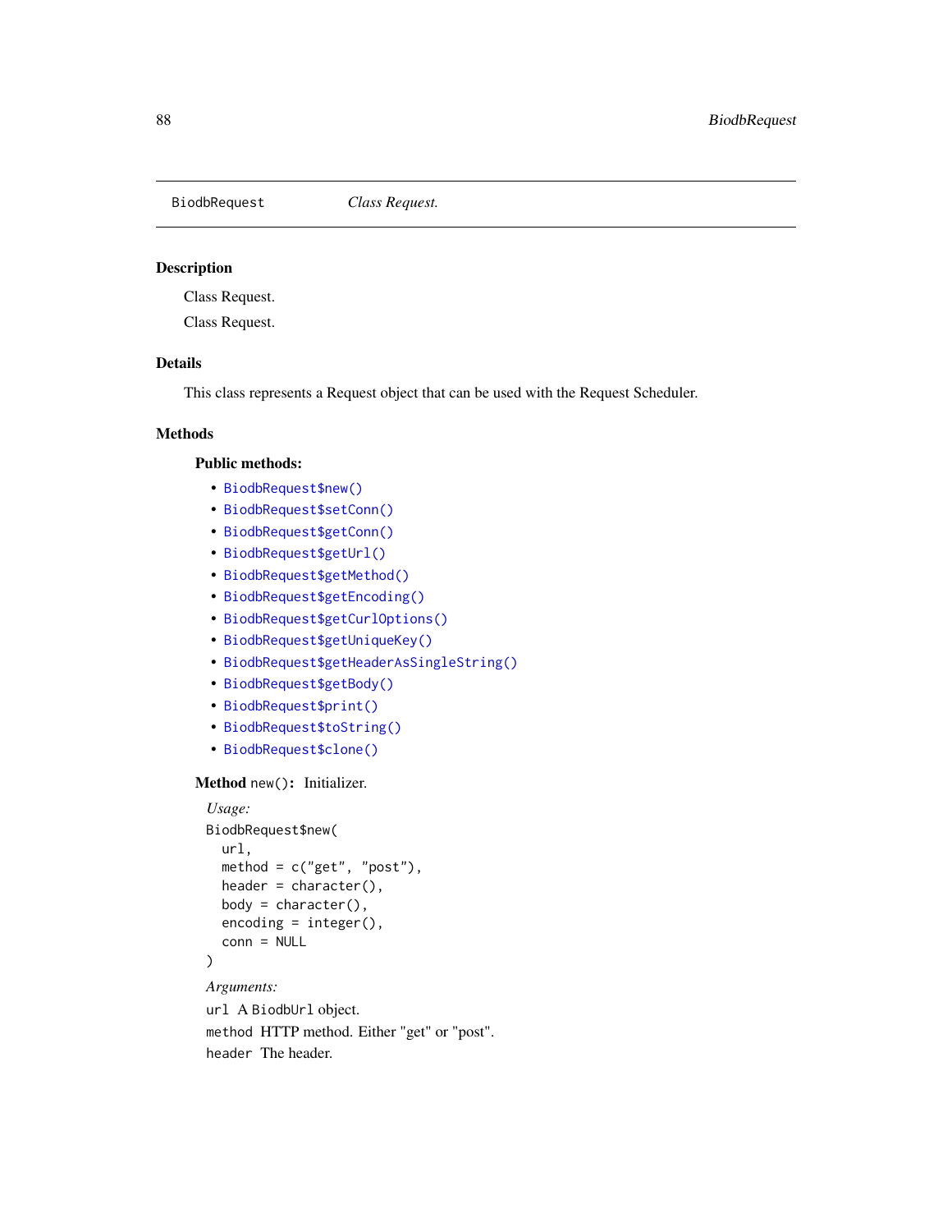BiodbRequest *Class Request.*

## Description

Class Request.

Class Request.

## Details

This class represents a Request object that can be used with the Request Scheduler.

## Methods

### Public methods:

- BiodbRequest$new()
- BiodbRequest$setConn()
- BiodbRequest$getConn()
- BiodbRequest$getUrl()
- BiodbRequest$getMethod()
- BiodbRequest$getEncoding()
- BiodbRequest$getCurlOptions()
- BiodbRequest$getUniqueKey()
- BiodbRequest$getHeaderAsSingleString()
- BiodbRequest$getBody()
- BiodbRequest$print()
- BiodbRequest$toString()
- BiodbRequest$clone()

**Method** `new()`**:** Initializer.

*Usage:*

```
BiodbRequest$new(
  url,
  method = c("get", "post"),
  header = character(),
  body = character(),
  encoding = integer(),
  conn = NULL
)
```

*Arguments:*

`url` A `BiodbUrl` object.

`method` HTTP method. Either "get" or "post".

`header` The header.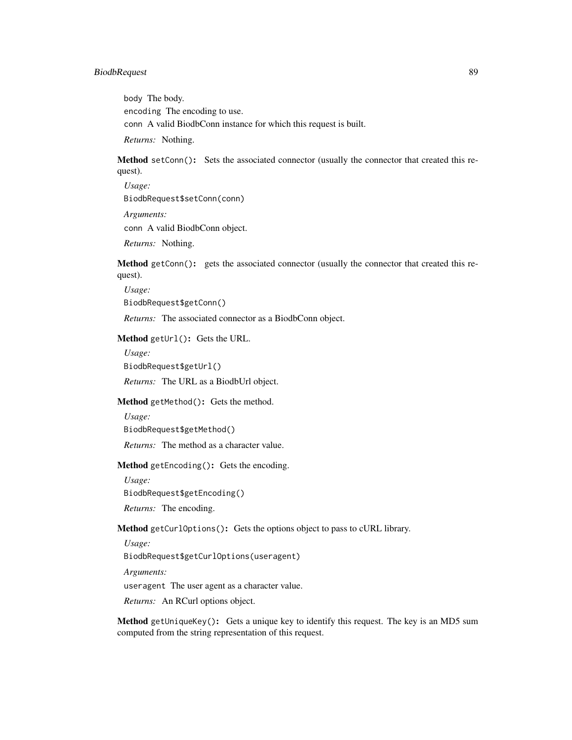`body` The body.

`encoding` The encoding to use.

`conn` A valid BiodbConn instance for which this request is built.

*Returns:* Nothing.

**Method** `setConn()`**:** Sets the associated connector (usually the connector that created this request).

*Usage:*

```
BiodbRequest$setConn(conn)
```

*Arguments:*

`conn` A valid BiodbConn object.

*Returns:* Nothing.

**Method** `getConn()`**:** gets the associated connector (usually the connector that created this request).

*Usage:*

```
BiodbRequest$getConn()
```

*Returns:* The associated connector as a BiodbConn object.

**Method** `getUrl()`**:** Gets the URL.

*Usage:*

```
BiodbRequest$getUrl()
```

*Returns:* The URL as a BiodbUrl object.

**Method** `getMethod()`**:** Gets the method.

*Usage:*

```
BiodbRequest$getMethod()
```

*Returns:* The method as a character value.

**Method** `getEncoding()`**:** Gets the encoding.

*Usage:*

```
BiodbRequest$getEncoding()
```

*Returns:* The encoding.

**Method** `getCurlOptions()`**:** Gets the options object to pass to cURL library.

*Usage:*

```
BiodbRequest$getCurlOptions(useragent)
```

*Arguments:*

`useragent` The user agent as a character value.

*Returns:* An RCurl options object.

**Method** `getUniqueKey()`**:** Gets a unique key to identify this request. The key is an MD5 sum computed from the string representation of this request.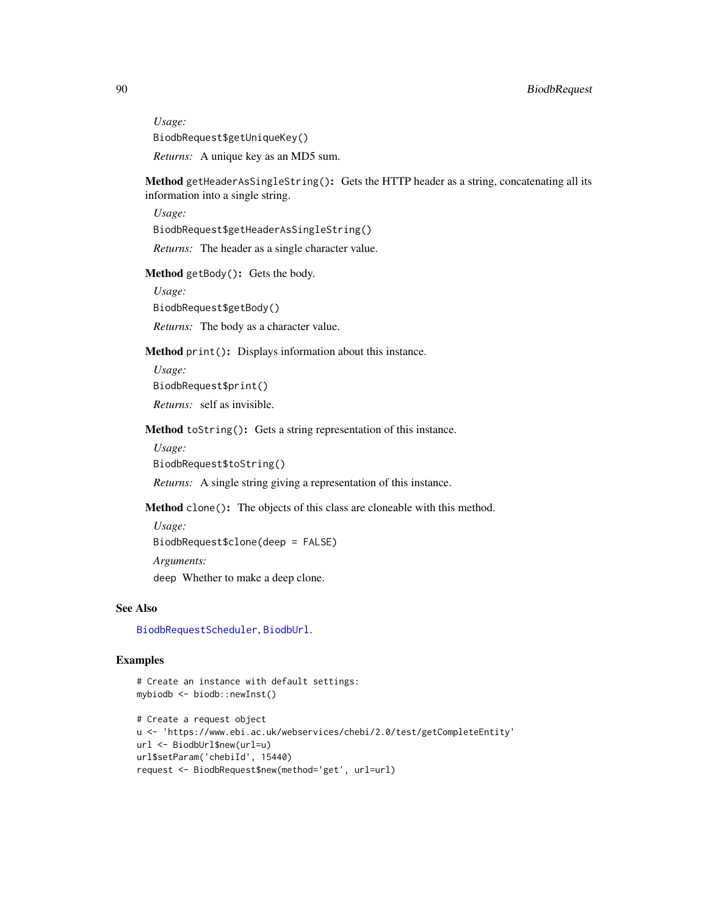*Usage:*

```
BiodbRequest$getUniqueKey()
```

*Returns:* A unique key as an MD5 sum.

**Method** `getHeaderAsSingleString()`**:** Gets the HTTP header as a string, concatenating all its information into a single string.

*Usage:*

```
BiodbRequest$getHeaderAsSingleString()
```

*Returns:* The header as a single character value.

**Method** `getBody()`**:** Gets the body.

*Usage:*

```
BiodbRequest$getBody()
```

*Returns:* The body as a character value.

**Method** `print()`**:** Displays information about this instance.

*Usage:*

```
BiodbRequest$print()
```

*Returns:* self as invisible.

**Method** `toString()`**:** Gets a string representation of this instance.

*Usage:*

```
BiodbRequest$toString()
```

*Returns:* A single string giving a representation of this instance.

**Method** `clone()`**:** The objects of this class are cloneable with this method.

*Usage:*

```
BiodbRequest$clone(deep = FALSE)
```

*Arguments:*

`deep` Whether to make a deep clone.

## See Also

`BiodbRequestScheduler`, `BiodbUrl`.

## Examples

```
# Create an instance with default settings:
mybiodb <- biodb::newInst()

# Create a request object
u <- 'https://www.ebi.ac.uk/webservices/chebi/2.0/test/getCompleteEntity'
url <- BiodbUrl$new(url=u)
url$setParam('chebiId', 15440)
request <- BiodbRequest$new(method='get', url=url)
```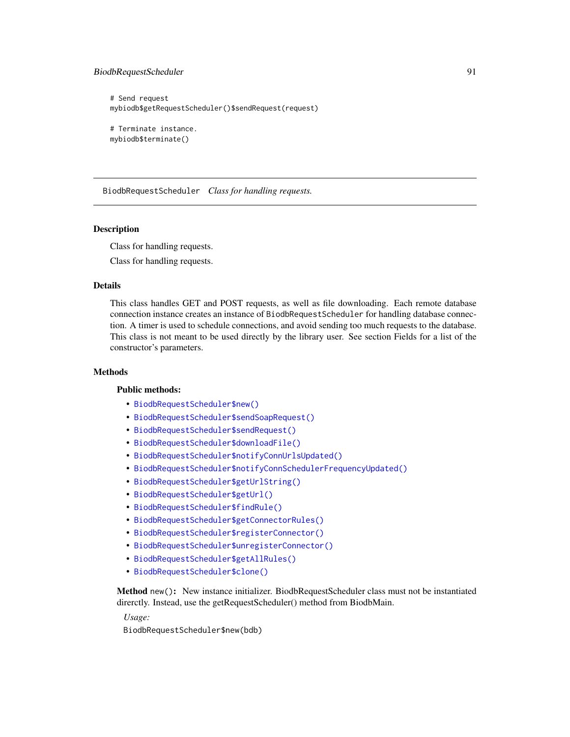```
# Send request
mybiodb$getRequestScheduler()$sendRequest(request)

# Terminate instance.
mybiodb$terminate()
```

---

BiodbRequestScheduler *Class for handling requests.*

---

## Description

Class for handling requests.

Class for handling requests.

## Details

This class handles GET and POST requests, as well as file downloading. Each remote database connection instance creates an instance of BiodbRequestScheduler for handling database connection. A timer is used to schedule connections, and avoid sending too much requests to the database. This class is not meant to be used directly by the library user. See section Fields for a list of the constructor's parameters.

## Methods

### Public methods:

- BiodbRequestScheduler$new()
- BiodbRequestScheduler$sendSoapRequest()
- BiodbRequestScheduler$sendRequest()
- BiodbRequestScheduler$downloadFile()
- BiodbRequestScheduler$notifyConnUrlsUpdated()
- BiodbRequestScheduler$notifyConnSchedulerFrequencyUpdated()
- BiodbRequestScheduler$getUrlString()
- BiodbRequestScheduler$getUrl()
- BiodbRequestScheduler$findRule()
- BiodbRequestScheduler$getConnectorRules()
- BiodbRequestScheduler$registerConnector()
- BiodbRequestScheduler$unregisterConnector()
- BiodbRequestScheduler$getAllRules()
- BiodbRequestScheduler$clone()

**Method** `new()`**:** New instance initializer. BiodbRequestScheduler class must not be instantiated directly. Instead, use the getRequestScheduler() method from BiodbMain.

*Usage:*

```
BiodbRequestScheduler$new(bdb)
```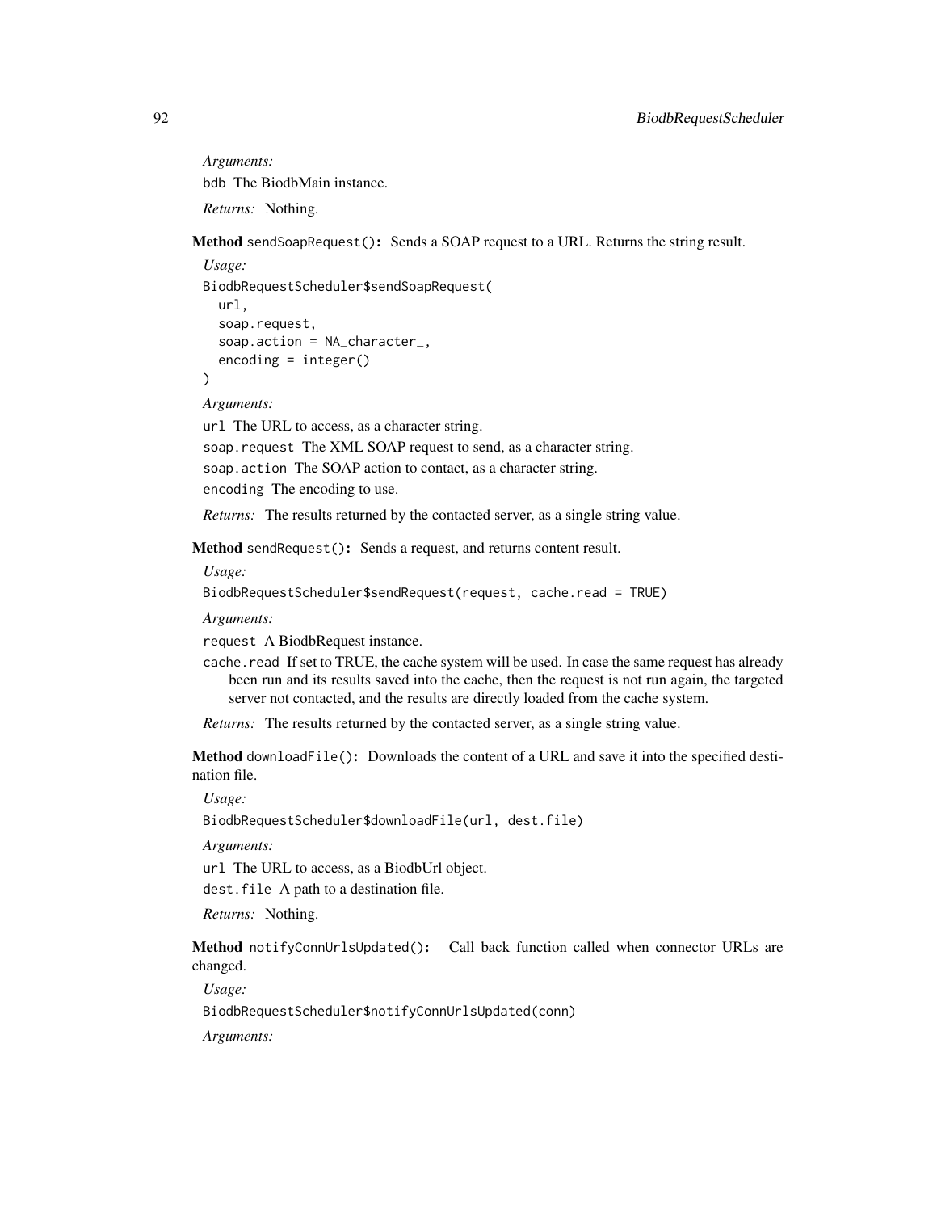*Arguments:*

`bdb` The BiodbMain instance.

*Returns:* Nothing.

**Method** `sendSoapRequest()`**:** Sends a SOAP request to a URL. Returns the string result.

*Usage:*

```
BiodbRequestScheduler$sendSoapRequest(
  url,
  soap.request,
  soap.action = NA_character_,
  encoding = integer()
)
```

*Arguments:*

`url` The URL to access, as a character string.

`soap.request` The XML SOAP request to send, as a character string.

`soap.action` The SOAP action to contact, as a character string.

`encoding` The encoding to use.

*Returns:* The results returned by the contacted server, as a single string value.

**Method** `sendRequest()`**:** Sends a request, and returns content result.

*Usage:*

```
BiodbRequestScheduler$sendRequest(request, cache.read = TRUE)
```

*Arguments:*

`request` A BiodbRequest instance.

`cache.read` If set to TRUE, the cache system will be used. In case the same request has already been run and its results saved into the cache, then the request is not run again, the targeted server not contacted, and the results are directly loaded from the cache system.

*Returns:* The results returned by the contacted server, as a single string value.

**Method** `downloadFile()`**:** Downloads the content of a URL and save it into the specified destination file.

*Usage:*

```
BiodbRequestScheduler$downloadFile(url, dest.file)
```

*Arguments:*

`url` The URL to access, as a BiodbUrl object.

`dest.file` A path to a destination file.

*Returns:* Nothing.

**Method** `notifyConnUrlsUpdated()`**:** Call back function called when connector URLs are changed.

*Usage:*

```
BiodbRequestScheduler$notifyConnUrlsUpdated(conn)
```

*Arguments:*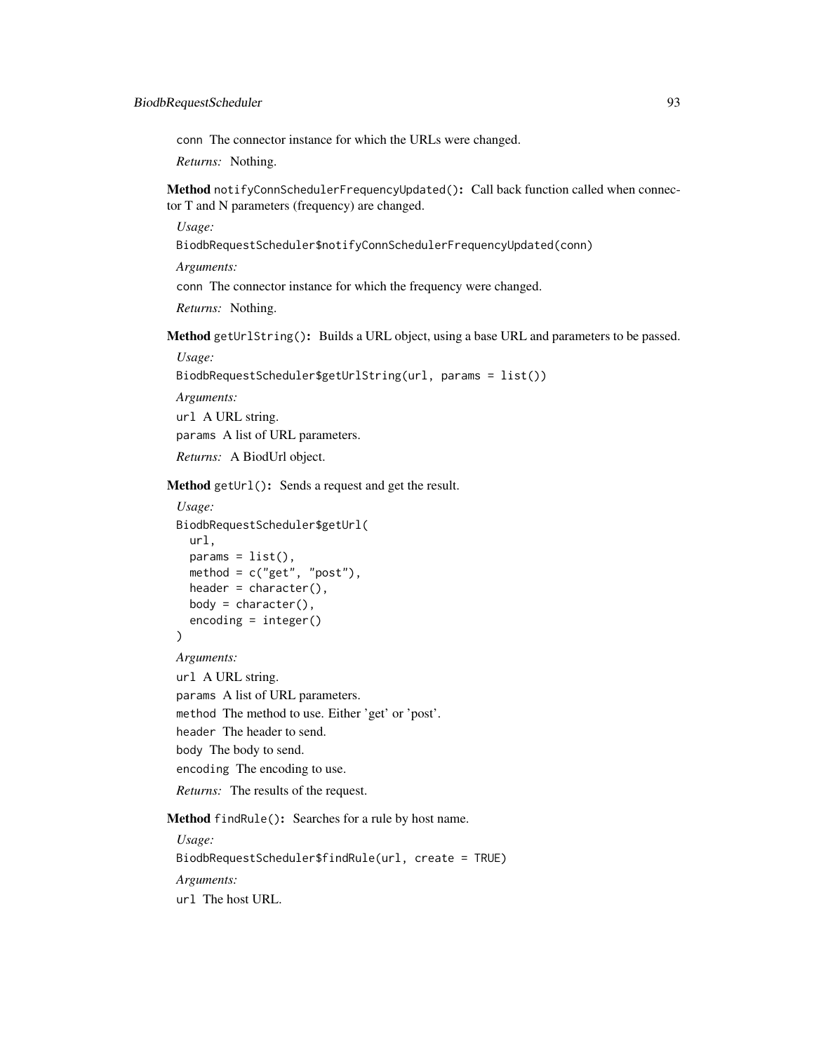conn The connector instance for which the URLs were changed.

*Returns:* Nothing.

**Method** `notifyConnSchedulerFrequencyUpdated()`**:** Call back function called when connector T and N parameters (frequency) are changed.

*Usage:*

```
BiodbRequestScheduler$notifyConnSchedulerFrequencyUpdated(conn)
```

*Arguments:*

conn The connector instance for which the frequency were changed.

*Returns:* Nothing.

**Method** `getUrlString()`**:** Builds a URL object, using a base URL and parameters to be passed.

*Usage:*

```
BiodbRequestScheduler$getUrlString(url, params = list())
```

*Arguments:*

url A URL string.

params A list of URL parameters.

*Returns:* A BiodUrl object.

**Method** `getUrl()`**:** Sends a request and get the result.

*Usage:*

```
BiodbRequestScheduler$getUrl(
  url,
  params = list(),
  method = c("get", "post"),
  header = character(),
  body = character(),
  encoding = integer()
)
```

*Arguments:*

url A URL string.

params A list of URL parameters.

method The method to use. Either 'get' or 'post'.

header The header to send.

body The body to send.

encoding The encoding to use.

*Returns:* The results of the request.

**Method** `findRule()`**:** Searches for a rule by host name.

*Usage:*

```
BiodbRequestScheduler$findRule(url, create = TRUE)
```

*Arguments:*

url The host URL.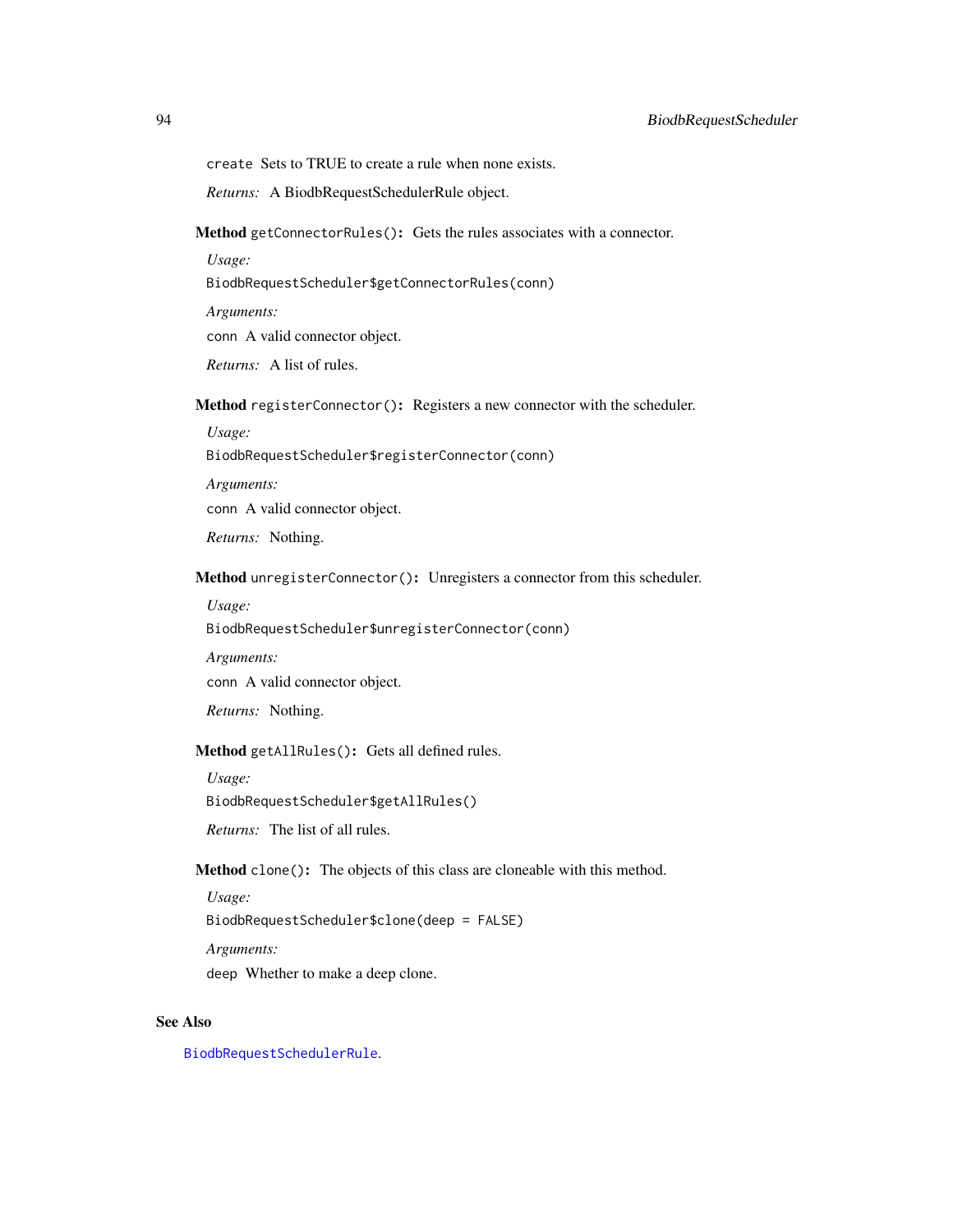`create` Sets to TRUE to create a rule when none exists.

*Returns:* A BiodbRequestSchedulerRule object.

**Method** `getConnectorRules()`**:** Gets the rules associates with a connector.

*Usage:*

```
BiodbRequestScheduler$getConnectorRules(conn)
```

*Arguments:*

`conn` A valid connector object.

*Returns:* A list of rules.

**Method** `registerConnector()`**:** Registers a new connector with the scheduler.

*Usage:*

```
BiodbRequestScheduler$registerConnector(conn)
```

*Arguments:*

`conn` A valid connector object.

*Returns:* Nothing.

**Method** `unregisterConnector()`**:** Unregisters a connector from this scheduler.

*Usage:*

```
BiodbRequestScheduler$unregisterConnector(conn)
```

*Arguments:*

`conn` A valid connector object.

*Returns:* Nothing.

**Method** `getAllRules()`**:** Gets all defined rules.

*Usage:*

```
BiodbRequestScheduler$getAllRules()
```

*Returns:* The list of all rules.

**Method** `clone()`**:** The objects of this class are cloneable with this method.

*Usage:*

```
BiodbRequestScheduler$clone(deep = FALSE)
```

*Arguments:*

`deep` Whether to make a deep clone.

## See Also

`BiodbRequestSchedulerRule`.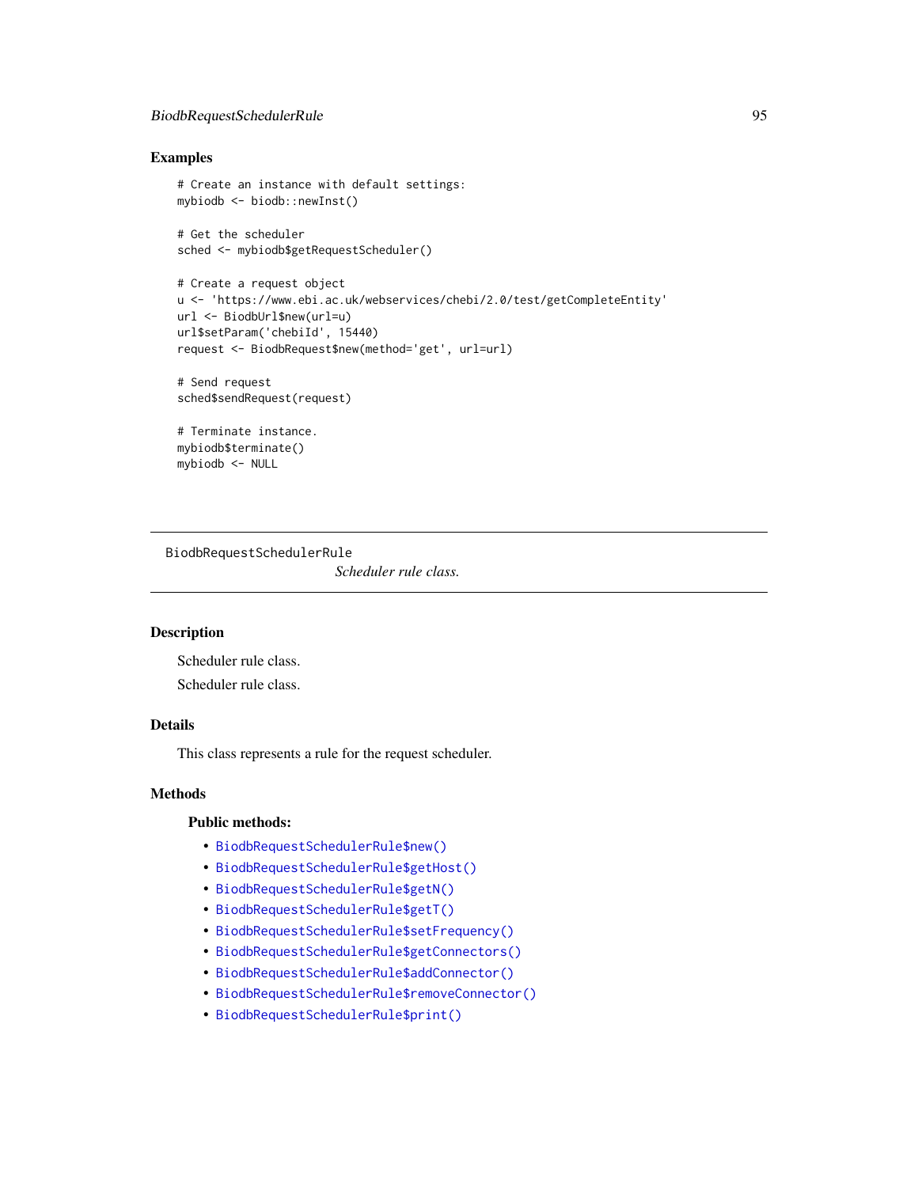## Examples

```
# Create an instance with default settings:
mybiodb <- biodb::newInst()

# Get the scheduler
sched <- mybiodb$getRequestScheduler()

# Create a request object
u <- 'https://www.ebi.ac.uk/webservices/chebi/2.0/test/getCompleteEntity'
url <- BiodbUrl$new(url=u)
url$setParam('chebiId', 15440)
request <- BiodbRequest$new(method='get', url=url)

# Send request
sched$sendRequest(request)

# Terminate instance.
mybiodb$terminate()
mybiodb <- NULL
```

---

# BiodbRequestSchedulerRule    *Scheduler rule class.*

---

## Description

Scheduler rule class.

Scheduler rule class.

## Details

This class represents a rule for the request scheduler.

## Methods

### Public methods:

- BiodbRequestSchedulerRule$new()
- BiodbRequestSchedulerRule$getHost()
- BiodbRequestSchedulerRule$getN()
- BiodbRequestSchedulerRule$getT()
- BiodbRequestSchedulerRule$setFrequency()
- BiodbRequestSchedulerRule$getConnectors()
- BiodbRequestSchedulerRule$addConnector()
- BiodbRequestSchedulerRule$removeConnector()
- BiodbRequestSchedulerRule$print()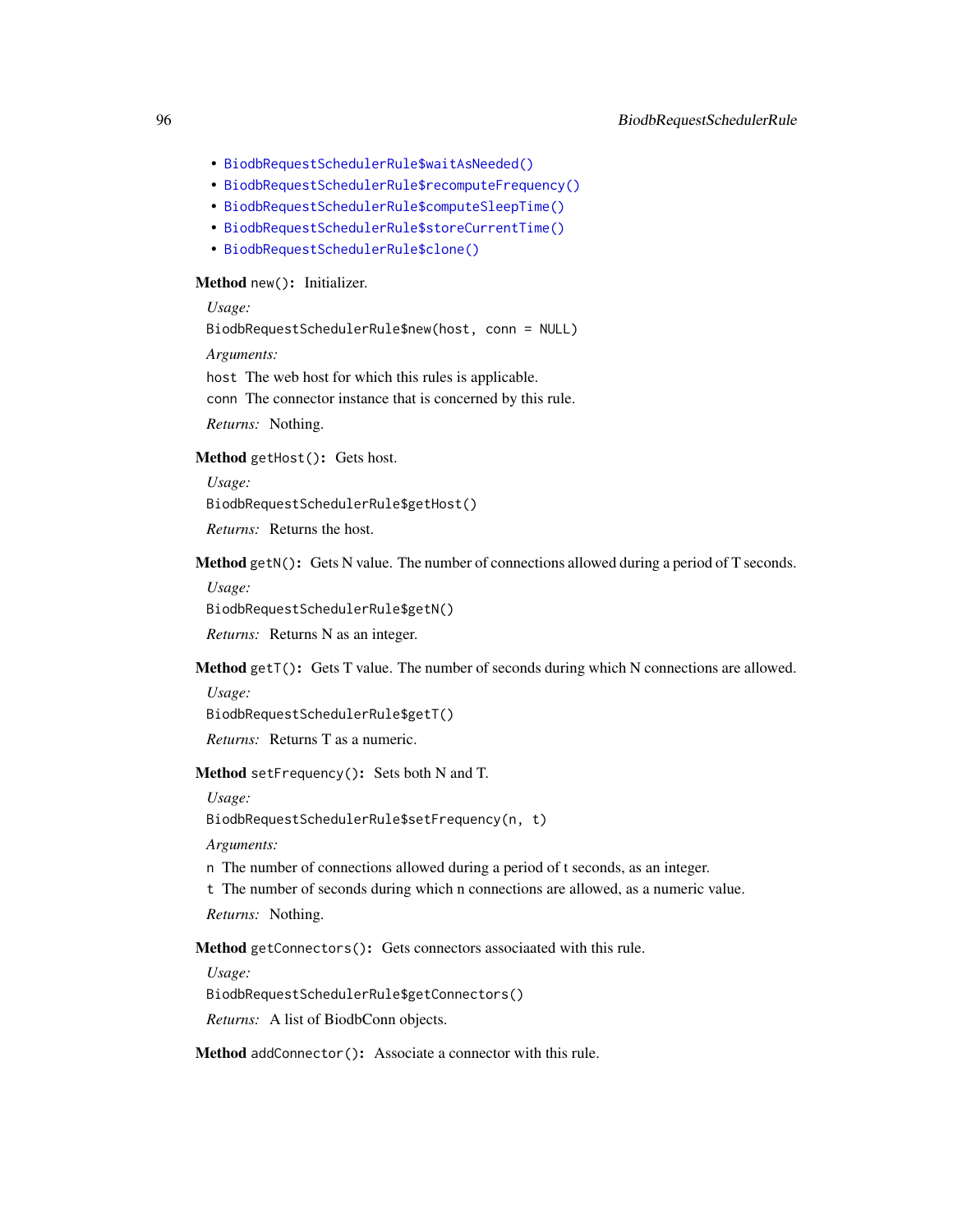- BiodbRequestSchedulerRule$waitAsNeeded()
- BiodbRequestSchedulerRule$recomputeFrequency()
- BiodbRequestSchedulerRule$computeSleepTime()
- BiodbRequestSchedulerRule$storeCurrentTime()
- BiodbRequestSchedulerRule$clone()

**Method** `new()`**:** Initializer.

*Usage:*

```
BiodbRequestSchedulerRule$new(host, conn = NULL)
```

*Arguments:*

`host` The web host for which this rules is applicable.

`conn` The connector instance that is concerned by this rule.

*Returns:* Nothing.

**Method** `getHost()`**:** Gets host.

*Usage:*

```
BiodbRequestSchedulerRule$getHost()
```

*Returns:* Returns the host.

**Method** `getN()`**:** Gets N value. The number of connections allowed during a period of T seconds.

*Usage:*

```
BiodbRequestSchedulerRule$getN()
```

*Returns:* Returns N as an integer.

**Method** `getT()`**:** Gets T value. The number of seconds during which N connections are allowed.

*Usage:*

```
BiodbRequestSchedulerRule$getT()
```

*Returns:* Returns T as a numeric.

**Method** `setFrequency()`**:** Sets both N and T.

*Usage:*

```
BiodbRequestSchedulerRule$setFrequency(n, t)
```

*Arguments:*

`n` The number of connections allowed during a period of t seconds, as an integer.

`t` The number of seconds during which n connections are allowed, as a numeric value.

*Returns:* Nothing.

**Method** `getConnectors()`**:** Gets connectors associaated with this rule.

*Usage:*

```
BiodbRequestSchedulerRule$getConnectors()
```

*Returns:* A list of BiodbConn objects.

**Method** `addConnector()`**:** Associate a connector with this rule.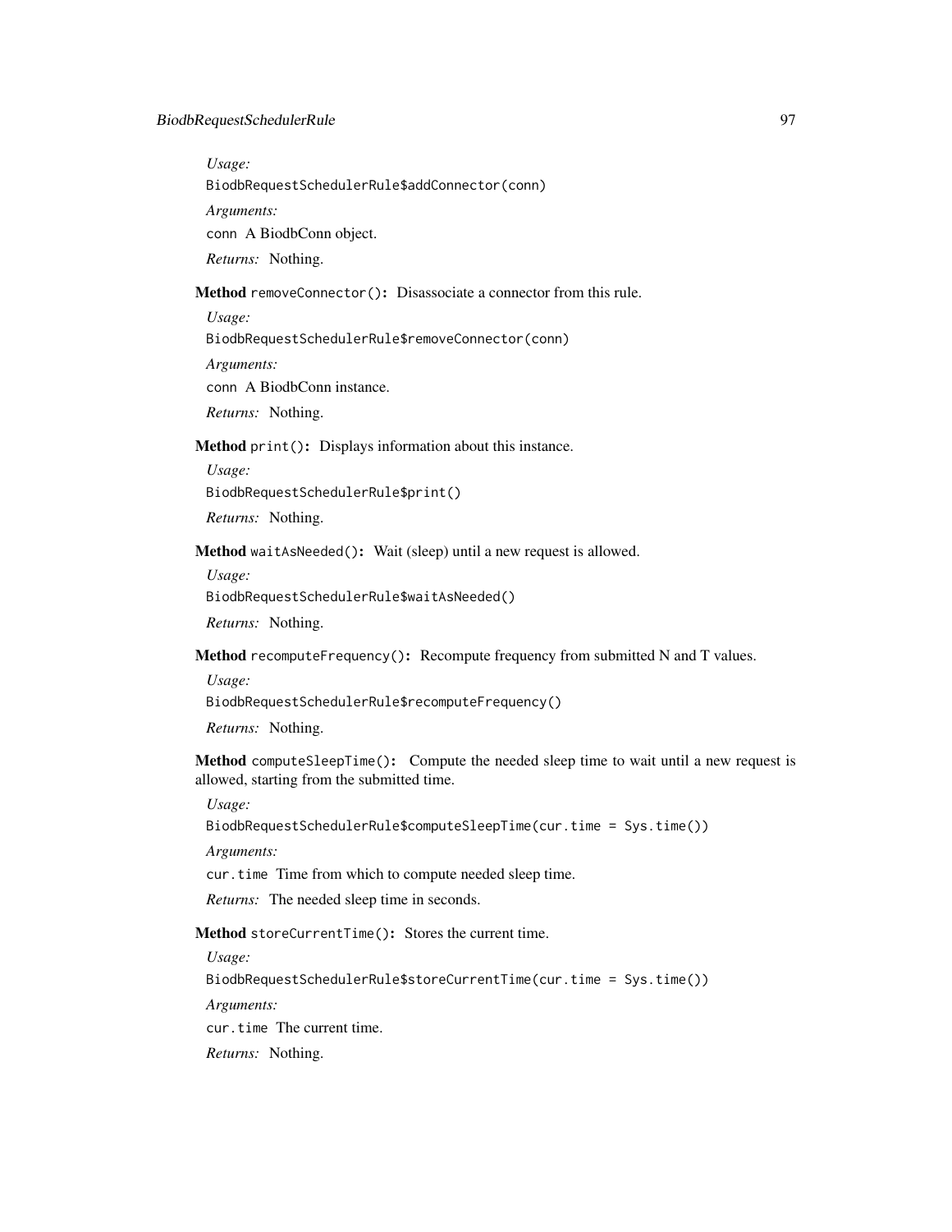*Usage:*

```
BiodbRequestSchedulerRule$addConnector(conn)
```

*Arguments:*

`conn` A BiodbConn object.

*Returns:* Nothing.

**Method** `removeConnector()`**:** Disassociate a connector from this rule.

*Usage:*

```
BiodbRequestSchedulerRule$removeConnector(conn)
```

*Arguments:*

`conn` A BiodbConn instance.

*Returns:* Nothing.

**Method** `print()`**:** Displays information about this instance.

*Usage:*

```
BiodbRequestSchedulerRule$print()
```

*Returns:* Nothing.

**Method** `waitAsNeeded()`**:** Wait (sleep) until a new request is allowed.

*Usage:*

```
BiodbRequestSchedulerRule$waitAsNeeded()
```

*Returns:* Nothing.

**Method** `recomputeFrequency()`**:** Recompute frequency from submitted N and T values.

*Usage:*

```
BiodbRequestSchedulerRule$recomputeFrequency()
```

*Returns:* Nothing.

**Method** `computeSleepTime()`**:** Compute the needed sleep time to wait until a new request is allowed, starting from the submitted time.

*Usage:*

```
BiodbRequestSchedulerRule$computeSleepTime(cur.time = Sys.time())
```

*Arguments:*

`cur.time` Time from which to compute needed sleep time.

*Returns:* The needed sleep time in seconds.

**Method** `storeCurrentTime()`**:** Stores the current time.

*Usage:*

```
BiodbRequestSchedulerRule$storeCurrentTime(cur.time = Sys.time())
```

*Arguments:*

`cur.time` The current time.

*Returns:* Nothing.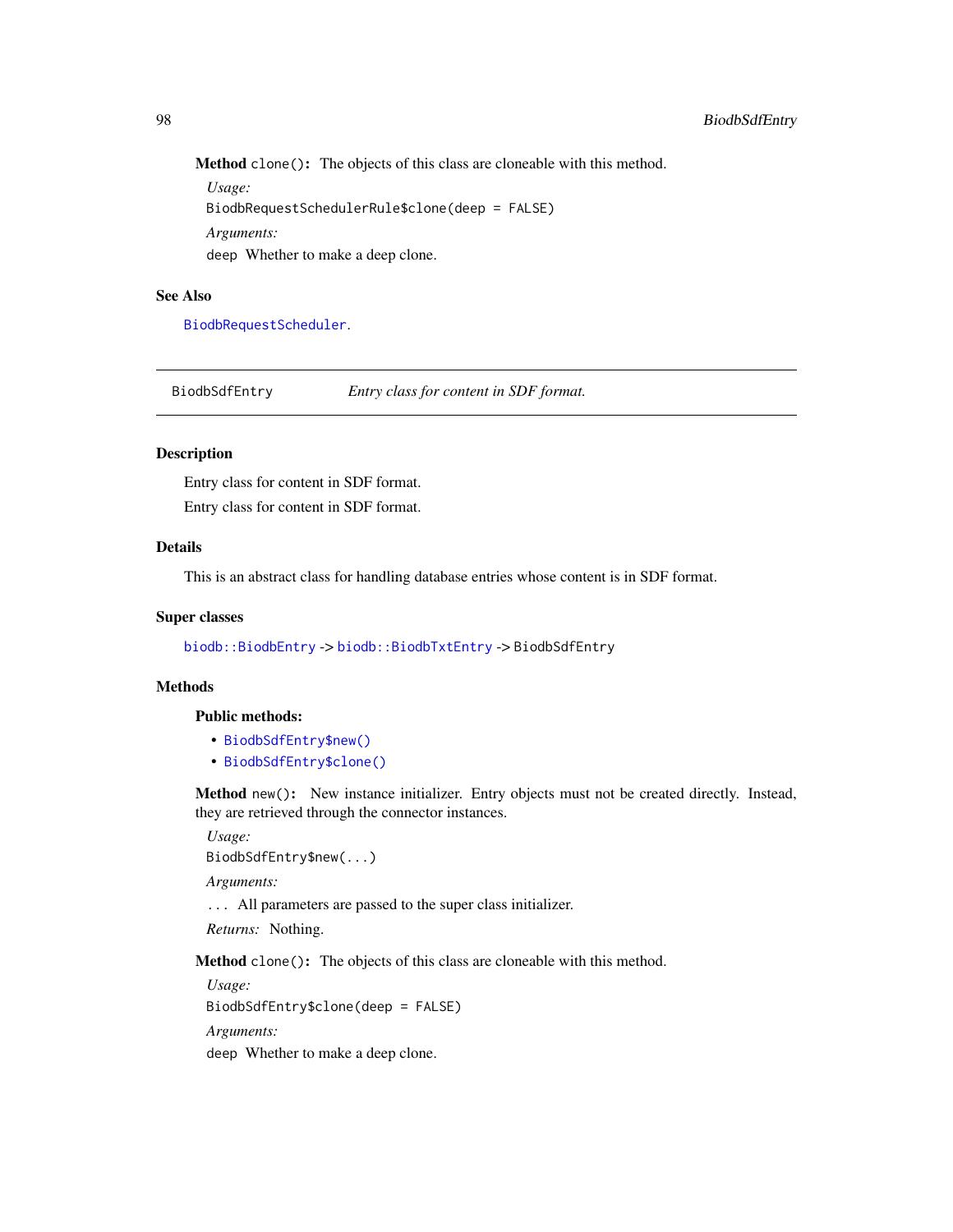**Method** `clone()`: The objects of this class are cloneable with this method.

*Usage:*

```
BiodbRequestSchedulerRule$clone(deep = FALSE)
```

*Arguments:*

`deep` Whether to make a deep clone.

## See Also

BiodbRequestScheduler.

---

# BiodbSdfEntry — *Entry class for content in SDF format.*

---

## Description

Entry class for content in SDF format.

Entry class for content in SDF format.

## Details

This is an abstract class for handling database entries whose content is in SDF format.

## Super classes

`biodb::BiodbEntry` -> `biodb::BiodbTxtEntry` -> `BiodbSdfEntry`

## Methods

### Public methods:

- `BiodbSdfEntry$new()`
- `BiodbSdfEntry$clone()`

**Method** `new()`: New instance initializer. Entry objects must not be created directly. Instead, they are retrieved through the connector instances.

*Usage:*

```
BiodbSdfEntry$new(...)
```

*Arguments:*

`...` All parameters are passed to the super class initializer.

*Returns:* Nothing.

**Method** `clone()`: The objects of this class are cloneable with this method.

*Usage:*

```
BiodbSdfEntry$clone(deep = FALSE)
```

*Arguments:*

`deep` Whether to make a deep clone.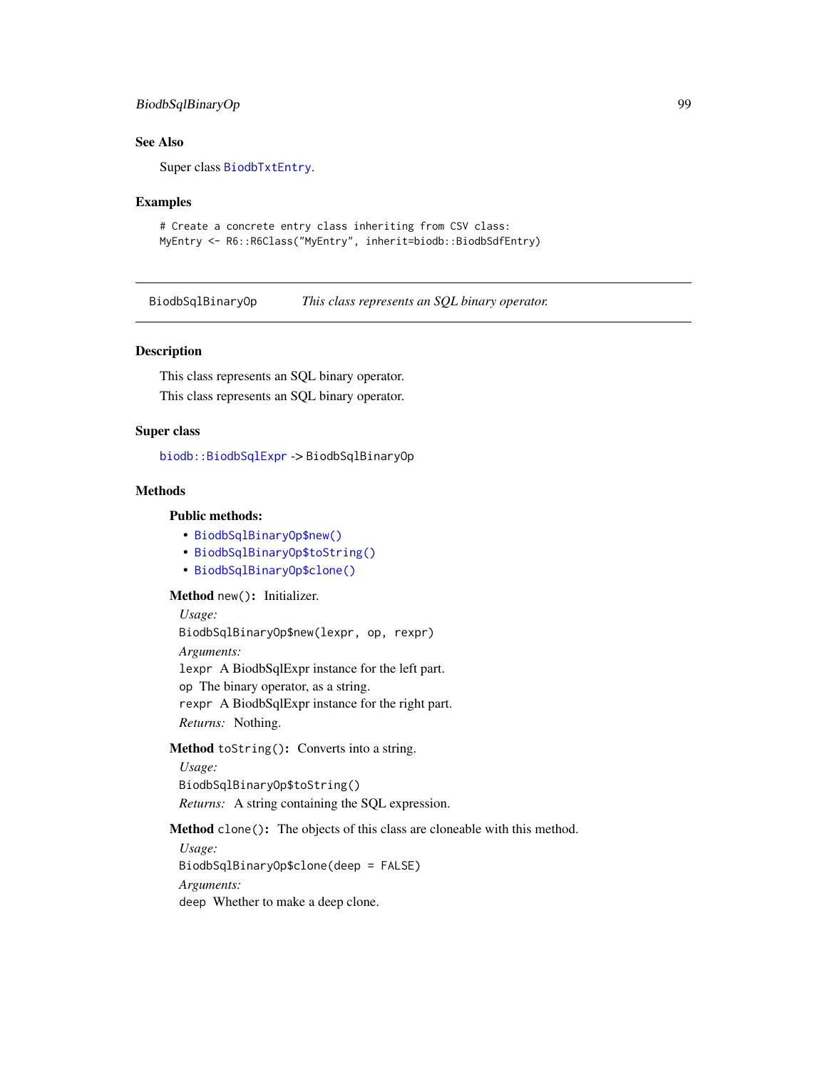## See Also

Super class BiodbTxtEntry.

## Examples

```
# Create a concrete entry class inheriting from CSV class:
MyEntry <- R6::R6Class("MyEntry", inherit=biodb::BiodbSdfEntry)
```

---

# BiodbSqlBinaryOp — *This class represents an SQL binary operator.*

## Description

This class represents an SQL binary operator.

This class represents an SQL binary operator.

## Super class

biodb::BiodbSqlExpr -> BiodbSqlBinaryOp

## Methods

### Public methods:

- BiodbSqlBinaryOp$new()
- BiodbSqlBinaryOp$toString()
- BiodbSqlBinaryOp$clone()

**Method** `new()`**:** Initializer.

*Usage:*

```
BiodbSqlBinaryOp$new(lexpr, op, rexpr)
```

*Arguments:*

`lexpr` A BiodbSqlExpr instance for the left part.

`op` The binary operator, as a string.

`rexpr` A BiodbSqlExpr instance for the right part.

*Returns:* Nothing.

**Method** `toString()`**:** Converts into a string.

*Usage:*

```
BiodbSqlBinaryOp$toString()
```

*Returns:* A string containing the SQL expression.

**Method** `clone()`**:** The objects of this class are cloneable with this method.

*Usage:*

```
BiodbSqlBinaryOp$clone(deep = FALSE)
```

*Arguments:*

`deep` Whether to make a deep clone.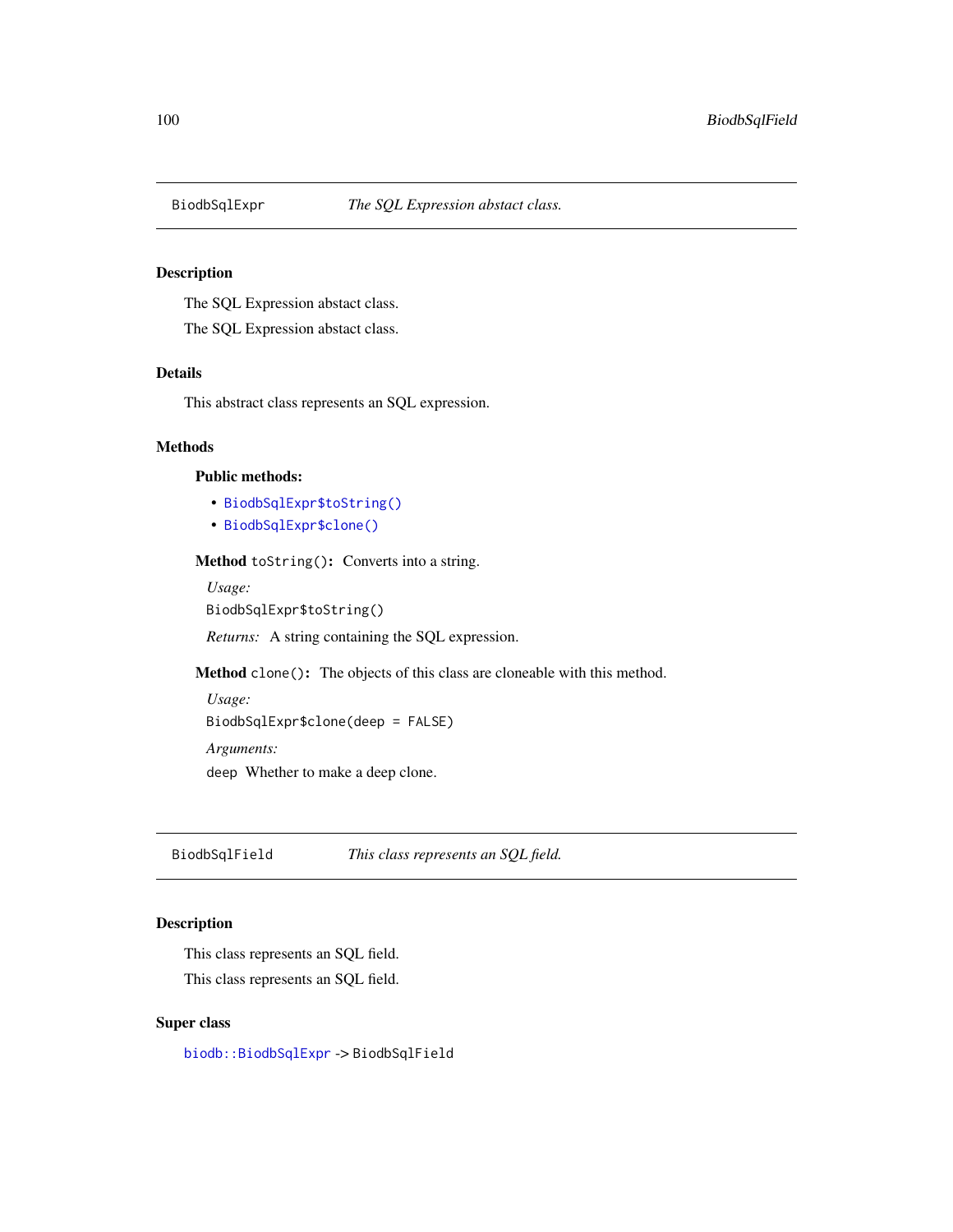## BiodbSqlExpr — *The SQL Expression abstact class.*

### Description

The SQL Expression abstact class.

The SQL Expression abstact class.

### Details

This abstract class represents an SQL expression.

### Methods

#### Public methods:

- `BiodbSqlExpr$toString()`
- `BiodbSqlExpr$clone()`

**Method** `toString()`: Converts into a string.

*Usage:*

```
BiodbSqlExpr$toString()
```

*Returns:* A string containing the SQL expression.

**Method** `clone()`: The objects of this class are cloneable with this method.

*Usage:*

```
BiodbSqlExpr$clone(deep = FALSE)
```

*Arguments:*

`deep` Whether to make a deep clone.

## BiodbSqlField — *This class represents an SQL field.*

### Description

This class represents an SQL field.

This class represents an SQL field.

### Super class

`biodb::BiodbSqlExpr` -> `BiodbSqlField`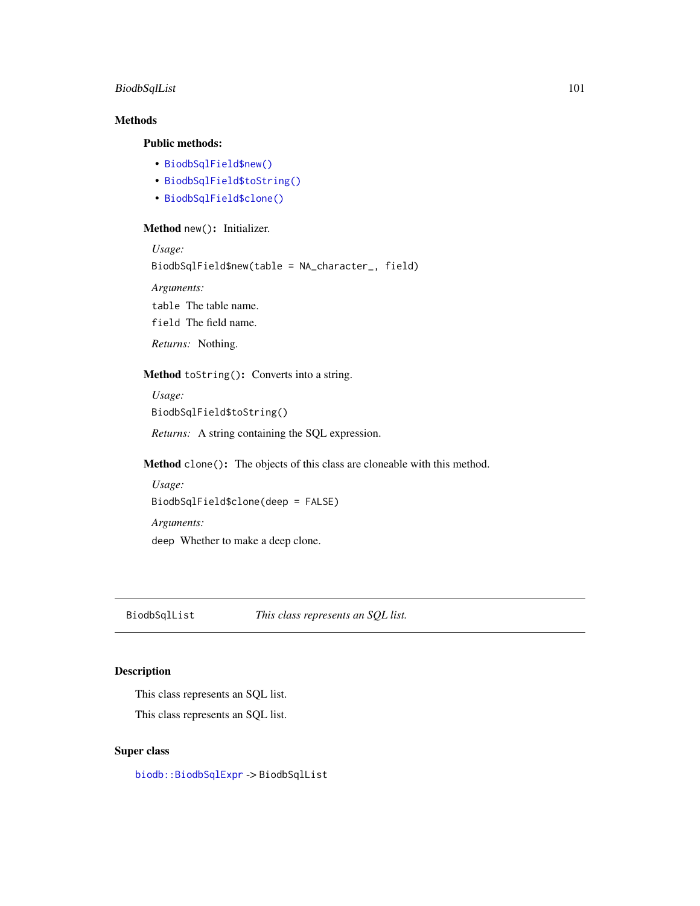## Methods

### Public methods:

- `BiodbSqlField$new()`
- `BiodbSqlField$toString()`
- `BiodbSqlField$clone()`

**Method** `new()`**:** Initializer.

*Usage:*

```
BiodbSqlField$new(table = NA_character_, field)
```

*Arguments:*

`table` The table name.

`field` The field name.

*Returns:* Nothing.

**Method** `toString()`**:** Converts into a string.

*Usage:*

```
BiodbSqlField$toString()
```

*Returns:* A string containing the SQL expression.

**Method** `clone()`**:** The objects of this class are cloneable with this method.

*Usage:*

```
BiodbSqlField$clone(deep = FALSE)
```

*Arguments:*

`deep` Whether to make a deep clone.

---

`BiodbSqlList` *This class represents an SQL list.*

---

## Description

This class represents an SQL list.

This class represents an SQL list.

## Super class

`biodb::BiodbSqlExpr` -> `BiodbSqlList`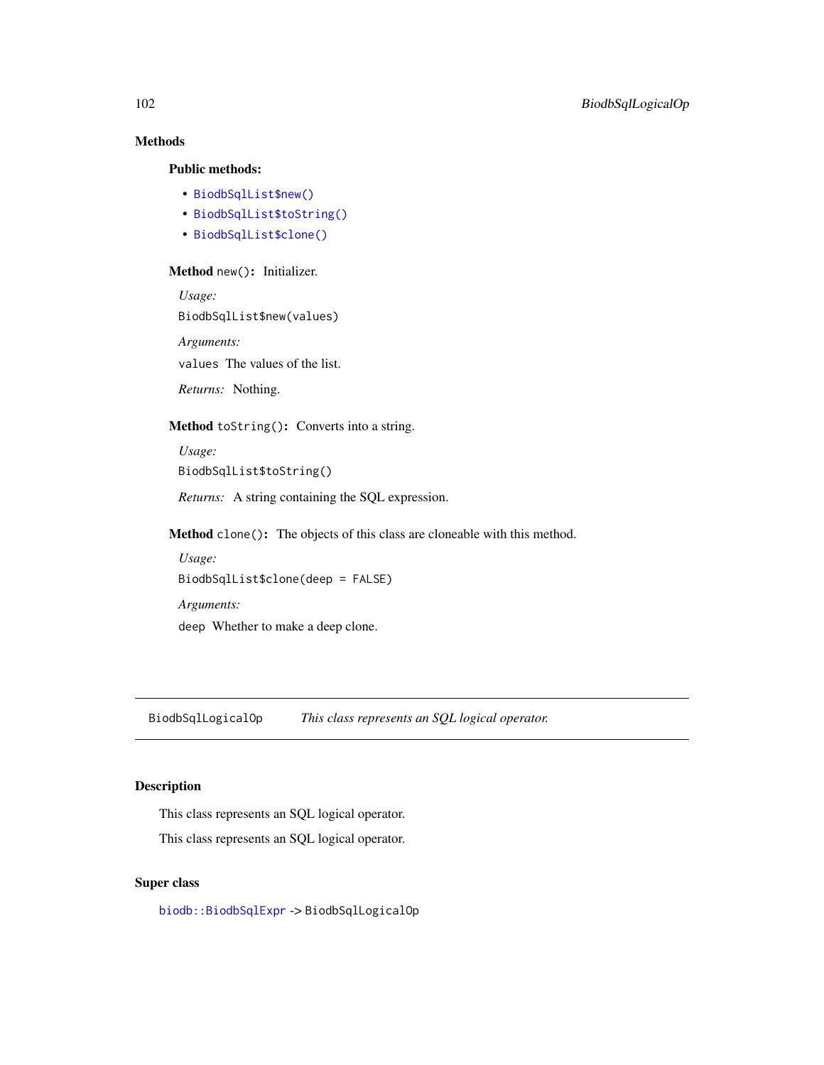## Methods

### Public methods:

- `BiodbSqlList$new()`
- `BiodbSqlList$toString()`
- `BiodbSqlList$clone()`

**Method** `new()`**:** Initializer.

*Usage:*

```
BiodbSqlList$new(values)
```

*Arguments:*

`values` The values of the list.

*Returns:* Nothing.

**Method** `toString()`**:** Converts into a string.

*Usage:*

```
BiodbSqlList$toString()
```

*Returns:* A string containing the SQL expression.

**Method** `clone()`**:** The objects of this class are cloneable with this method.

*Usage:*

```
BiodbSqlList$clone(deep = FALSE)
```

*Arguments:*

`deep` Whether to make a deep clone.

---

# BiodbSqlLogicalOp *This class represents an SQL logical operator.*

---

## Description

This class represents an SQL logical operator.

This class represents an SQL logical operator.

## Super class

`biodb::BiodbSqlExpr` -> `BiodbSqlLogicalOp`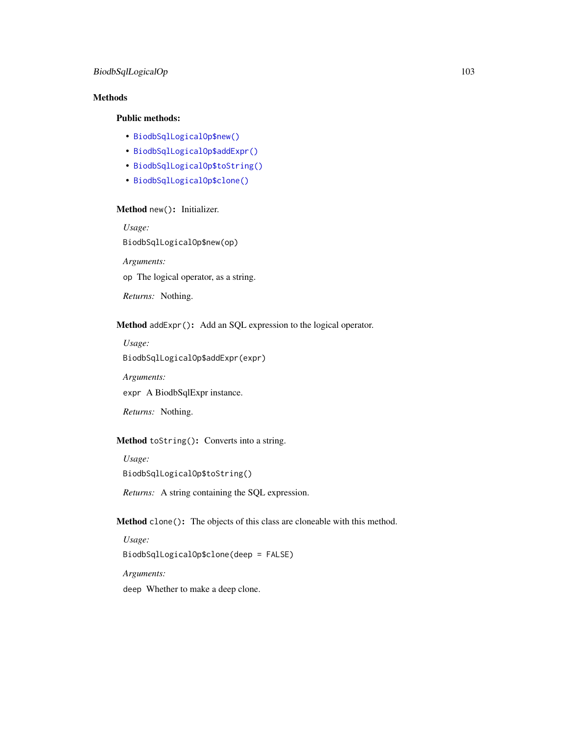## Methods

### Public methods:

- `BiodbSqlLogicalOp$new()`
- `BiodbSqlLogicalOp$addExpr()`
- `BiodbSqlLogicalOp$toString()`
- `BiodbSqlLogicalOp$clone()`

**Method** `new()`**:** Initializer.

*Usage:*

```
BiodbSqlLogicalOp$new(op)
```

*Arguments:*

`op` The logical operator, as a string.

*Returns:* Nothing.

**Method** `addExpr()`**:** Add an SQL expression to the logical operator.

*Usage:*

```
BiodbSqlLogicalOp$addExpr(expr)
```

*Arguments:*

`expr` A BiodbSqlExpr instance.

*Returns:* Nothing.

**Method** `toString()`**:** Converts into a string.

*Usage:*

```
BiodbSqlLogicalOp$toString()
```

*Returns:* A string containing the SQL expression.

**Method** `clone()`**:** The objects of this class are cloneable with this method.

*Usage:*

```
BiodbSqlLogicalOp$clone(deep = FALSE)
```

*Arguments:*

`deep` Whether to make a deep clone.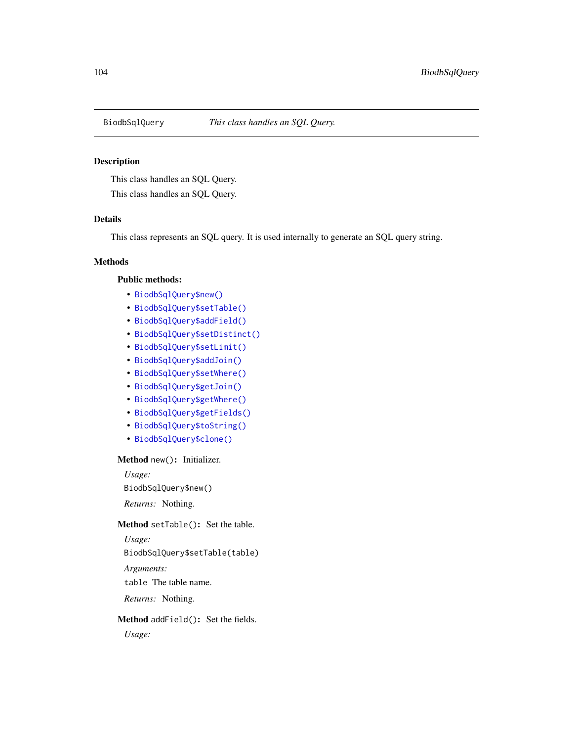# BiodbSqlQuery *This class handles an SQL Query.*

## Description

This class handles an SQL Query.

This class handles an SQL Query.

## Details

This class represents an SQL query. It is used internally to generate an SQL query string.

## Methods

### Public methods:

- `BiodbSqlQuery$new()`
- `BiodbSqlQuery$setTable()`
- `BiodbSqlQuery$addField()`
- `BiodbSqlQuery$setDistinct()`
- `BiodbSqlQuery$setLimit()`
- `BiodbSqlQuery$addJoin()`
- `BiodbSqlQuery$setWhere()`
- `BiodbSqlQuery$getJoin()`
- `BiodbSqlQuery$getWhere()`
- `BiodbSqlQuery$getFields()`
- `BiodbSqlQuery$toString()`
- `BiodbSqlQuery$clone()`

**Method** `new()`**:** Initializer.

*Usage:*

```
BiodbSqlQuery$new()
```

*Returns:* Nothing.

**Method** `setTable()`**:** Set the table.

*Usage:*

```
BiodbSqlQuery$setTable(table)
```

*Arguments:*

`table` The table name.

*Returns:* Nothing.

**Method** `addField()`**:** Set the fields.

*Usage:*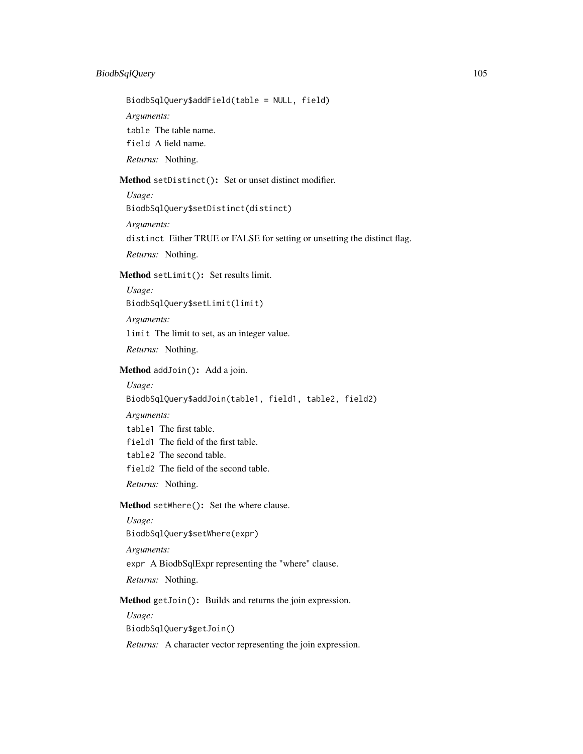```
BiodbSqlQuery$addField(table = NULL, field)
```

*Arguments:*

`table` The table name.

`field` A field name.

*Returns:* Nothing.

**Method** `setDistinct()`**:** Set or unset distinct modifier.

*Usage:*

```
BiodbSqlQuery$setDistinct(distinct)
```

*Arguments:*

`distinct` Either TRUE or FALSE for setting or unsetting the distinct flag.

*Returns:* Nothing.

**Method** `setLimit()`**:** Set results limit.

*Usage:*

```
BiodbSqlQuery$setLimit(limit)
```

*Arguments:*

`limit` The limit to set, as an integer value.

*Returns:* Nothing.

**Method** `addJoin()`**:** Add a join.

*Usage:*

```
BiodbSqlQuery$addJoin(table1, field1, table2, field2)
```

*Arguments:*

`table1` The first table.

`field1` The field of the first table.

`table2` The second table.

`field2` The field of the second table.

*Returns:* Nothing.

**Method** `setWhere()`**:** Set the where clause.

*Usage:*

```
BiodbSqlQuery$setWhere(expr)
```

*Arguments:*

`expr` A BiodbSqlExpr representing the "where" clause.

*Returns:* Nothing.

**Method** `getJoin()`**:** Builds and returns the join expression.

*Usage:*

```
BiodbSqlQuery$getJoin()
```

*Returns:* A character vector representing the join expression.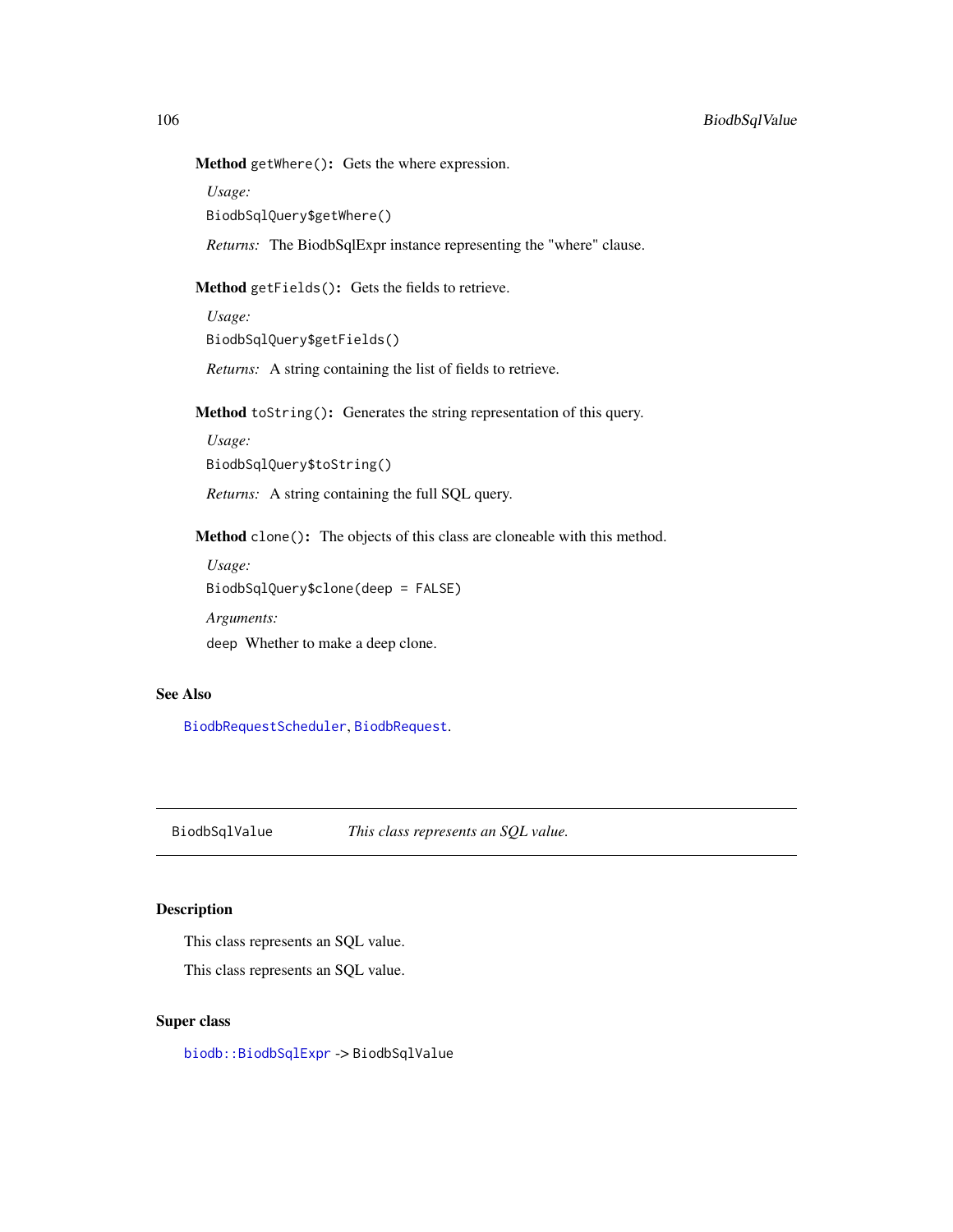**Method** `getWhere()`**:** Gets the where expression.

*Usage:*

```
BiodbSqlQuery$getWhere()
```

*Returns:* The BiodbSqlExpr instance representing the "where" clause.

**Method** `getFields()`**:** Gets the fields to retrieve.

*Usage:*

```
BiodbSqlQuery$getFields()
```

*Returns:* A string containing the list of fields to retrieve.

**Method** `toString()`**:** Generates the string representation of this query.

*Usage:*

```
BiodbSqlQuery$toString()
```

*Returns:* A string containing the full SQL query.

**Method** `clone()`**:** The objects of this class are cloneable with this method.

*Usage:*

```
BiodbSqlQuery$clone(deep = FALSE)
```

*Arguments:*

`deep` Whether to make a deep clone.

## See Also

`BiodbRequestScheduler`, `BiodbRequest`.

---

# BiodbSqlValue *This class represents an SQL value.*

---

## Description

This class represents an SQL value.

This class represents an SQL value.

## Super class

`biodb::BiodbSqlExpr` -> `BiodbSqlValue`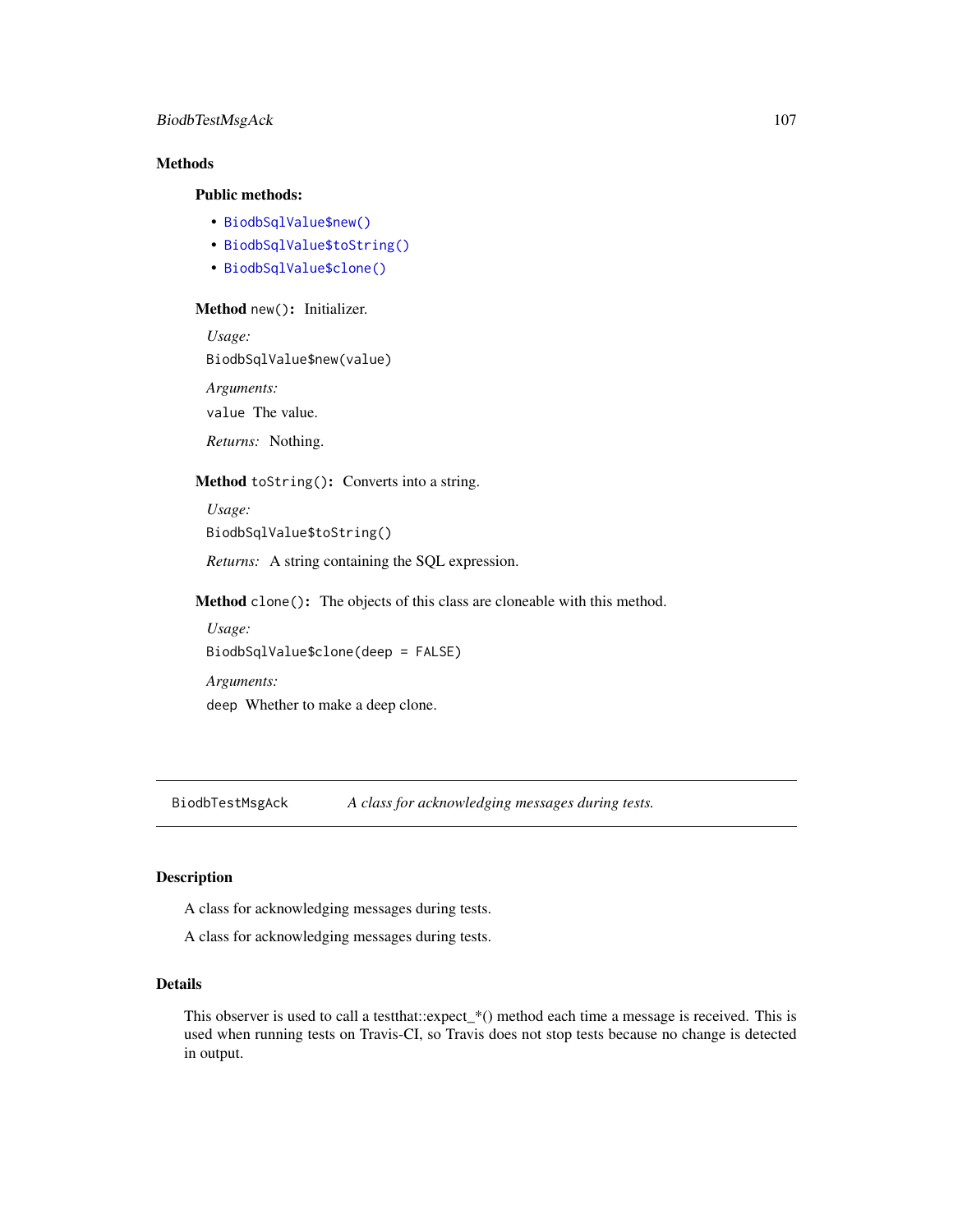### Methods

#### Public methods:

- `BiodbSqlValue$new()`
- `BiodbSqlValue$toString()`
- `BiodbSqlValue$clone()`

**Method** `new()`**:** Initializer.

*Usage:*

```
BiodbSqlValue$new(value)
```

*Arguments:*

`value` The value.

*Returns:* Nothing.

**Method** `toString()`**:** Converts into a string.

*Usage:*

```
BiodbSqlValue$toString()
```

*Returns:* A string containing the SQL expression.

**Method** `clone()`**:** The objects of this class are cloneable with this method.

*Usage:*

```
BiodbSqlValue$clone(deep = FALSE)
```

*Arguments:*

`deep` Whether to make a deep clone.

---

## BiodbTestMsgAck — *A class for acknowledging messages during tests.*

---

### Description

A class for acknowledging messages during tests.

A class for acknowledging messages during tests.

### Details

This observer is used to call a testthat::expect_*() method each time a message is received. This is used when running tests on Travis-CI, so Travis does not stop tests because no change is detected in output.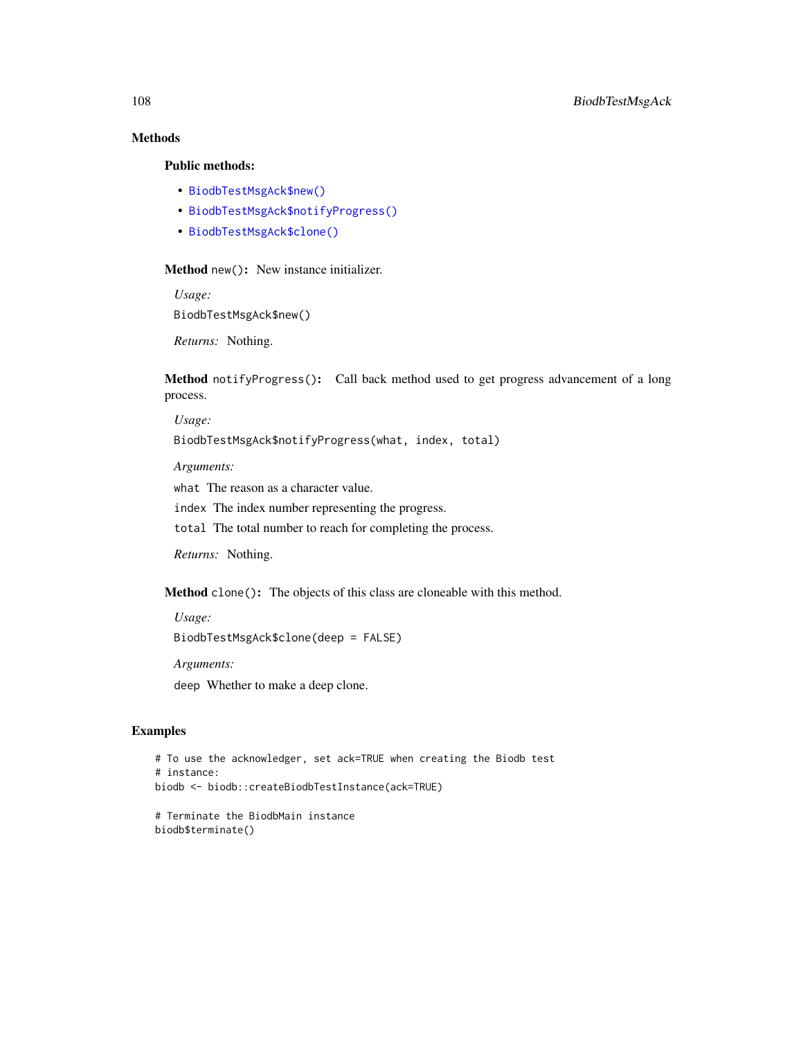## Methods

### Public methods:

- `BiodbTestMsgAck$new()`
- `BiodbTestMsgAck$notifyProgress()`
- `BiodbTestMsgAck$clone()`

**Method** `new()`**:** New instance initializer.

*Usage:*

```
BiodbTestMsgAck$new()
```

*Returns:* Nothing.

**Method** `notifyProgress()`**:** Call back method used to get progress advancement of a long process.

*Usage:*

```
BiodbTestMsgAck$notifyProgress(what, index, total)
```

*Arguments:*

`what` The reason as a character value.

`index` The index number representing the progress.

`total` The total number to reach for completing the process.

*Returns:* Nothing.

**Method** `clone()`**:** The objects of this class are cloneable with this method.

*Usage:*

```
BiodbTestMsgAck$clone(deep = FALSE)
```

*Arguments:*

`deep` Whether to make a deep clone.

## Examples

```
# To use the acknowledger, set ack=TRUE when creating the Biodb test
# instance:
biodb <- biodb::createBiodbTestInstance(ack=TRUE)

# Terminate the BiodbMain instance
biodb$terminate()
```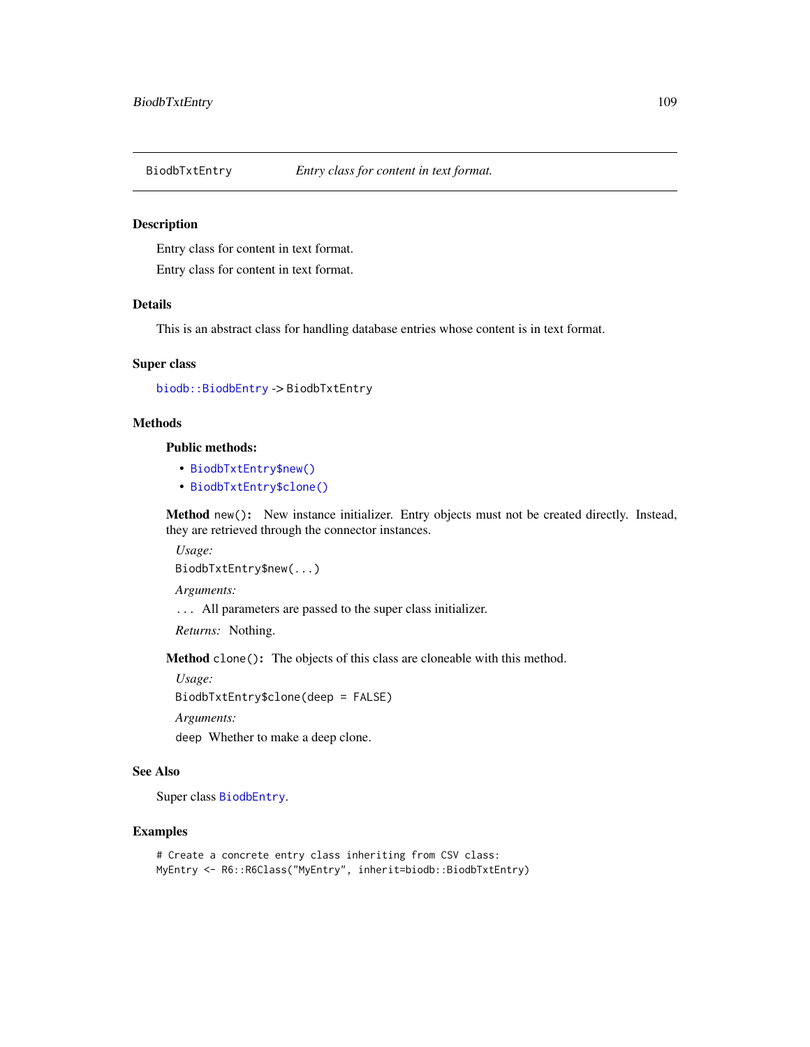# BiodbTxtEntry — *Entry class for content in text format.*

## Description

Entry class for content in text format.

Entry class for content in text format.

## Details

This is an abstract class for handling database entries whose content is in text format.

## Super class

`biodb::BiodbEntry` -> `BiodbTxtEntry`

## Methods

### Public methods:

- `BiodbTxtEntry$new()`
- `BiodbTxtEntry$clone()`

**Method** `new()`**:** New instance initializer. Entry objects must not be created directly. Instead, they are retrieved through the connector instances.

*Usage:*

```
BiodbTxtEntry$new(...)
```

*Arguments:*

`...` All parameters are passed to the super class initializer.

*Returns:* Nothing.

**Method** `clone()`**:** The objects of this class are cloneable with this method.

*Usage:*

```
BiodbTxtEntry$clone(deep = FALSE)
```

*Arguments:*

`deep` Whether to make a deep clone.

## See Also

Super class `BiodbEntry`.

## Examples

```
# Create a concrete entry class inheriting from CSV class:
MyEntry <- R6::R6Class("MyEntry", inherit=biodb::BiodbTxtEntry)
```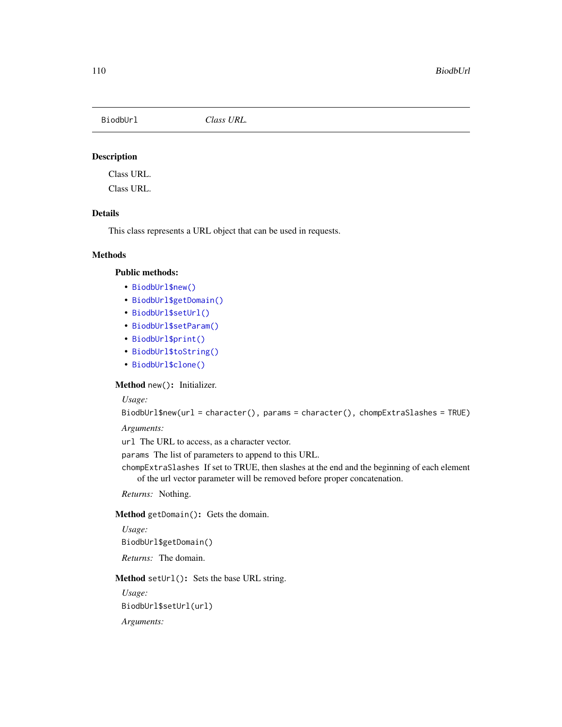BiodbUrl *Class URL.*

## Description

Class URL.

Class URL.

## Details

This class represents a URL object that can be used in requests.

## Methods

### Public methods:

- `BiodbUrl$new()`
- `BiodbUrl$getDomain()`
- `BiodbUrl$setUrl()`
- `BiodbUrl$setParam()`
- `BiodbUrl$print()`
- `BiodbUrl$toString()`
- `BiodbUrl$clone()`

**Method** `new()`**:** Initializer.

*Usage:*

```
BiodbUrl$new(url = character(), params = character(), chompExtraSlashes = TRUE)
```

*Arguments:*

`url` The URL to access, as a character vector.

`params` The list of parameters to append to this URL.

`chompExtraSlashes` If set to TRUE, then slashes at the end and the beginning of each element of the url vector parameter will be removed before proper concatenation.

*Returns:* Nothing.

**Method** `getDomain()`**:** Gets the domain.

*Usage:*

```
BiodbUrl$getDomain()
```

*Returns:* The domain.

**Method** `setUrl()`**:** Sets the base URL string.

*Usage:*

```
BiodbUrl$setUrl(url)
```

*Arguments:*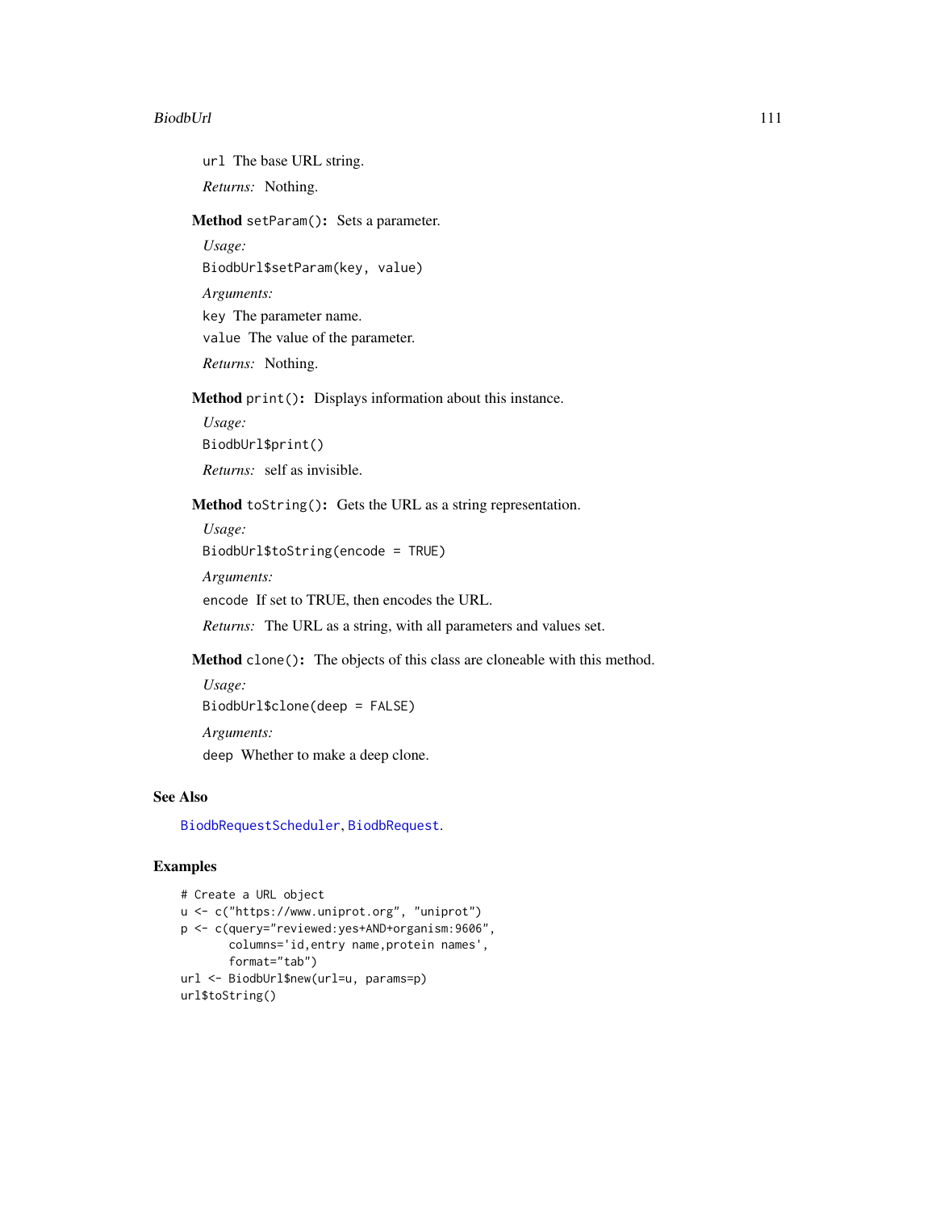`url` The base URL string.

*Returns:* Nothing.

**Method** `setParam()`**:** Sets a parameter.

*Usage:*

```
BiodbUrl$setParam(key, value)
```

*Arguments:*

`key` The parameter name.

`value` The value of the parameter.

*Returns:* Nothing.

**Method** `print()`**:** Displays information about this instance.

*Usage:*

```
BiodbUrl$print()
```

*Returns:* self as invisible.

**Method** `toString()`**:** Gets the URL as a string representation.

*Usage:*

```
BiodbUrl$toString(encode = TRUE)
```

*Arguments:*

`encode` If set to TRUE, then encodes the URL.

*Returns:* The URL as a string, with all parameters and values set.

**Method** `clone()`**:** The objects of this class are cloneable with this method.

*Usage:*

```
BiodbUrl$clone(deep = FALSE)
```

*Arguments:*

`deep` Whether to make a deep clone.

## See Also

`BiodbRequestScheduler`, `BiodbRequest`.

## Examples

```
# Create a URL object
u <- c("https://www.uniprot.org", "uniprot")
p <- c(query="reviewed:yes+AND+organism:9606",
       columns='id,entry name,protein names',
       format="tab")
url <- BiodbUrl$new(url=u, params=p)
url$toString()
```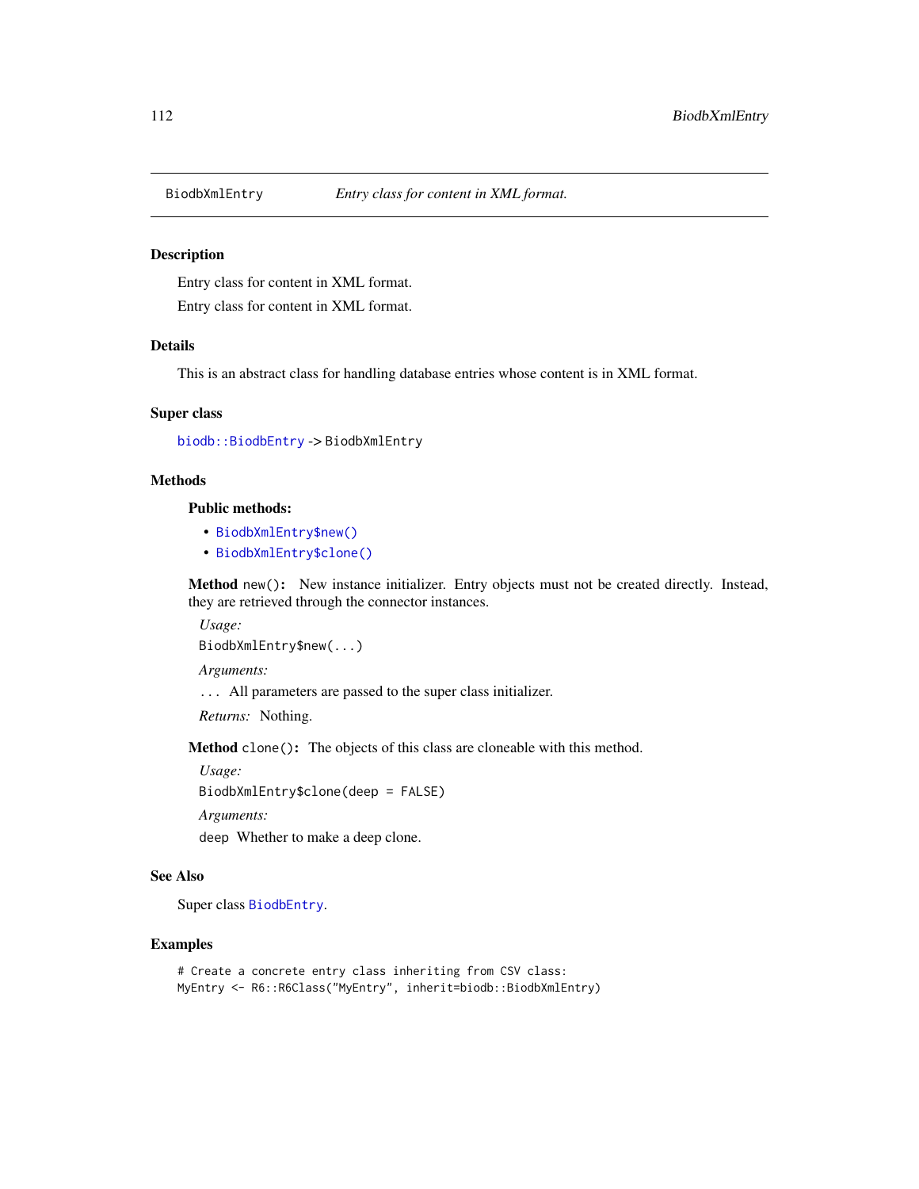BiodbXmlEntry *Entry class for content in XML format.*

## Description

Entry class for content in XML format.

Entry class for content in XML format.

## Details

This is an abstract class for handling database entries whose content is in XML format.

## Super class

`biodb::BiodbEntry` -> `BiodbXmlEntry`

## Methods

### Public methods:

- `BiodbXmlEntry$new()`
- `BiodbXmlEntry$clone()`

**Method** `new()`: New instance initializer. Entry objects must not be created directly. Instead, they are retrieved through the connector instances.

*Usage:*

```
BiodbXmlEntry$new(...)
```

*Arguments:*

`...` All parameters are passed to the super class initializer.

*Returns:* Nothing.

**Method** `clone()`: The objects of this class are cloneable with this method.

*Usage:*

```
BiodbXmlEntry$clone(deep = FALSE)
```

*Arguments:*

`deep` Whether to make a deep clone.

## See Also

Super class `BiodbEntry`.

## Examples

```
# Create a concrete entry class inheriting from CSV class:
MyEntry <- R6::R6Class("MyEntry", inherit=biodb::BiodbXmlEntry)
```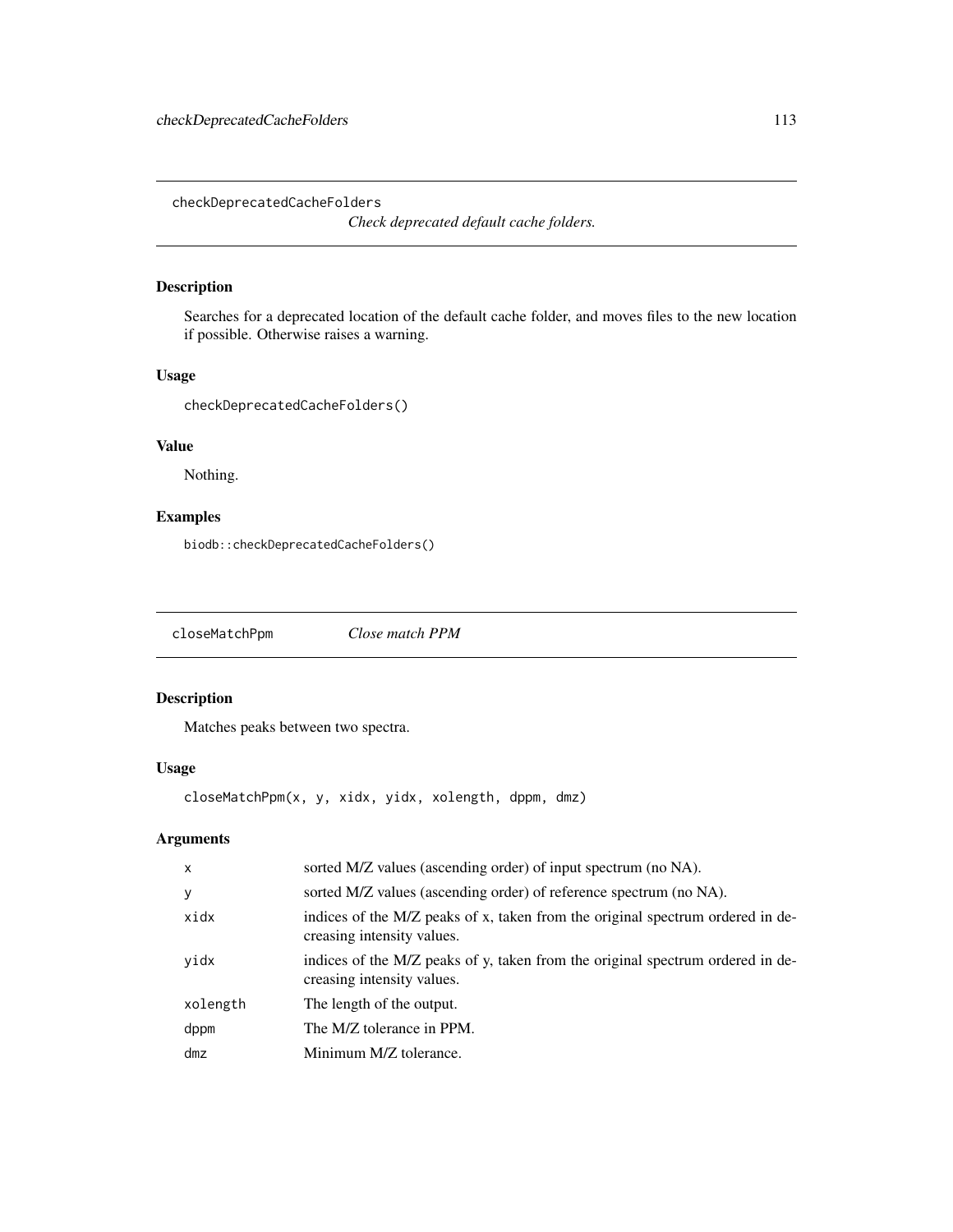## checkDeprecatedCacheFolders

*Check deprecated default cache folders.*

### Description

Searches for a deprecated location of the default cache folder, and moves files to the new location if possible. Otherwise raises a warning.

### Usage

```
checkDeprecatedCacheFolders()
```

### Value

Nothing.

### Examples

```
biodb::checkDeprecatedCacheFolders()
```

## closeMatchPpm

*Close match PPM*

### Description

Matches peaks between two spectra.

### Usage

```
closeMatchPpm(x, y, xidx, yidx, xolength, dppm, dmz)
```

### Arguments

| | |
|---|---|
| x | sorted M/Z values (ascending order) of input spectrum (no NA). |
| y | sorted M/Z values (ascending order) of reference spectrum (no NA). |
| xidx | indices of the M/Z peaks of x, taken from the original spectrum ordered in decreasing intensity values. |
| yidx | indices of the M/Z peaks of y, taken from the original spectrum ordered in decreasing intensity values. |
| xolength | The length of the output. |
| dppm | The M/Z tolerance in PPM. |
| dmz | Minimum M/Z tolerance. |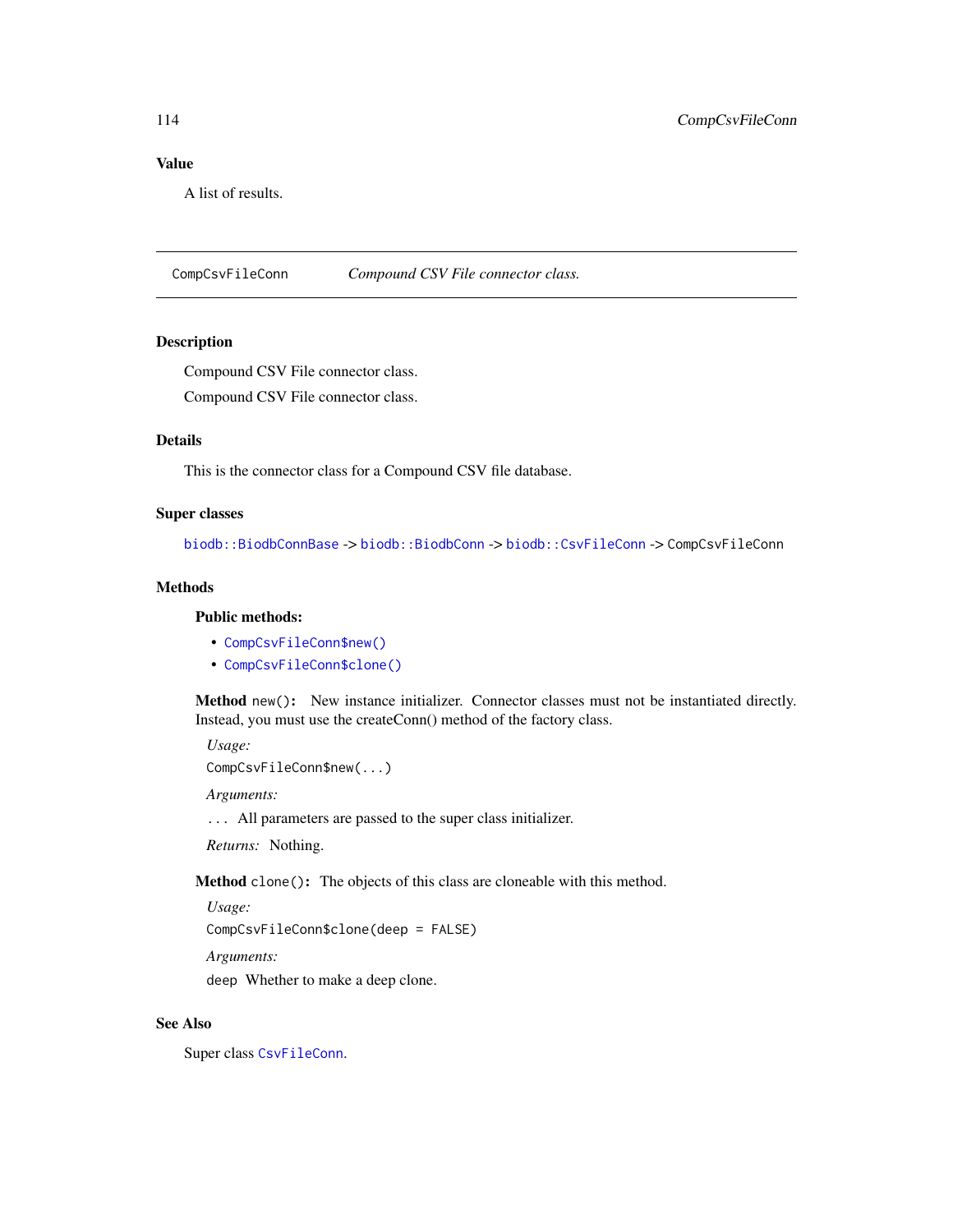## Value

A list of results.

---

CompCsvFileConn    *Compound CSV File connector class.*

---

## Description

Compound CSV File connector class.

Compound CSV File connector class.

## Details

This is the connector class for a Compound CSV file database.

## Super classes

`biodb::BiodbConnBase` -> `biodb::BiodbConn` -> `biodb::CsvFileConn` -> `CompCsvFileConn`

## Methods

### Public methods:

- `CompCsvFileConn$new()`
- `CompCsvFileConn$clone()`

**Method** `new()`**:** New instance initializer. Connector classes must not be instantiated directly. Instead, you must use the createConn() method of the factory class.

*Usage:*

```
CompCsvFileConn$new(...)
```

*Arguments:*

`...` All parameters are passed to the super class initializer.

*Returns:* Nothing.

**Method** `clone()`**:** The objects of this class are cloneable with this method.

*Usage:*

```
CompCsvFileConn$clone(deep = FALSE)
```

*Arguments:*

`deep` Whether to make a deep clone.

## See Also

Super class `CsvFileConn`.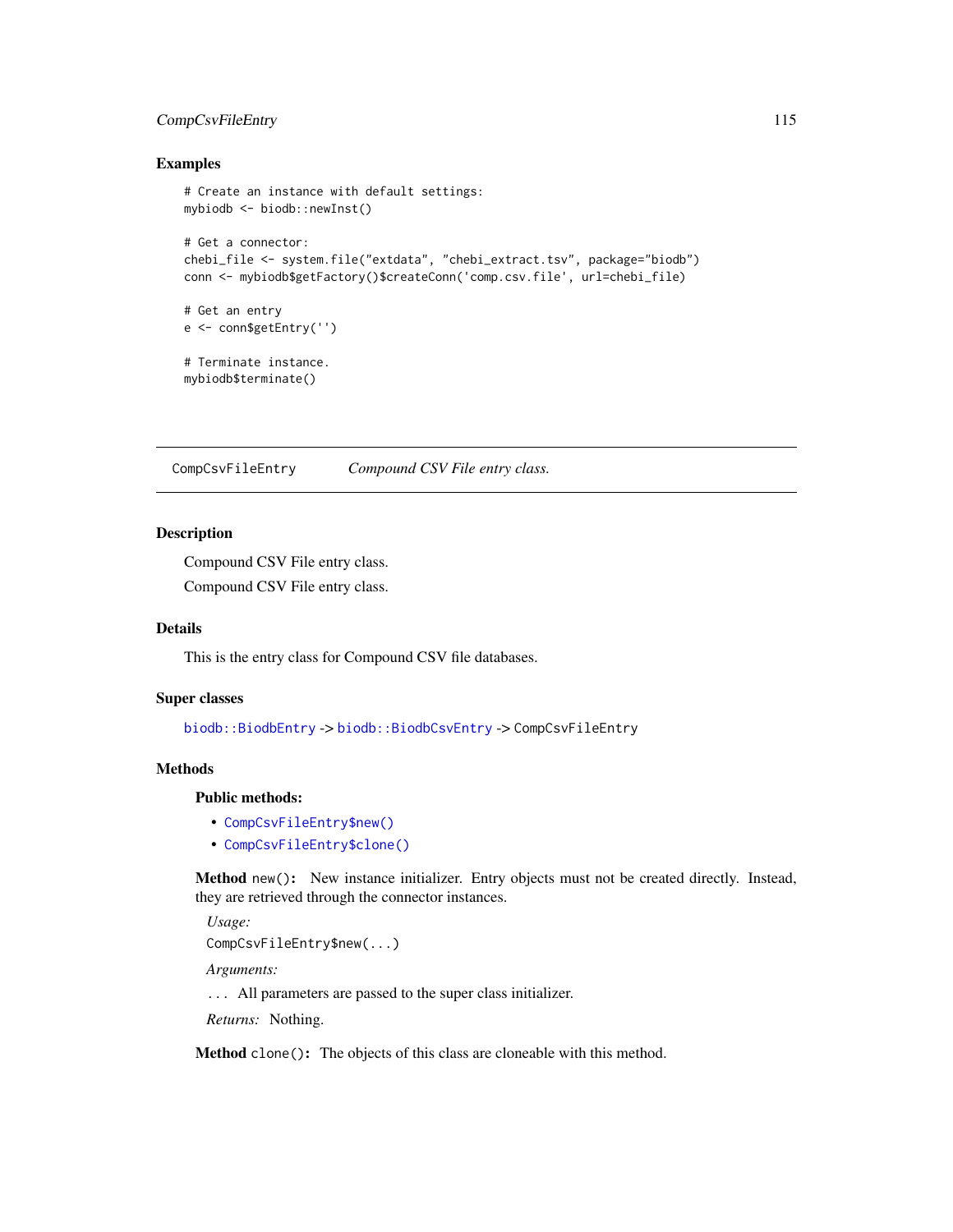## Examples

```
# Create an instance with default settings:
mybiodb <- biodb::newInst()

# Get a connector:
chebi_file <- system.file("extdata", "chebi_extract.tsv", package="biodb")
conn <- mybiodb$getFactory()$createConn('comp.csv.file', url=chebi_file)

# Get an entry
e <- conn$getEntry('')

# Terminate instance.
mybiodb$terminate()
```

---

# CompCsvFileEntry *Compound CSV File entry class.*

---

## Description

Compound CSV File entry class.

Compound CSV File entry class.

## Details

This is the entry class for Compound CSV file databases.

## Super classes

`biodb::BiodbEntry` -> `biodb::BiodbCsvEntry` -> `CompCsvFileEntry`

## Methods

### Public methods:

- `CompCsvFileEntry$new()`
- `CompCsvFileEntry$clone()`

**Method** `new()`**:** New instance initializer. Entry objects must not be created directly. Instead, they are retrieved through the connector instances.

*Usage:*

`CompCsvFileEntry$new(...)`

*Arguments:*

`...` All parameters are passed to the super class initializer.

*Returns:* Nothing.

**Method** `clone()`**:** The objects of this class are cloneable with this method.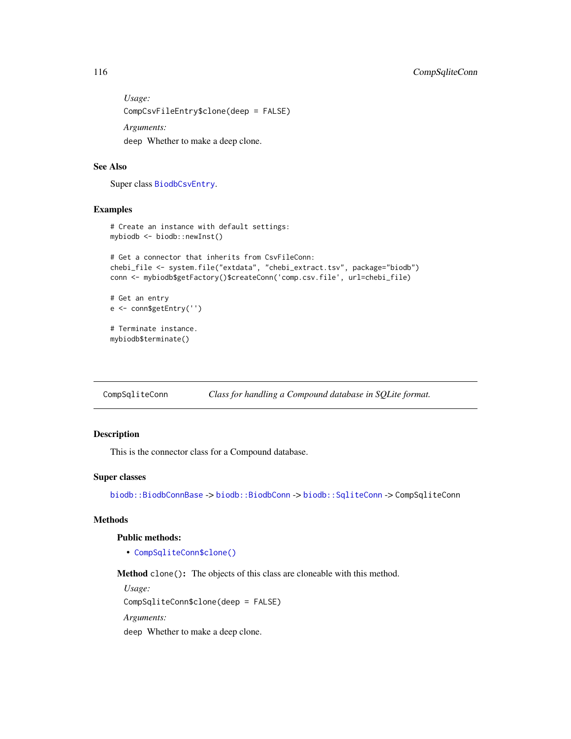*Usage:*

```
CompCsvFileEntry$clone(deep = FALSE)
```

*Arguments:*

`deep` Whether to make a deep clone.

## See Also

Super class `BiodbCsvEntry`.

## Examples

```
# Create an instance with default settings:
mybiodb <- biodb::newInst()

# Get a connector that inherits from CsvFileConn:
chebi_file <- system.file("extdata", "chebi_extract.tsv", package="biodb")
conn <- mybiodb$getFactory()$createConn('comp.csv.file', url=chebi_file)

# Get an entry
e <- conn$getEntry('')

# Terminate instance.
mybiodb$terminate()
```

---

# CompSqliteConn — *Class for handling a Compound database in SQLite format.*

---

## Description

This is the connector class for a Compound database.

## Super classes

`biodb::BiodbConnBase` -> `biodb::BiodbConn` -> `biodb::SqliteConn` -> `CompSqliteConn`

## Methods

### Public methods:

- `CompSqliteConn$clone()`

**Method** `clone()`**:** The objects of this class are cloneable with this method.

*Usage:*

```
CompSqliteConn$clone(deep = FALSE)
```

*Arguments:*

`deep` Whether to make a deep clone.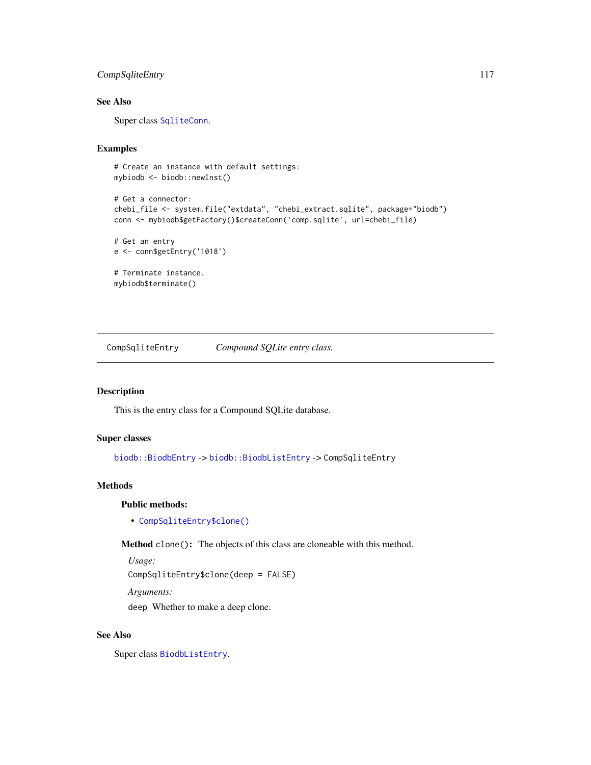## See Also

Super class `SqliteConn`.

## Examples

```
# Create an instance with default settings:
mybiodb <- biodb::newInst()

# Get a connector:
chebi_file <- system.file("extdata", "chebi_extract.sqlite", package="biodb")
conn <- mybiodb$getFactory()$createConn('comp.sqlite', url=chebi_file)

# Get an entry
e <- conn$getEntry('1018')

# Terminate instance.
mybiodb$terminate()
```

---

# CompSqliteEntry — *Compound SQLite entry class.*

---

## Description

This is the entry class for a Compound SQLite database.

## Super classes

`biodb::BiodbEntry` -> `biodb::BiodbListEntry` -> `CompSqliteEntry`

## Methods

### Public methods:

- `CompSqliteEntry$clone()`

**Method** `clone()`**:** The objects of this class are cloneable with this method.

*Usage:*

`CompSqliteEntry$clone(deep = FALSE)`

*Arguments:*

`deep` Whether to make a deep clone.

## See Also

Super class `BiodbListEntry`.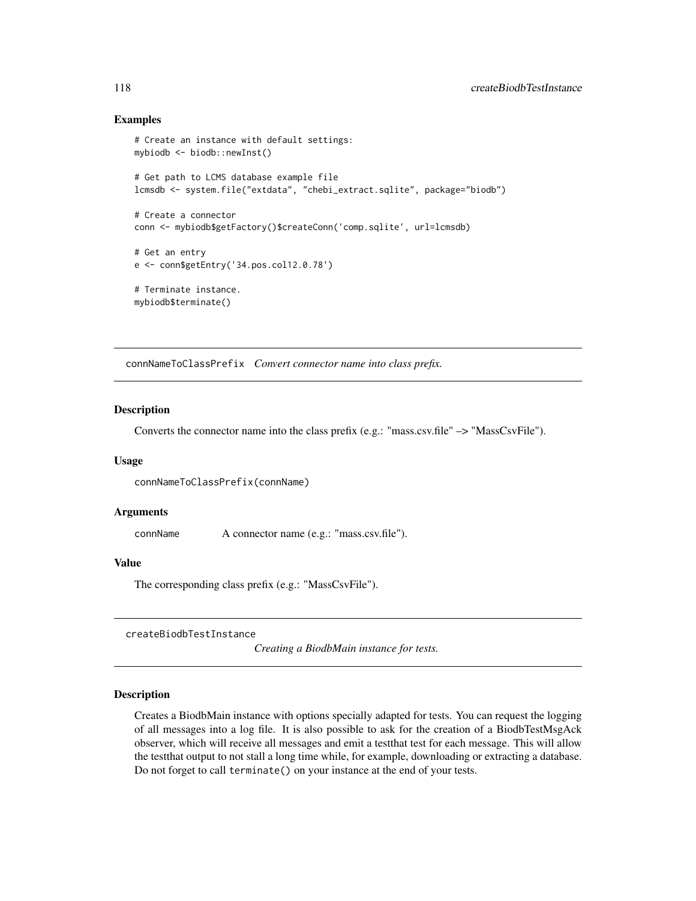## Examples

```
# Create an instance with default settings:
mybiodb <- biodb::newInst()

# Get path to LCMS database example file
lcmsdb <- system.file("extdata", "chebi_extract.sqlite", package="biodb")

# Create a connector
conn <- mybiodb$getFactory()$createConn('comp.sqlite', url=lcmsdb)

# Get an entry
e <- conn$getEntry('34.pos.col12.0.78')

# Terminate instance.
mybiodb$terminate()
```

---

## connNameToClassPrefix *Convert connector name into class prefix.*

---

### Description

Converts the connector name into the class prefix (e.g.: "mass.csv.file" –> "MassCsvFile").

### Usage

```
connNameToClassPrefix(connName)
```

### Arguments

| | |
|---|---|
| connName | A connector name (e.g.: "mass.csv.file"). |

### Value

The corresponding class prefix (e.g.: "MassCsvFile").

---

## createBiodbTestInstance *Creating a BiodbMain instance for tests.*

---

### Description

Creates a BiodbMain instance with options specially adapted for tests. You can request the logging of all messages into a log file. It is also possible to ask for the creation of a BiodbTestMsgAck observer, which will receive all messages and emit a testthat test for each message. This will allow the testthat output to not stall a long time while, for example, downloading or extracting a database. Do not forget to call `terminate()` on your instance at the end of your tests.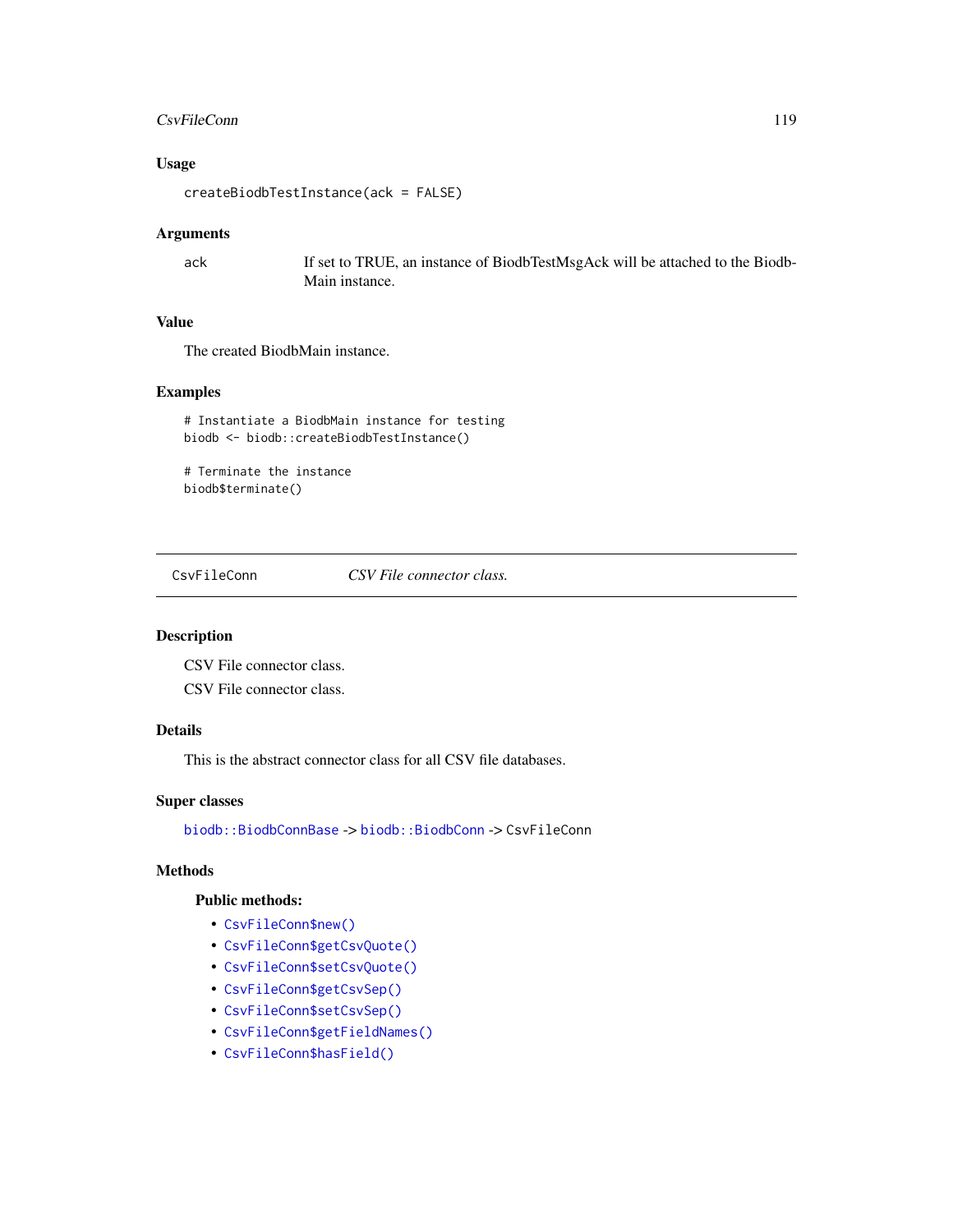### Usage

```
createBiodbTestInstance(ack = FALSE)
```

### Arguments

| | |
|---|---|
| ack | If set to TRUE, an instance of BiodbTestMsgAck will be attached to the Biodb-Main instance. |

### Value

The created BiodbMain instance.

### Examples

```
# Instantiate a BiodbMain instance for testing
biodb <- biodb::createBiodbTestInstance()

# Terminate the instance
biodb$terminate()
```

---

## CsvFileConn &nbsp;&nbsp;&nbsp;&nbsp; *CSV File connector class.*

---

### Description

CSV File connector class.

CSV File connector class.

### Details

This is the abstract connector class for all CSV file databases.

### Super classes

`biodb::BiodbConnBase` -> `biodb::BiodbConn` -> `CsvFileConn`

### Methods

#### Public methods:

- `CsvFileConn$new()`
- `CsvFileConn$getCsvQuote()`
- `CsvFileConn$setCsvQuote()`
- `CsvFileConn$getCsvSep()`
- `CsvFileConn$setCsvSep()`
- `CsvFileConn$getFieldNames()`
- `CsvFileConn$hasField()`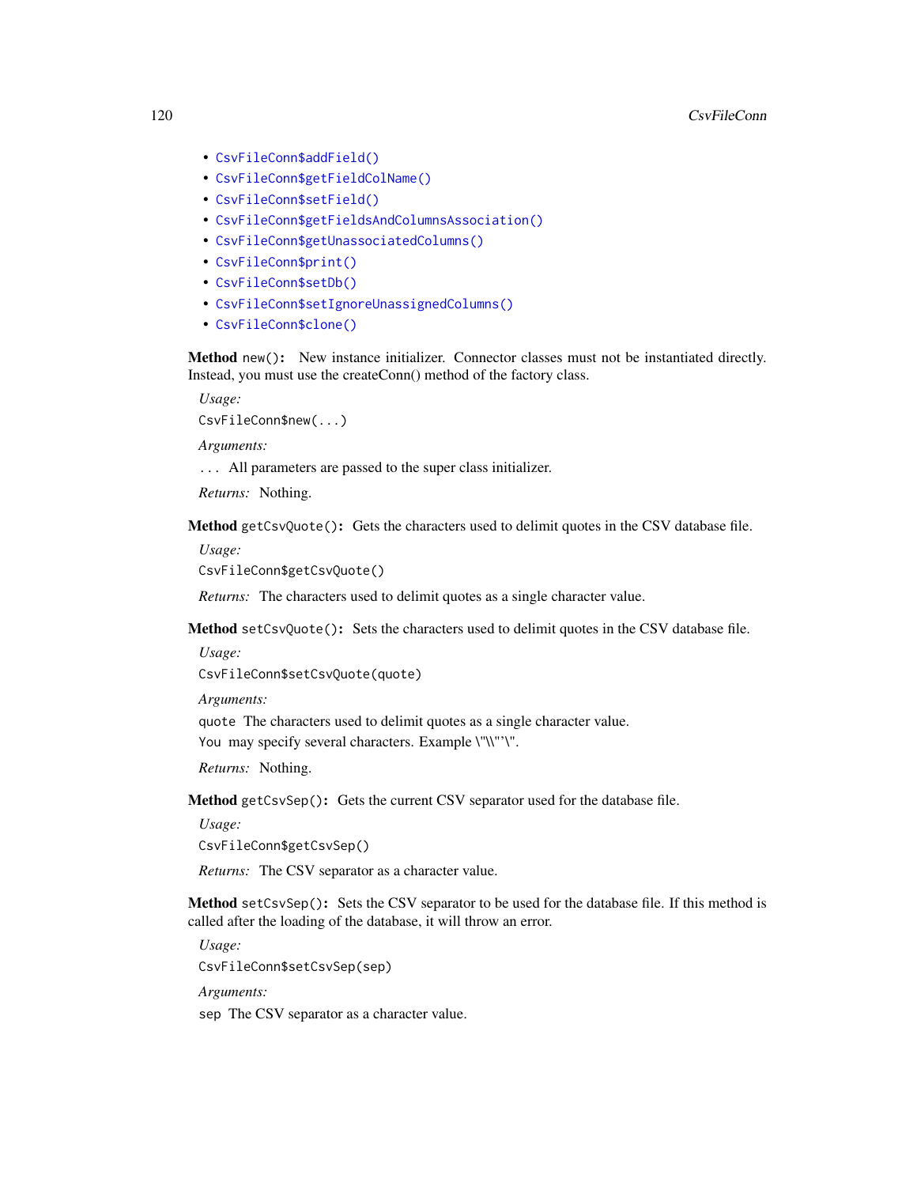- CsvFileConn$addField()
- CsvFileConn$getFieldColName()
- CsvFileConn$setField()
- CsvFileConn$getFieldsAndColumnsAssociation()
- CsvFileConn$getUnassociatedColumns()
- CsvFileConn$print()
- CsvFileConn$setDb()
- CsvFileConn$setIgnoreUnassignedColumns()
- CsvFileConn$clone()

**Method** `new()`: New instance initializer. Connector classes must not be instantiated directly. Instead, you must use the createConn() method of the factory class.

*Usage:*

```
CsvFileConn$new(...)
```

*Arguments:*

`...` All parameters are passed to the super class initializer.

*Returns:* Nothing.

**Method** `getCsvQuote()`: Gets the characters used to delimit quotes in the CSV database file.

*Usage:*

```
CsvFileConn$getCsvQuote()
```

*Returns:* The characters used to delimit quotes as a single character value.

**Method** `setCsvQuote()`: Sets the characters used to delimit quotes in the CSV database file.

*Usage:*

```
CsvFileConn$setCsvQuote(quote)
```

*Arguments:*

`quote` The characters used to delimit quotes as a single character value.

`You` may specify several characters. Example \"\\"'\".

*Returns:* Nothing.

**Method** `getCsvSep()`: Gets the current CSV separator used for the database file.

*Usage:*

```
CsvFileConn$getCsvSep()
```

*Returns:* The CSV separator as a character value.

**Method** `setCsvSep()`: Sets the CSV separator to be used for the database file. If this method is called after the loading of the database, it will throw an error.

*Usage:*

```
CsvFileConn$setCsvSep(sep)
```

*Arguments:*

`sep` The CSV separator as a character value.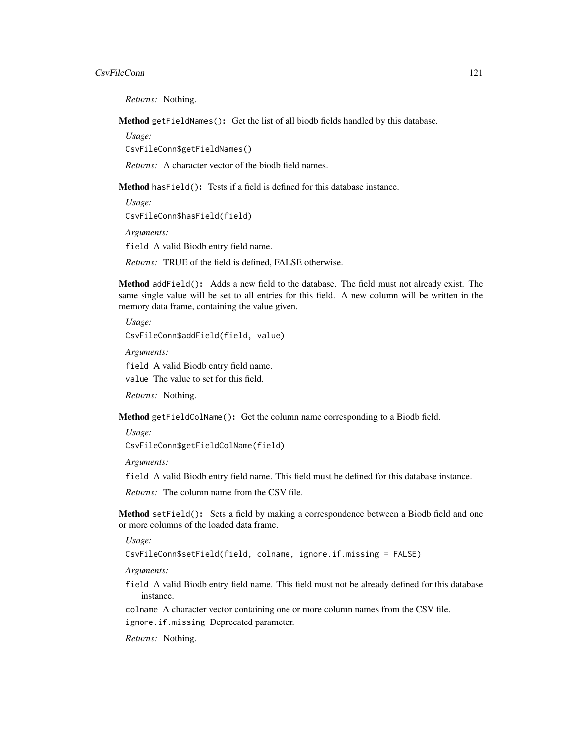*Returns:* Nothing.

**Method** `getFieldNames()`**:** Get the list of all biodb fields handled by this database.

*Usage:*

```
CsvFileConn$getFieldNames()
```

*Returns:* A character vector of the biodb field names.

**Method** `hasField()`**:** Tests if a field is defined for this database instance.

*Usage:*

```
CsvFileConn$hasField(field)
```

*Arguments:*

`field` A valid Biodb entry field name.

*Returns:* TRUE of the field is defined, FALSE otherwise.

**Method** `addField()`**:** Adds a new field to the database. The field must not already exist. The same single value will be set to all entries for this field. A new column will be written in the memory data frame, containing the value given.

*Usage:*

```
CsvFileConn$addField(field, value)
```

*Arguments:*

`field` A valid Biodb entry field name.

`value` The value to set for this field.

*Returns:* Nothing.

**Method** `getFieldColName()`**:** Get the column name corresponding to a Biodb field.

*Usage:*

```
CsvFileConn$getFieldColName(field)
```

*Arguments:*

`field` A valid Biodb entry field name. This field must be defined for this database instance.

*Returns:* The column name from the CSV file.

**Method** `setField()`**:** Sets a field by making a correspondence between a Biodb field and one or more columns of the loaded data frame.

*Usage:*

```
CsvFileConn$setField(field, colname, ignore.if.missing = FALSE)
```

*Arguments:*

`field` A valid Biodb entry field name. This field must not be already defined for this database instance.

`colname` A character vector containing one or more column names from the CSV file.

`ignore.if.missing` Deprecated parameter.

*Returns:* Nothing.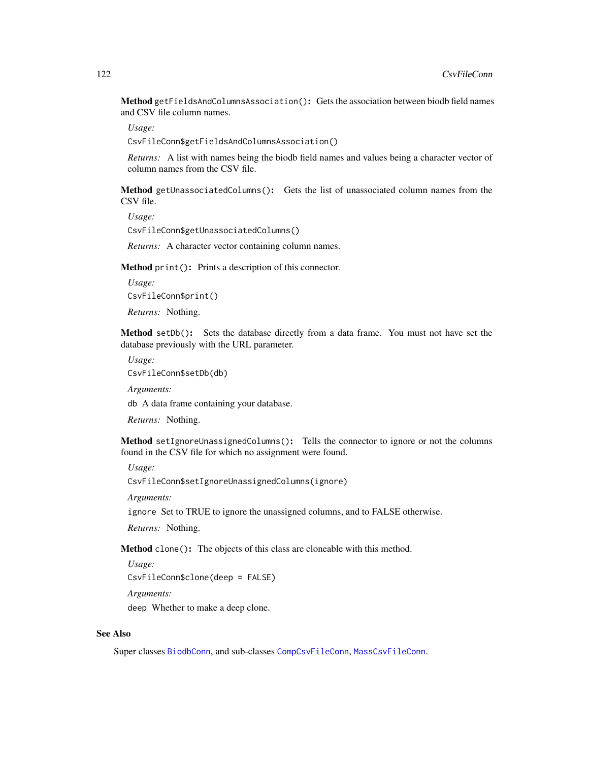**Method** `getFieldsAndColumnsAssociation()`**:** Gets the association between biodb field names and CSV file column names.

*Usage:*

```
CsvFileConn$getFieldsAndColumnsAssociation()
```

*Returns:* A list with names being the biodb field names and values being a character vector of column names from the CSV file.

**Method** `getUnassociatedColumns()`**:** Gets the list of unassociated column names from the CSV file.

*Usage:*

```
CsvFileConn$getUnassociatedColumns()
```

*Returns:* A character vector containing column names.

**Method** `print()`**:** Prints a description of this connector.

*Usage:*

```
CsvFileConn$print()
```

*Returns:* Nothing.

**Method** `setDb()`**:** Sets the database directly from a data frame. You must not have set the database previously with the URL parameter.

*Usage:*

```
CsvFileConn$setDb(db)
```

*Arguments:*

`db` A data frame containing your database.

*Returns:* Nothing.

**Method** `setIgnoreUnassignedColumns()`**:** Tells the connector to ignore or not the columns found in the CSV file for which no assignment were found.

*Usage:*

```
CsvFileConn$setIgnoreUnassignedColumns(ignore)
```

*Arguments:*

`ignore` Set to TRUE to ignore the unassigned columns, and to FALSE otherwise.

*Returns:* Nothing.

**Method** `clone()`**:** The objects of this class are cloneable with this method.

*Usage:*

```
CsvFileConn$clone(deep = FALSE)
```

*Arguments:*

`deep` Whether to make a deep clone.

## See Also

Super classes `BiodbConn`, and sub-classes `CompCsvFileConn`, `MassCsvFileConn`.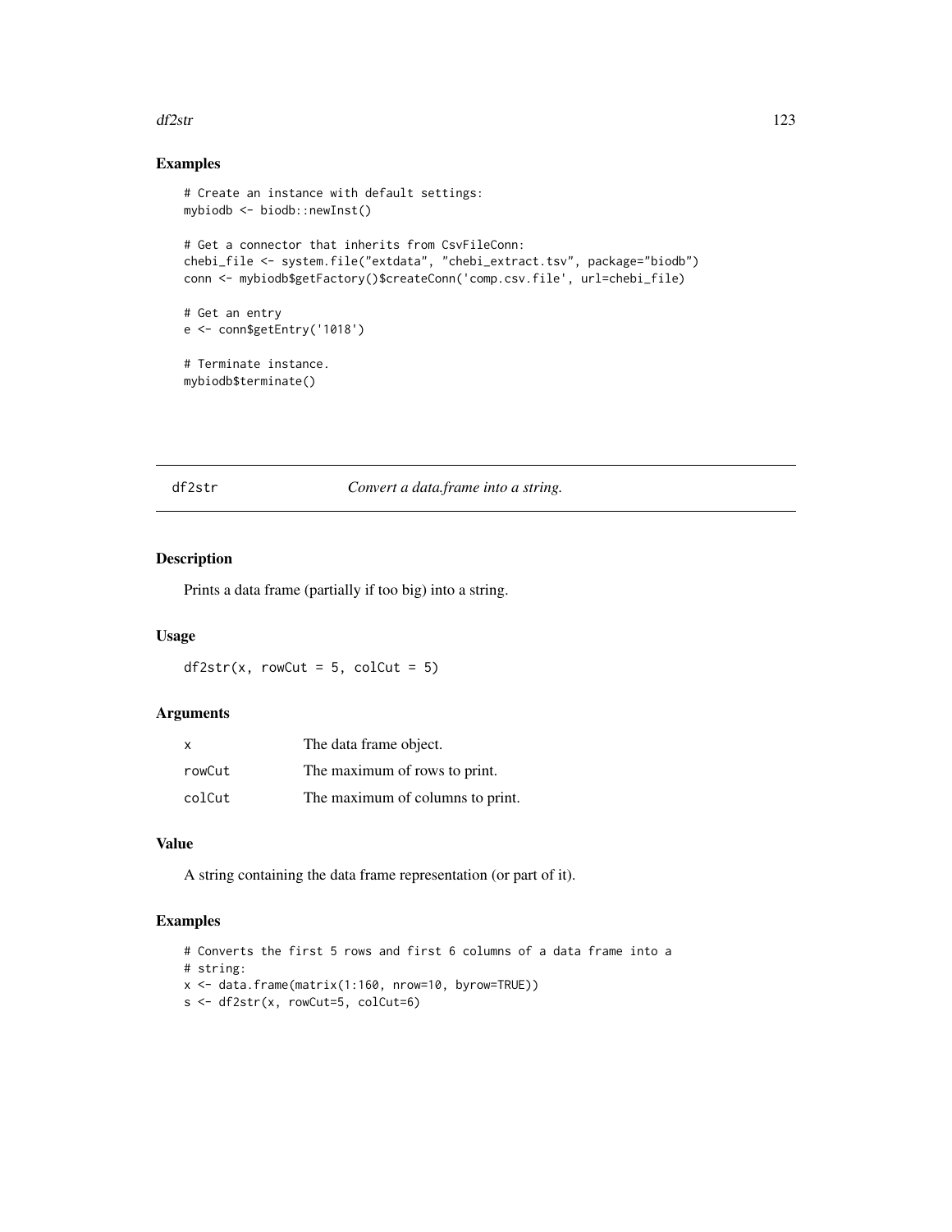## Examples

```
# Create an instance with default settings:
mybiodb <- biodb::newInst()

# Get a connector that inherits from CsvFileConn:
chebi_file <- system.file("extdata", "chebi_extract.tsv", package="biodb")
conn <- mybiodb$getFactory()$createConn('comp.csv.file', url=chebi_file)

# Get an entry
e <- conn$getEntry('1018')

# Terminate instance.
mybiodb$terminate()
```

---

# df2str *Convert a data.frame into a string.*

---

## Description

Prints a data frame (partially if too big) into a string.

## Usage

```
df2str(x, rowCut = 5, colCut = 5)
```

## Arguments

| | |
|---|---|
| x | The data frame object. |
| rowCut | The maximum of rows to print. |
| colCut | The maximum of columns to print. |

## Value

A string containing the data frame representation (or part of it).

## Examples

```
# Converts the first 5 rows and first 6 columns of a data frame into a
# string:
x <- data.frame(matrix(1:160, nrow=10, byrow=TRUE))
s <- df2str(x, rowCut=5, colCut=6)
```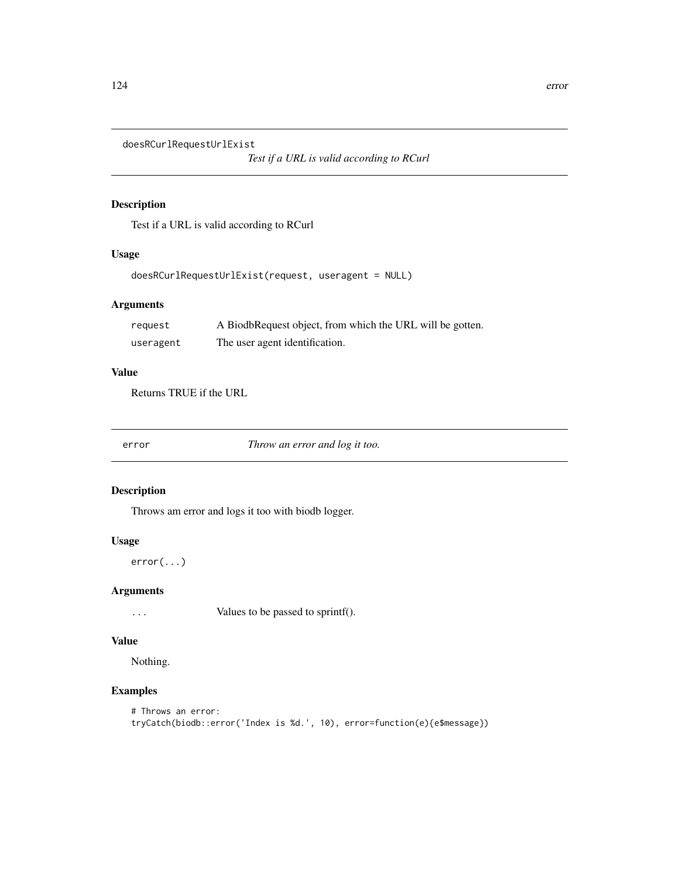## doesRCurlRequestUrlExist

*Test if a URL is valid according to RCurl*

### Description

Test if a URL is valid according to RCurl

### Usage

```
doesRCurlRequestUrlExist(request, useragent = NULL)
```

### Arguments

| | |
|---|---|
| request | A BiodbRequest object, from which the URL will be gotten. |
| useragent | The user agent identification. |

### Value

Returns TRUE if the URL

## error

*Throw an error and log it too.*

### Description

Throws am error and logs it too with biodb logger.

### Usage

```
error(...)
```

### Arguments

| | |
|---|---|
| ... | Values to be passed to sprintf(). |

### Value

Nothing.

### Examples

```
# Throws an error:
tryCatch(biodb::error('Index is %d.', 10), error=function(e){e$message})
```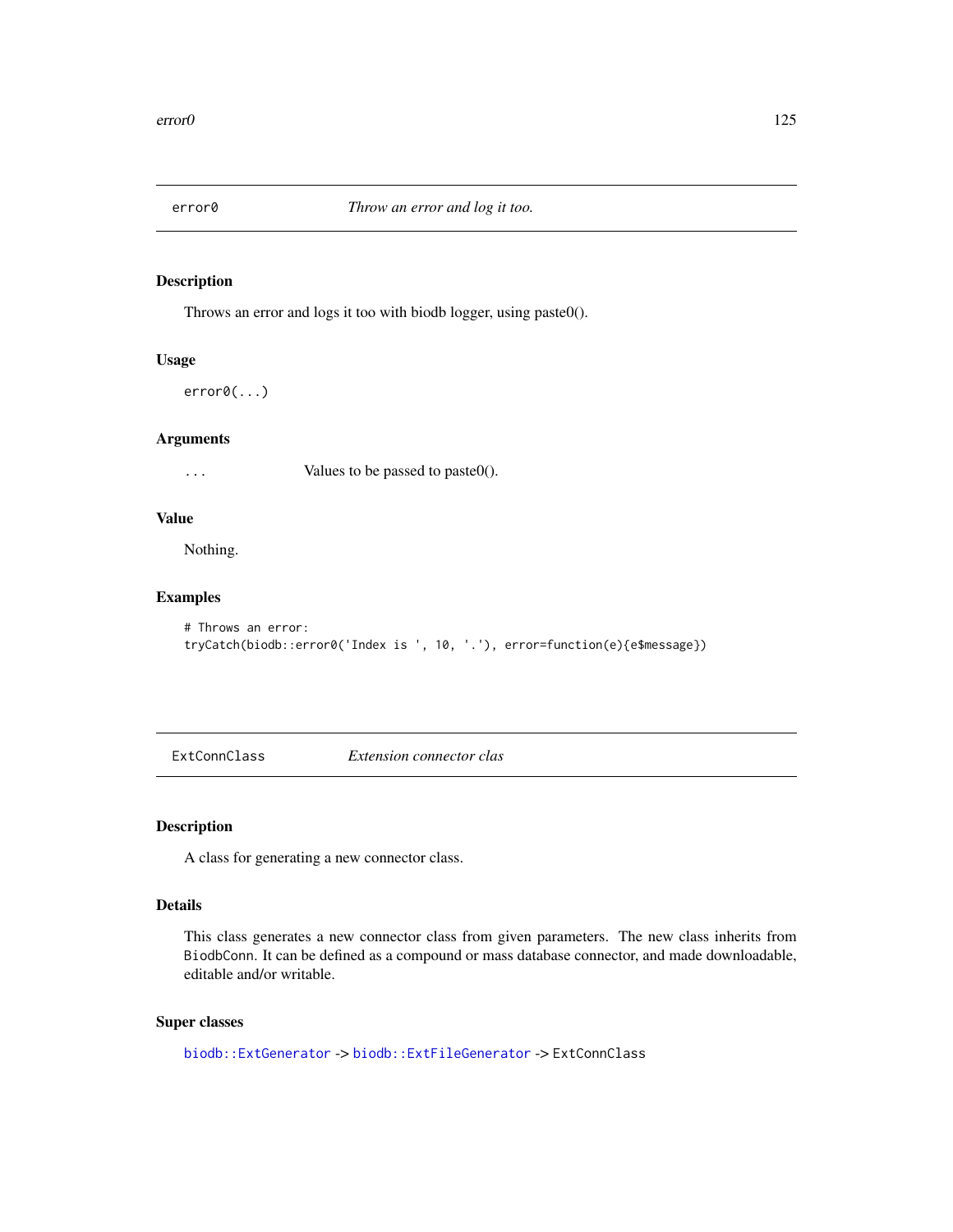## error0 *Throw an error and log it too.*

### Description

Throws an error and logs it too with biodb logger, using paste0().

### Usage

```
error0(...)
```

### Arguments

| | |
|---|---|
| ... | Values to be passed to paste0(). |

### Value

Nothing.

### Examples

```
# Throws an error:
tryCatch(biodb::error0('Index is ', 10, '.'), error=function(e){e$message})
```

## ExtConnClass *Extension connector clas*

### Description

A class for generating a new connector class.

### Details

This class generates a new connector class from given parameters. The new class inherits from `BiodbConn`. It can be defined as a compound or mass database connector, and made downloadable, editable and/or writable.

### Super classes

`biodb::ExtGenerator` -> `biodb::ExtFileGenerator` -> `ExtConnClass`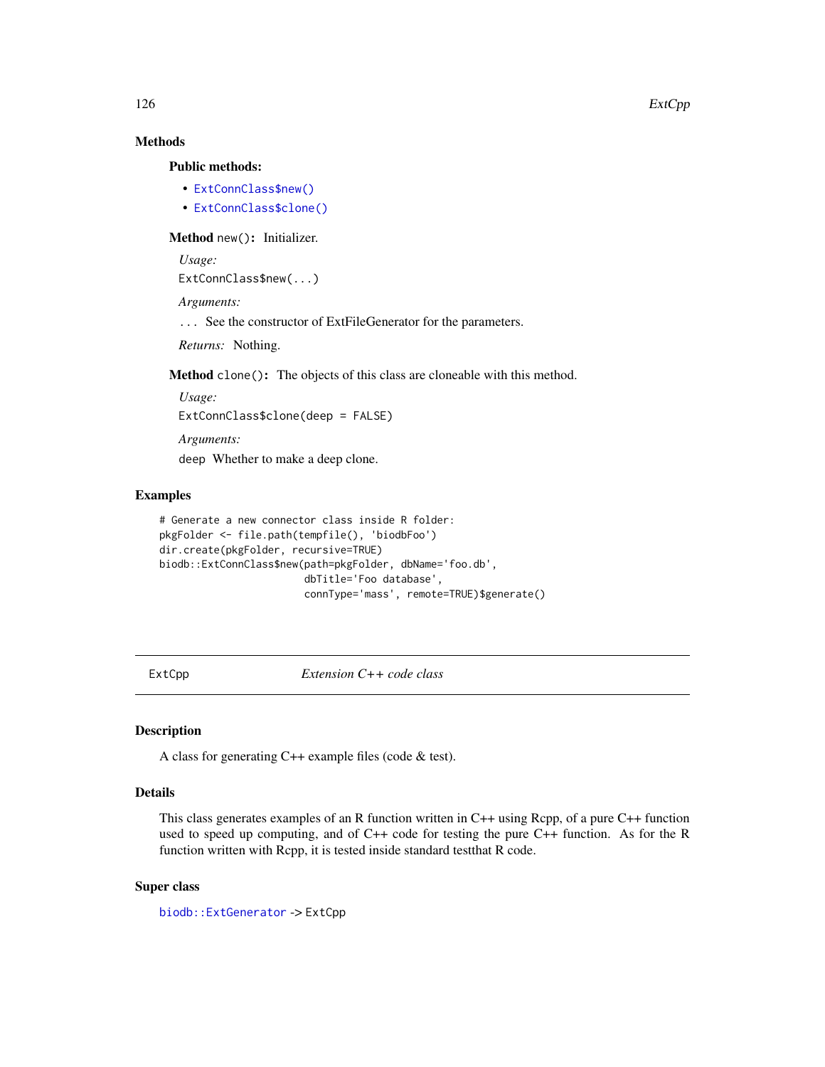### Methods

#### Public methods:

- `ExtConnClass$new()`
- `ExtConnClass$clone()`

**Method** `new()`**:** Initializer.

*Usage:*

```
ExtConnClass$new(...)
```

*Arguments:*

`...` See the constructor of ExtFileGenerator for the parameters.

*Returns:* Nothing.

**Method** `clone()`**:** The objects of this class are cloneable with this method.

*Usage:*

```
ExtConnClass$clone(deep = FALSE)
```

*Arguments:*

`deep` Whether to make a deep clone.

### Examples

```
# Generate a new connector class inside R folder:
pkgFolder <- file.path(tempfile(), 'biodbFoo')
dir.create(pkgFolder, recursive=TRUE)
biodb::ExtConnClass$new(path=pkgFolder, dbName='foo.db',
                        dbTitle='Foo database',
                        connType='mass', remote=TRUE)$generate()
```

---

## ExtCpp — *Extension C++ code class*

---

### Description

A class for generating C++ example files (code & test).

### Details

This class generates examples of an R function written in C++ using Rcpp, of a pure C++ function used to speed up computing, and of C++ code for testing the pure C++ function. As for the R function written with Rcpp, it is tested inside standard testthat R code.

### Super class

`biodb::ExtGenerator` -> ExtCpp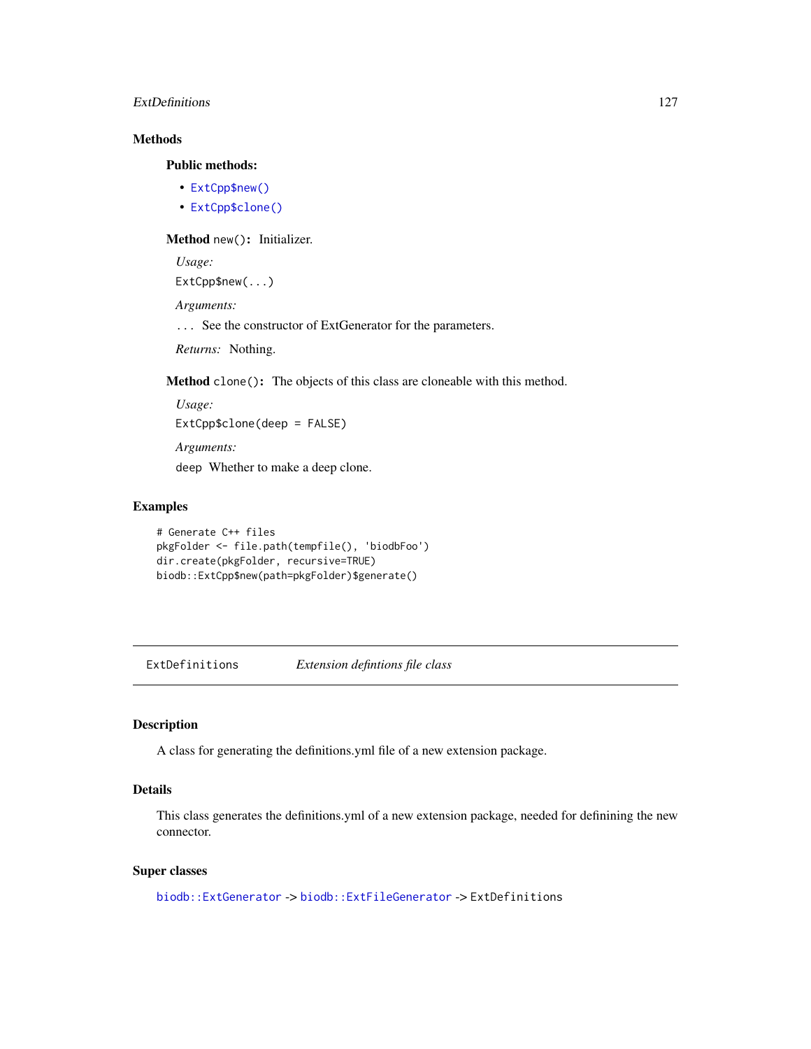### Methods

#### Public methods:

- `ExtCpp$new()`
- `ExtCpp$clone()`

**Method** `new()`**:** Initializer.

*Usage:*

```
ExtCpp$new(...)
```

*Arguments:*

`...` See the constructor of ExtGenerator for the parameters.

*Returns:* Nothing.

**Method** `clone()`**:** The objects of this class are cloneable with this method.

*Usage:*

```
ExtCpp$clone(deep = FALSE)
```

*Arguments:*

`deep` Whether to make a deep clone.

### Examples

```
# Generate C++ files
pkgFolder <- file.path(tempfile(), 'biodbFoo')
dir.create(pkgFolder, recursive=TRUE)
biodb::ExtCpp$new(path=pkgFolder)$generate()
```

---

## ExtDefinitions *Extension defintions file class*

---

### Description

A class for generating the definitions.yml file of a new extension package.

### Details

This class generates the definitions.yml of a new extension package, needed for definining the new connector.

### Super classes

`biodb::ExtGenerator` -> `biodb::ExtFileGenerator` -> `ExtDefinitions`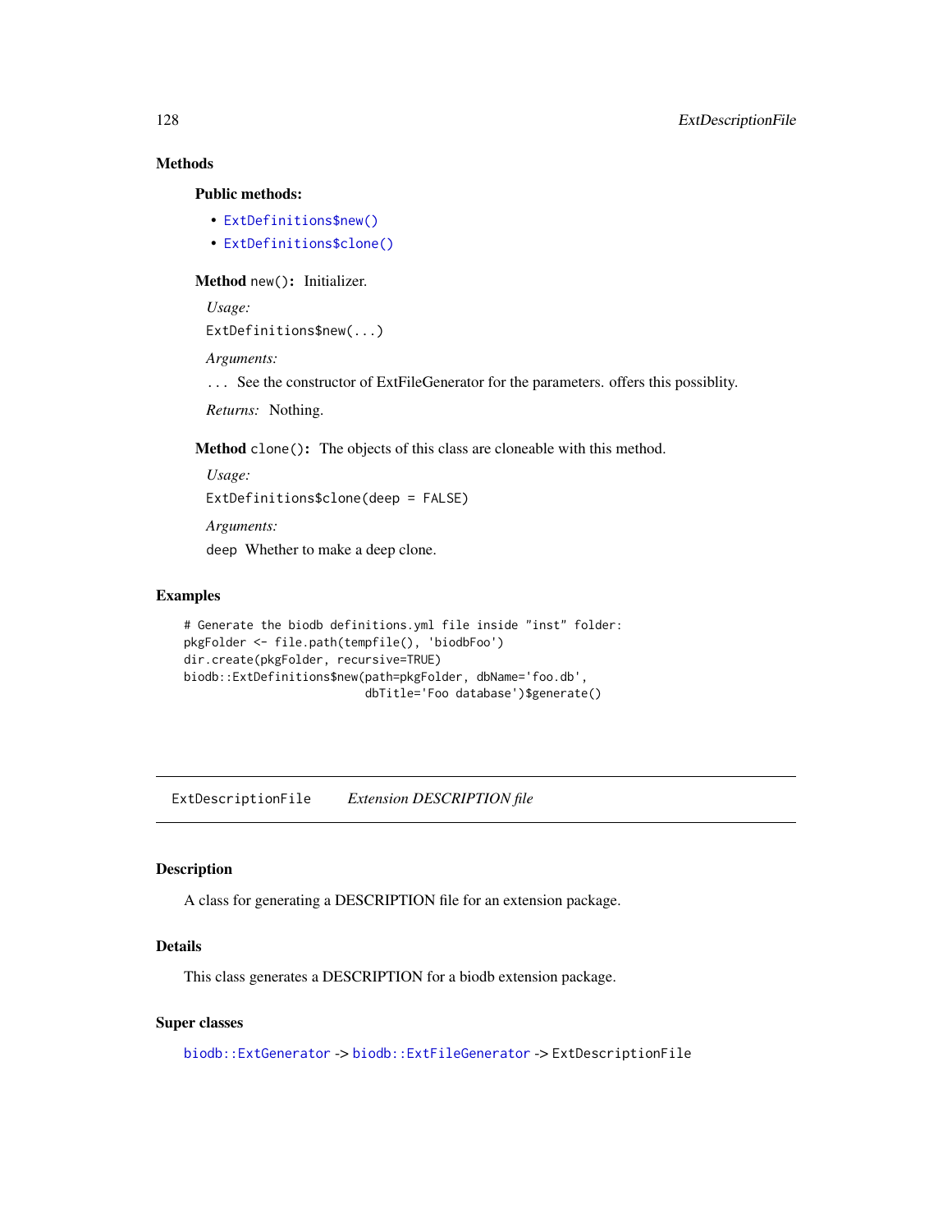## Methods

### Public methods:

- ExtDefinitions$new()
- ExtDefinitions$clone()

**Method** `new()`: Initializer.

*Usage:*

```
ExtDefinitions$new(...)
```

*Arguments:*

`...` See the constructor of ExtFileGenerator for the parameters. offers this possiblity.

*Returns:* Nothing.

**Method** `clone()`: The objects of this class are cloneable with this method.

*Usage:*

```
ExtDefinitions$clone(deep = FALSE)
```

*Arguments:*

`deep` Whether to make a deep clone.

## Examples

```
# Generate the biodb definitions.yml file inside "inst" folder:
pkgFolder <- file.path(tempfile(), 'biodbFoo')
dir.create(pkgFolder, recursive=TRUE)
biodb::ExtDefinitions$new(path=pkgFolder, dbName='foo.db',
                          dbTitle='Foo database')$generate()
```

---

# ExtDescriptionFile *Extension DESCRIPTION file*

---

## Description

A class for generating a DESCRIPTION file for an extension package.

## Details

This class generates a DESCRIPTION for a biodb extension package.

## Super classes

`biodb::ExtGenerator` -> `biodb::ExtFileGenerator` -> `ExtDescriptionFile`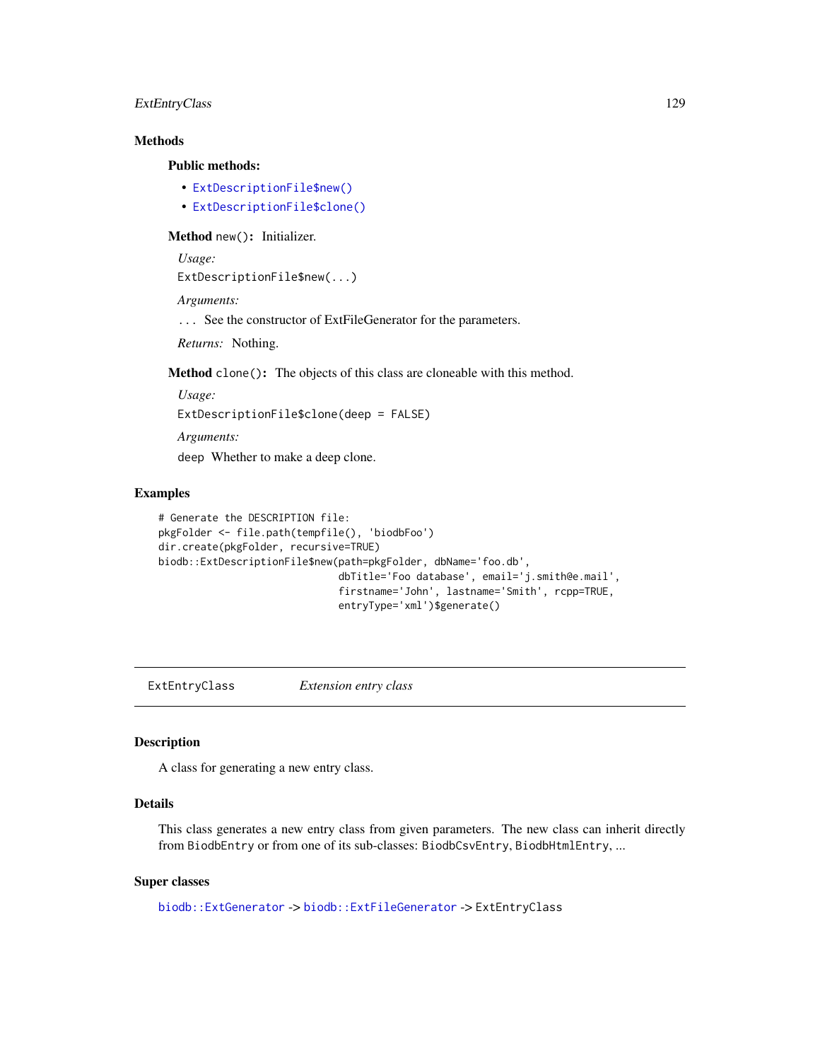## Methods

### Public methods:

- `ExtDescriptionFile$new()`
- `ExtDescriptionFile$clone()`

**Method** `new()`**:** Initializer.

*Usage:*

```
ExtDescriptionFile$new(...)
```

*Arguments:*

`...` See the constructor of ExtFileGenerator for the parameters.

*Returns:* Nothing.

**Method** `clone()`**:** The objects of this class are cloneable with this method.

*Usage:*

```
ExtDescriptionFile$clone(deep = FALSE)
```

*Arguments:*

`deep` Whether to make a deep clone.

## Examples

```
# Generate the DESCRIPTION file:
pkgFolder <- file.path(tempfile(), 'biodbFoo')
dir.create(pkgFolder, recursive=TRUE)
biodb::ExtDescriptionFile$new(path=pkgFolder, dbName='foo.db',
                              dbTitle='Foo database', email='j.smith@e.mail',
                              firstname='John', lastname='Smith', rcpp=TRUE,
                              entryType='xml')$generate()
```

---

# ExtEntryClass — *Extension entry class*

---

## Description

A class for generating a new entry class.

## Details

This class generates a new entry class from given parameters. The new class can inherit directly from `BiodbEntry` or from one of its sub-classes: `BiodbCsvEntry`, `BiodbHtmlEntry`, ...

## Super classes

`biodb::ExtGenerator` -> `biodb::ExtFileGenerator` -> `ExtEntryClass`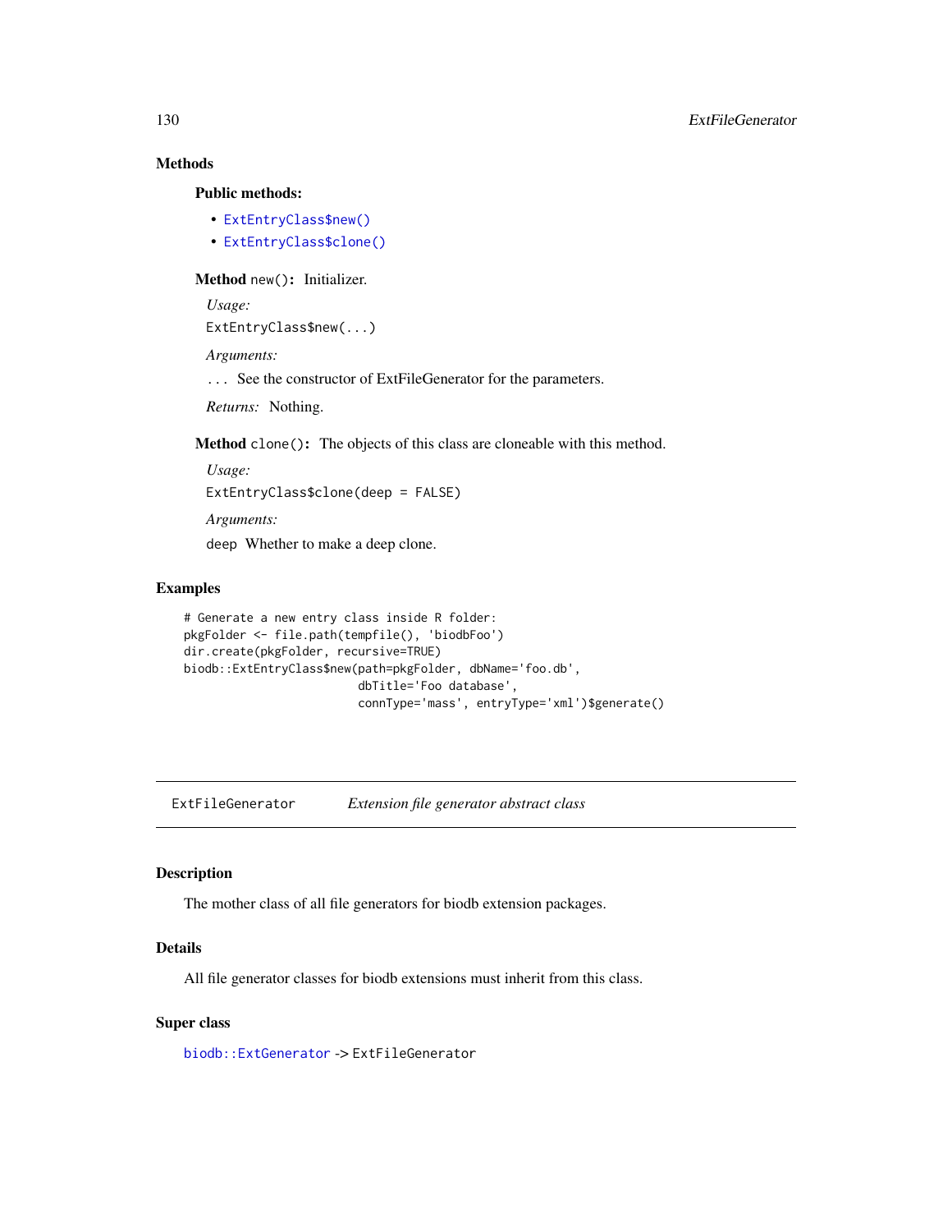## Methods

### Public methods:

- `ExtEntryClass$new()`
- `ExtEntryClass$clone()`

**Method** `new()`**:** Initializer.

*Usage:*

```
ExtEntryClass$new(...)
```

*Arguments:*

`...` See the constructor of ExtFileGenerator for the parameters.

*Returns:* Nothing.

**Method** `clone()`**:** The objects of this class are cloneable with this method.

*Usage:*

```
ExtEntryClass$clone(deep = FALSE)
```

*Arguments:*

`deep` Whether to make a deep clone.

## Examples

```
# Generate a new entry class inside R folder:
pkgFolder <- file.path(tempfile(), 'biodbFoo')
dir.create(pkgFolder, recursive=TRUE)
biodb::ExtEntryClass$new(path=pkgFolder, dbName='foo.db',
                         dbTitle='Foo database',
                         connType='mass', entryType='xml')$generate()
```

---

`ExtFileGenerator` *Extension file generator abstract class*

---

## Description

The mother class of all file generators for biodb extension packages.

## Details

All file generator classes for biodb extensions must inherit from this class.

## Super class

`biodb::ExtGenerator` -> `ExtFileGenerator`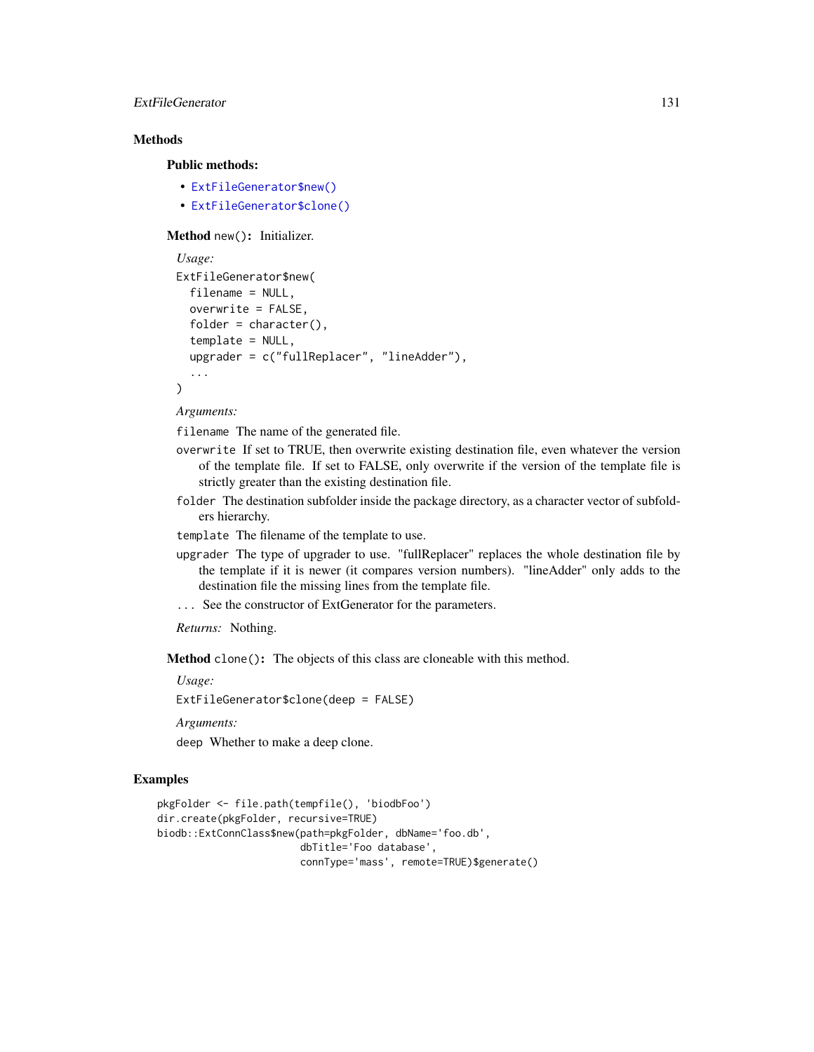## Methods

### Public methods:

- `ExtFileGenerator$new()`
- `ExtFileGenerator$clone()`

**Method** `new()`**:** Initializer.

*Usage:*

```
ExtFileGenerator$new(
  filename = NULL,
  overwrite = FALSE,
  folder = character(),
  template = NULL,
  upgrader = c("fullReplacer", "lineAdder"),
  ...
)
```

*Arguments:*

`filename` The name of the generated file.

`overwrite` If set to TRUE, then overwrite existing destination file, even whatever the version of the template file. If set to FALSE, only overwrite if the version of the template file is strictly greater than the existing destination file.

`folder` The destination subfolder inside the package directory, as a character vector of subfolders hierarchy.

`template` The filename of the template to use.

`upgrader` The type of upgrader to use. "fullReplacer" replaces the whole destination file by the template if it is newer (it compares version numbers). "lineAdder" only adds to the destination file the missing lines from the template file.

`...` See the constructor of ExtGenerator for the parameters.

*Returns:* Nothing.

**Method** `clone()`**:** The objects of this class are cloneable with this method.

*Usage:*

```
ExtFileGenerator$clone(deep = FALSE)
```

*Arguments:*

`deep` Whether to make a deep clone.

## Examples

```
pkgFolder <- file.path(tempfile(), 'biodbFoo')
dir.create(pkgFolder, recursive=TRUE)
biodb::ExtConnClass$new(path=pkgFolder, dbName='foo.db',
                        dbTitle='Foo database',
                        connType='mass', remote=TRUE)$generate()
```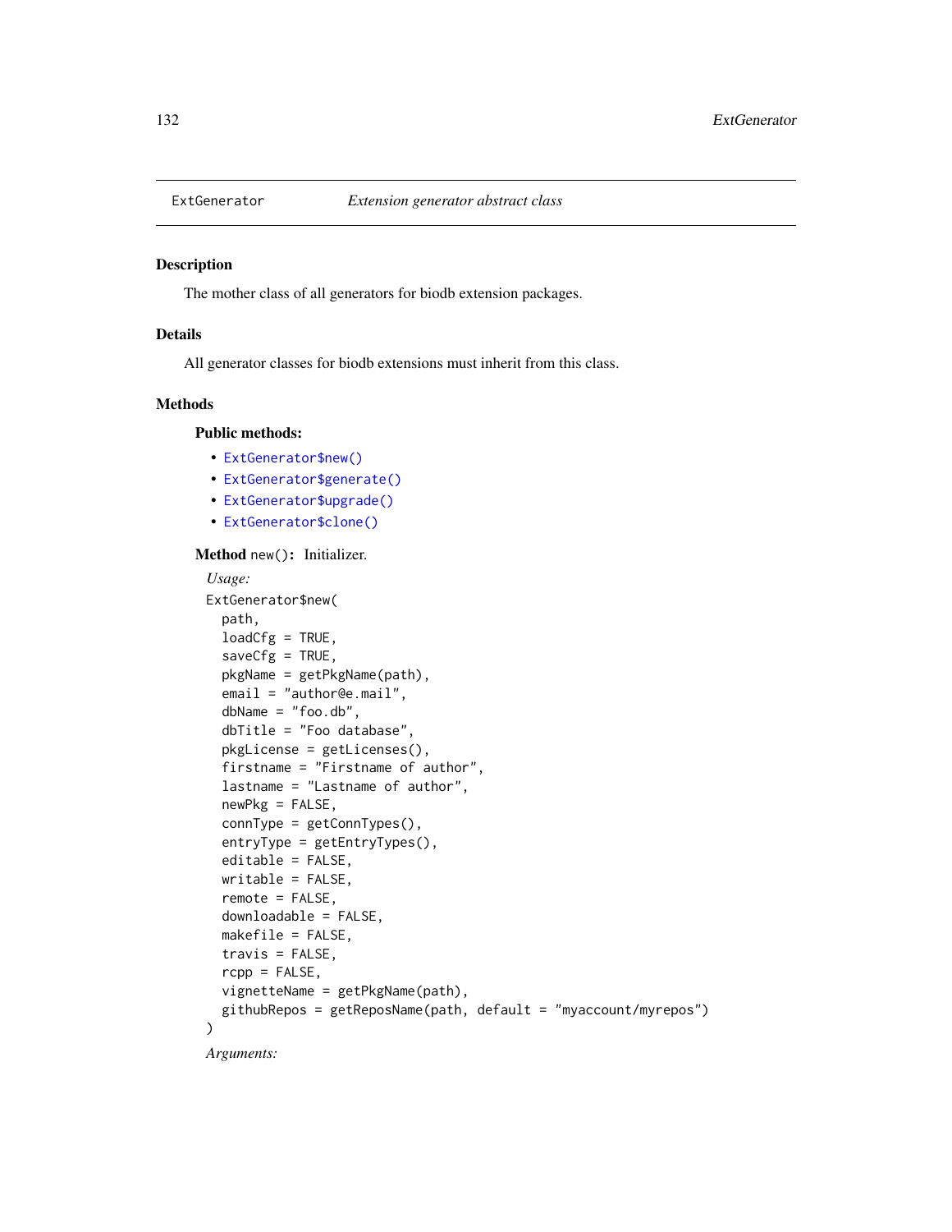# ExtGenerator — *Extension generator abstract class*

## Description

The mother class of all generators for biodb extension packages.

## Details

All generator classes for biodb extensions must inherit from this class.

## Methods

### Public methods:

- `ExtGenerator$new()`
- `ExtGenerator$generate()`
- `ExtGenerator$upgrade()`
- `ExtGenerator$clone()`

**Method** `new()`**:** Initializer.

*Usage:*

```
ExtGenerator$new(
  path,
  loadCfg = TRUE,
  saveCfg = TRUE,
  pkgName = getPkgName(path),
  email = "author@e.mail",
  dbName = "foo.db",
  dbTitle = "Foo database",
  pkgLicense = getLicenses(),
  firstname = "Firstname of author",
  lastname = "Lastname of author",
  newPkg = FALSE,
  connType = getConnTypes(),
  entryType = getEntryTypes(),
  editable = FALSE,
  writable = FALSE,
  remote = FALSE,
  downloadable = FALSE,
  makefile = FALSE,
  travis = FALSE,
  rcpp = FALSE,
  vignetteName = getPkgName(path),
  githubRepos = getReposName(path, default = "myaccount/myrepos")
)
```

*Arguments:*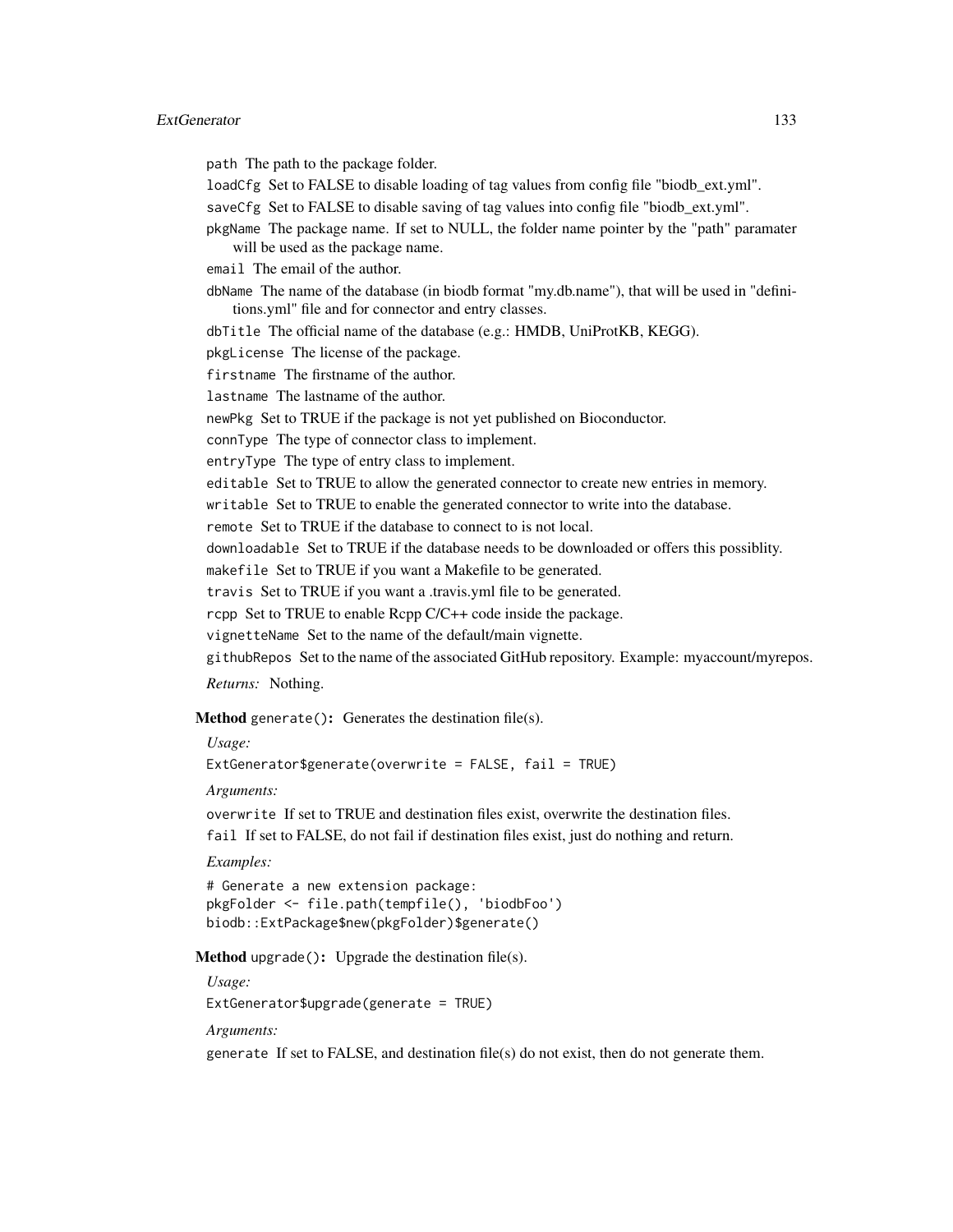path The path to the package folder.

loadCfg Set to FALSE to disable loading of tag values from config file "biodb_ext.yml".

saveCfg Set to FALSE to disable saving of tag values into config file "biodb_ext.yml".

pkgName The package name. If set to NULL, the folder name pointer by the "path" paramater will be used as the package name.

email The email of the author.

dbName The name of the database (in biodb format "my.db.name"), that will be used in "definitions.yml" file and for connector and entry classes.

dbTitle The official name of the database (e.g.: HMDB, UniProtKB, KEGG).

pkgLicense The license of the package.

firstname The firstname of the author.

lastname The lastname of the author.

newPkg Set to TRUE if the package is not yet published on Bioconductor.

connType The type of connector class to implement.

entryType The type of entry class to implement.

editable Set to TRUE to allow the generated connector to create new entries in memory.

writable Set to TRUE to enable the generated connector to write into the database.

remote Set to TRUE if the database to connect to is not local.

downloadable Set to TRUE if the database needs to be downloaded or offers this possiblity.

makefile Set to TRUE if you want a Makefile to be generated.

travis Set to TRUE if you want a .travis.yml file to be generated.

rcpp Set to TRUE to enable Rcpp C/C++ code inside the package.

vignetteName Set to the name of the default/main vignette.

githubRepos Set to the name of the associated GitHub repository. Example: myaccount/myrepos.

*Returns:* Nothing.

**Method** generate()**:** Generates the destination file(s).

*Usage:*

```
ExtGenerator$generate(overwrite = FALSE, fail = TRUE)
```

*Arguments:*

overwrite If set to TRUE and destination files exist, overwrite the destination files.

fail If set to FALSE, do not fail if destination files exist, just do nothing and return.

*Examples:*

```
# Generate a new extension package:
pkgFolder <- file.path(tempfile(), 'biodbFoo')
biodb::ExtPackage$new(pkgFolder)$generate()
```

**Method** upgrade()**:** Upgrade the destination file(s).

*Usage:*

```
ExtGenerator$upgrade(generate = TRUE)
```

*Arguments:*

generate If set to FALSE, and destination file(s) do not exist, then do not generate them.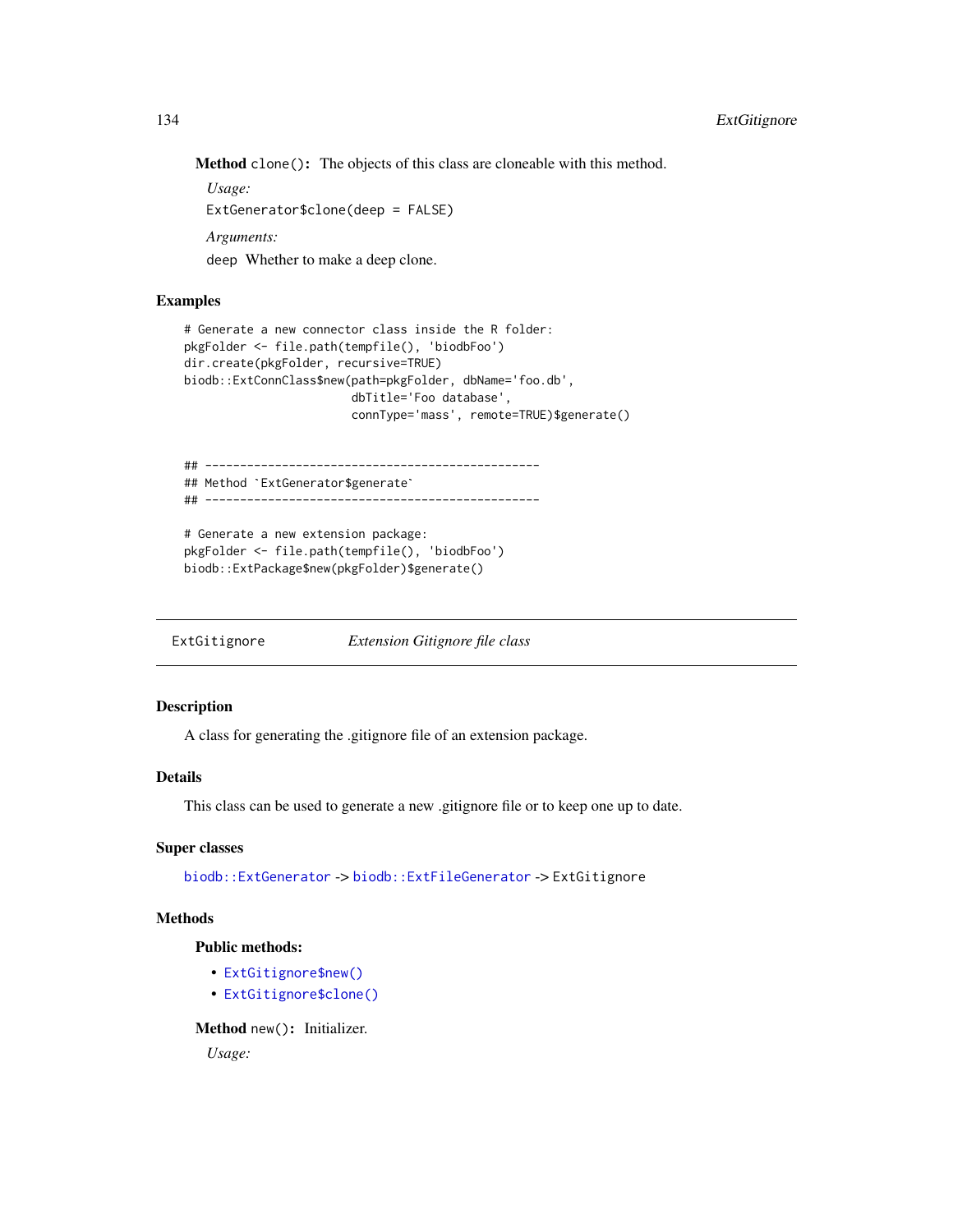**Method** `clone()`: The objects of this class are cloneable with this method.

*Usage:*

```
ExtGenerator$clone(deep = FALSE)
```

*Arguments:*

`deep` Whether to make a deep clone.

## Examples

```
# Generate a new connector class inside the R folder:
pkgFolder <- file.path(tempfile(), 'biodbFoo')
dir.create(pkgFolder, recursive=TRUE)
biodb::ExtConnClass$new(path=pkgFolder, dbName='foo.db',
                        dbTitle='Foo database',
                        connType='mass', remote=TRUE)$generate()


## ------------------------------------------------
## Method `ExtGenerator$generate`
## ------------------------------------------------

# Generate a new extension package:
pkgFolder <- file.path(tempfile(), 'biodbFoo')
biodb::ExtPackage$new(pkgFolder)$generate()
```

---

# ExtGitignore — *Extension Gitignore file class*

---

## Description

A class for generating the .gitignore file of an extension package.

## Details

This class can be used to generate a new .gitignore file or to keep one up to date.

## Super classes

`biodb::ExtGenerator` -> `biodb::ExtFileGenerator` -> `ExtGitignore`

## Methods

### Public methods:

- `ExtGitignore$new()`
- `ExtGitignore$clone()`

**Method** `new()`: Initializer.

*Usage:*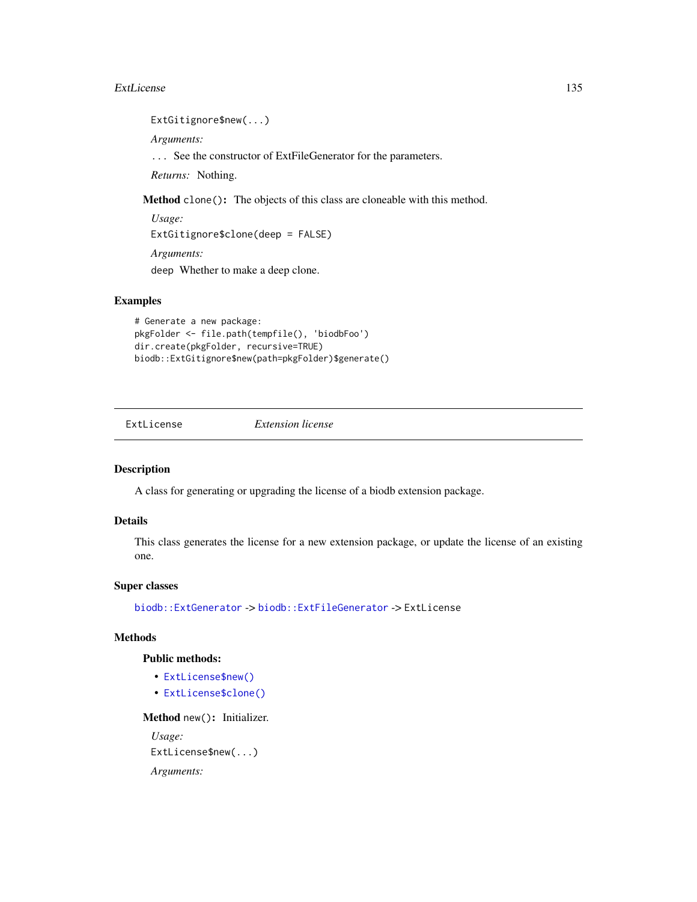```
ExtGitignore$new(...)
```

*Arguments:*

`...` See the constructor of ExtFileGenerator for the parameters.

*Returns:* Nothing.

**Method** `clone()`**:** The objects of this class are cloneable with this method.

*Usage:*

```
ExtGitignore$clone(deep = FALSE)
```

*Arguments:*

`deep` Whether to make a deep clone.

## Examples

```
# Generate a new package:
pkgFolder <- file.path(tempfile(), 'biodbFoo')
dir.create(pkgFolder, recursive=TRUE)
biodb::ExtGitignore$new(path=pkgFolder)$generate()
```

---

# ExtLicense — *Extension license*

---

## Description

A class for generating or upgrading the license of a biodb extension package.

## Details

This class generates the license for a new extension package, or update the license of an existing one.

## Super classes

`biodb::ExtGenerator` -> `biodb::ExtFileGenerator` -> `ExtLicense`

## Methods

### Public methods:

- `ExtLicense$new()`
- `ExtLicense$clone()`

**Method** `new()`**:** Initializer.

*Usage:*

```
ExtLicense$new(...)
```

*Arguments:*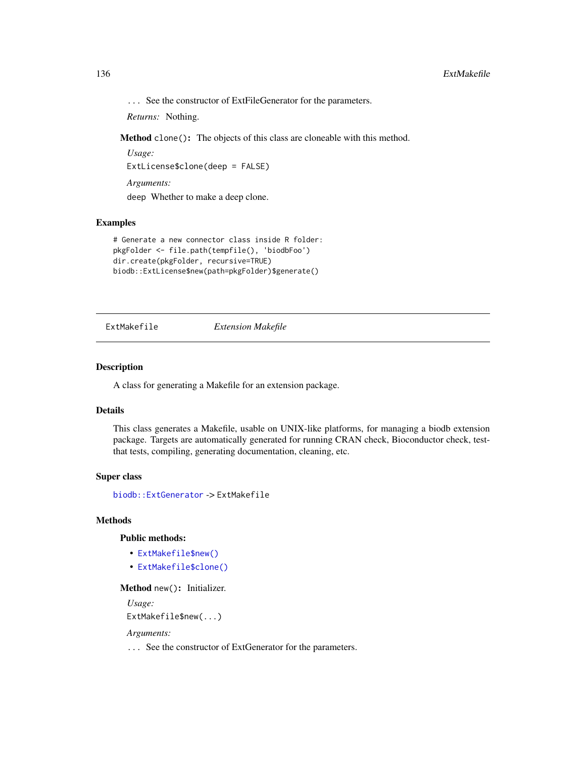... See the constructor of ExtFileGenerator for the parameters.

*Returns:* Nothing.

**Method** `clone()`**:** The objects of this class are cloneable with this method.

*Usage:*

```
ExtLicense$clone(deep = FALSE)
```

*Arguments:*

`deep` Whether to make a deep clone.

## Examples

```
# Generate a new connector class inside R folder:
pkgFolder <- file.path(tempfile(), 'biodbFoo')
dir.create(pkgFolder, recursive=TRUE)
biodb::ExtLicense$new(path=pkgFolder)$generate()
```

---

# ExtMakefile *Extension Makefile*

---

## Description

A class for generating a Makefile for an extension package.

## Details

This class generates a Makefile, usable on UNIX-like platforms, for managing a biodb extension package. Targets are automatically generated for running CRAN check, Bioconductor check, testthat tests, compiling, generating documentation, cleaning, etc.

## Super class

`biodb::ExtGenerator` -> `ExtMakefile`

## Methods

### Public methods:

- `ExtMakefile$new()`
- `ExtMakefile$clone()`

**Method** `new()`**:** Initializer.

*Usage:*

```
ExtMakefile$new(...)
```

*Arguments:*

... See the constructor of ExtGenerator for the parameters.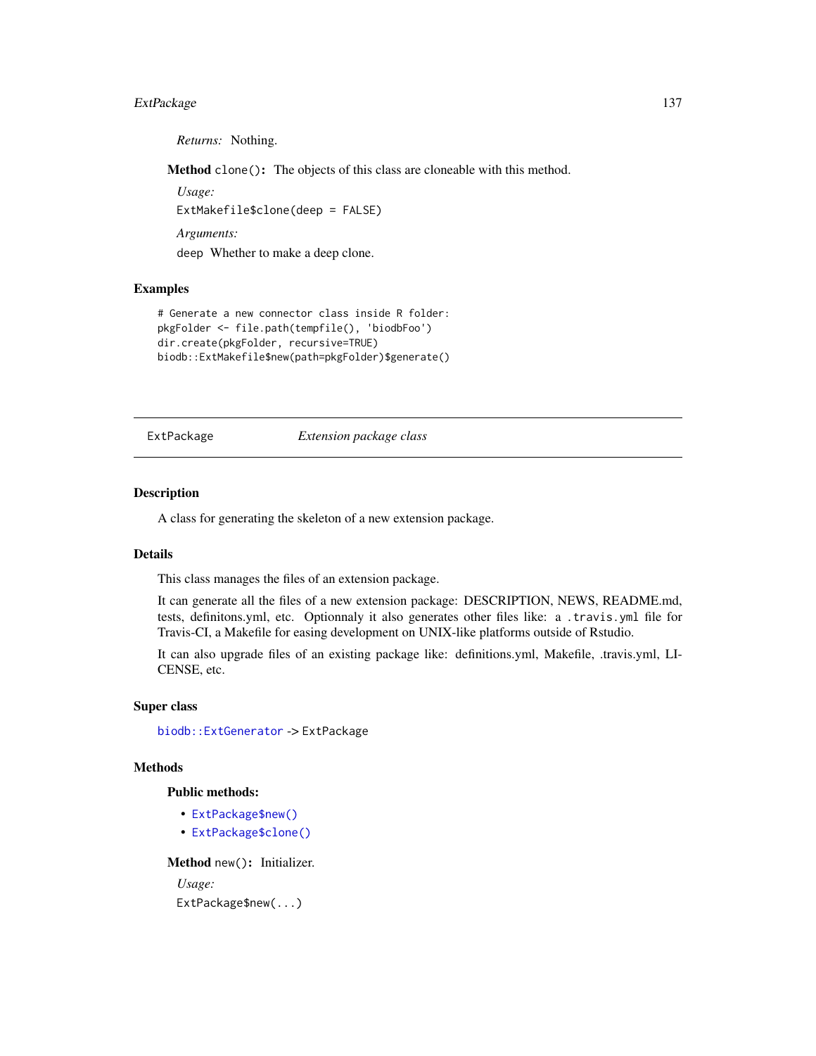*Returns:* Nothing.

**Method** `clone()`**:** The objects of this class are cloneable with this method.

*Usage:*

```
ExtMakefile$clone(deep = FALSE)
```

*Arguments:*

`deep` Whether to make a deep clone.

## Examples

```
# Generate a new connector class inside R folder:
pkgFolder <- file.path(tempfile(), 'biodbFoo')
dir.create(pkgFolder, recursive=TRUE)
biodb::ExtMakefile$new(path=pkgFolder)$generate()
```

---

# ExtPackage — *Extension package class*

---

## Description

A class for generating the skeleton of a new extension package.

## Details

This class manages the files of an extension package.

It can generate all the files of a new extension package: DESCRIPTION, NEWS, README.md, tests, definitons.yml, etc. Optionnaly it also generates other files like: a `.travis.yml` file for Travis-CI, a Makefile for easing development on UNIX-like platforms outside of Rstudio.

It can also upgrade files of an existing package like: definitions.yml, Makefile, .travis.yml, LICENSE, etc.

## Super class

`biodb::ExtGenerator` -> `ExtPackage`

## Methods

### Public methods:

- `ExtPackage$new()`
- `ExtPackage$clone()`

**Method** `new()`**:** Initializer.

*Usage:*

```
ExtPackage$new(...)
```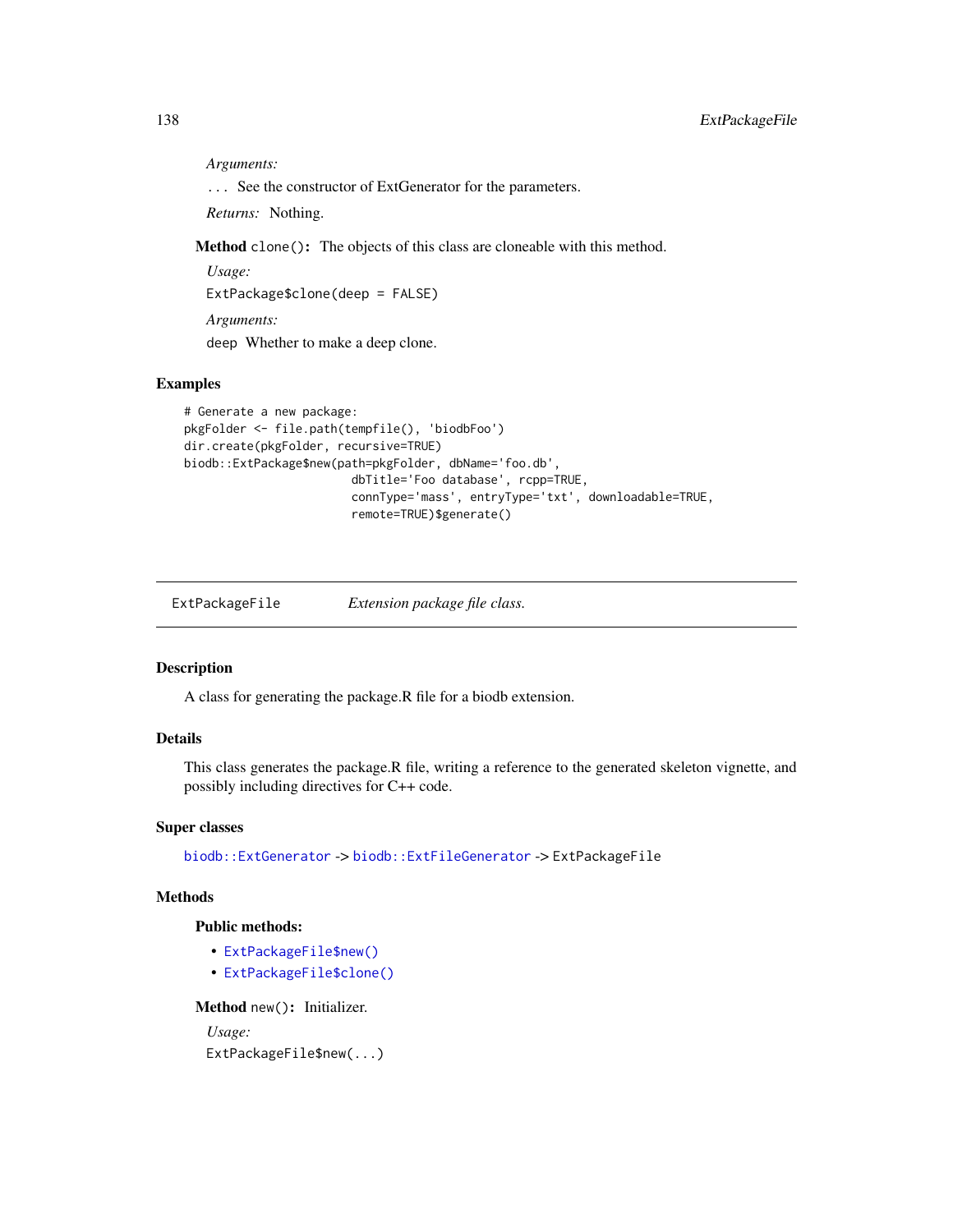*Arguments:*

`...` See the constructor of ExtGenerator for the parameters.

*Returns:* Nothing.

**Method** `clone()`**:** The objects of this class are cloneable with this method.

*Usage:*

```
ExtPackage$clone(deep = FALSE)
```

*Arguments:*

`deep` Whether to make a deep clone.

## Examples

```
# Generate a new package:
pkgFolder <- file.path(tempfile(), 'biodbFoo')
dir.create(pkgFolder, recursive=TRUE)
biodb::ExtPackage$new(path=pkgFolder, dbName='foo.db',
                      dbTitle='Foo database', rcpp=TRUE,
                      connType='mass', entryType='txt', downloadable=TRUE,
                      remote=TRUE)$generate()
```

---

# ExtPackageFile — *Extension package file class.*

---

## Description

A class for generating the package.R file for a biodb extension.

## Details

This class generates the package.R file, writing a reference to the generated skeleton vignette, and possibly including directives for C++ code.

## Super classes

`biodb::ExtGenerator` -> `biodb::ExtFileGenerator` -> `ExtPackageFile`

## Methods

### Public methods:

- `ExtPackageFile$new()`
- `ExtPackageFile$clone()`

**Method** `new()`**:** Initializer.

*Usage:*

```
ExtPackageFile$new(...)
```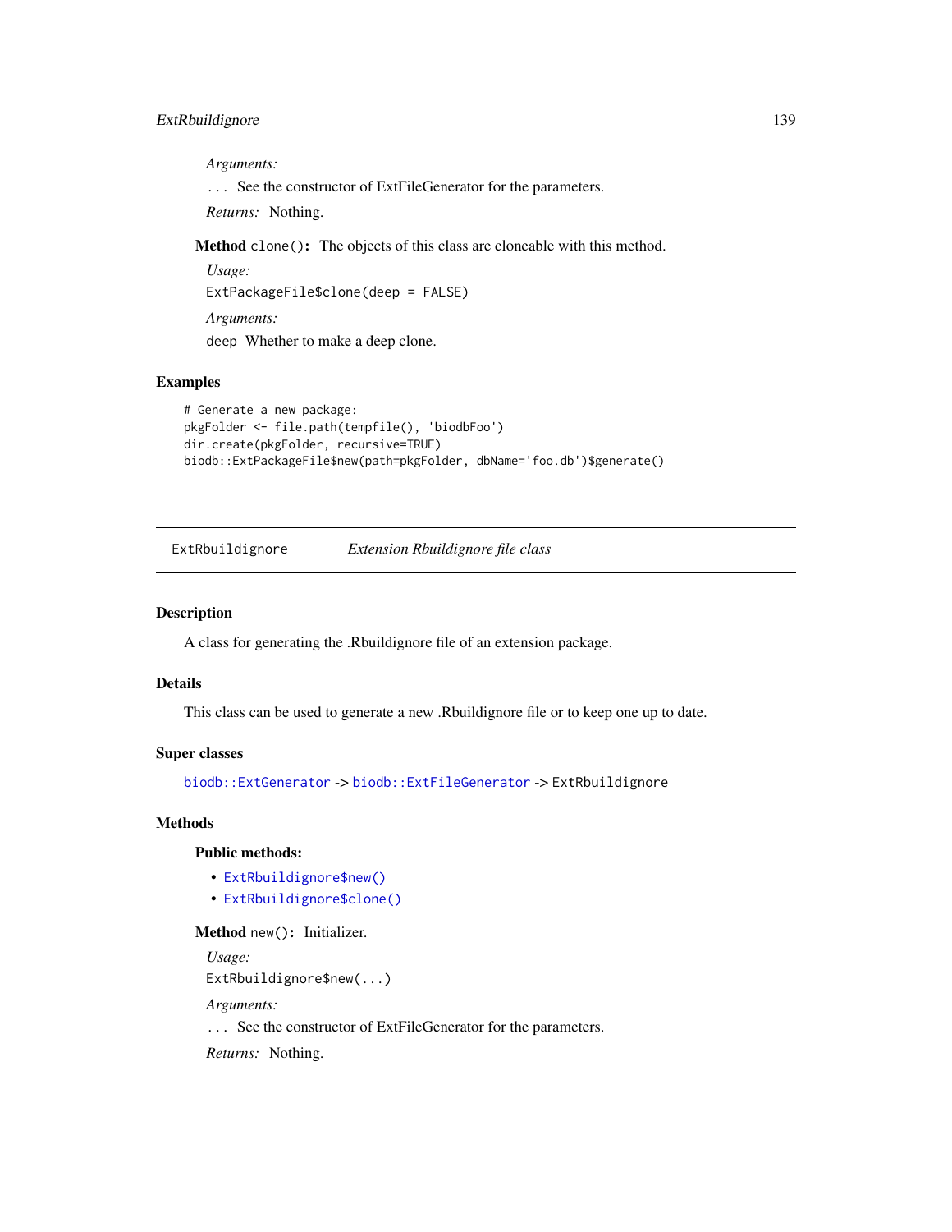*Arguments:*

... See the constructor of ExtFileGenerator for the parameters.

*Returns:* Nothing.

**Method** `clone()`**:** The objects of this class are cloneable with this method.

*Usage:*

```
ExtPackageFile$clone(deep = FALSE)
```

*Arguments:*

`deep` Whether to make a deep clone.

## Examples

```
# Generate a new package:
pkgFolder <- file.path(tempfile(), 'biodbFoo')
dir.create(pkgFolder, recursive=TRUE)
biodb::ExtPackageFile$new(path=pkgFolder, dbName='foo.db')$generate()
```

---

# ExtRbuildignore *Extension Rbuildignore file class*

---

## Description

A class for generating the .Rbuildignore file of an extension package.

## Details

This class can be used to generate a new .Rbuildignore file or to keep one up to date.

## Super classes

`biodb::ExtGenerator` -> `biodb::ExtFileGenerator` -> `ExtRbuildignore`

## Methods

### Public methods:

- `ExtRbuildignore$new()`
- `ExtRbuildignore$clone()`

**Method** `new()`**:** Initializer.

*Usage:*

```
ExtRbuildignore$new(...)
```

*Arguments:*

... See the constructor of ExtFileGenerator for the parameters.

*Returns:* Nothing.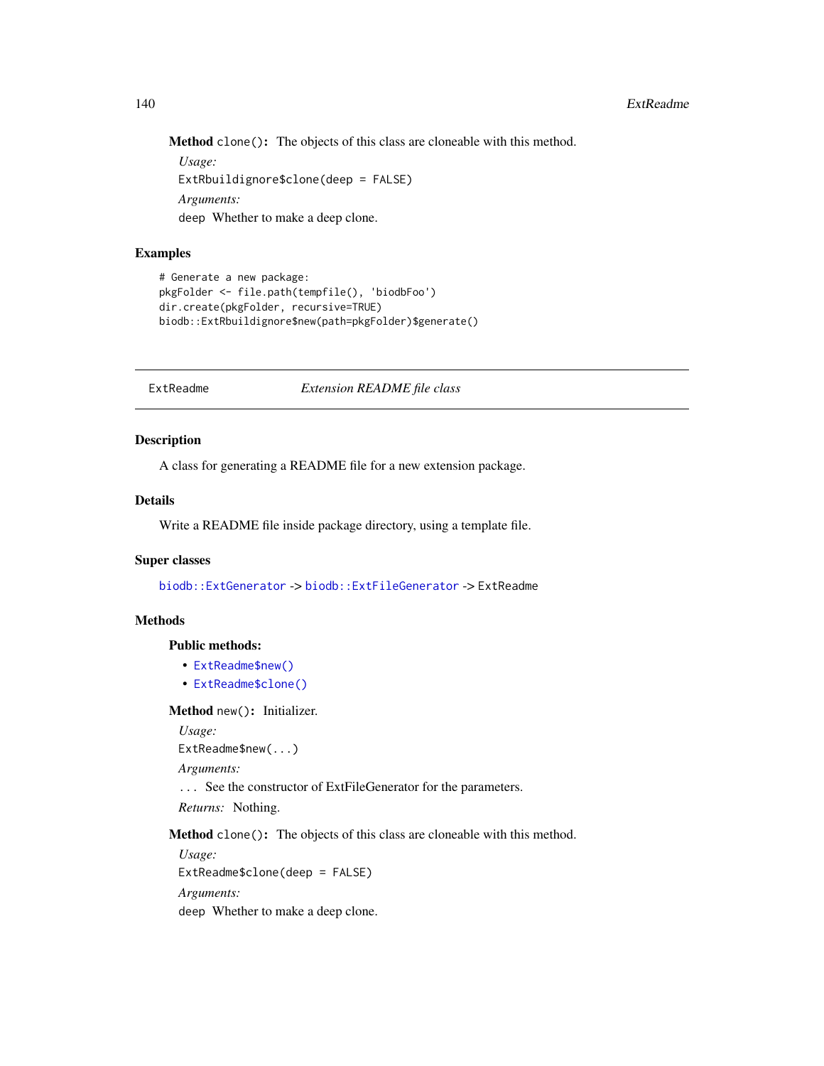**Method** `clone()`: The objects of this class are cloneable with this method.

*Usage:*

```
ExtRbuildignore$clone(deep = FALSE)
```

*Arguments:*

`deep` Whether to make a deep clone.

## Examples

```
# Generate a new package:
pkgFolder <- file.path(tempfile(), 'biodbFoo')
dir.create(pkgFolder, recursive=TRUE)
biodb::ExtRbuildignore$new(path=pkgFolder)$generate()
```

---

# ExtReadme — *Extension README file class*

---

## Description

A class for generating a README file for a new extension package.

## Details

Write a README file inside package directory, using a template file.

## Super classes

`biodb::ExtGenerator` -> `biodb::ExtFileGenerator` -> `ExtReadme`

## Methods

### Public methods:

- `ExtReadme$new()`
- `ExtReadme$clone()`

**Method** `new()`: Initializer.

*Usage:*

```
ExtReadme$new(...)
```

*Arguments:*

`...` See the constructor of ExtFileGenerator for the parameters.

*Returns:* Nothing.

**Method** `clone()`: The objects of this class are cloneable with this method.

*Usage:*

```
ExtReadme$clone(deep = FALSE)
```

*Arguments:*

`deep` Whether to make a deep clone.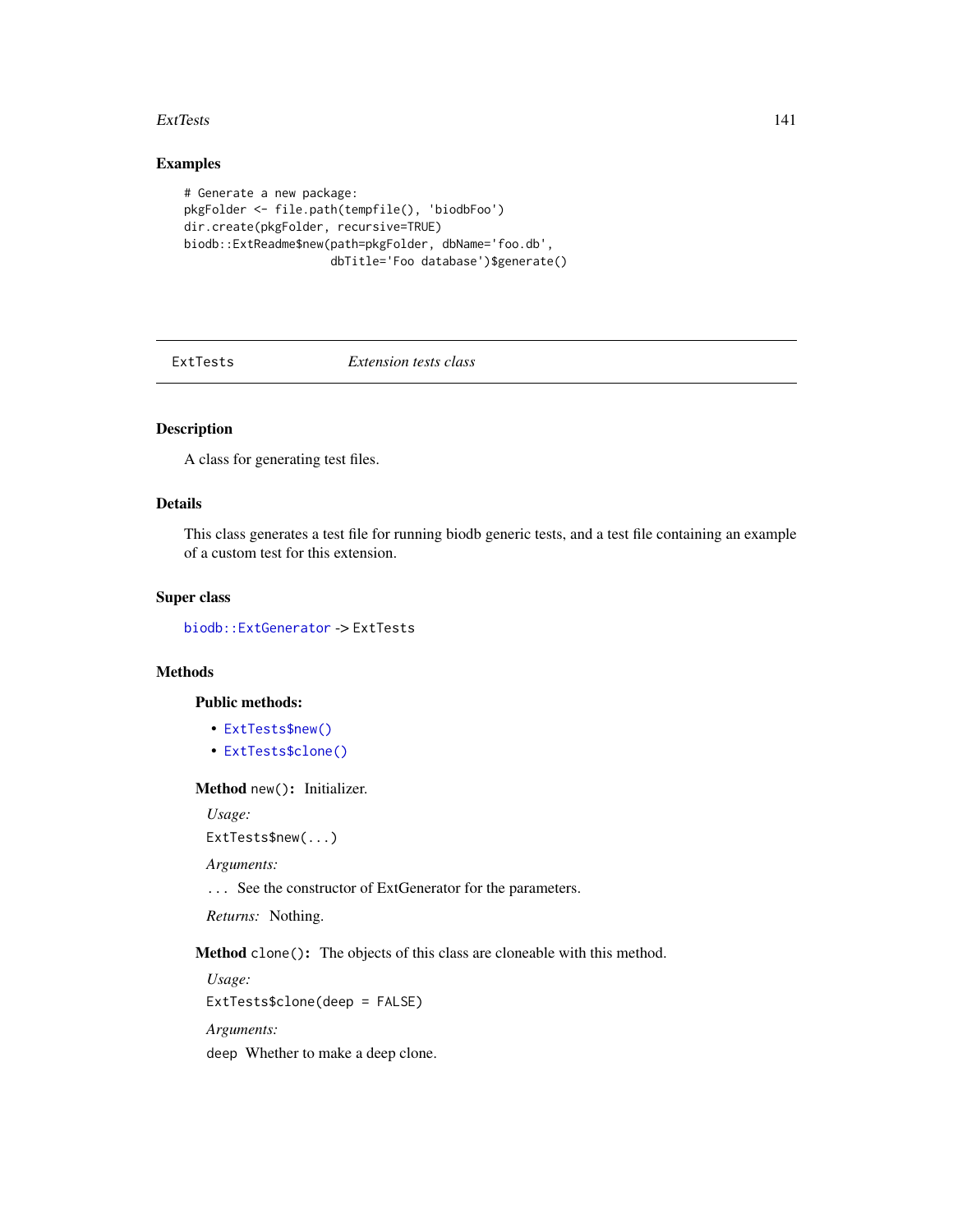### Examples

```
# Generate a new package:
pkgFolder <- file.path(tempfile(), 'biodbFoo')
dir.create(pkgFolder, recursive=TRUE)
biodb::ExtReadme$new(path=pkgFolder, dbName='foo.db',
                     dbTitle='Foo database')$generate()
```

---

## ExtTests — *Extension tests class*

---

### Description

A class for generating test files.

### Details

This class generates a test file for running biodb generic tests, and a test file containing an example of a custom test for this extension.

### Super class

`biodb::ExtGenerator` -> `ExtTests`

### Methods

#### Public methods:

- `ExtTests$new()`
- `ExtTests$clone()`

**Method** `new()`**:** Initializer.

*Usage:*

```
ExtTests$new(...)
```

*Arguments:*

`...` See the constructor of ExtGenerator for the parameters.

*Returns:* Nothing.

**Method** `clone()`**:** The objects of this class are cloneable with this method.

*Usage:*

```
ExtTests$clone(deep = FALSE)
```

*Arguments:*

`deep` Whether to make a deep clone.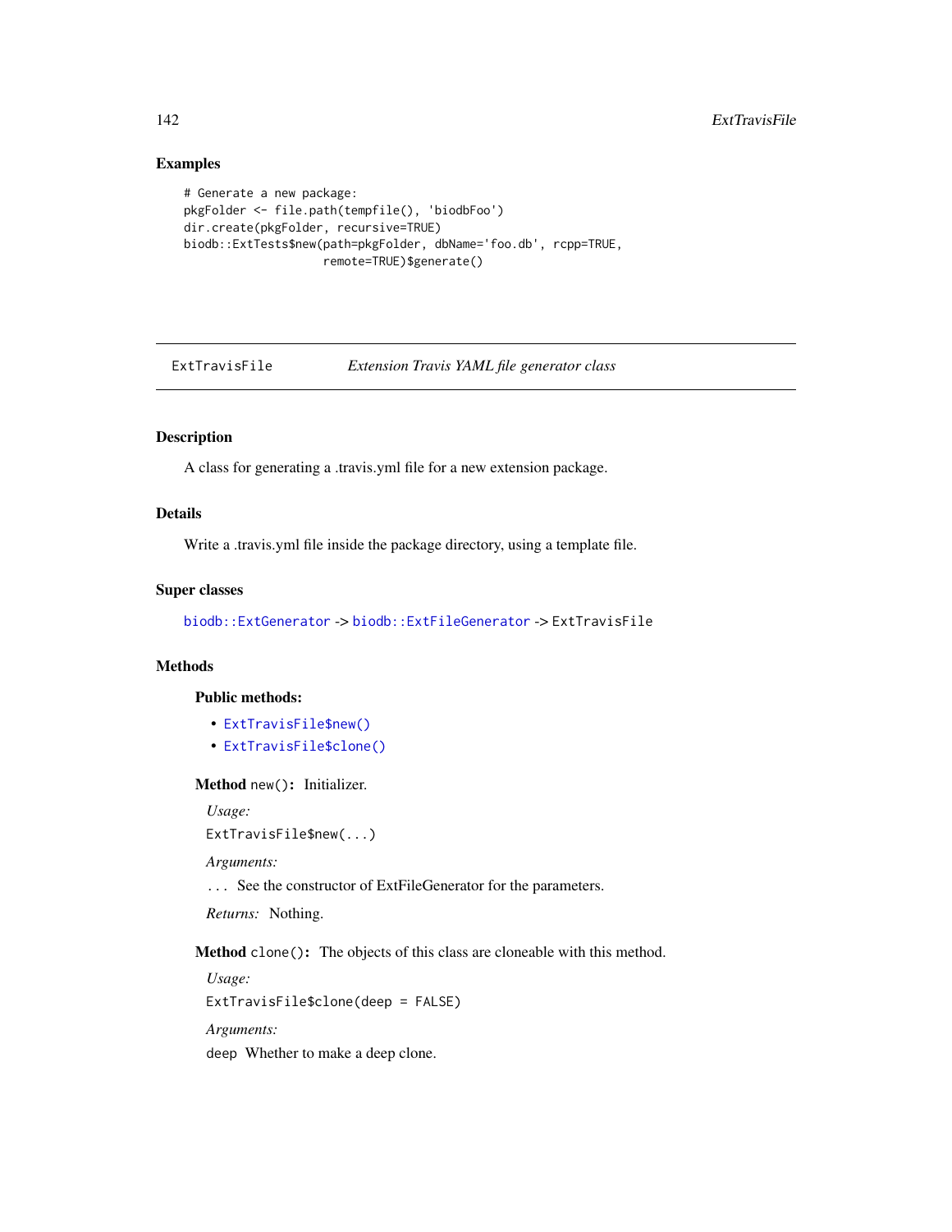## Examples

```
# Generate a new package:
pkgFolder <- file.path(tempfile(), 'biodbFoo')
dir.create(pkgFolder, recursive=TRUE)
biodb::ExtTests$new(path=pkgFolder, dbName='foo.db', rcpp=TRUE,
                    remote=TRUE)$generate()
```

---

# ExtTravisFile — *Extension Travis YAML file generator class*

---

## Description

A class for generating a .travis.yml file for a new extension package.

## Details

Write a .travis.yml file inside the package directory, using a template file.

## Super classes

`biodb::ExtGenerator` -> `biodb::ExtFileGenerator` -> `ExtTravisFile`

## Methods

### Public methods:

- `ExtTravisFile$new()`
- `ExtTravisFile$clone()`

**Method** `new()`**:** Initializer.

*Usage:*

```
ExtTravisFile$new(...)
```

*Arguments:*

`...` See the constructor of ExtFileGenerator for the parameters.

*Returns:* Nothing.

**Method** `clone()`**:** The objects of this class are cloneable with this method.

*Usage:*

```
ExtTravisFile$clone(deep = FALSE)
```

*Arguments:*

`deep` Whether to make a deep clone.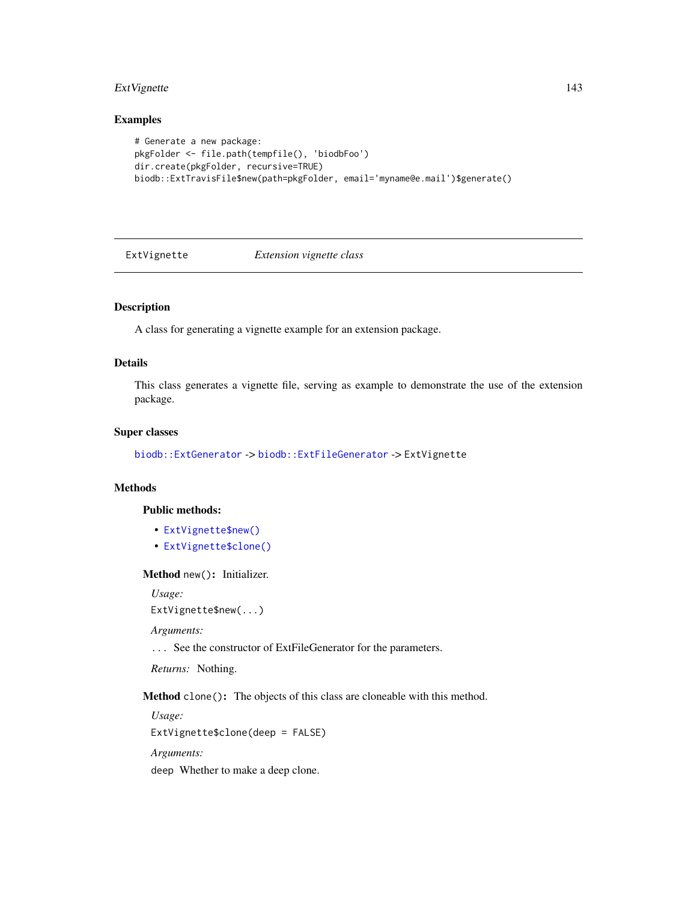## Examples

```
# Generate a new package:
pkgFolder <- file.path(tempfile(), 'biodbFoo')
dir.create(pkgFolder, recursive=TRUE)
biodb::ExtTravisFile$new(path=pkgFolder, email='myname@e.mail')$generate()
```

---

# ExtVignette — *Extension vignette class*

---

## Description

A class for generating a vignette example for an extension package.

## Details

This class generates a vignette file, serving as example to demonstrate the use of the extension package.

## Super classes

`biodb::ExtGenerator` -> `biodb::ExtFileGenerator` -> `ExtVignette`

## Methods

### Public methods:

- `ExtVignette$new()`
- `ExtVignette$clone()`

**Method** `new()`: Initializer.

*Usage:*

`ExtVignette$new(...)`

*Arguments:*

`...` See the constructor of ExtFileGenerator for the parameters.

*Returns:* Nothing.

**Method** `clone()`: The objects of this class are cloneable with this method.

*Usage:*

`ExtVignette$clone(deep = FALSE)`

*Arguments:*

`deep` Whether to make a deep clone.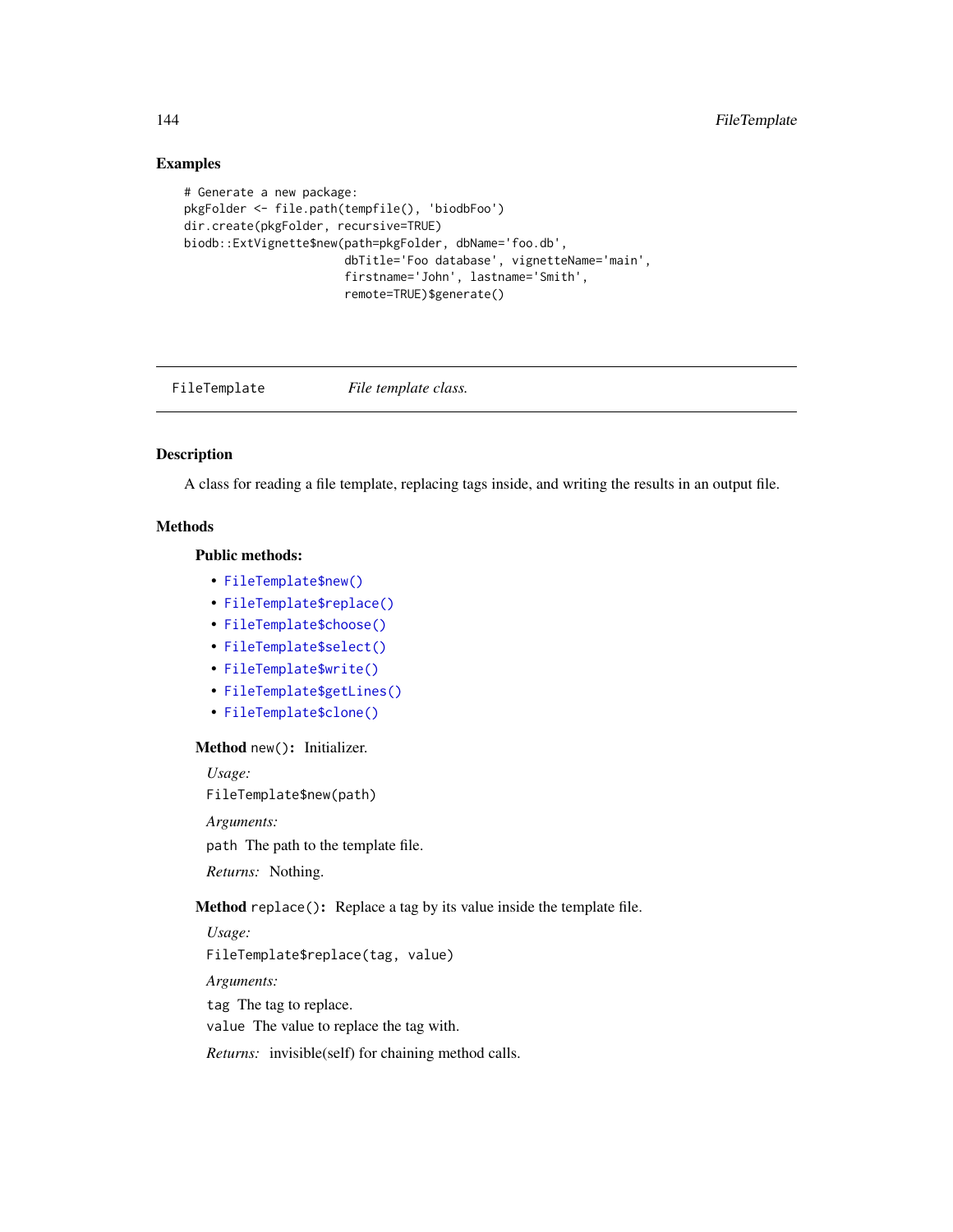## Examples

```
# Generate a new package:
pkgFolder <- file.path(tempfile(), 'biodbFoo')
dir.create(pkgFolder, recursive=TRUE)
biodb::ExtVignette$new(path=pkgFolder, dbName='foo.db',
                       dbTitle='Foo database', vignetteName='main',
                       firstname='John', lastname='Smith',
                       remote=TRUE)$generate()
```

---

# FileTemplate — *File template class.*

---

## Description

A class for reading a file template, replacing tags inside, and writing the results in an output file.

## Methods

### Public methods:

- `FileTemplate$new()`
- `FileTemplate$replace()`
- `FileTemplate$choose()`
- `FileTemplate$select()`
- `FileTemplate$write()`
- `FileTemplate$getLines()`
- `FileTemplate$clone()`

**Method** `new()`**:** Initializer.

*Usage:*

```
FileTemplate$new(path)
```

*Arguments:*

`path` The path to the template file.

*Returns:* Nothing.

**Method** `replace()`**:** Replace a tag by its value inside the template file.

*Usage:*

```
FileTemplate$replace(tag, value)
```

*Arguments:*

`tag` The tag to replace.

`value` The value to replace the tag with.

*Returns:* invisible(self) for chaining method calls.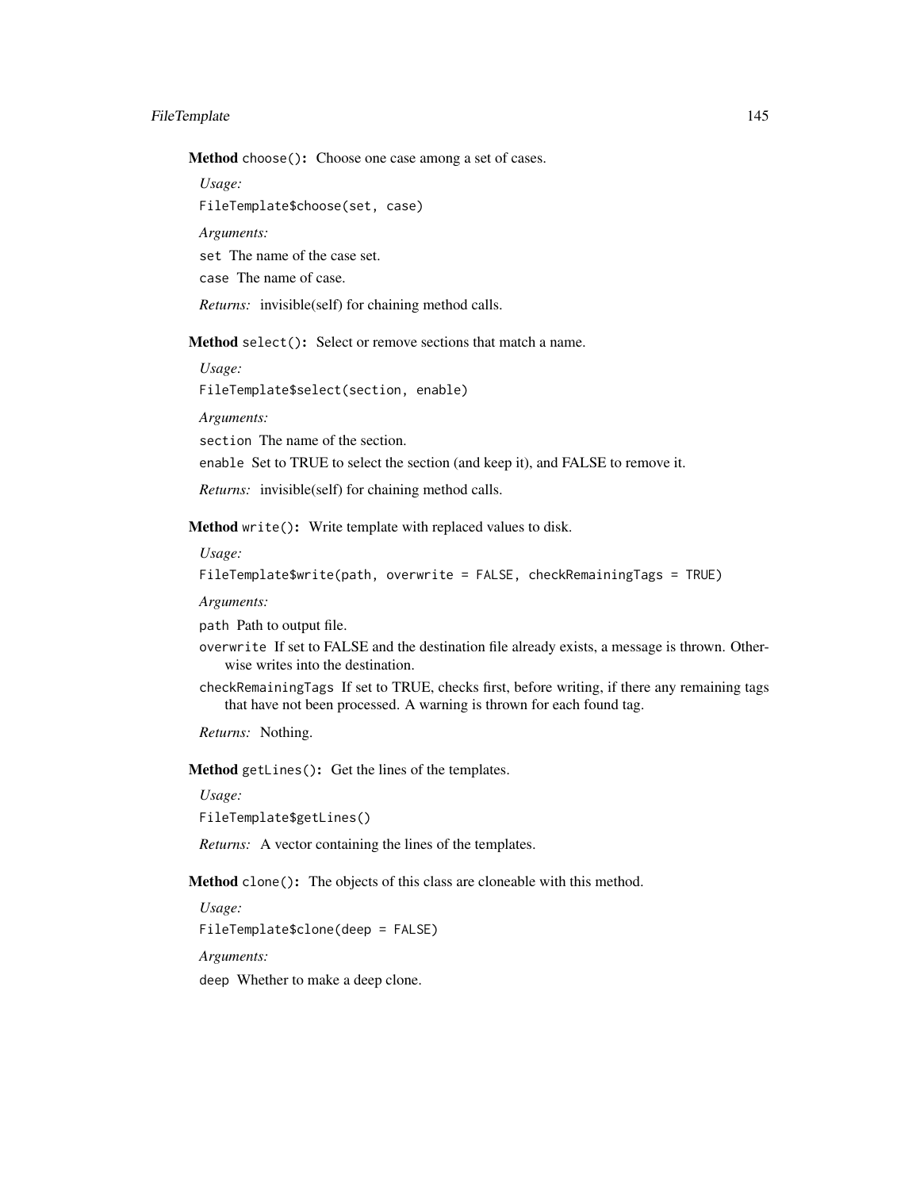**Method** `choose()`**:** Choose one case among a set of cases.

*Usage:*

```
FileTemplate$choose(set, case)
```

*Arguments:*

`set` The name of the case set.

`case` The name of case.

*Returns:* invisible(self) for chaining method calls.

**Method** `select()`**:** Select or remove sections that match a name.

*Usage:*

```
FileTemplate$select(section, enable)
```

*Arguments:*

`section` The name of the section.

`enable` Set to TRUE to select the section (and keep it), and FALSE to remove it.

*Returns:* invisible(self) for chaining method calls.

**Method** `write()`**:** Write template with replaced values to disk.

*Usage:*

```
FileTemplate$write(path, overwrite = FALSE, checkRemainingTags = TRUE)
```

*Arguments:*

`path` Path to output file.

`overwrite` If set to FALSE and the destination file already exists, a message is thrown. Otherwise writes into the destination.

`checkRemainingTags` If set to TRUE, checks first, before writing, if there any remaining tags that have not been processed. A warning is thrown for each found tag.

*Returns:* Nothing.

**Method** `getLines()`**:** Get the lines of the templates.

*Usage:*

```
FileTemplate$getLines()
```

*Returns:* A vector containing the lines of the templates.

**Method** `clone()`**:** The objects of this class are cloneable with this method.

*Usage:*

```
FileTemplate$clone(deep = FALSE)
```

*Arguments:*

`deep` Whether to make a deep clone.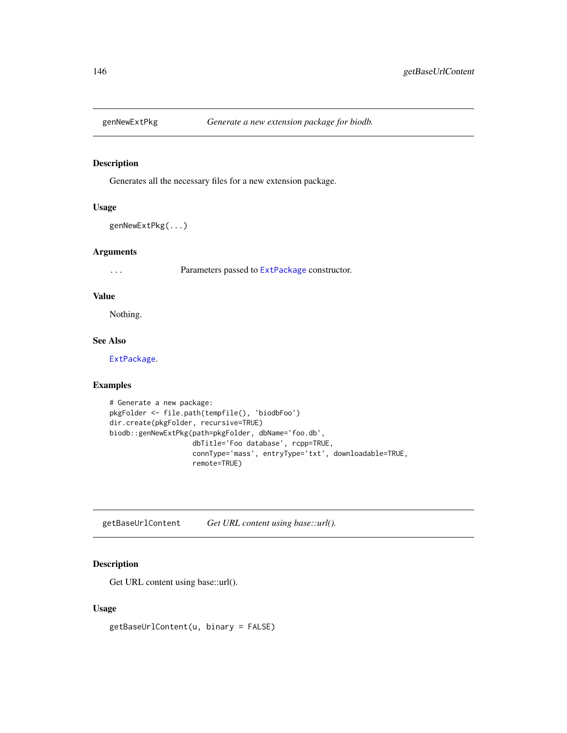## genNewExtPkg — *Generate a new extension package for biodb.*

### Description

Generates all the necessary files for a new extension package.

### Usage

```
genNewExtPkg(...)
```

### Arguments

| | |
|---|---|
| ... | Parameters passed to ExtPackage constructor. |

### Value

Nothing.

### See Also

ExtPackage.

### Examples

```
# Generate a new package:
pkgFolder <- file.path(tempfile(), 'biodbFoo')
dir.create(pkgFolder, recursive=TRUE)
biodb::genNewExtPkg(path=pkgFolder, dbName='foo.db',
                    dbTitle='Foo database', rcpp=TRUE,
                    connType='mass', entryType='txt', downloadable=TRUE,
                    remote=TRUE)
```

## getBaseUrlContent — *Get URL content using base::url().*

### Description

Get URL content using base::url().

### Usage

```
getBaseUrlContent(u, binary = FALSE)
```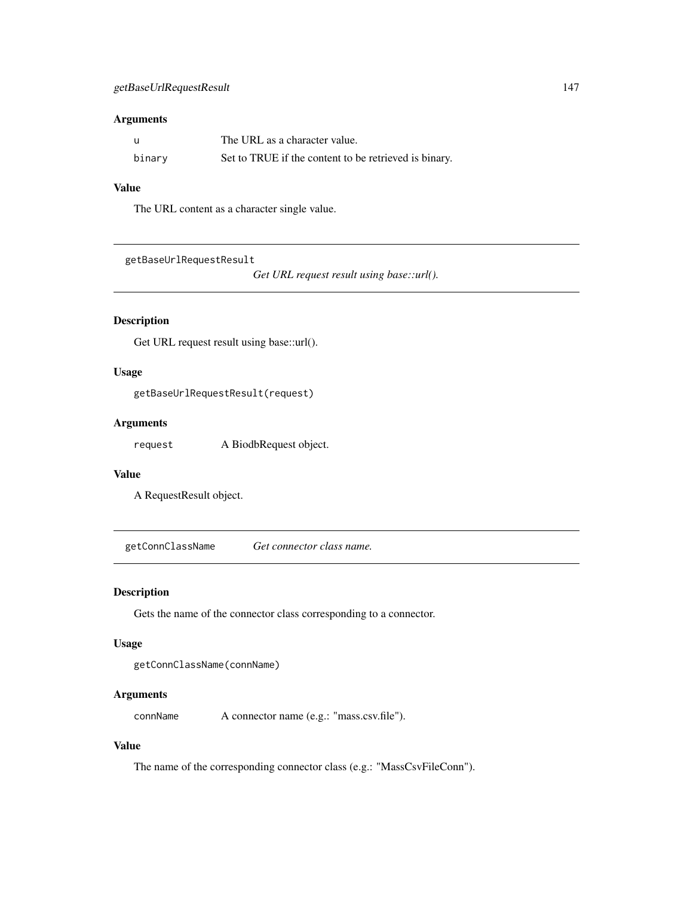### Arguments

| | |
|---|---|
| u | The URL as a character value. |
| binary | Set to TRUE if the content to be retrieved is binary. |

### Value

The URL content as a character single value.

---

## getBaseUrlRequestResult — *Get URL request result using base::url().*

### Description

Get URL request result using base::url().

### Usage

```
getBaseUrlRequestResult(request)
```

### Arguments

| | |
|---|---|
| request | A BiodbRequest object. |

### Value

A RequestResult object.

---

## getConnClassName — *Get connector class name.*

### Description

Gets the name of the connector class corresponding to a connector.

### Usage

```
getConnClassName(connName)
```

### Arguments

| | |
|---|---|
| connName | A connector name (e.g.: "mass.csv.file"). |

### Value

The name of the corresponding connector class (e.g.: "MassCsvFileConn").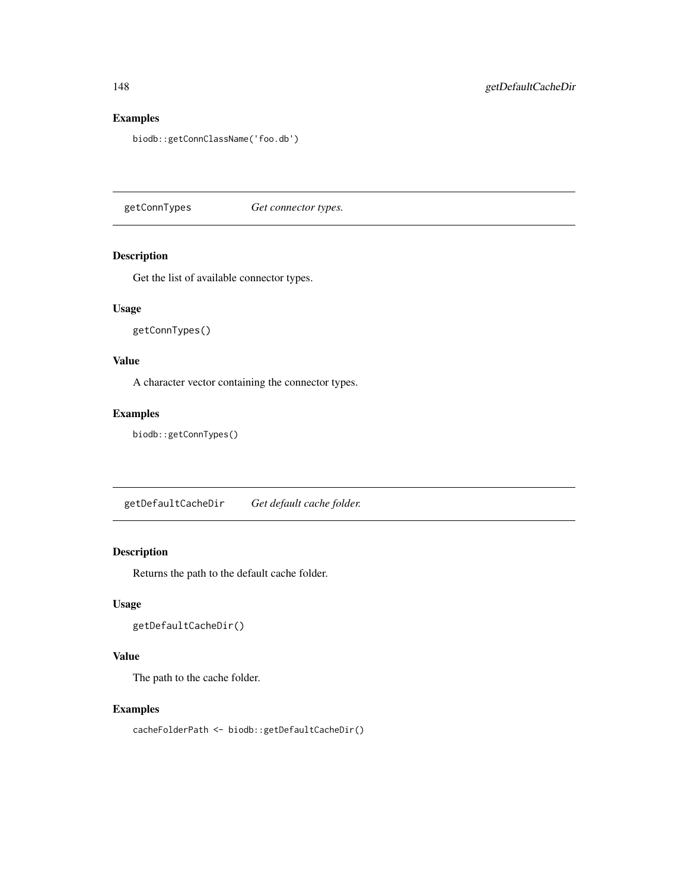## Examples

```
biodb::getConnClassName('foo.db')
```

---

`getConnTypes` *Get connector types.*

---

## Description

Get the list of available connector types.

## Usage

```
getConnTypes()
```

## Value

A character vector containing the connector types.

## Examples

```
biodb::getConnTypes()
```

---

`getDefaultCacheDir` *Get default cache folder.*

---

## Description

Returns the path to the default cache folder.

## Usage

```
getDefaultCacheDir()
```

## Value

The path to the cache folder.

## Examples

```
cacheFolderPath <- biodb::getDefaultCacheDir()
```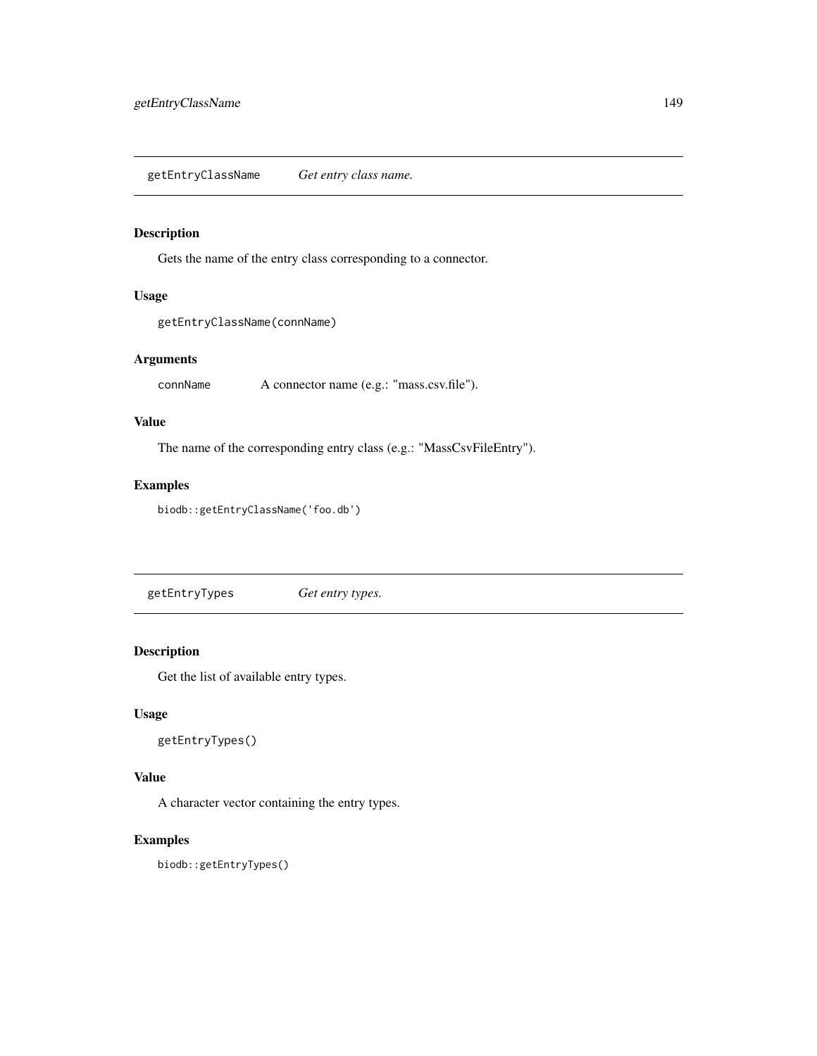## getEntryClassName *Get entry class name.*

### Description

Gets the name of the entry class corresponding to a connector.

### Usage

```
getEntryClassName(connName)
```

### Arguments

| | |
|---|---|
| connName | A connector name (e.g.: "mass.csv.file"). |

### Value

The name of the corresponding entry class (e.g.: "MassCsvFileEntry").

### Examples

```
biodb::getEntryClassName('foo.db')
```

## getEntryTypes *Get entry types.*

### Description

Get the list of available entry types.

### Usage

```
getEntryTypes()
```

### Value

A character vector containing the entry types.

### Examples

```
biodb::getEntryTypes()
```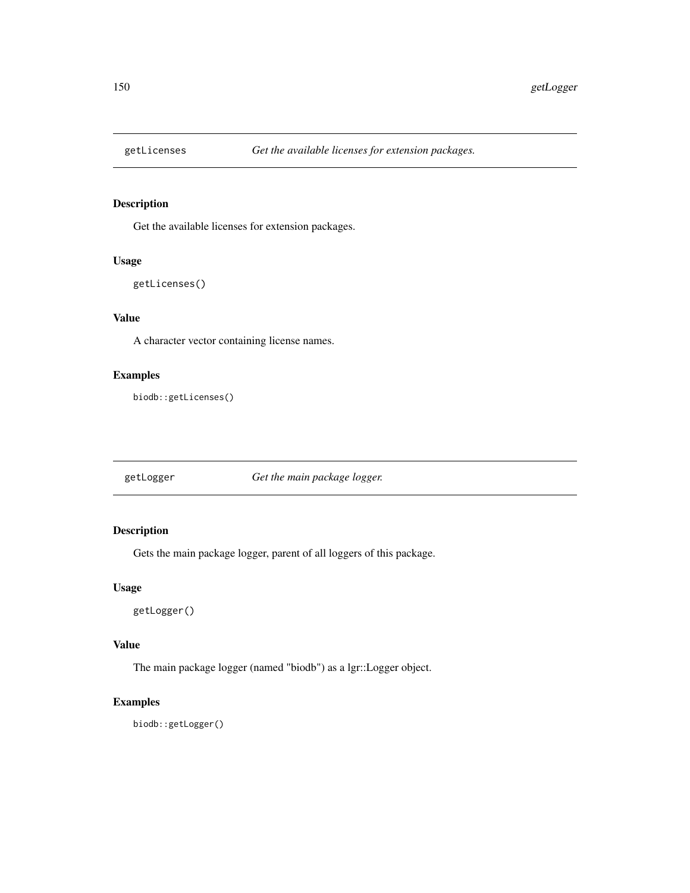## getLicenses — *Get the available licenses for extension packages.*

### Description

Get the available licenses for extension packages.

### Usage

```
getLicenses()
```

### Value

A character vector containing license names.

### Examples

```
biodb::getLicenses()
```

## getLogger — *Get the main package logger.*

### Description

Gets the main package logger, parent of all loggers of this package.

### Usage

```
getLogger()
```

### Value

The main package logger (named "biodb") as a lgr::Logger object.

### Examples

```
biodb::getLogger()
```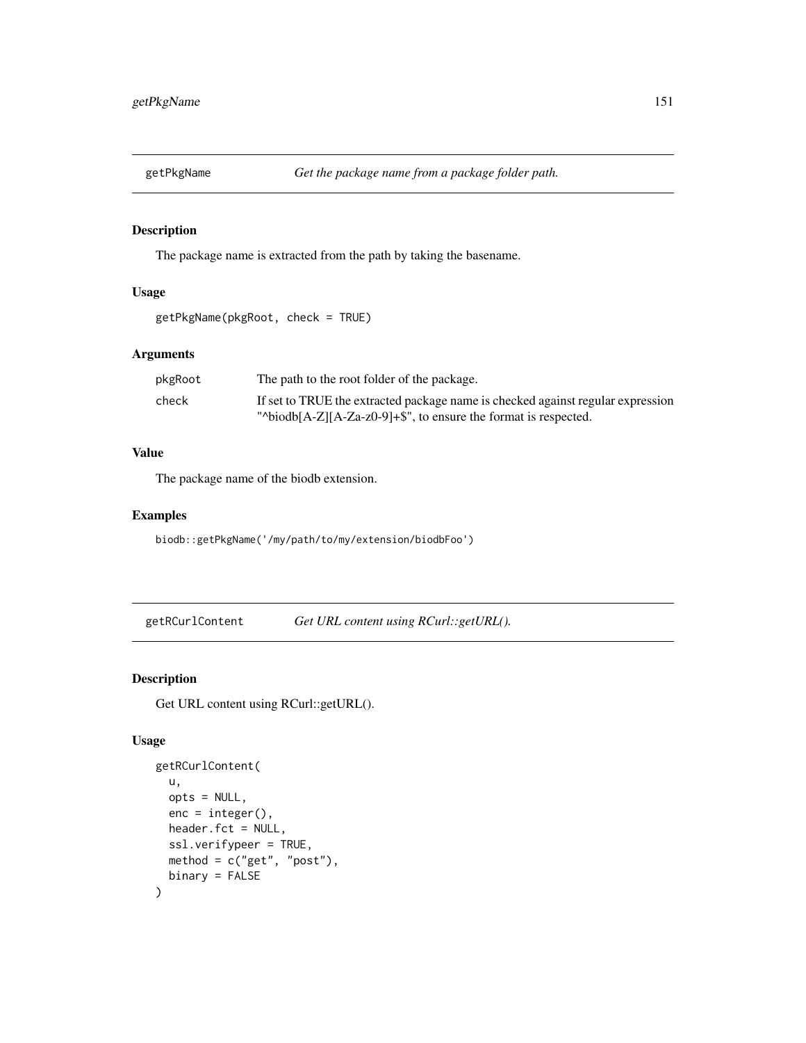## getPkgName *Get the package name from a package folder path.*

### Description

The package name is extracted from the path by taking the basename.

### Usage

```
getPkgName(pkgRoot, check = TRUE)
```

### Arguments

| | |
|---|---|
| pkgRoot | The path to the root folder of the package. |
| check | If set to TRUE the extracted package name is checked against regular expression "^biodb[A-Z][A-Za-z0-9]+$", to ensure the format is respected. |

### Value

The package name of the biodb extension.

### Examples

```
biodb::getPkgName('/my/path/to/my/extension/biodbFoo')
```

## getRCurlContent *Get URL content using RCurl::getURL().*

### Description

Get URL content using RCurl::getURL().

### Usage

```
getRCurlContent(
  u,
  opts = NULL,
  enc = integer(),
  header.fct = NULL,
  ssl.verifypeer = TRUE,
  method = c("get", "post"),
  binary = FALSE
)
```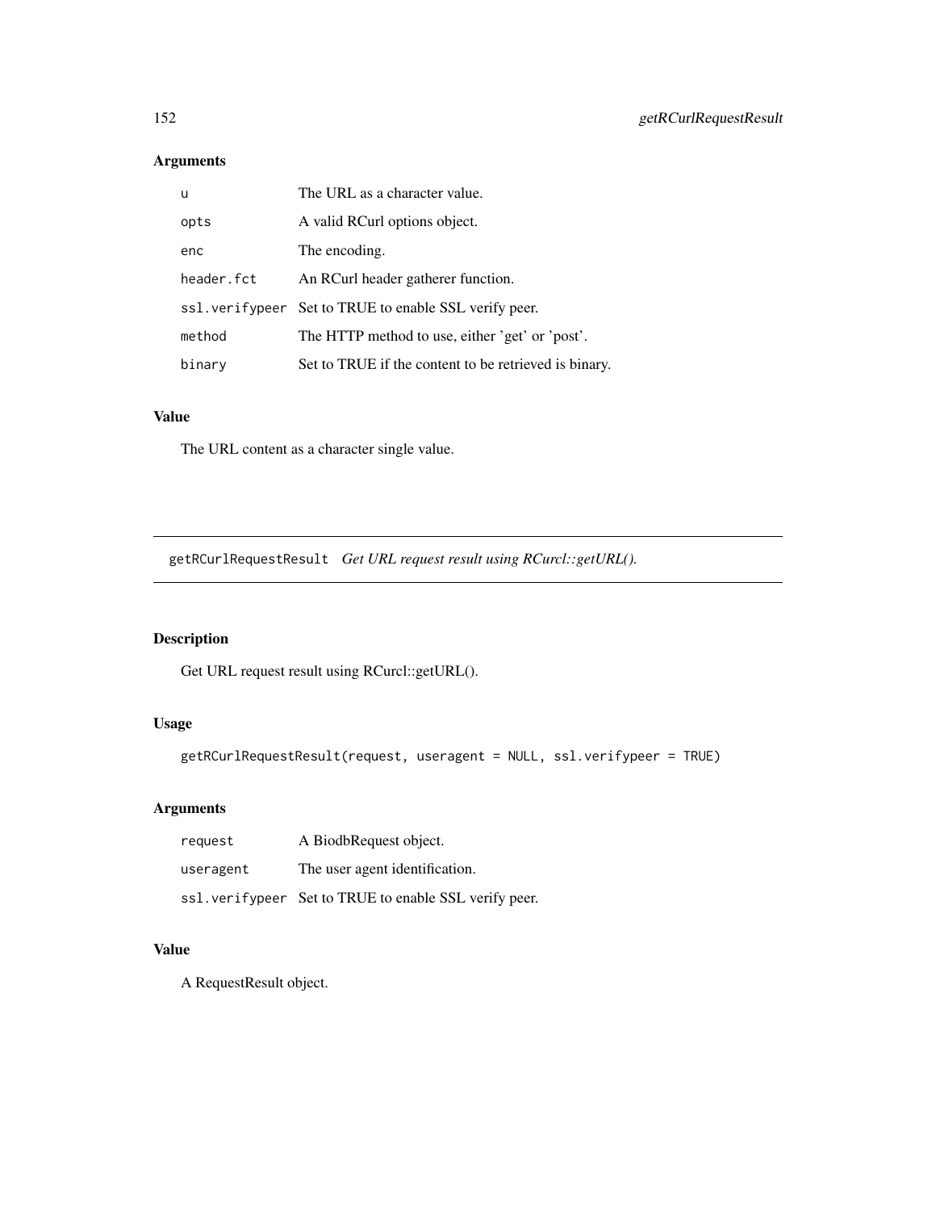## Arguments

| | |
|---|---|
| `u` | The URL as a character value. |
| `opts` | A valid RCurl options object. |
| `enc` | The encoding. |
| `header.fct` | An RCurl header gatherer function. |
| `ssl.verifypeer` | Set to TRUE to enable SSL verify peer. |
| `method` | The HTTP method to use, either 'get' or 'post'. |
| `binary` | Set to TRUE if the content to be retrieved is binary. |

## Value

The URL content as a character single value.

---

# `getRCurlRequestResult` *Get URL request result using RCurcl::getURL().*

---

## Description

Get URL request result using RCurcl::getURL().

## Usage

```
getRCurlRequestResult(request, useragent = NULL, ssl.verifypeer = TRUE)
```

## Arguments

| | |
|---|---|
| `request` | A BiodbRequest object. |
| `useragent` | The user agent identification. |
| `ssl.verifypeer` | Set to TRUE to enable SSL verify peer. |

## Value

A RequestResult object.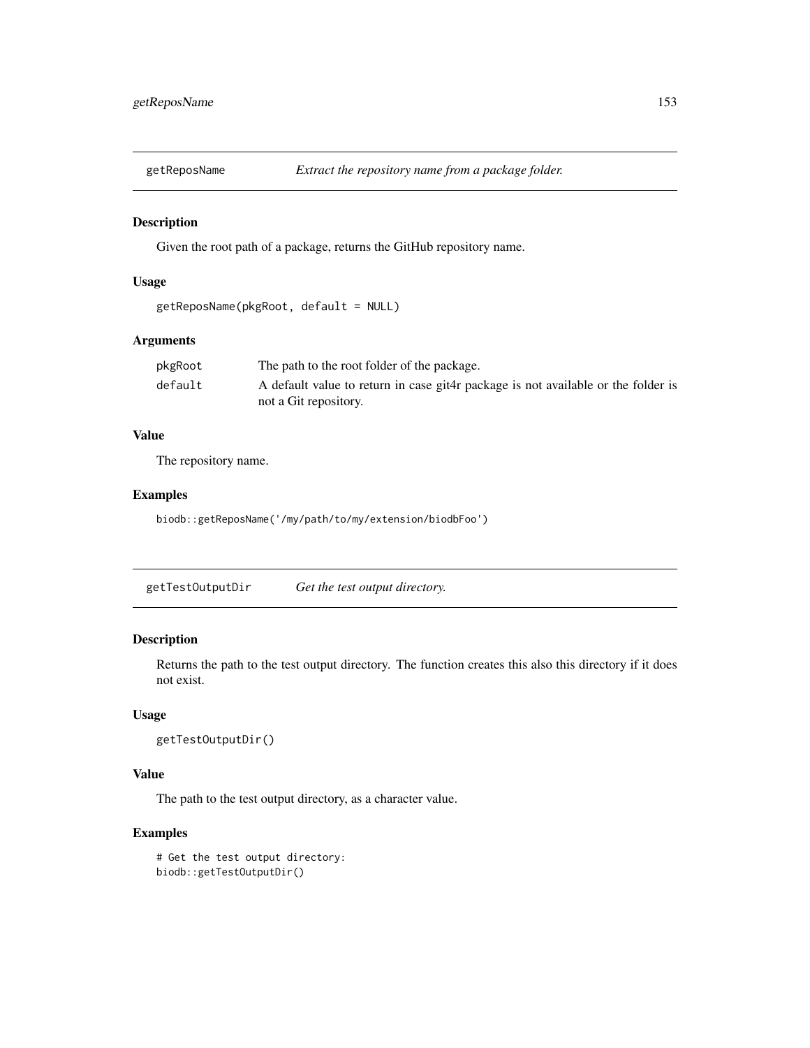## getReposName — *Extract the repository name from a package folder.*

### Description

Given the root path of a package, returns the GitHub repository name.

### Usage

```
getReposName(pkgRoot, default = NULL)
```

### Arguments

| | |
|---|---|
| `pkgRoot` | The path to the root folder of the package. |
| `default` | A default value to return in case git4r package is not available or the folder is not a Git repository. |

### Value

The repository name.

### Examples

```
biodb::getReposName('/my/path/to/my/extension/biodbFoo')
```

## getTestOutputDir — *Get the test output directory.*

### Description

Returns the path to the test output directory. The function creates this also this directory if it does not exist.

### Usage

```
getTestOutputDir()
```

### Value

The path to the test output directory, as a character value.

### Examples

```
# Get the test output directory:
biodb::getTestOutputDir()
```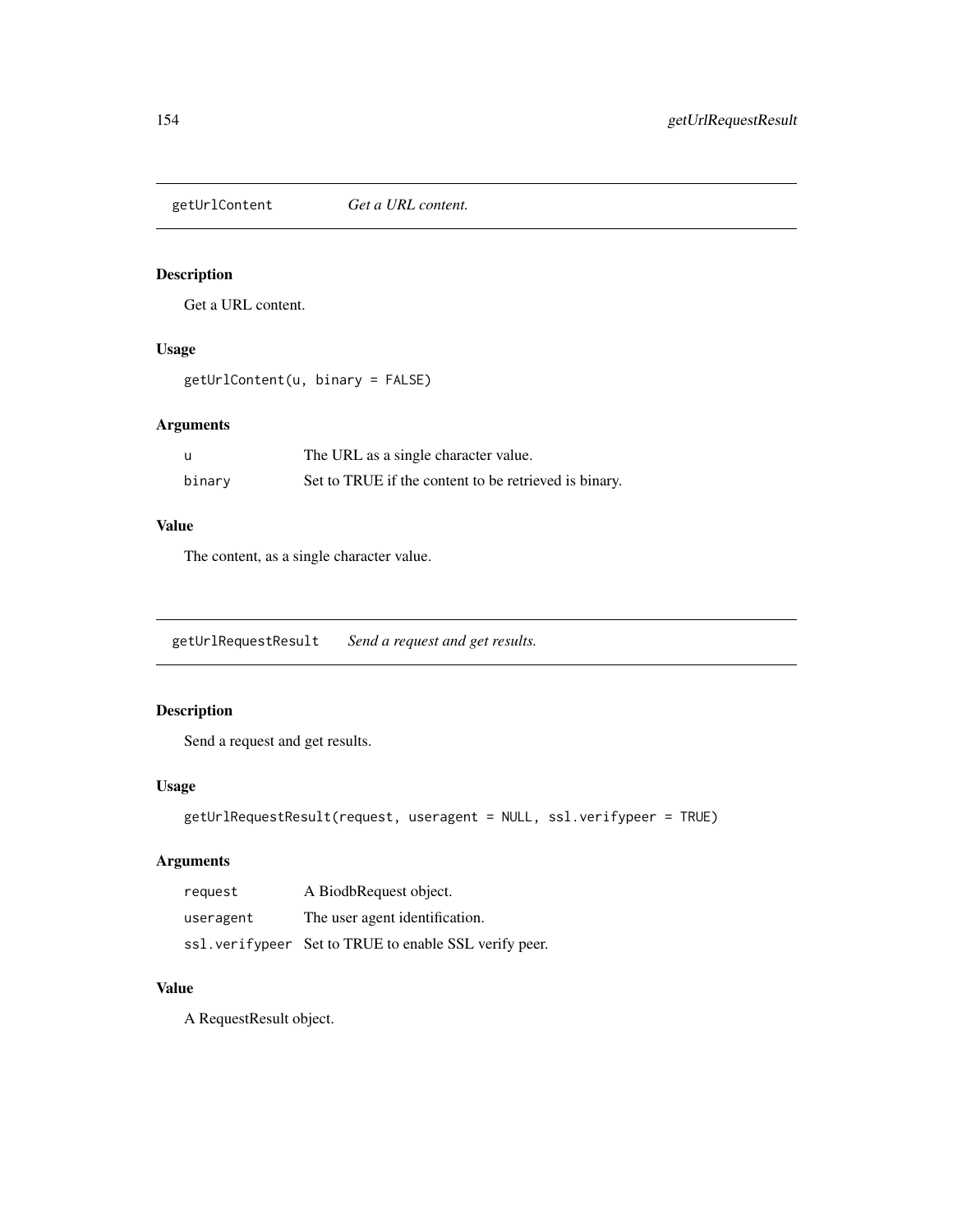## getUrlContent — *Get a URL content.*

### Description

Get a URL content.

### Usage

```
getUrlContent(u, binary = FALSE)
```

### Arguments

| | |
|---|---|
| `u` | The URL as a single character value. |
| `binary` | Set to TRUE if the content to be retrieved is binary. |

### Value

The content, as a single character value.

## getUrlRequestResult — *Send a request and get results.*

### Description

Send a request and get results.

### Usage

```
getUrlRequestResult(request, useragent = NULL, ssl.verifypeer = TRUE)
```

### Arguments

| | |
|---|---|
| `request` | A BiodbRequest object. |
| `useragent` | The user agent identification. |
| `ssl.verifypeer` | Set to TRUE to enable SSL verify peer. |

### Value

A RequestResult object.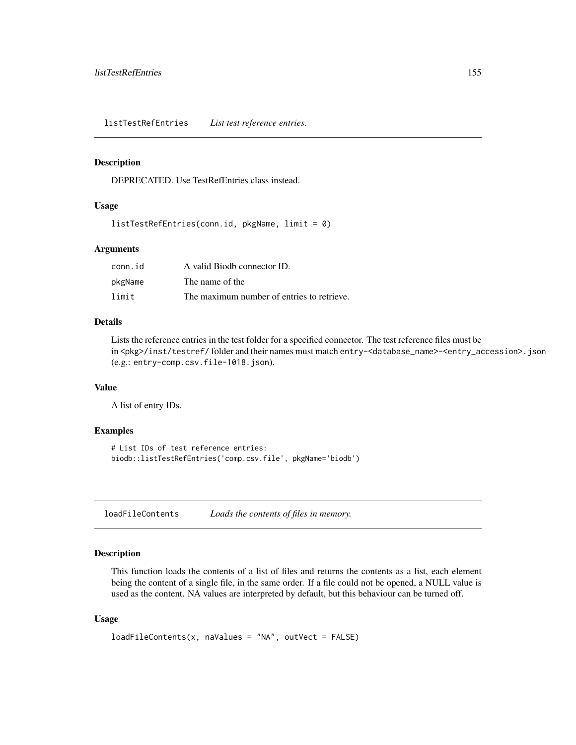## listTestRefEntries *List test reference entries.*

### Description

DEPRECATED. Use TestRefEntries class instead.

### Usage

```
listTestRefEntries(conn.id, pkgName, limit = 0)
```

### Arguments

| | |
|---|---|
| conn.id | A valid Biodb connector ID. |
| pkgName | The name of the |
| limit | The maximum number of entries to retrieve. |

### Details

Lists the reference entries in the test folder for a specified connector. The test reference files must be in `<pkg>/inst/testref/` folder and their names must match `entry-<database_name>-<entry_accession>.json` (e.g.: `entry-comp.csv.file-1018.json`).

### Value

A list of entry IDs.

### Examples

```
# List IDs of test reference entries:
biodb::listTestRefEntries('comp.csv.file', pkgName='biodb')
```

## loadFileContents *Loads the contents of files in memory.*

### Description

This function loads the contents of a list of files and returns the contents as a list, each element being the content of a single file, in the same order. If a file could not be opened, a NULL value is used as the content. NA values are interpreted by default, but this behaviour can be turned off.

### Usage

```
loadFileContents(x, naValues = "NA", outVect = FALSE)
```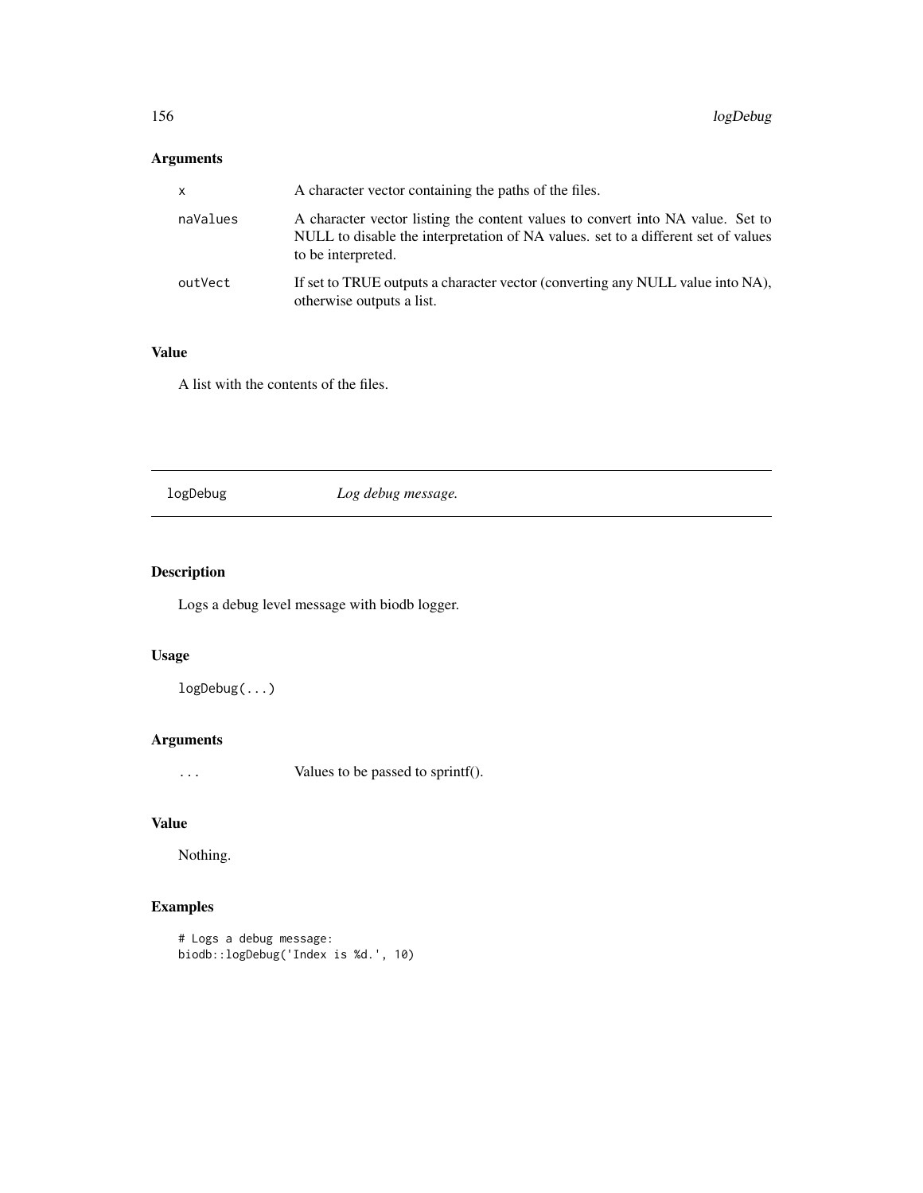## Arguments

| | |
|---|---|
| x | A character vector containing the paths of the files. |
| naValues | A character vector listing the content values to convert into NA value. Set to NULL to disable the interpretation of NA values. set to a different set of values to be interpreted. |
| outVect | If set to TRUE outputs a character vector (converting any NULL value into NA), otherwise outputs a list. |

## Value

A list with the contents of the files.

---

logDebug *Log debug message.*

---

## Description

Logs a debug level message with biodb logger.

## Usage

```
logDebug(...)
```

## Arguments

| | |
|---|---|
| ... | Values to be passed to sprintf(). |

## Value

Nothing.

## Examples

```
# Logs a debug message:
biodb::logDebug('Index is %d.', 10)
```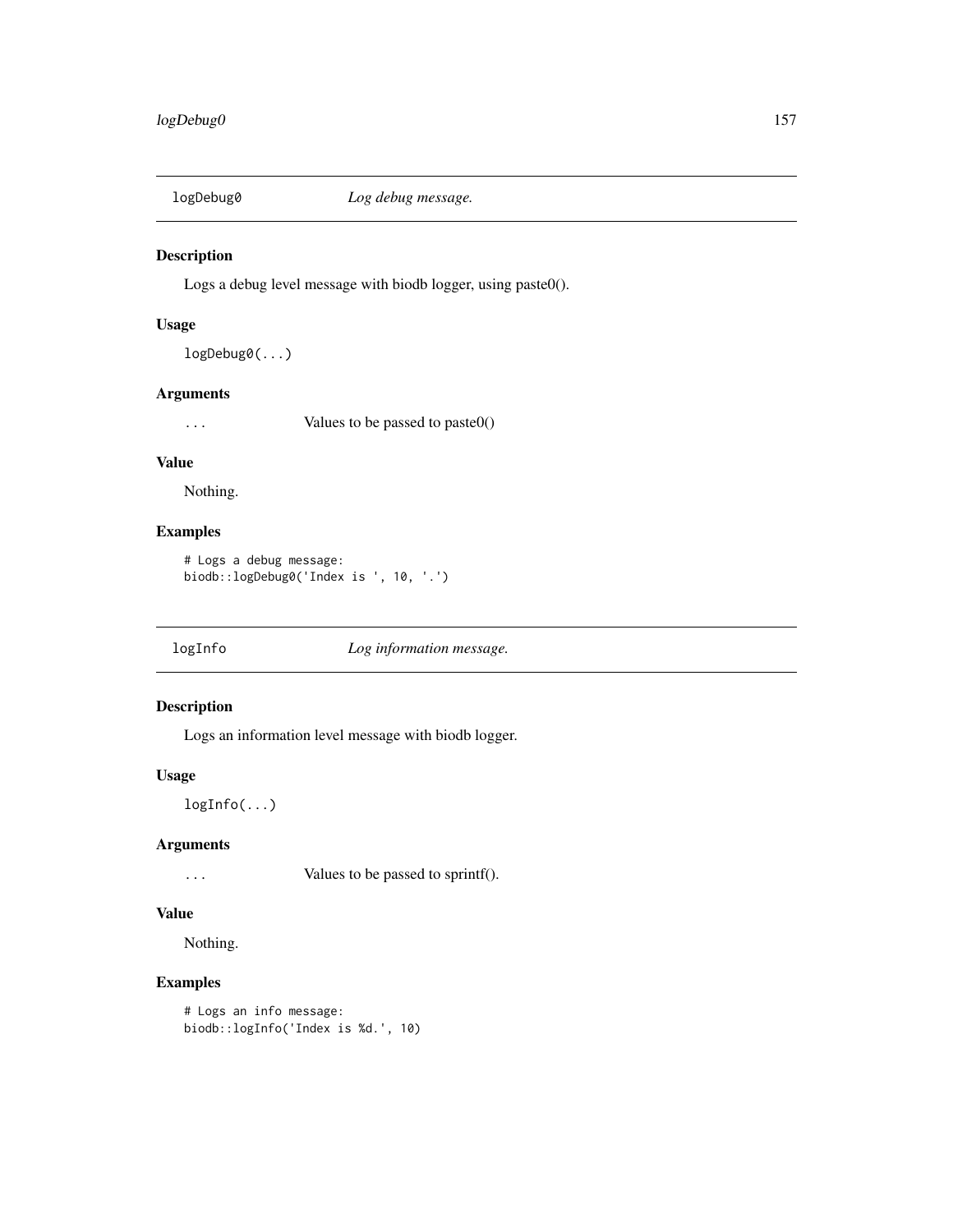## logDebug0 — *Log debug message.*

### Description

Logs a debug level message with biodb logger, using paste0().

### Usage

```
logDebug0(...)
```

### Arguments

| | |
|---|---|
| ... | Values to be passed to paste0() |

### Value

Nothing.

### Examples

```
# Logs a debug message:
biodb::logDebug0('Index is ', 10, '.')
```

## logInfo — *Log information message.*

### Description

Logs an information level message with biodb logger.

### Usage

```
logInfo(...)
```

### Arguments

| | |
|---|---|
| ... | Values to be passed to sprintf(). |

### Value

Nothing.

### Examples

```
# Logs an info message:
biodb::logInfo('Index is %d.', 10)
```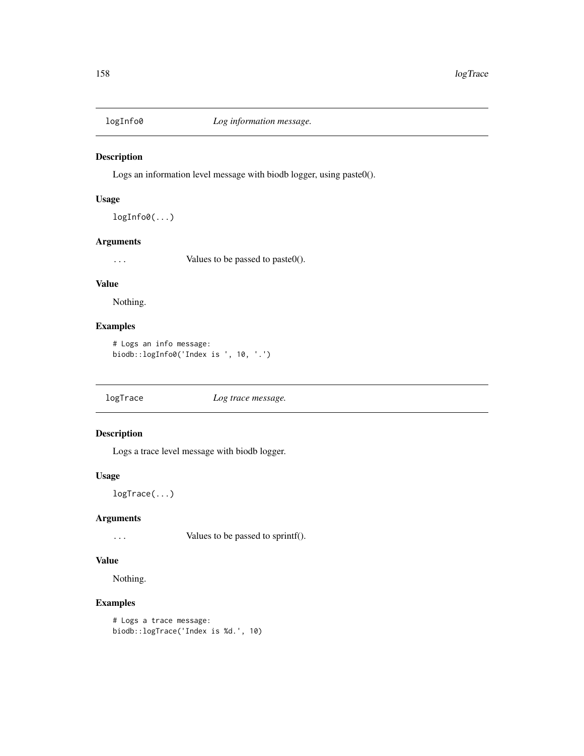## logInfo0 — *Log information message.*

### Description

Logs an information level message with biodb logger, using paste0().

### Usage

```
logInfo0(...)
```

### Arguments

| | |
|---|---|
| ... | Values to be passed to paste0(). |

### Value

Nothing.

### Examples

```
# Logs an info message:
biodb::logInfo0('Index is ', 10, '.')
```

## logTrace — *Log trace message.*

### Description

Logs a trace level message with biodb logger.

### Usage

```
logTrace(...)
```

### Arguments

| | |
|---|---|
| ... | Values to be passed to sprintf(). |

### Value

Nothing.

### Examples

```
# Logs a trace message:
biodb::logTrace('Index is %d.', 10)
```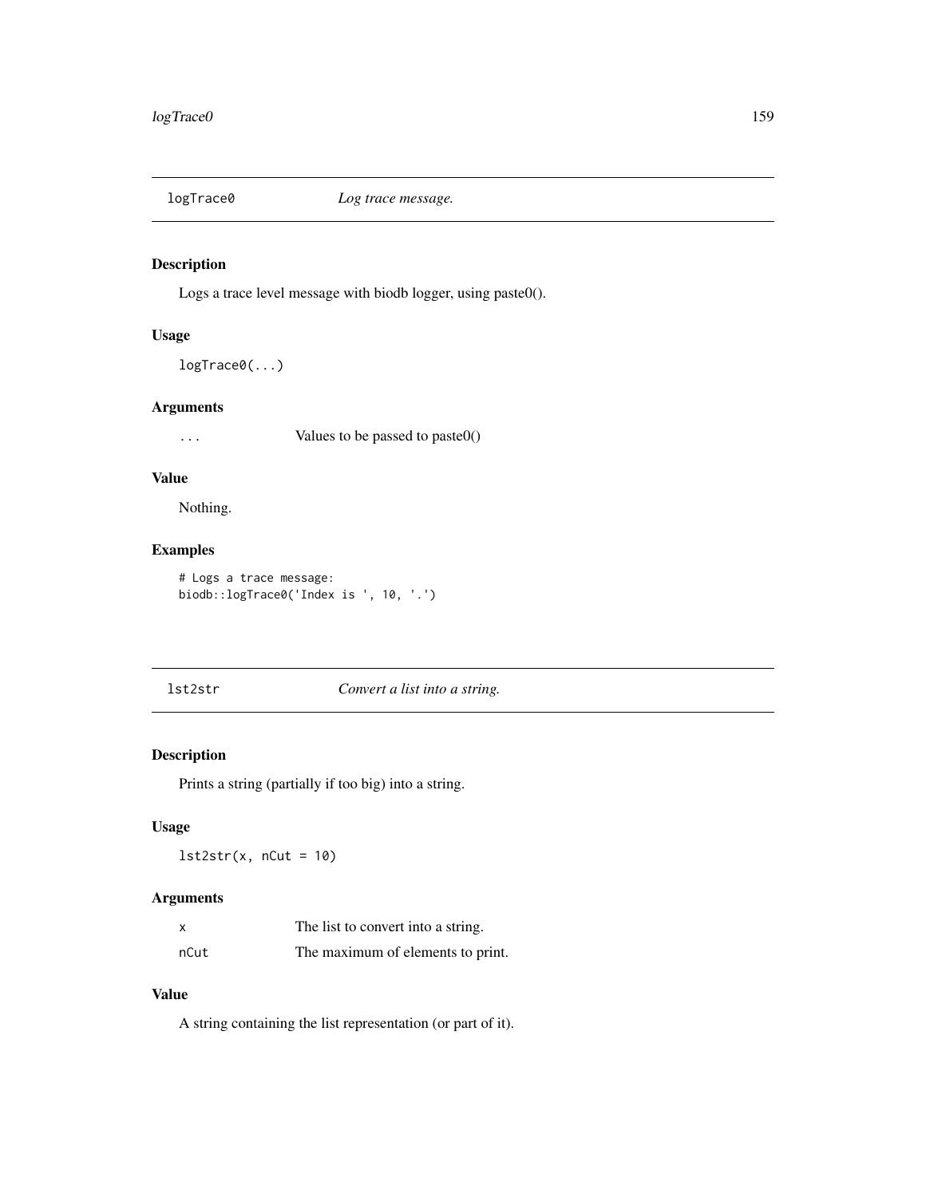## logTrace0 *Log trace message.*

### Description

Logs a trace level message with biodb logger, using paste0().

### Usage

```
logTrace0(...)
```

### Arguments

| | |
|---|---|
| ... | Values to be passed to paste0() |

### Value

Nothing.

### Examples

```
# Logs a trace message:
biodb::logTrace0('Index is ', 10, '.')
```

## lst2str *Convert a list into a string.*

### Description

Prints a string (partially if too big) into a string.

### Usage

```
lst2str(x, nCut = 10)
```

### Arguments

| | |
|---|---|
| x | The list to convert into a string. |
| nCut | The maximum of elements to print. |

### Value

A string containing the list representation (or part of it).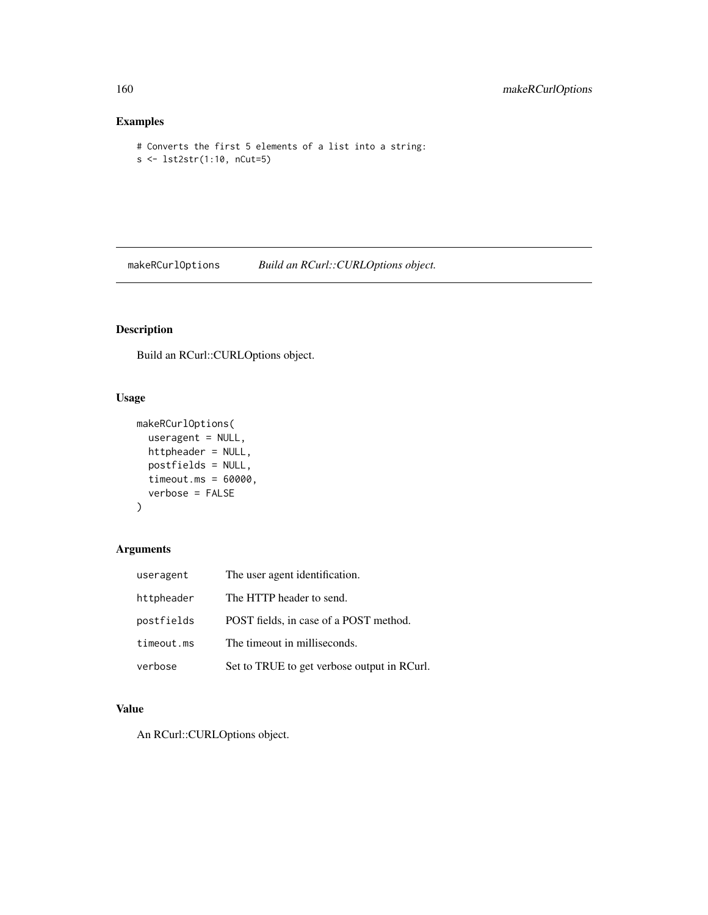## Examples

```
# Converts the first 5 elements of a list into a string:
s <- lst2str(1:10, nCut=5)
```

---

## makeRCurlOptions — *Build an RCurl::CURLOptions object.*

---

### Description

Build an RCurl::CURLOptions object.

### Usage

```
makeRCurlOptions(
  useragent = NULL,
  httpheader = NULL,
  postfields = NULL,
  timeout.ms = 60000,
  verbose = FALSE
)
```

### Arguments

| | |
|---|---|
| useragent | The user agent identification. |
| httpheader | The HTTP header to send. |
| postfields | POST fields, in case of a POST method. |
| timeout.ms | The timeout in milliseconds. |
| verbose | Set to TRUE to get verbose output in RCurl. |

### Value

An RCurl::CURLOptions object.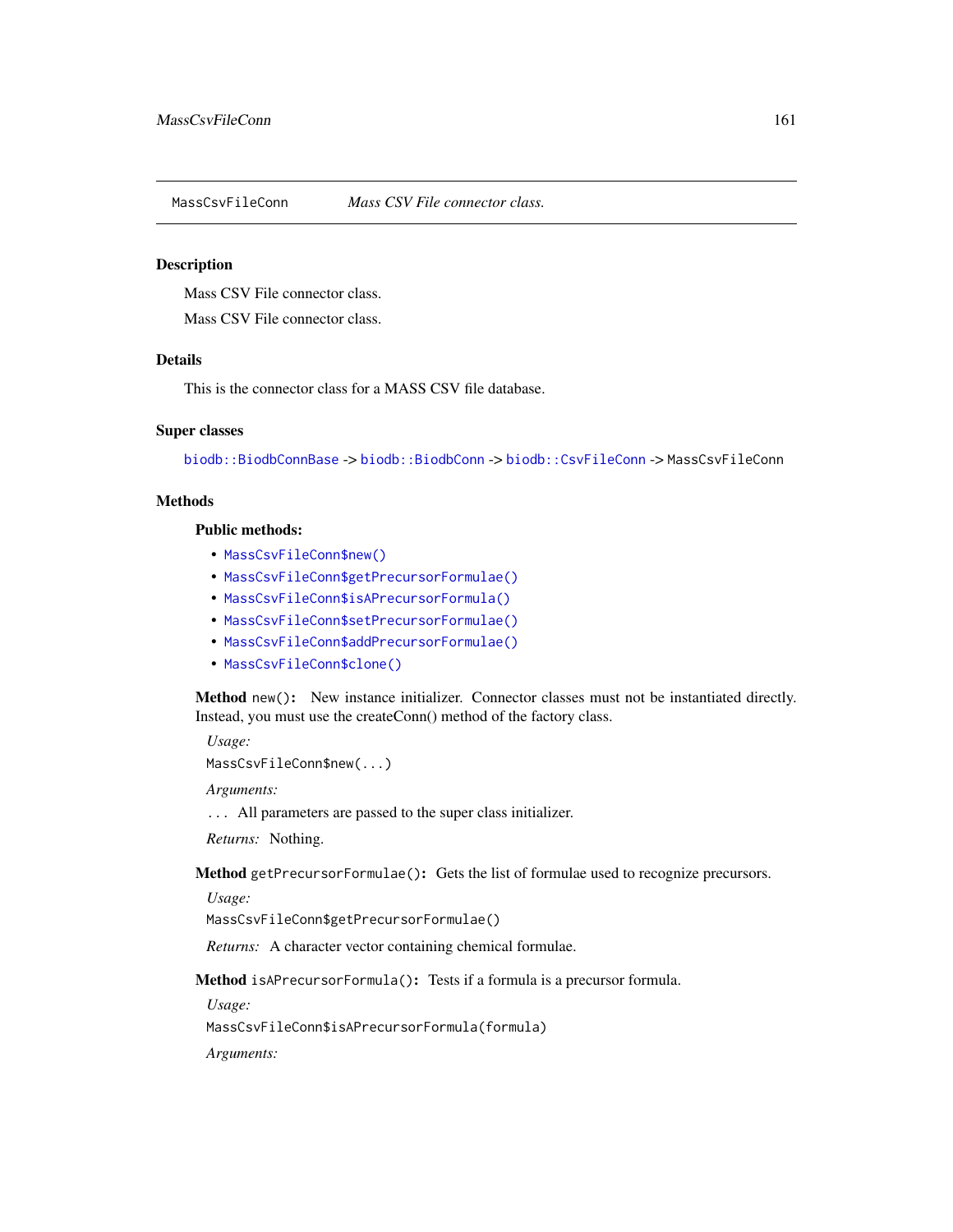## MassCsvFileConn *Mass CSV File connector class.*

### Description

Mass CSV File connector class.

Mass CSV File connector class.

### Details

This is the connector class for a MASS CSV file database.

### Super classes

`biodb::BiodbConnBase` -> `biodb::BiodbConn` -> `biodb::CsvFileConn` -> `MassCsvFileConn`

### Methods

#### Public methods:

- `MassCsvFileConn$new()`
- `MassCsvFileConn$getPrecursorFormulae()`
- `MassCsvFileConn$isAPrecursorFormula()`
- `MassCsvFileConn$setPrecursorFormulae()`
- `MassCsvFileConn$addPrecursorFormulae()`
- `MassCsvFileConn$clone()`

**Method** `new()`: New instance initializer. Connector classes must not be instantiated directly. Instead, you must use the createConn() method of the factory class.

*Usage:*

```
MassCsvFileConn$new(...)
```

*Arguments:*

`...` All parameters are passed to the super class initializer.

*Returns:* Nothing.

**Method** `getPrecursorFormulae()`: Gets the list of formulae used to recognize precursors.

*Usage:*

```
MassCsvFileConn$getPrecursorFormulae()
```

*Returns:* A character vector containing chemical formulae.

**Method** `isAPrecursorFormula()`: Tests if a formula is a precursor formula.

*Usage:*

```
MassCsvFileConn$isAPrecursorFormula(formula)
```

*Arguments:*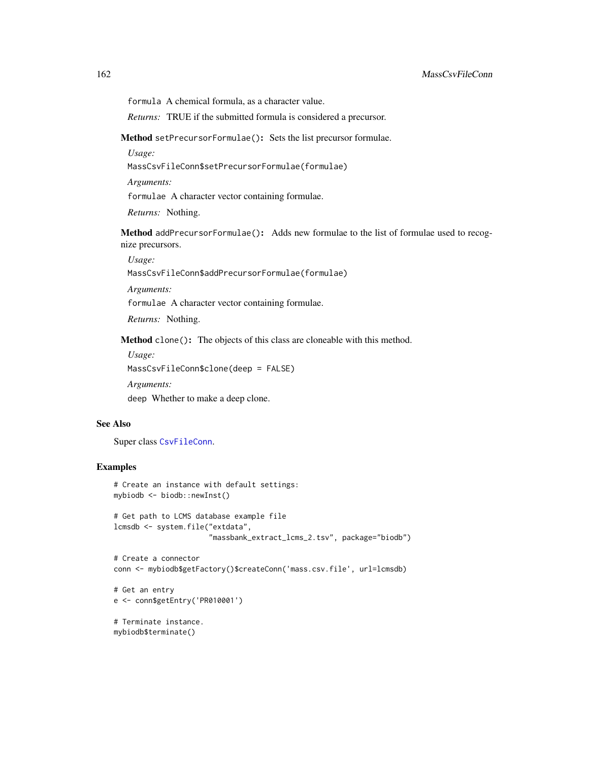`formula` A chemical formula, as a character value.

*Returns:* TRUE if the submitted formula is considered a precursor.

**Method** `setPrecursorFormulae()`**:** Sets the list precursor formulae.

*Usage:*

```
MassCsvFileConn$setPrecursorFormulae(formulae)
```

*Arguments:*

`formulae` A character vector containing formulae.

*Returns:* Nothing.

**Method** `addPrecursorFormulae()`**:** Adds new formulae to the list of formulae used to recognize precursors.

*Usage:*

```
MassCsvFileConn$addPrecursorFormulae(formulae)
```

*Arguments:*

`formulae` A character vector containing formulae.

*Returns:* Nothing.

**Method** `clone()`**:** The objects of this class are cloneable with this method.

*Usage:*

```
MassCsvFileConn$clone(deep = FALSE)
```

*Arguments:*

`deep` Whether to make a deep clone.

## See Also

Super class `CsvFileConn`.

## Examples

```
# Create an instance with default settings:
mybiodb <- biodb::newInst()

# Get path to LCMS database example file
lcmsdb <- system.file("extdata",
                      "massbank_extract_lcms_2.tsv", package="biodb")

# Create a connector
conn <- mybiodb$getFactory()$createConn('mass.csv.file', url=lcmsdb)

# Get an entry
e <- conn$getEntry('PR010001')

# Terminate instance.
mybiodb$terminate()
```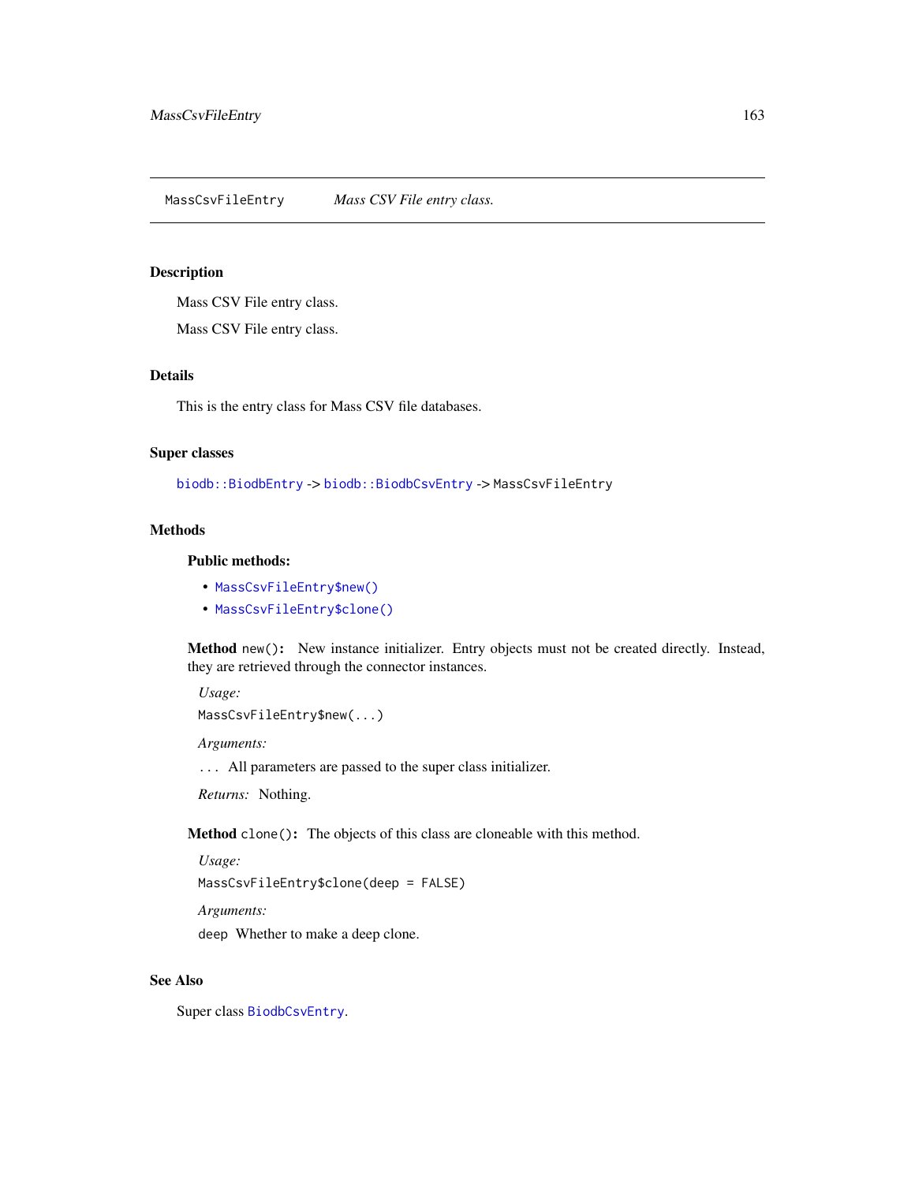# MassCsvFileEntry — *Mass CSV File entry class.*

## Description

Mass CSV File entry class.

Mass CSV File entry class.

## Details

This is the entry class for Mass CSV file databases.

## Super classes

`biodb::BiodbEntry` -> `biodb::BiodbCsvEntry` -> `MassCsvFileEntry`

## Methods

### Public methods:

- `MassCsvFileEntry$new()`
- `MassCsvFileEntry$clone()`

**Method** `new()`**:** New instance initializer. Entry objects must not be created directly. Instead, they are retrieved through the connector instances.

*Usage:*

```
MassCsvFileEntry$new(...)
```

*Arguments:*

`...` All parameters are passed to the super class initializer.

*Returns:* Nothing.

**Method** `clone()`**:** The objects of this class are cloneable with this method.

*Usage:*

```
MassCsvFileEntry$clone(deep = FALSE)
```

*Arguments:*

`deep` Whether to make a deep clone.

## See Also

Super class `BiodbCsvEntry`.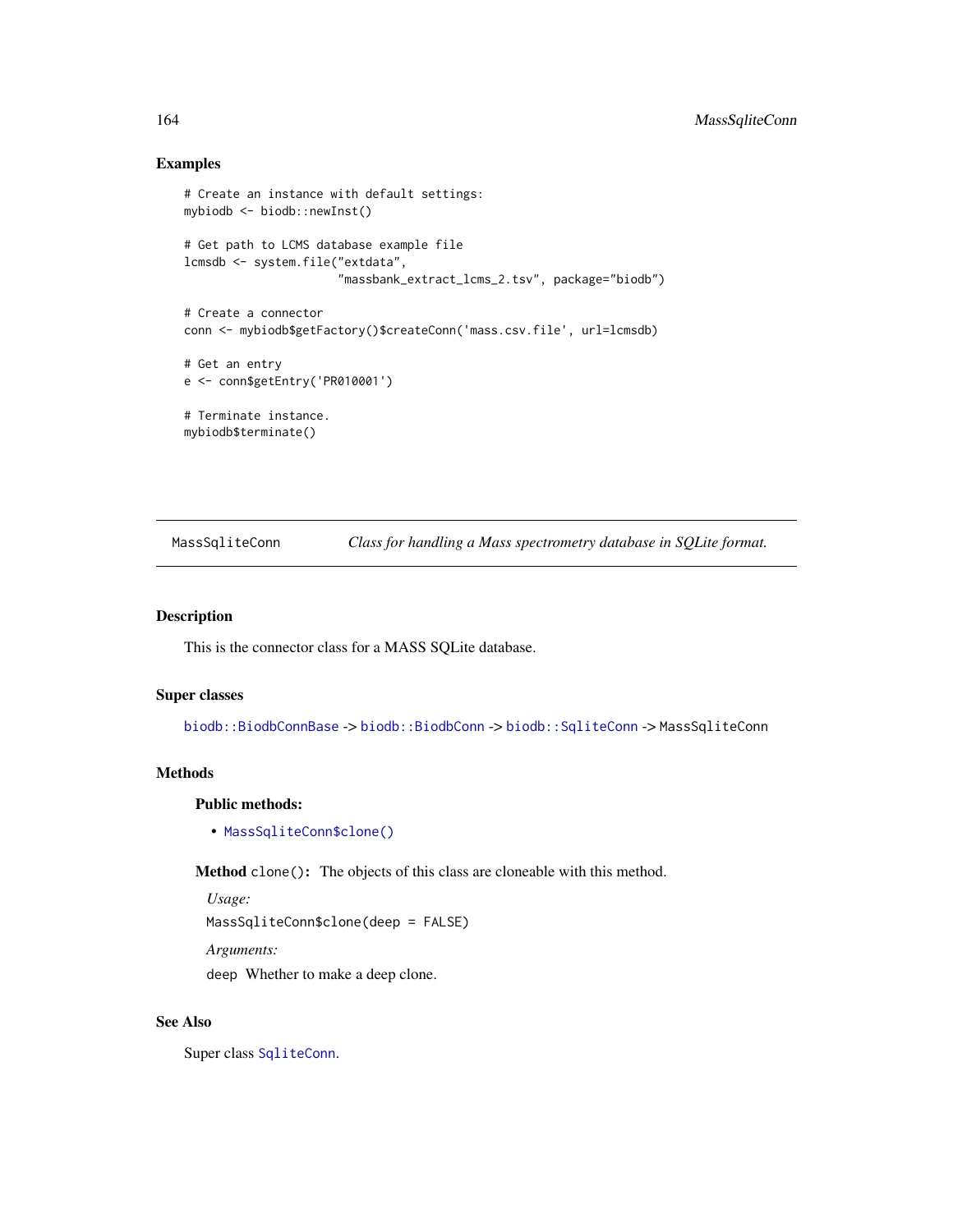## Examples

```
# Create an instance with default settings:
mybiodb <- biodb::newInst()

# Get path to LCMS database example file
lcmsdb <- system.file("extdata",
                      "massbank_extract_lcms_2.tsv", package="biodb")

# Create a connector
conn <- mybiodb$getFactory()$createConn('mass.csv.file', url=lcmsdb)

# Get an entry
e <- conn$getEntry('PR010001')

# Terminate instance.
mybiodb$terminate()
```

---

# MassSqliteConn — *Class for handling a Mass spectrometry database in SQLite format.*

---

## Description

This is the connector class for a MASS SQLite database.

## Super classes

`biodb::BiodbConnBase` -> `biodb::BiodbConn` -> `biodb::SqliteConn` -> `MassSqliteConn`

## Methods

### Public methods:

- `MassSqliteConn$clone()`

**Method** `clone()`: The objects of this class are cloneable with this method.

*Usage:*

`MassSqliteConn$clone(deep = FALSE)`

*Arguments:*

`deep` Whether to make a deep clone.

## See Also

Super class `SqliteConn`.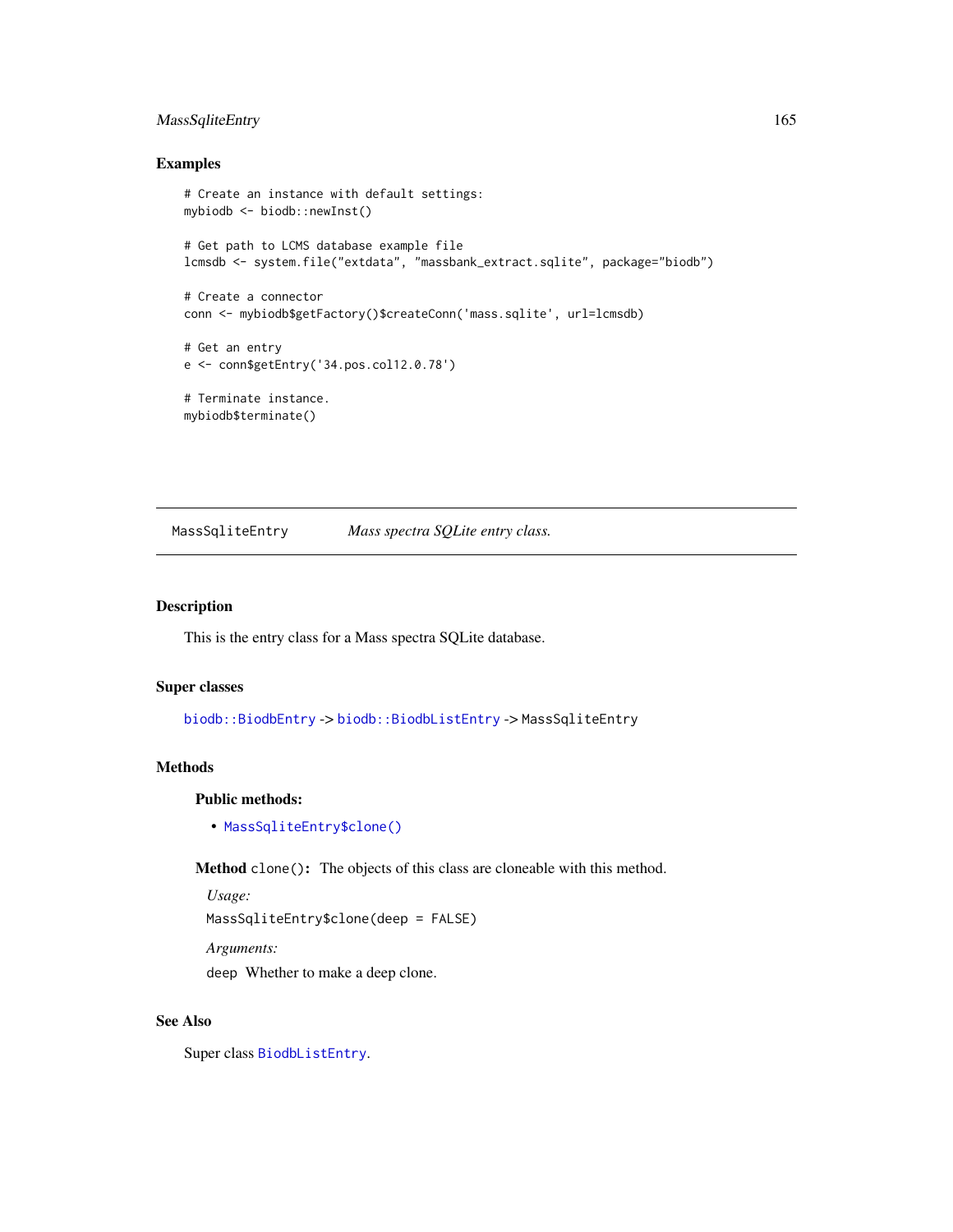### Examples

```
# Create an instance with default settings:
mybiodb <- biodb::newInst()

# Get path to LCMS database example file
lcmsdb <- system.file("extdata", "massbank_extract.sqlite", package="biodb")

# Create a connector
conn <- mybiodb$getFactory()$createConn('mass.sqlite', url=lcmsdb)

# Get an entry
e <- conn$getEntry('34.pos.col12.0.78')

# Terminate instance.
mybiodb$terminate()
```

---

## MassSqliteEntry — *Mass spectra SQLite entry class.*

---

### Description

This is the entry class for a Mass spectra SQLite database.

### Super classes

`biodb::BiodbEntry` -> `biodb::BiodbListEntry` -> `MassSqliteEntry`

### Methods

#### Public methods:

- `MassSqliteEntry$clone()`

**Method** `clone()`**:** The objects of this class are cloneable with this method.

*Usage:*

```
MassSqliteEntry$clone(deep = FALSE)
```

*Arguments:*

`deep` Whether to make a deep clone.

### See Also

Super class `BiodbListEntry`.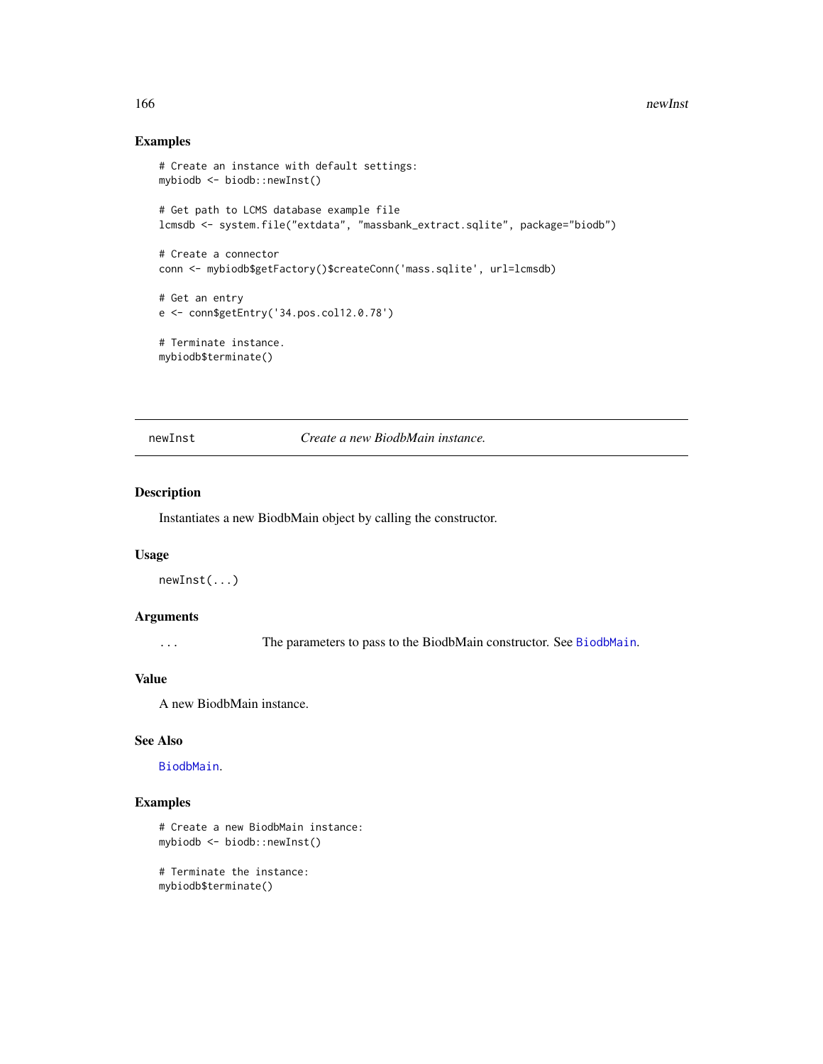## Examples

```
# Create an instance with default settings:
mybiodb <- biodb::newInst()

# Get path to LCMS database example file
lcmsdb <- system.file("extdata", "massbank_extract.sqlite", package="biodb")

# Create a connector
conn <- mybiodb$getFactory()$createConn('mass.sqlite', url=lcmsdb)

# Get an entry
e <- conn$getEntry('34.pos.col12.0.78')

# Terminate instance.
mybiodb$terminate()
```

---

# newInst — *Create a new BiodbMain instance.*

---

## Description

Instantiates a new BiodbMain object by calling the constructor.

## Usage

```
newInst(...)
```

## Arguments

| | |
|---|---|
| `...` | The parameters to pass to the BiodbMain constructor. See `BiodbMain`. |

## Value

A new BiodbMain instance.

## See Also

`BiodbMain`.

## Examples

```
# Create a new BiodbMain instance:
mybiodb <- biodb::newInst()

# Terminate the instance:
mybiodb$terminate()
```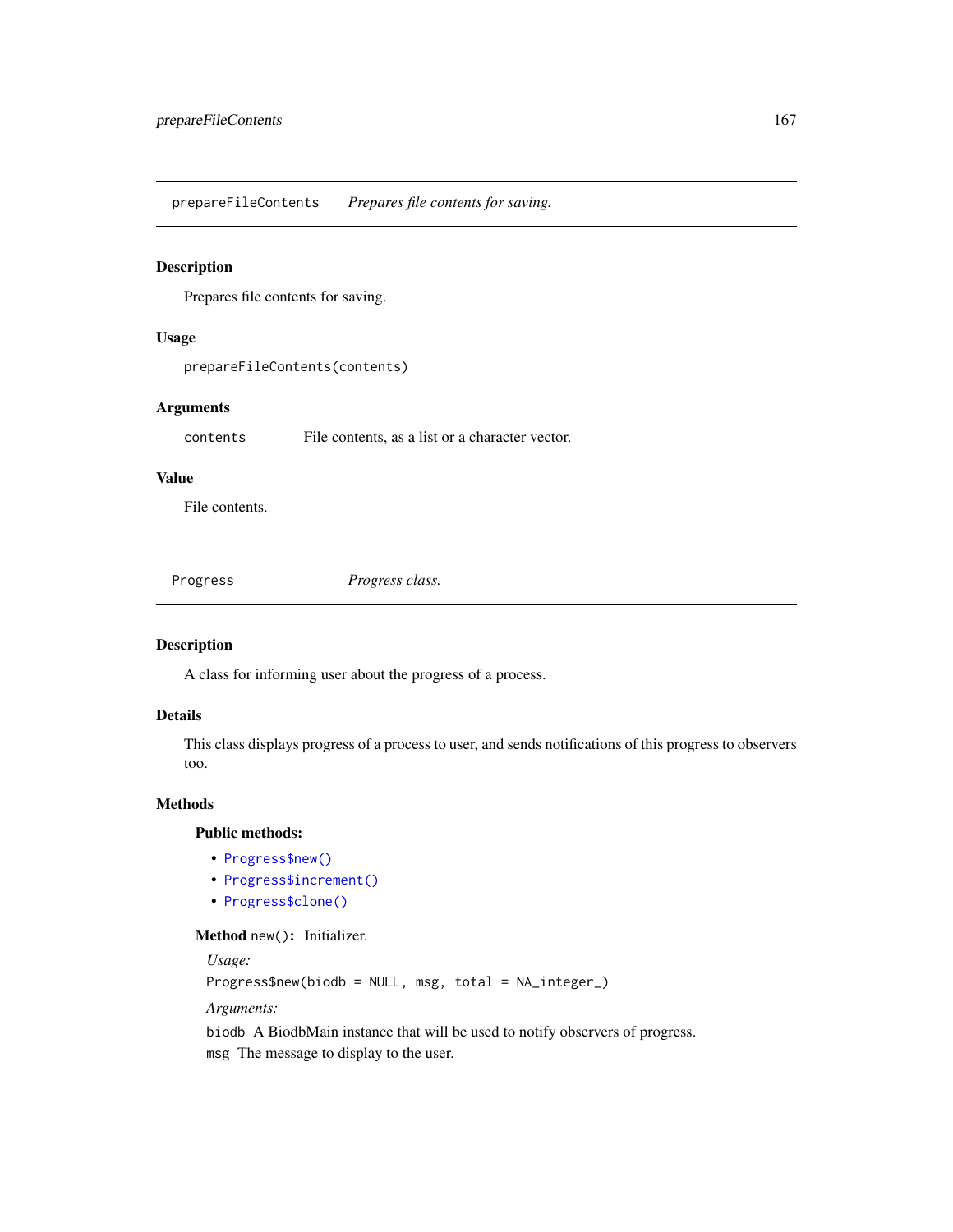## prepareFileContents — *Prepares file contents for saving.*

### Description

Prepares file contents for saving.

### Usage

```
prepareFileContents(contents)
```

### Arguments

| | |
|---|---|
| contents | File contents, as a list or a character vector. |

### Value

File contents.

## Progress — *Progress class.*

### Description

A class for informing user about the progress of a process.

### Details

This class displays progress of a process to user, and sends notifications of this progress to observers too.

### Methods

**Public methods:**

- `Progress$new()`
- `Progress$increment()`
- `Progress$clone()`

**Method** `new()`**:** Initializer.

*Usage:*

```
Progress$new(biodb = NULL, msg, total = NA_integer_)
```

*Arguments:*

`biodb` A BiodbMain instance that will be used to notify observers of progress.

`msg` The message to display to the user.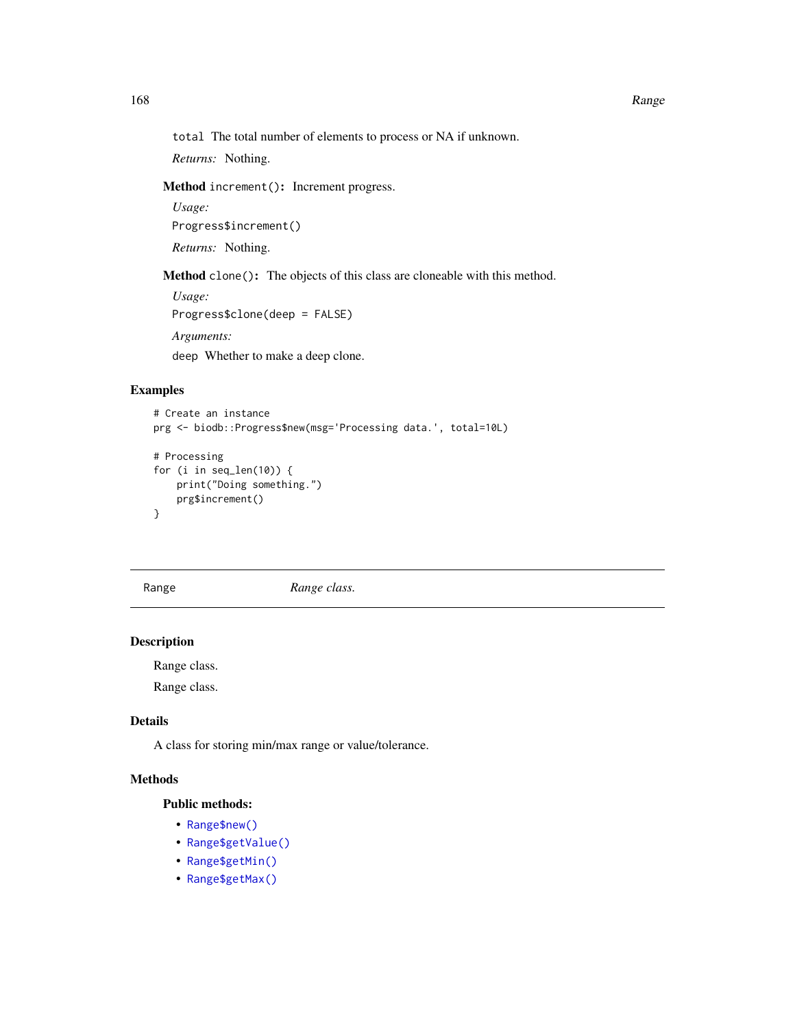total The total number of elements to process or NA if unknown.

*Returns:* Nothing.

**Method** `increment()`**:** Increment progress.

*Usage:*

```
Progress$increment()
```

*Returns:* Nothing.

**Method** `clone()`**:** The objects of this class are cloneable with this method.

*Usage:*

```
Progress$clone(deep = FALSE)
```

*Arguments:*

deep Whether to make a deep clone.

## Examples

```
# Create an instance
prg <- biodb::Progress$new(msg='Processing data.', total=10L)

# Processing
for (i in seq_len(10)) {
    print("Doing something.")
    prg$increment()
}
```

---

Range *Range class.*

---

## Description

Range class.

Range class.

## Details

A class for storing min/max range or value/tolerance.

## Methods

### Public methods:

- `Range$new()`
- `Range$getValue()`
- `Range$getMin()`
- `Range$getMax()`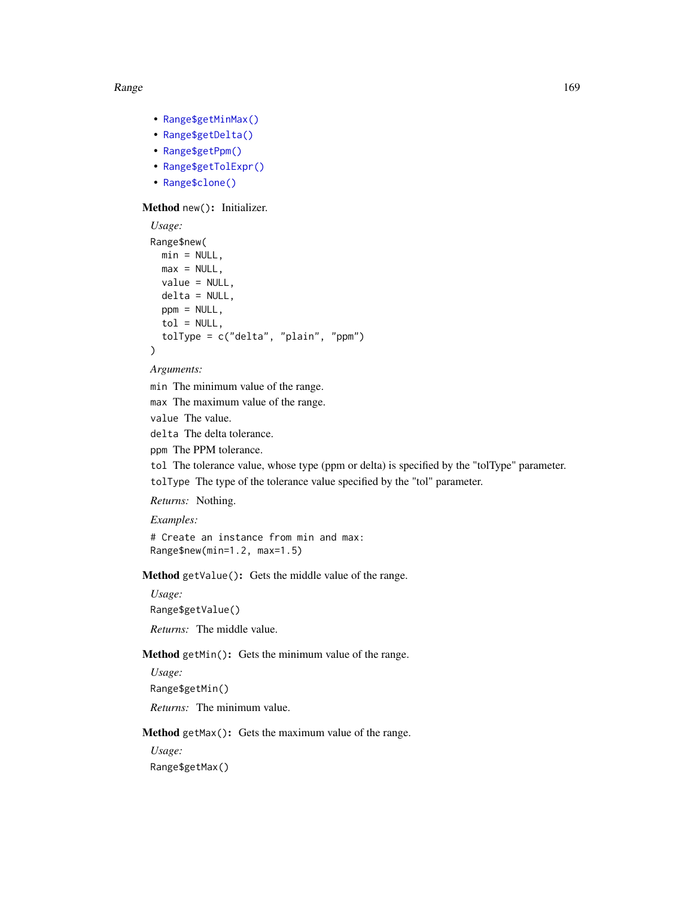- `Range$getMinMax()`
- `Range$getDelta()`
- `Range$getPpm()`
- `Range$getTolExpr()`
- `Range$clone()`

**Method** `new()`**:** Initializer.

*Usage:*

```
Range$new(
  min = NULL,
  max = NULL,
  value = NULL,
  delta = NULL,
  ppm = NULL,
  tol = NULL,
  tolType = c("delta", "plain", "ppm")
)
```

*Arguments:*

`min` The minimum value of the range.

`max` The maximum value of the range.

`value` The value.

`delta` The delta tolerance.

`ppm` The PPM tolerance.

`tol` The tolerance value, whose type (ppm or delta) is specified by the "tolType" parameter.

`tolType` The type of the tolerance value specified by the "tol" parameter.

*Returns:* Nothing.

*Examples:*

```
# Create an instance from min and max:
Range$new(min=1.2, max=1.5)
```

**Method** `getValue()`**:** Gets the middle value of the range.

*Usage:*

```
Range$getValue()
```

*Returns:* The middle value.

**Method** `getMin()`**:** Gets the minimum value of the range.

*Usage:*

```
Range$getMin()
```

*Returns:* The minimum value.

**Method** `getMax()`**:** Gets the maximum value of the range.

*Usage:*

```
Range$getMax()
```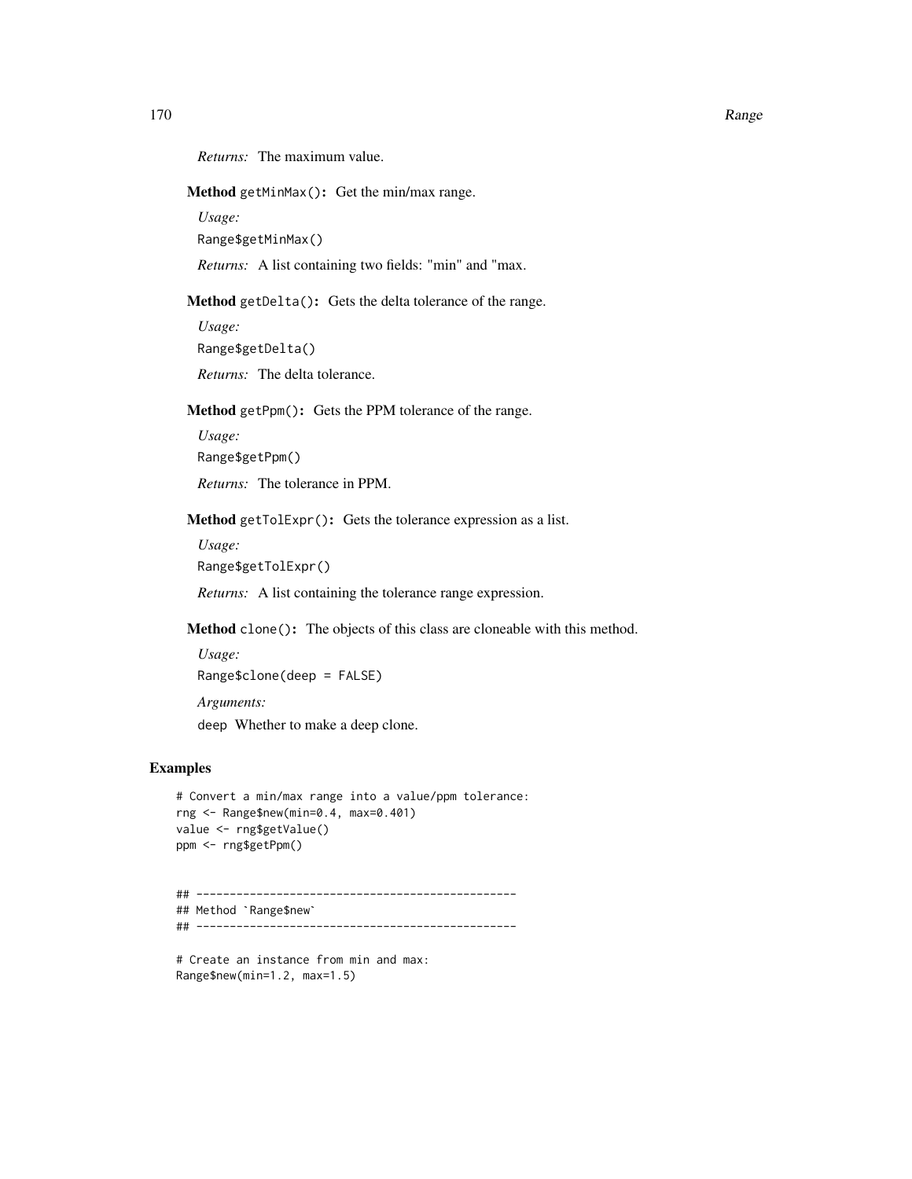*Returns:* The maximum value.

**Method** `getMinMax()`**:** Get the min/max range.

*Usage:*

```
Range$getMinMax()
```

*Returns:* A list containing two fields: "min" and "max.

**Method** `getDelta()`**:** Gets the delta tolerance of the range.

*Usage:*

```
Range$getDelta()
```

*Returns:* The delta tolerance.

**Method** `getPpm()`**:** Gets the PPM tolerance of the range.

*Usage:*

```
Range$getPpm()
```

*Returns:* The tolerance in PPM.

**Method** `getTolExpr()`**:** Gets the tolerance expression as a list.

*Usage:*

```
Range$getTolExpr()
```

*Returns:* A list containing the tolerance range expression.

**Method** `clone()`**:** The objects of this class are cloneable with this method.

*Usage:*

```
Range$clone(deep = FALSE)
```

*Arguments:*

`deep` Whether to make a deep clone.

## Examples

```
# Convert a min/max range into a value/ppm tolerance:
rng <- Range$new(min=0.4, max=0.401)
value <- rng$getValue()
ppm <- rng$getPpm()


## ------------------------------------------------
## Method `Range$new`
## ------------------------------------------------

# Create an instance from min and max:
Range$new(min=1.2, max=1.5)
```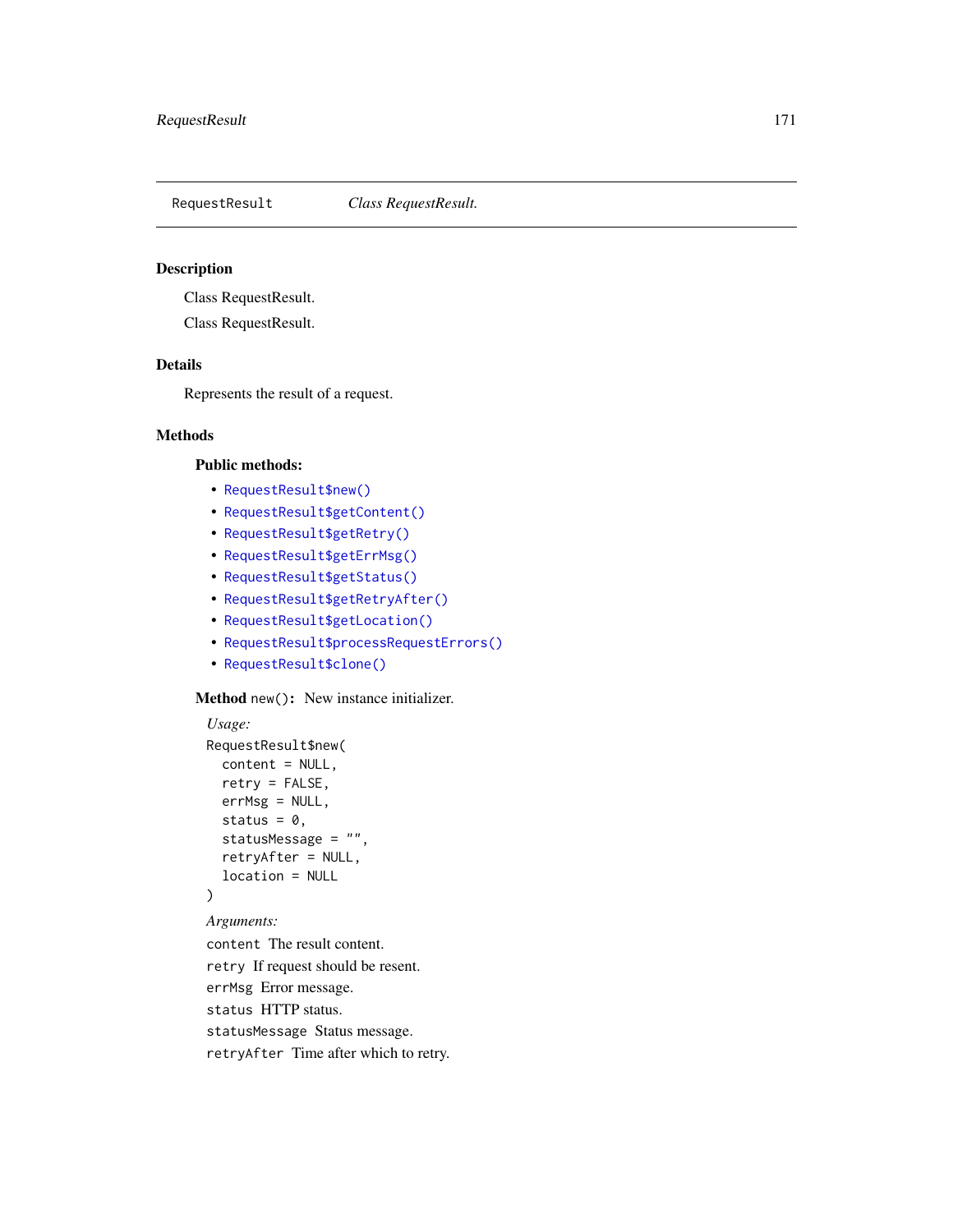RequestResult *Class RequestResult.*

## Description

Class RequestResult.

Class RequestResult.

## Details

Represents the result of a request.

## Methods

### Public methods:

- `RequestResult$new()`
- `RequestResult$getContent()`
- `RequestResult$getRetry()`
- `RequestResult$getErrMsg()`
- `RequestResult$getStatus()`
- `RequestResult$getRetryAfter()`
- `RequestResult$getLocation()`
- `RequestResult$processRequestErrors()`
- `RequestResult$clone()`

**Method** `new()`**:** New instance initializer.

*Usage:*

```
RequestResult$new(
  content = NULL,
  retry = FALSE,
  errMsg = NULL,
  status = 0,
  statusMessage = "",
  retryAfter = NULL,
  location = NULL
)
```

*Arguments:*

`content` The result content.

`retry` If request should be resent.

`errMsg` Error message.

`status` HTTP status.

`statusMessage` Status message.

`retryAfter` Time after which to retry.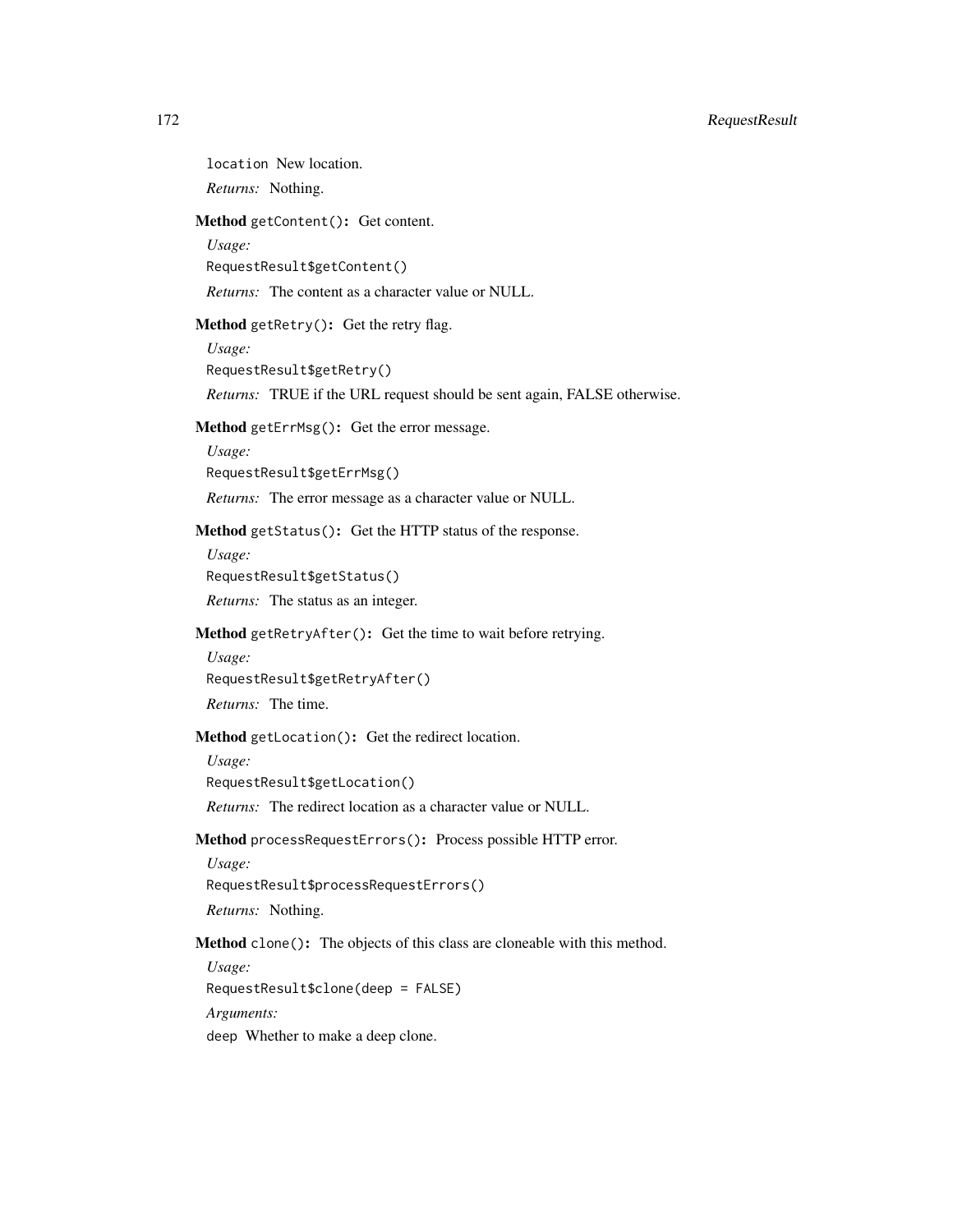`location` New location.

*Returns:* Nothing.

**Method** `getContent()`**:** Get content.

*Usage:*

```
RequestResult$getContent()
```

*Returns:* The content as a character value or NULL.

**Method** `getRetry()`**:** Get the retry flag.

*Usage:*

```
RequestResult$getRetry()
```

*Returns:* TRUE if the URL request should be sent again, FALSE otherwise.

**Method** `getErrMsg()`**:** Get the error message.

*Usage:*

```
RequestResult$getErrMsg()
```

*Returns:* The error message as a character value or NULL.

**Method** `getStatus()`**:** Get the HTTP status of the response.

*Usage:*

```
RequestResult$getStatus()
```

*Returns:* The status as an integer.

**Method** `getRetryAfter()`**:** Get the time to wait before retrying.

*Usage:*

```
RequestResult$getRetryAfter()
```

*Returns:* The time.

**Method** `getLocation()`**:** Get the redirect location.

*Usage:*

```
RequestResult$getLocation()
```

*Returns:* The redirect location as a character value or NULL.

**Method** `processRequestErrors()`**:** Process possible HTTP error.

*Usage:*

```
RequestResult$processRequestErrors()
```

*Returns:* Nothing.

**Method** `clone()`**:** The objects of this class are cloneable with this method.

*Usage:*

```
RequestResult$clone(deep = FALSE)
```

*Arguments:*

`deep` Whether to make a deep clone.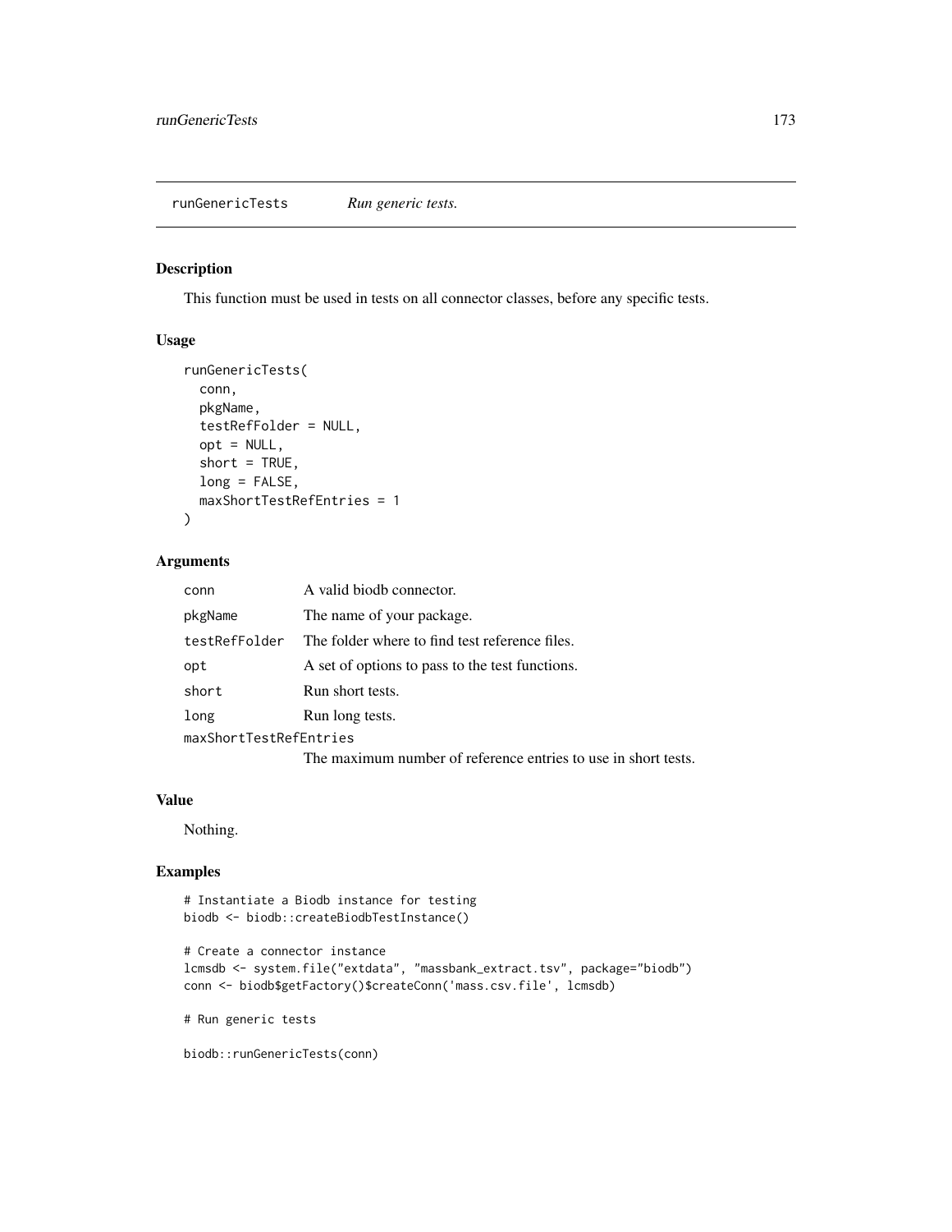## runGenericTests *Run generic tests.*

### Description

This function must be used in tests on all connector classes, before any specific tests.

### Usage

```
runGenericTests(
  conn,
  pkgName,
  testRefFolder = NULL,
  opt = NULL,
  short = TRUE,
  long = FALSE,
  maxShortTestRefEntries = 1
)
```

### Arguments

| | |
|---|---|
| `conn` | A valid biodb connector. |
| `pkgName` | The name of your package. |
| `testRefFolder` | The folder where to find test reference files. |
| `opt` | A set of options to pass to the test functions. |
| `short` | Run short tests. |
| `long` | Run long tests. |
| `maxShortTestRefEntries` | The maximum number of reference entries to use in short tests. |

### Value

Nothing.

### Examples

```
# Instantiate a Biodb instance for testing
biodb <- biodb::createBiodbTestInstance()

# Create a connector instance
lcmsdb <- system.file("extdata", "massbank_extract.tsv", package="biodb")
conn <- biodb$getFactory()$createConn('mass.csv.file', lcmsdb)

# Run generic tests

biodb::runGenericTests(conn)
```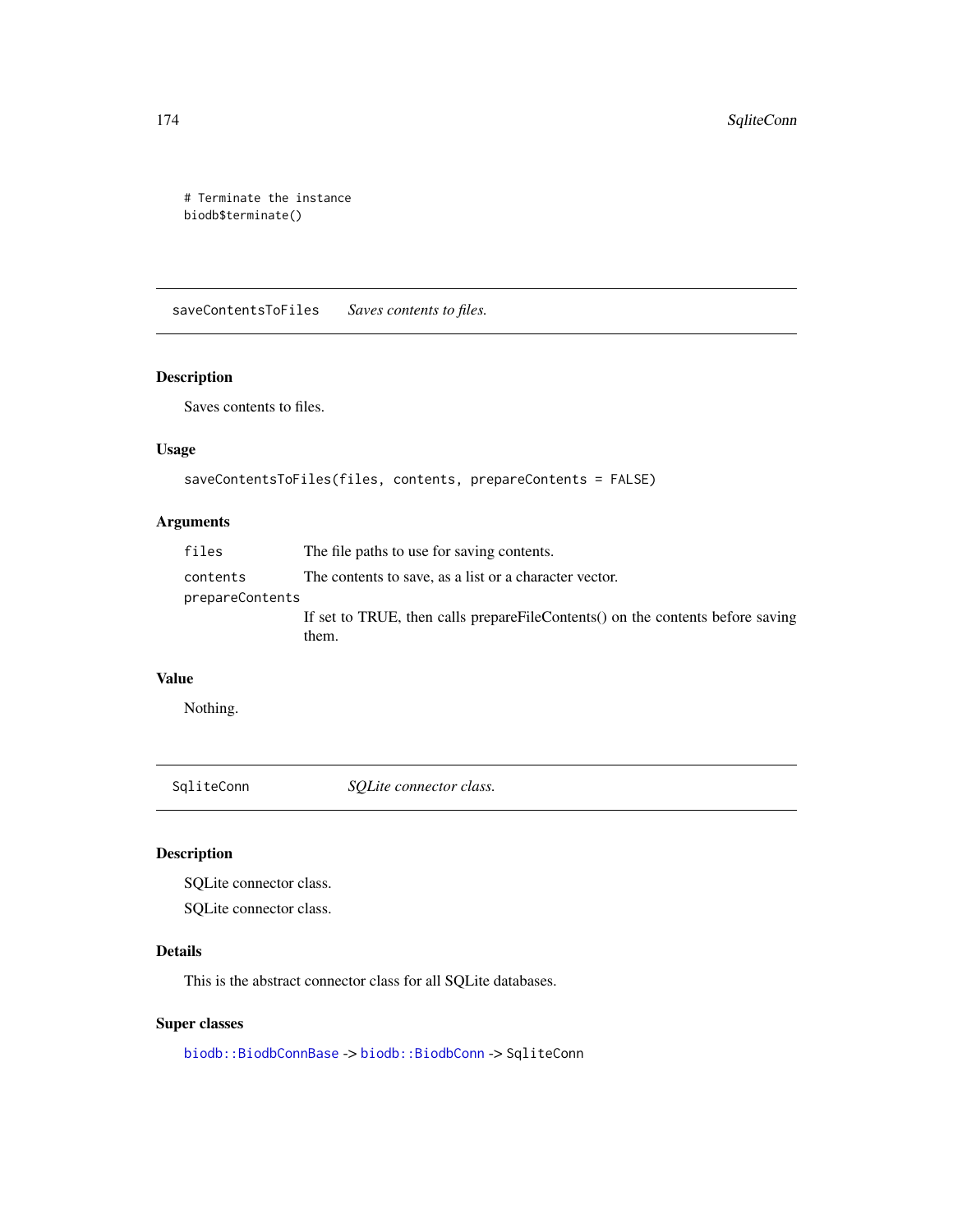```
# Terminate the instance
biodb$terminate()
```

---

## saveContentsToFiles — *Saves contents to files.*

### Description

Saves contents to files.

### Usage

```
saveContentsToFiles(files, contents, prepareContents = FALSE)
```

### Arguments

| | |
|---|---|
| `files` | The file paths to use for saving contents. |
| `contents` | The contents to save, as a list or a character vector. |
| `prepareContents` | If set to TRUE, then calls prepareFileContents() on the contents before saving them. |

### Value

Nothing.

---

## SqliteConn — *SQLite connector class.*

### Description

SQLite connector class.

SQLite connector class.

### Details

This is the abstract connector class for all SQLite databases.

### Super classes

`biodb::BiodbConnBase` -> `biodb::BiodbConn` -> `SqliteConn`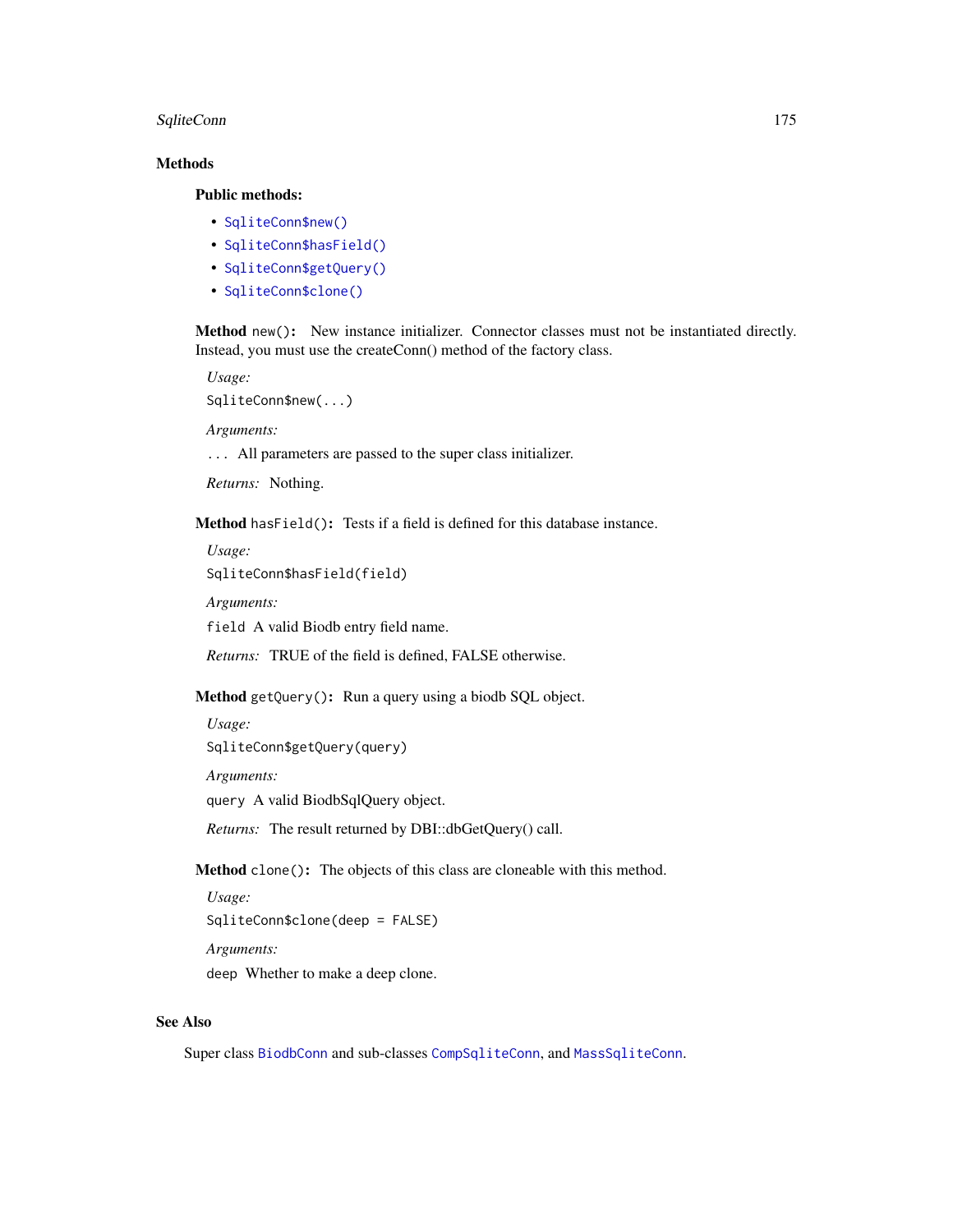## Methods

### Public methods:

- `SqliteConn$new()`
- `SqliteConn$hasField()`
- `SqliteConn$getQuery()`
- `SqliteConn$clone()`

**Method** `new()`**:** New instance initializer. Connector classes must not be instantiated directly. Instead, you must use the createConn() method of the factory class.

*Usage:*

```
SqliteConn$new(...)
```

*Arguments:*

`...` All parameters are passed to the super class initializer.

*Returns:* Nothing.

**Method** `hasField()`**:** Tests if a field is defined for this database instance.

*Usage:*

```
SqliteConn$hasField(field)
```

*Arguments:*

`field` A valid Biodb entry field name.

*Returns:* TRUE of the field is defined, FALSE otherwise.

**Method** `getQuery()`**:** Run a query using a biodb SQL object.

*Usage:*

```
SqliteConn$getQuery(query)
```

*Arguments:*

`query` A valid BiodbSqlQuery object.

*Returns:* The result returned by DBI::dbGetQuery() call.

**Method** `clone()`**:** The objects of this class are cloneable with this method.

*Usage:*

```
SqliteConn$clone(deep = FALSE)
```

*Arguments:*

`deep` Whether to make a deep clone.

## See Also

Super class `BiodbConn` and sub-classes `CompSqliteConn`, and `MassSqliteConn`.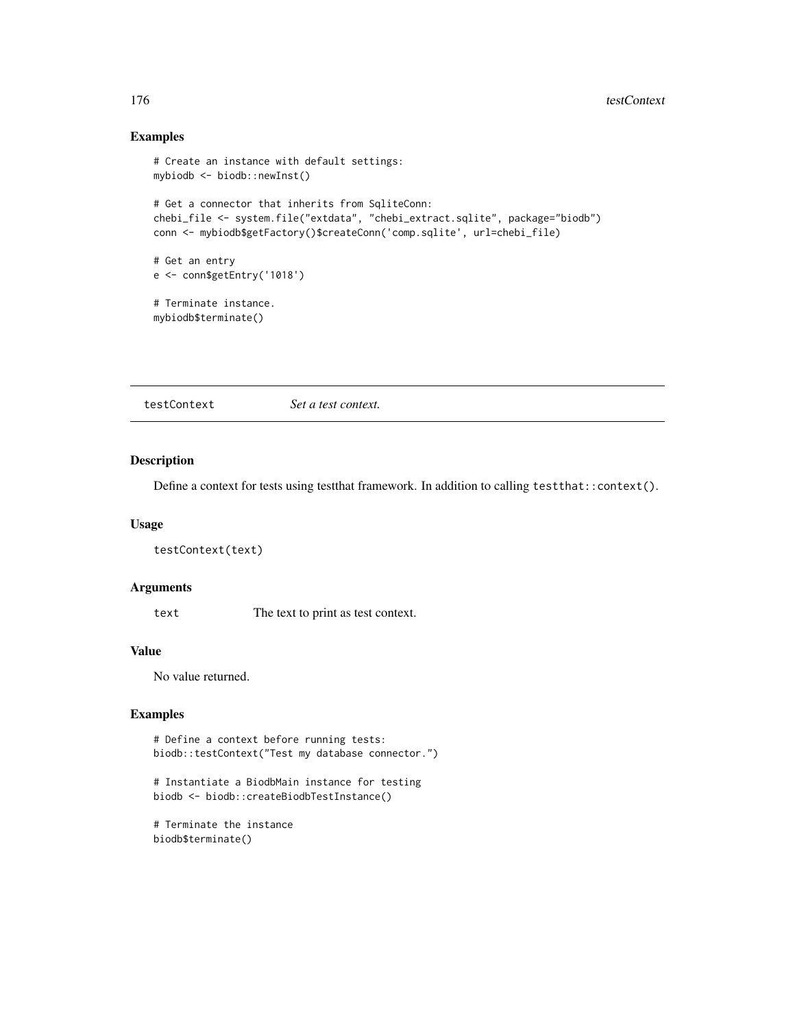## Examples

```
# Create an instance with default settings:
mybiodb <- biodb::newInst()

# Get a connector that inherits from SqliteConn:
chebi_file <- system.file("extdata", "chebi_extract.sqlite", package="biodb")
conn <- mybiodb$getFactory()$createConn('comp.sqlite', url=chebi_file)

# Get an entry
e <- conn$getEntry('1018')

# Terminate instance.
mybiodb$terminate()
```

---

# testContext *Set a test context.*

---

## Description

Define a context for tests using testthat framework. In addition to calling `testthat::context()`.

## Usage

```
testContext(text)
```

## Arguments

| | |
|---|---|
| `text` | The text to print as test context. |

## Value

No value returned.

## Examples

```
# Define a context before running tests:
biodb::testContext("Test my database connector.")

# Instantiate a BiodbMain instance for testing
biodb <- biodb::createBiodbTestInstance()

# Terminate the instance
biodb$terminate()
```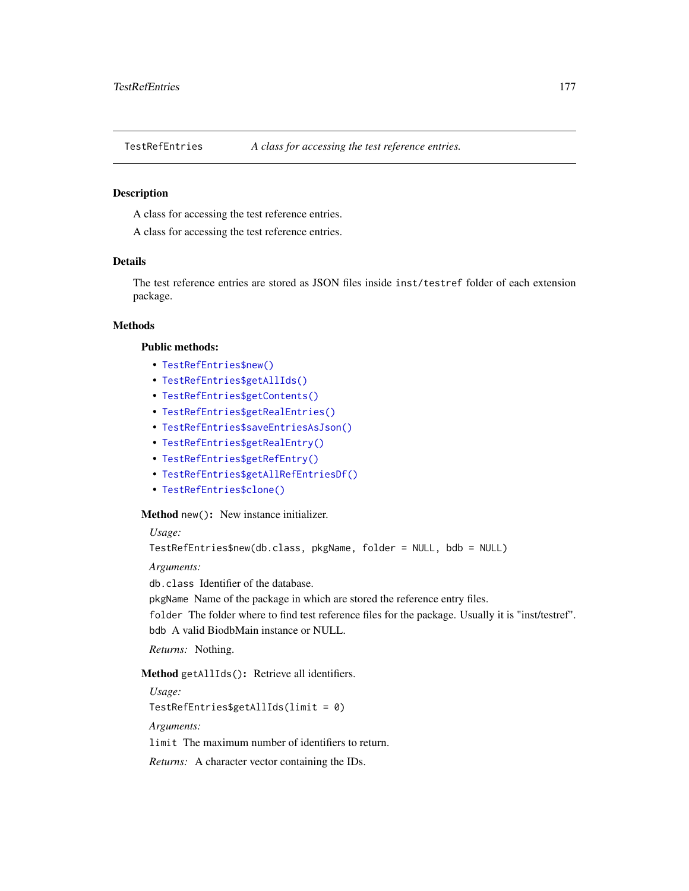## TestRefEntries — *A class for accessing the test reference entries.*

### Description

A class for accessing the test reference entries.

A class for accessing the test reference entries.

### Details

The test reference entries are stored as JSON files inside `inst/testref` folder of each extension package.

### Methods

**Public methods:**

- `TestRefEntries$new()`
- `TestRefEntries$getAllIds()`
- `TestRefEntries$getContents()`
- `TestRefEntries$getRealEntries()`
- `TestRefEntries$saveEntriesAsJson()`
- `TestRefEntries$getRealEntry()`
- `TestRefEntries$getRefEntry()`
- `TestRefEntries$getAllRefEntriesDf()`
- `TestRefEntries$clone()`

**Method** `new()`**:** New instance initializer.

*Usage:*

```
TestRefEntries$new(db.class, pkgName, folder = NULL, bdb = NULL)
```

*Arguments:*

`db.class` Identifier of the database.

`pkgName` Name of the package in which are stored the reference entry files.

`folder` The folder where to find test reference files for the package. Usually it is "inst/testref".

`bdb` A valid BiodbMain instance or NULL.

*Returns:* Nothing.

**Method** `getAllIds()`**:** Retrieve all identifiers.

*Usage:*

```
TestRefEntries$getAllIds(limit = 0)
```

*Arguments:*

`limit` The maximum number of identifiers to return.

*Returns:* A character vector containing the IDs.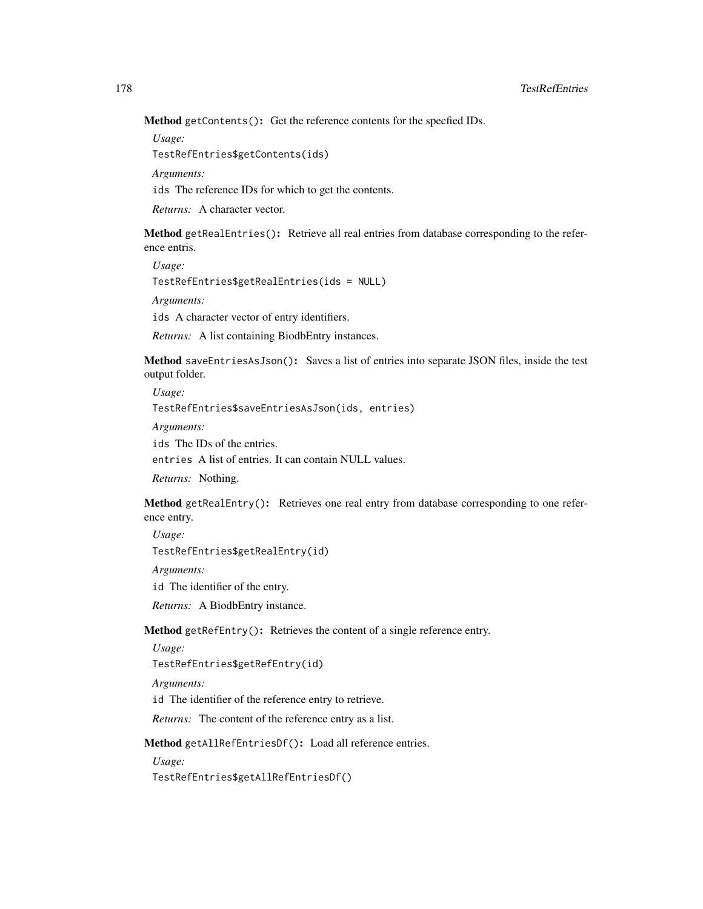**Method** `getContents()`**:** Get the reference contents for the specfied IDs.

*Usage:*

```
TestRefEntries$getContents(ids)
```

*Arguments:*

`ids` The reference IDs for which to get the contents.

*Returns:* A character vector.

**Method** `getRealEntries()`**:** Retrieve all real entries from database corresponding to the reference entris.

*Usage:*

```
TestRefEntries$getRealEntries(ids = NULL)
```

*Arguments:*

`ids` A character vector of entry identifiers.

*Returns:* A list containing BiodbEntry instances.

**Method** `saveEntriesAsJson()`**:** Saves a list of entries into separate JSON files, inside the test output folder.

*Usage:*

```
TestRefEntries$saveEntriesAsJson(ids, entries)
```

*Arguments:*

`ids` The IDs of the entries.

`entries` A list of entries. It can contain NULL values.

*Returns:* Nothing.

**Method** `getRealEntry()`**:** Retrieves one real entry from database corresponding to one reference entry.

*Usage:*

```
TestRefEntries$getRealEntry(id)
```

*Arguments:*

`id` The identifier of the entry.

*Returns:* A BiodbEntry instance.

**Method** `getRefEntry()`**:** Retrieves the content of a single reference entry.

*Usage:*

```
TestRefEntries$getRefEntry(id)
```

*Arguments:*

`id` The identifier of the reference entry to retrieve.

*Returns:* The content of the reference entry as a list.

**Method** `getAllRefEntriesDf()`**:** Load all reference entries.

*Usage:*

```
TestRefEntries$getAllRefEntriesDf()
```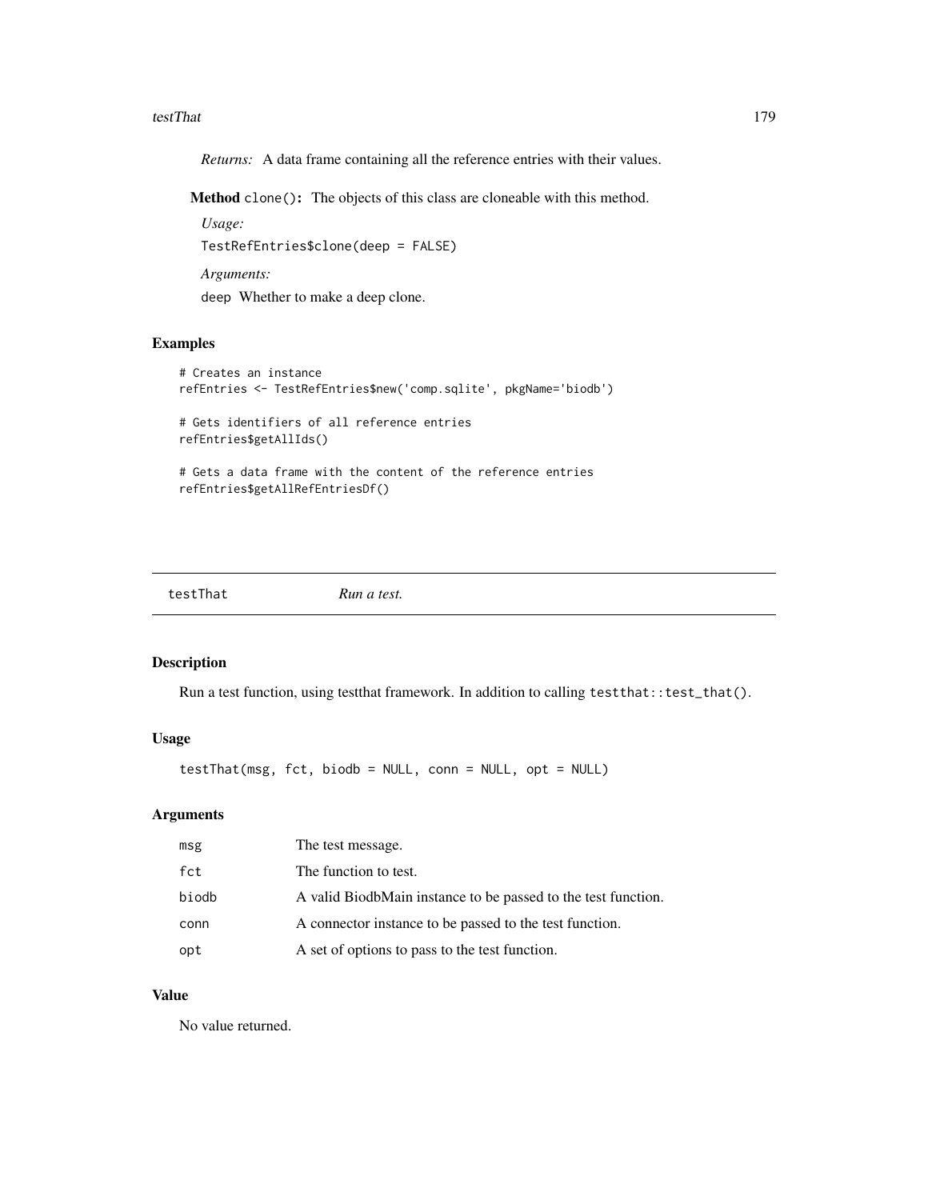*Returns:* A data frame containing all the reference entries with their values.

**Method** `clone()`: The objects of this class are cloneable with this method.

*Usage:*

```
TestRefEntries$clone(deep = FALSE)
```

*Arguments:*

`deep` Whether to make a deep clone.

## Examples

```
# Creates an instance
refEntries <- TestRefEntries$new('comp.sqlite', pkgName='biodb')

# Gets identifiers of all reference entries
refEntries$getAllIds()

# Gets a data frame with the content of the reference entries
refEntries$getAllRefEntriesDf()
```

---

# testThat *Run a test.*

---

## Description

Run a test function, using testthat framework. In addition to calling `testthat::test_that()`.

## Usage

```
testThat(msg, fct, biodb = NULL, conn = NULL, opt = NULL)
```

## Arguments

| | |
|---|---|
| msg | The test message. |
| fct | The function to test. |
| biodb | A valid BiodbMain instance to be passed to the test function. |
| conn | A connector instance to be passed to the test function. |
| opt | A set of options to pass to the test function. |

## Value

No value returned.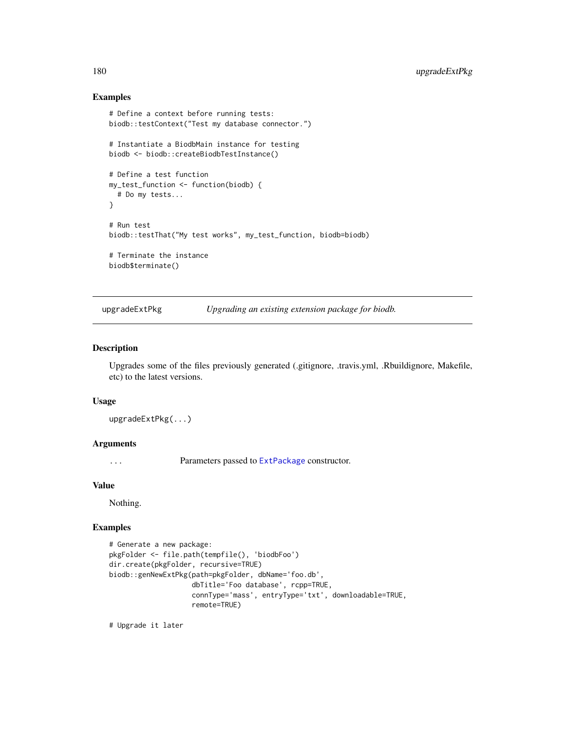### Examples

```
# Define a context before running tests:
biodb::testContext("Test my database connector.")

# Instantiate a BiodbMain instance for testing
biodb <- biodb::createBiodbTestInstance()

# Define a test function
my_test_function <- function(biodb) {
  # Do my tests...
}

# Run test
biodb::testThat("My test works", my_test_function, biodb=biodb)

# Terminate the instance
biodb$terminate()
```

---

## upgradeExtPkg *Upgrading an existing extension package for biodb.*

---

### Description

Upgrades some of the files previously generated (.gitignore, .travis.yml, .Rbuildignore, Makefile, etc) to the latest versions.

### Usage

```
upgradeExtPkg(...)
```

### Arguments

| | |
|---|---|
| ... | Parameters passed to `ExtPackage` constructor. |

### Value

Nothing.

### Examples

```
# Generate a new package:
pkgFolder <- file.path(tempfile(), 'biodbFoo')
dir.create(pkgFolder, recursive=TRUE)
biodb::genNewExtPkg(path=pkgFolder, dbName='foo.db',
                    dbTitle='Foo database', rcpp=TRUE,
                    connType='mass', entryType='txt', downloadable=TRUE,
                    remote=TRUE)

# Upgrade it later
```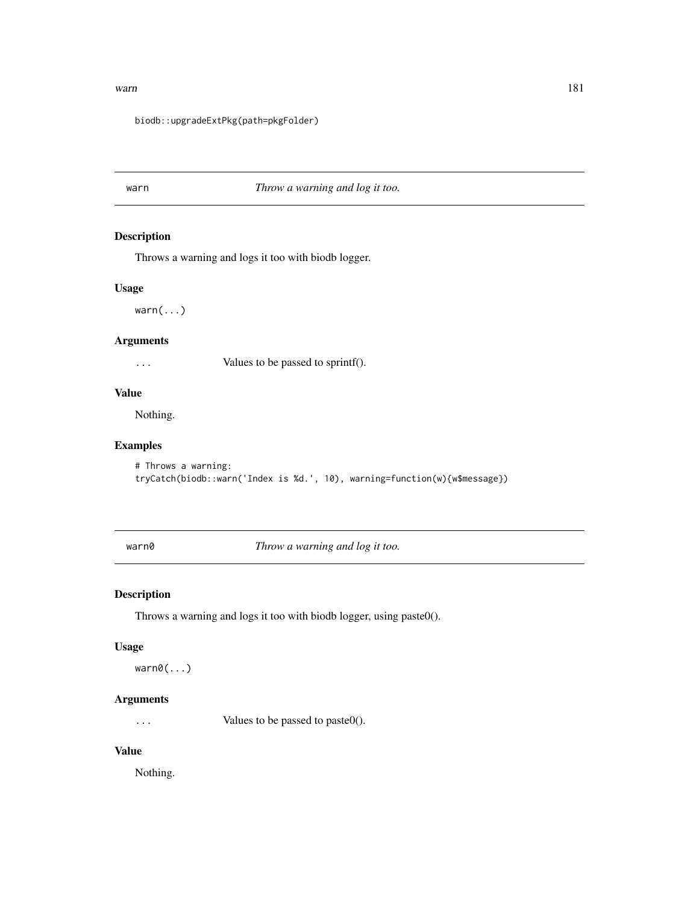```
biodb::upgradeExtPkg(path=pkgFolder)
```

## warn — *Throw a warning and log it too.*

### Description

Throws a warning and logs it too with biodb logger.

### Usage

```
warn(...)
```

### Arguments

... Values to be passed to sprintf().

### Value

Nothing.

### Examples

```
# Throws a warning:
tryCatch(biodb::warn('Index is %d.', 10), warning=function(w){w$message})
```

## warn0 — *Throw a warning and log it too.*

### Description

Throws a warning and logs it too with biodb logger, using paste0().

### Usage

```
warn0(...)
```

### Arguments

... Values to be passed to paste0().

### Value

Nothing.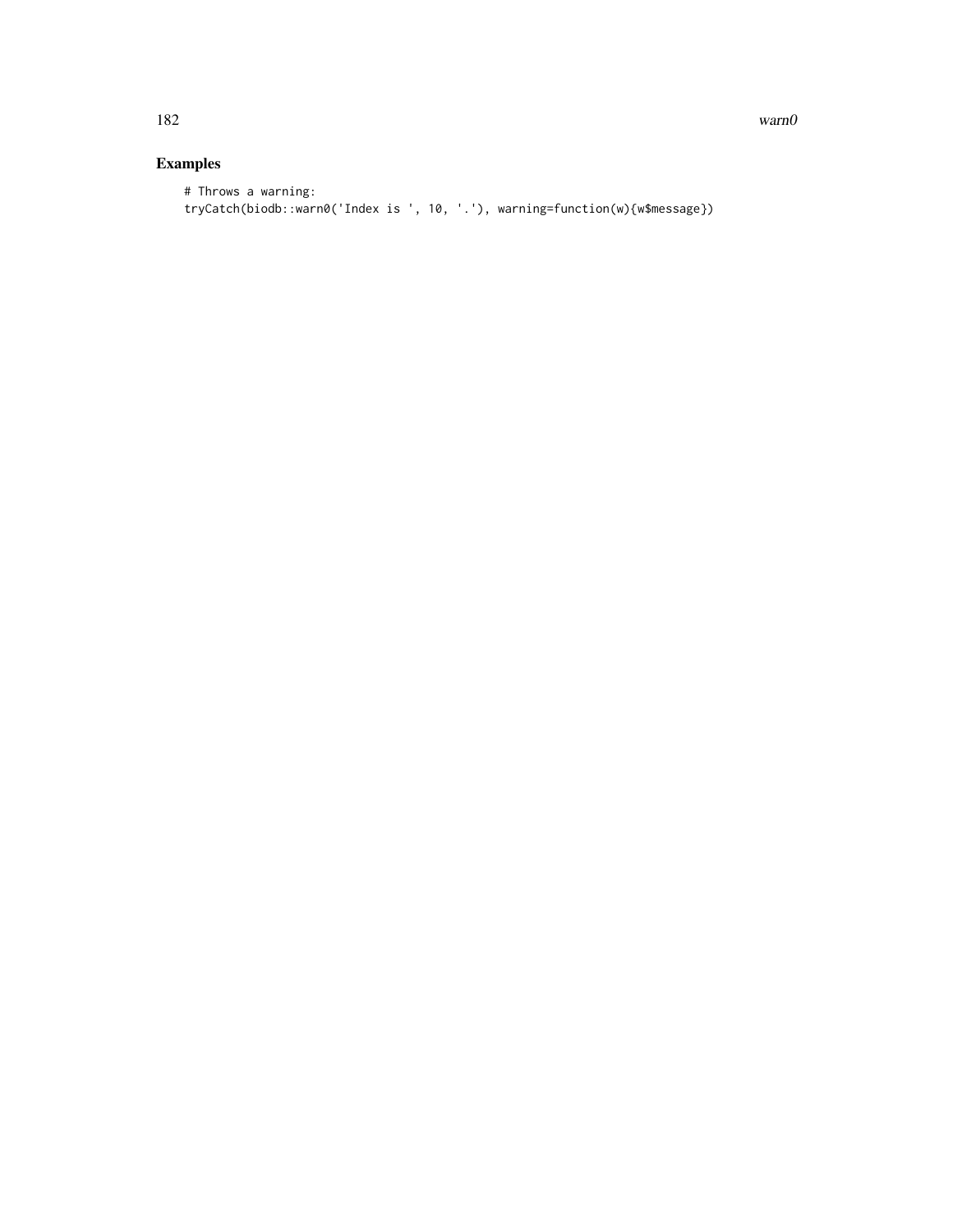## Examples

```
# Throws a warning:
tryCatch(biodb::warn0('Index is ', 10, '.'), warning=function(w){w$message})
```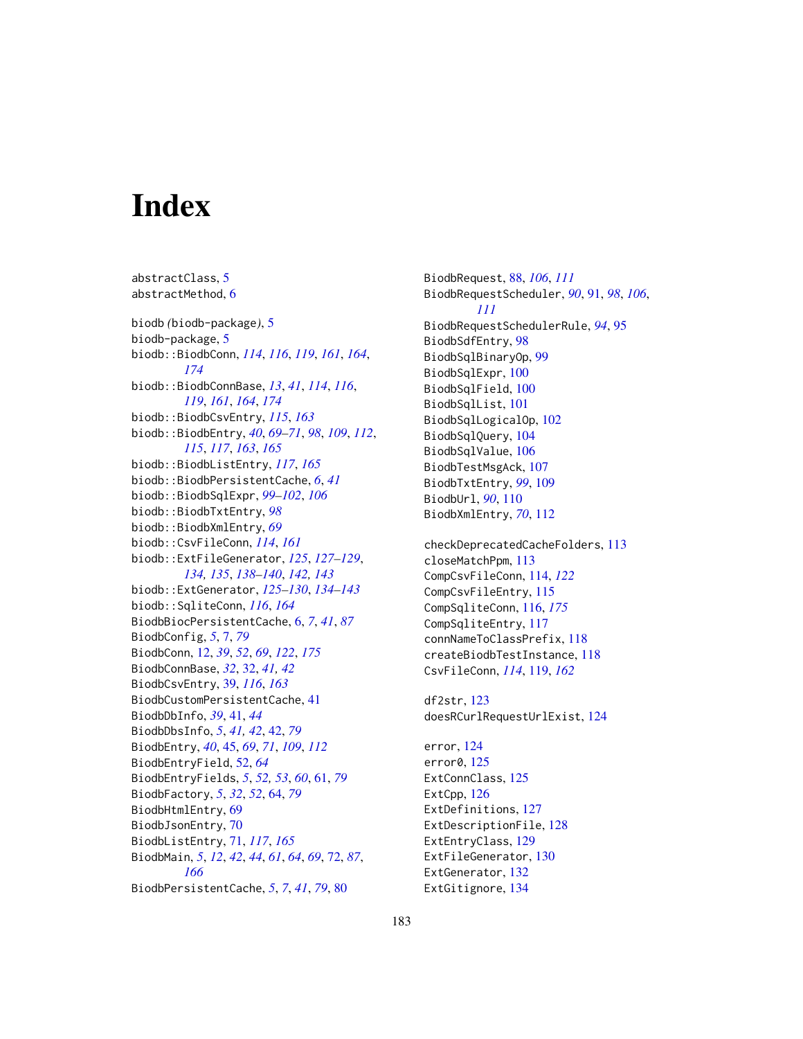# Index

abstractClass, 5
abstractMethod, 6

biodb *(*biodb-package*)*, 5
biodb-package, 5
biodb::BiodbConn, *114*, *116*, *119*, *161*, *164*, *174*
biodb::BiodbConnBase, *13*, *41*, *114*, *116*, *119*, *161*, *164*, *174*
biodb::BiodbCsvEntry, *115*, *163*
biodb::BiodbEntry, *40*, *69–71*, *98*, *109*, *112*, *115*, *117*, *163*, *165*
biodb::BiodbListEntry, *117*, *165*
biodb::BiodbPersistentCache, *6*, *41*
biodb::BiodbSqlExpr, *99–102*, *106*
biodb::BiodbTxtEntry, *98*
biodb::BiodbXmlEntry, *69*
biodb::CsvFileConn, *114*, *161*
biodb::ExtFileGenerator, *125*, *127–129*, *134, 135*, *138–140*, *142, 143*
biodb::ExtGenerator, *125–130*, *134–143*
biodb::SqliteConn, *116*, *164*
BiodbBiocPersistentCache, 6, *7*, *41*, *87*
BiodbConfig, *5*, 7, *79*
BiodbConn, 12, *39*, *52*, *69*, *122*, *175*
BiodbConnBase, *32*, 32, *41, 42*
BiodbCsvEntry, 39, *116*, *163*
BiodbCustomPersistentCache, 41
BiodbDbInfo, *39*, 41, *44*
BiodbDbsInfo, *5*, *41, 42*, 42, *79*
BiodbEntry, *40*, 45, *69*, *71*, *109*, *112*
BiodbEntryField, 52, *64*
BiodbEntryFields, *5*, *52, 53*, *60*, 61, *79*
BiodbFactory, *5*, *32*, *52*, 64, *79*
BiodbHtmlEntry, 69
BiodbJsonEntry, 70
BiodbListEntry, 71, *117*, *165*
BiodbMain, *5*, *12*, *42*, *44*, *61*, *64*, *69*, 72, *87*, *166*
BiodbPersistentCache, *5*, *7*, *41*, *79*, 80
BiodbRequest, 88, *106*, *111*
BiodbRequestScheduler, *90*, 91, *98*, *106*, *111*
BiodbRequestSchedulerRule, *94*, 95
BiodbSdfEntry, 98
BiodbSqlBinaryOp, 99
BiodbSqlExpr, 100
BiodbSqlField, 100
BiodbSqlList, 101
BiodbSqlLogicalOp, 102
BiodbSqlQuery, 104
BiodbSqlValue, 106
BiodbTestMsgAck, 107
BiodbTxtEntry, *99*, 109
BiodbUrl, *90*, 110
BiodbXmlEntry, *70*, 112

checkDeprecatedCacheFolders, 113
closeMatchPpm, 113
CompCsvFileConn, 114, *122*
CompCsvFileEntry, 115
CompSqliteConn, 116, *175*
CompSqliteEntry, 117
connNameToClassPrefix, 118
createBiodbTestInstance, 118
CsvFileConn, *114*, 119, *162*

df2str, 123
doesRCurlRequestUrlExist, 124

error, 124
error0, 125
ExtConnClass, 125
ExtCpp, 126
ExtDefinitions, 127
ExtDescriptionFile, 128
ExtEntryClass, 129
ExtFileGenerator, 130
ExtGenerator, 132
ExtGitignore, 134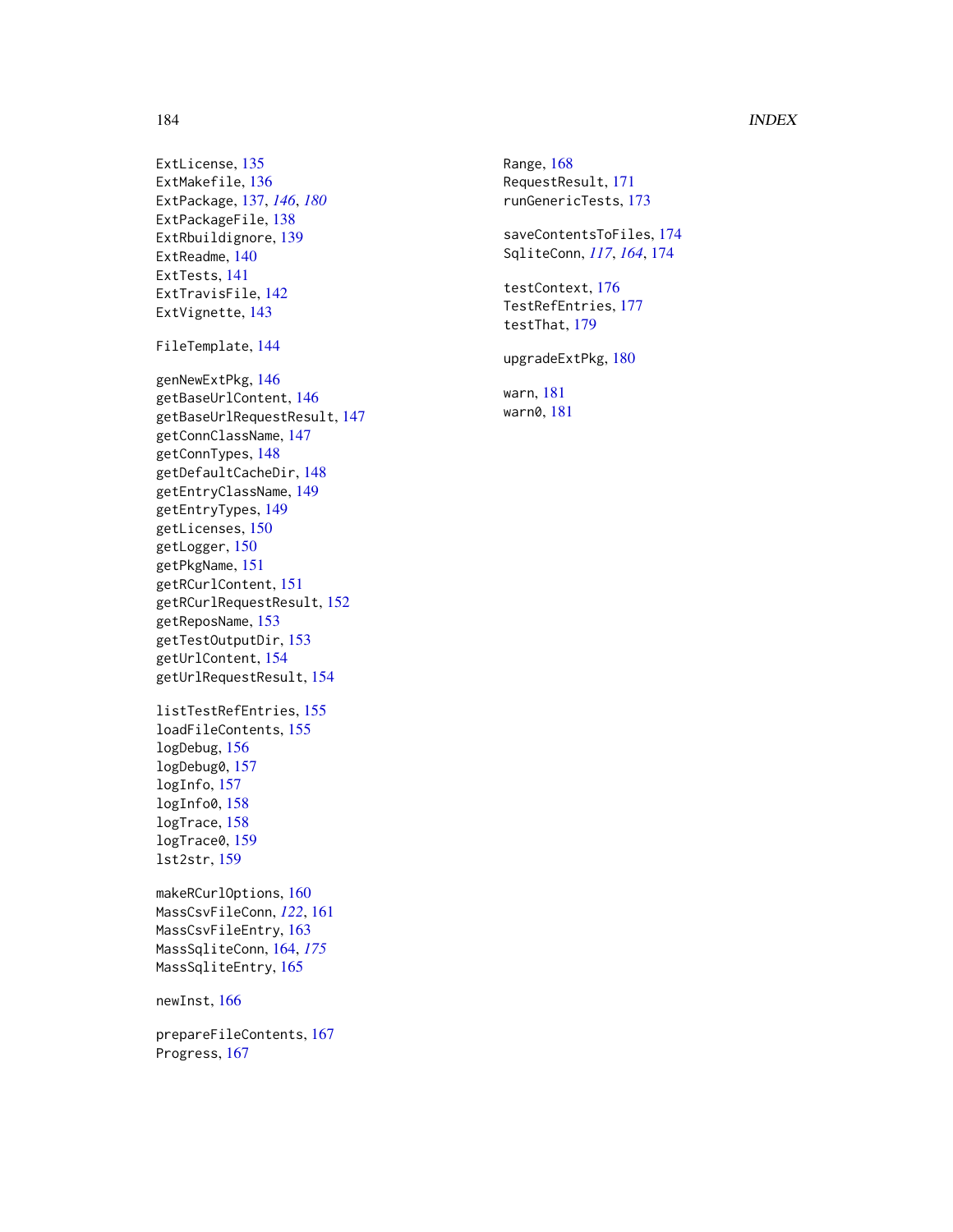ExtLicense, 135
ExtMakefile, 136
ExtPackage, 137, *146*, *180*
ExtPackageFile, 138
ExtRbuildignore, 139
ExtReadme, 140
ExtTests, 141
ExtTravisFile, 142
ExtVignette, 143

FileTemplate, 144

genNewExtPkg, 146
getBaseUrlContent, 146
getBaseUrlRequestResult, 147
getConnClassName, 147
getConnTypes, 148
getDefaultCacheDir, 148
getEntryClassName, 149
getEntryTypes, 149
getLicenses, 150
getLogger, 150
getPkgName, 151
getRCurlContent, 151
getRCurlRequestResult, 152
getReposName, 153
getTestOutputDir, 153
getUrlContent, 154
getUrlRequestResult, 154

listTestRefEntries, 155
loadFileContents, 155
logDebug, 156
logDebug0, 157
logInfo, 157
logInfo0, 158
logTrace, 158
logTrace0, 159
lst2str, 159

makeRCurlOptions, 160
MassCsvFileConn, *122*, 161
MassCsvFileEntry, 163
MassSqliteConn, 164, *175*
MassSqliteEntry, 165

newInst, 166

prepareFileContents, 167
Progress, 167

Range, 168
RequestResult, 171
runGenericTests, 173

saveContentsToFiles, 174
SqliteConn, *117*, *164*, 174

testContext, 176
TestRefEntries, 177
testThat, 179

upgradeExtPkg, 180

warn, 181
warn0, 181